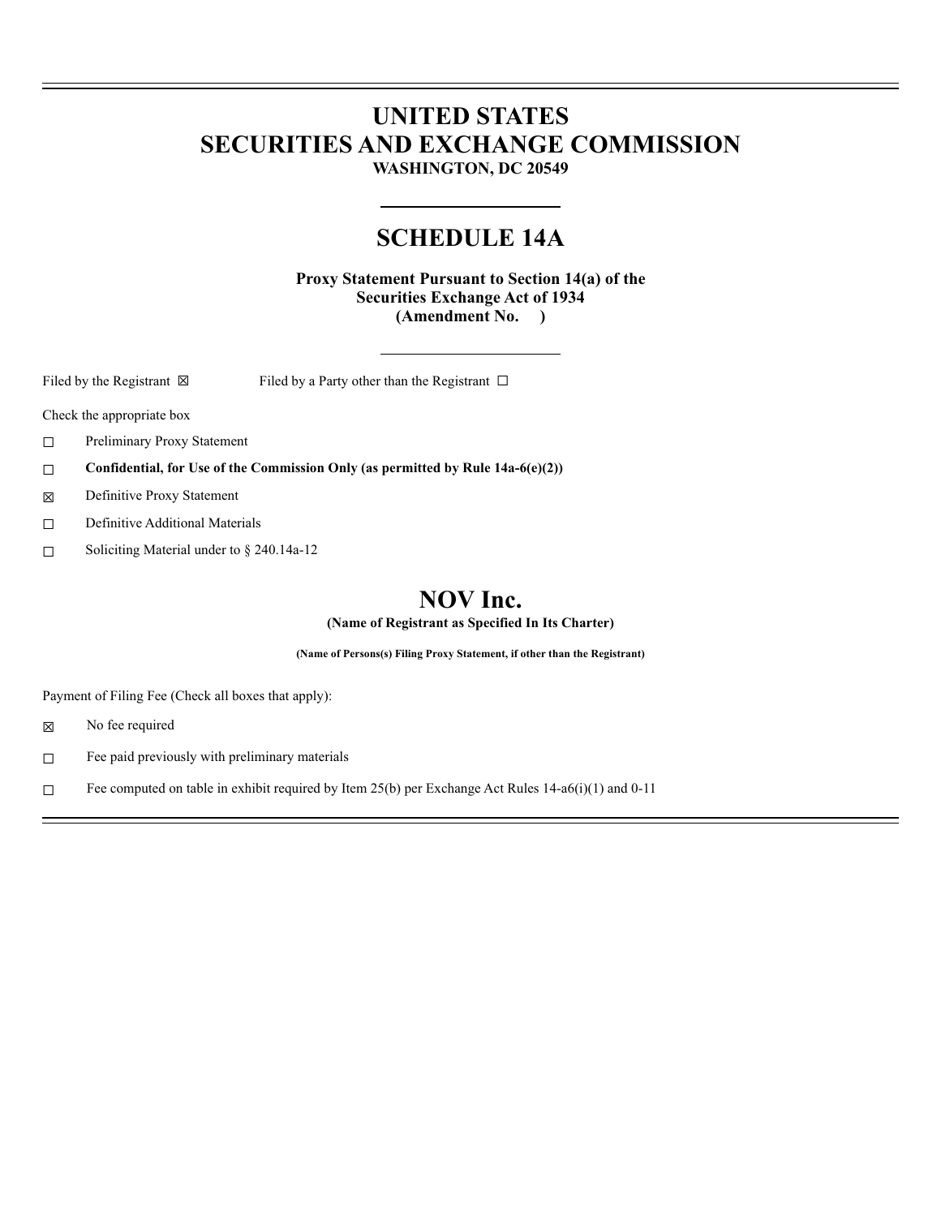# UNITED STATES
# SECURITIES AND EXCHANGE COMMISSION
**WASHINGTON, DC 20549**

## SCHEDULE 14A

**Proxy Statement Pursuant to Section 14(a) of the Securities Exchange Act of 1934 (Amendment No. )**

Filed by the Registrant ☒ Filed by a Party other than the Registrant ☐

Check the appropriate box

☐ Preliminary Proxy Statement

☐ **Confidential, for Use of the Commission Only (as permitted by Rule 14a-6(e)(2))**

☒ Definitive Proxy Statement

☐ Definitive Additional Materials

☐ Soliciting Material under to § 240.14a-12

# NOV Inc.

**(Name of Registrant as Specified In Its Charter)**

**(Name of Persons(s) Filing Proxy Statement, if other than the Registrant)**

Payment of Filing Fee (Check all boxes that apply):

☒ No fee required

☐ Fee paid previously with preliminary materials

☐ Fee computed on table in exhibit required by Item 25(b) per Exchange Act Rules 14-a6(i)(1) and 0-11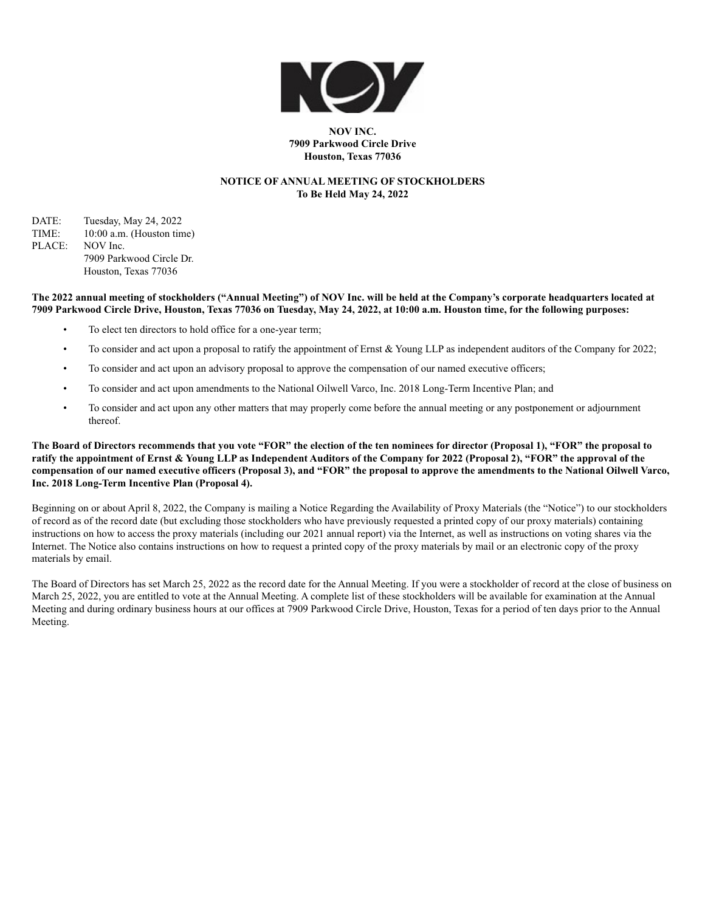**NOV INC.**
**7909 Parkwood Circle Drive**
**Houston, Texas 77036**

**NOTICE OF ANNUAL MEETING OF STOCKHOLDERS**
**To Be Held May 24, 2022**

DATE: Tuesday, May 24, 2022
TIME: 10:00 a.m. (Houston time)
PLACE: NOV Inc.
7909 Parkwood Circle Dr.
Houston, Texas 77036

**The 2022 annual meeting of stockholders ("Annual Meeting") of NOV Inc. will be held at the Company's corporate headquarters located at 7909 Parkwood Circle Drive, Houston, Texas 77036 on Tuesday, May 24, 2022, at 10:00 a.m. Houston time, for the following purposes:**

- To elect ten directors to hold office for a one-year term;
- To consider and act upon a proposal to ratify the appointment of Ernst & Young LLP as independent auditors of the Company for 2022;
- To consider and act upon an advisory proposal to approve the compensation of our named executive officers;
- To consider and act upon amendments to the National Oilwell Varco, Inc. 2018 Long-Term Incentive Plan; and
- To consider and act upon any other matters that may properly come before the annual meeting or any postponement or adjournment thereof.

**The Board of Directors recommends that you vote "FOR" the election of the ten nominees for director (Proposal 1), "FOR" the proposal to ratify the appointment of Ernst & Young LLP as Independent Auditors of the Company for 2022 (Proposal 2), "FOR" the approval of the compensation of our named executive officers (Proposal 3), and "FOR" the proposal to approve the amendments to the National Oilwell Varco, Inc. 2018 Long-Term Incentive Plan (Proposal 4).**

Beginning on or about April 8, 2022, the Company is mailing a Notice Regarding the Availability of Proxy Materials (the "Notice") to our stockholders of record as of the record date (but excluding those stockholders who have previously requested a printed copy of our proxy materials) containing instructions on how to access the proxy materials (including our 2021 annual report) via the Internet, as well as instructions on voting shares via the Internet. The Notice also contains instructions on how to request a printed copy of the proxy materials by mail or an electronic copy of the proxy materials by email.

The Board of Directors has set March 25, 2022 as the record date for the Annual Meeting. If you were a stockholder of record at the close of business on March 25, 2022, you are entitled to vote at the Annual Meeting. A complete list of these stockholders will be available for examination at the Annual Meeting and during ordinary business hours at our offices at 7909 Parkwood Circle Drive, Houston, Texas for a period of ten days prior to the Annual Meeting.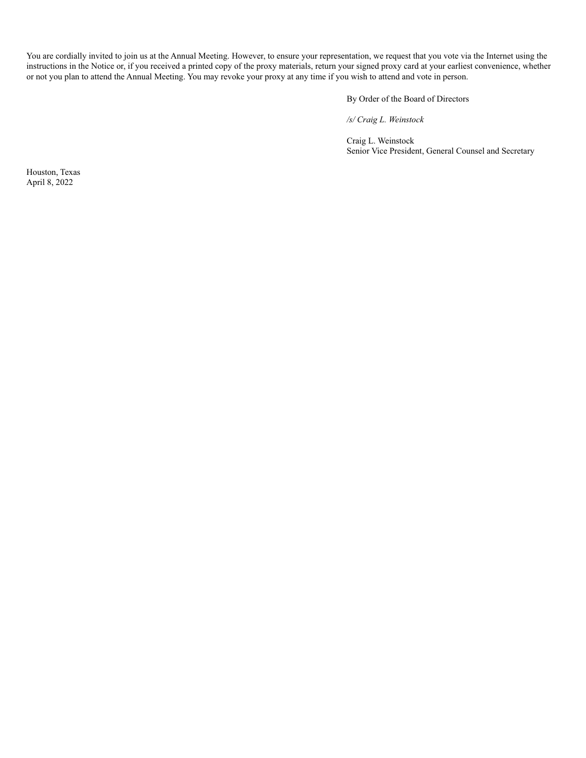You are cordially invited to join us at the Annual Meeting. However, to ensure your representation, we request that you vote via the Internet using the instructions in the Notice or, if you received a printed copy of the proxy materials, return your signed proxy card at your earliest convenience, whether or not you plan to attend the Annual Meeting. You may revoke your proxy at any time if you wish to attend and vote in person.

By Order of the Board of Directors

*/s/ Craig L. Weinstock*

Craig L. Weinstock
Senior Vice President, General Counsel and Secretary

Houston, Texas
April 8, 2022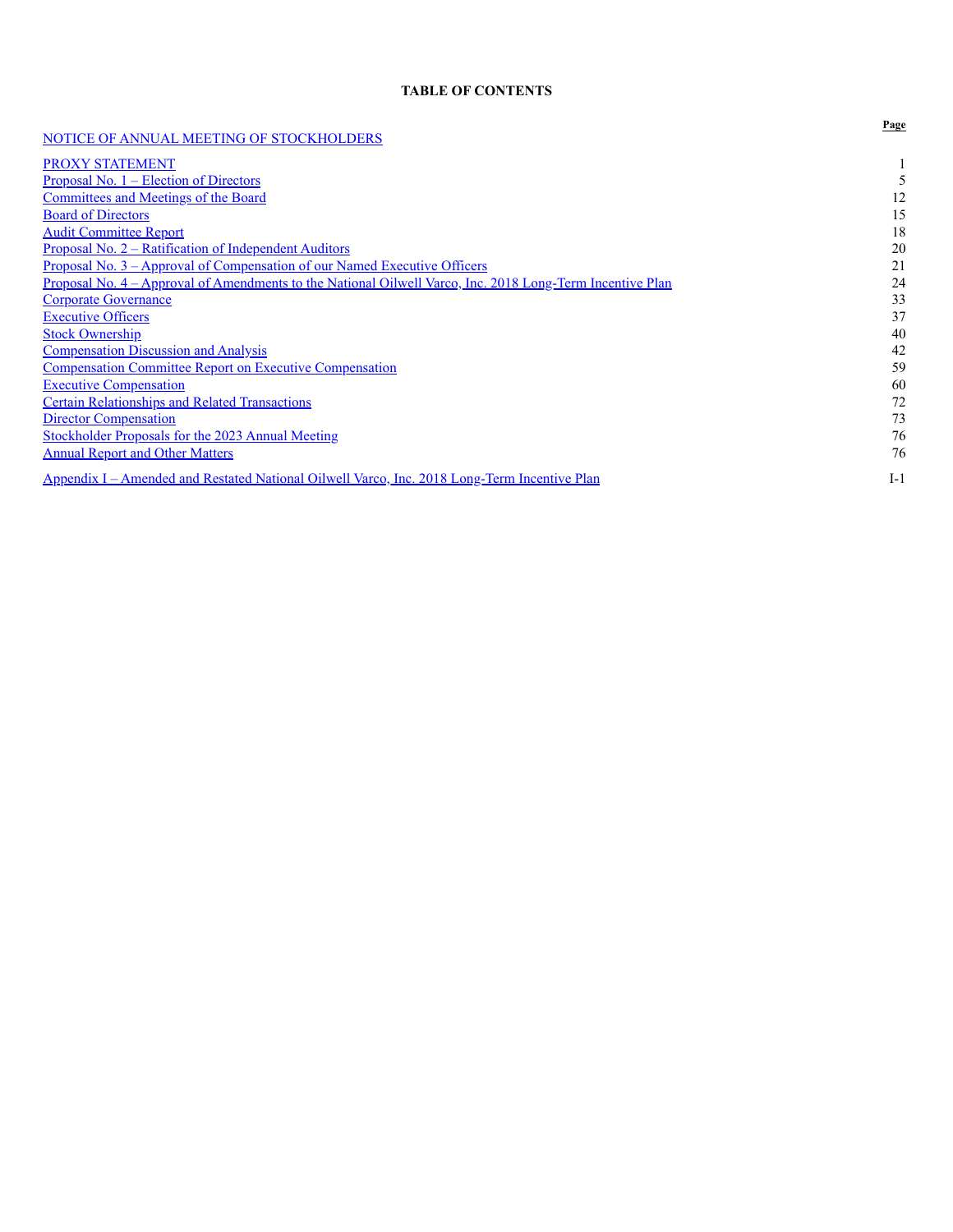# TABLE OF CONTENTS

| | Page |
|---|---|
| NOTICE OF ANNUAL MEETING OF STOCKHOLDERS | |
| PROXY STATEMENT | 1 |
| Proposal No. 1 – Election of Directors | 5 |
| Committees and Meetings of the Board | 12 |
| Board of Directors | 15 |
| Audit Committee Report | 18 |
| Proposal No. 2 – Ratification of Independent Auditors | 20 |
| Proposal No. 3 – Approval of Compensation of our Named Executive Officers | 21 |
| Proposal No. 4 – Approval of Amendments to the National Oilwell Varco, Inc. 2018 Long-Term Incentive Plan | 24 |
| Corporate Governance | 33 |
| Executive Officers | 37 |
| Stock Ownership | 40 |
| Compensation Discussion and Analysis | 42 |
| Compensation Committee Report on Executive Compensation | 59 |
| Executive Compensation | 60 |
| Certain Relationships and Related Transactions | 72 |
| Director Compensation | 73 |
| Stockholder Proposals for the 2023 Annual Meeting | 76 |
| Annual Report and Other Matters | 76 |
| Appendix I – Amended and Restated National Oilwell Varco, Inc. 2018 Long-Term Incentive Plan | I-1 |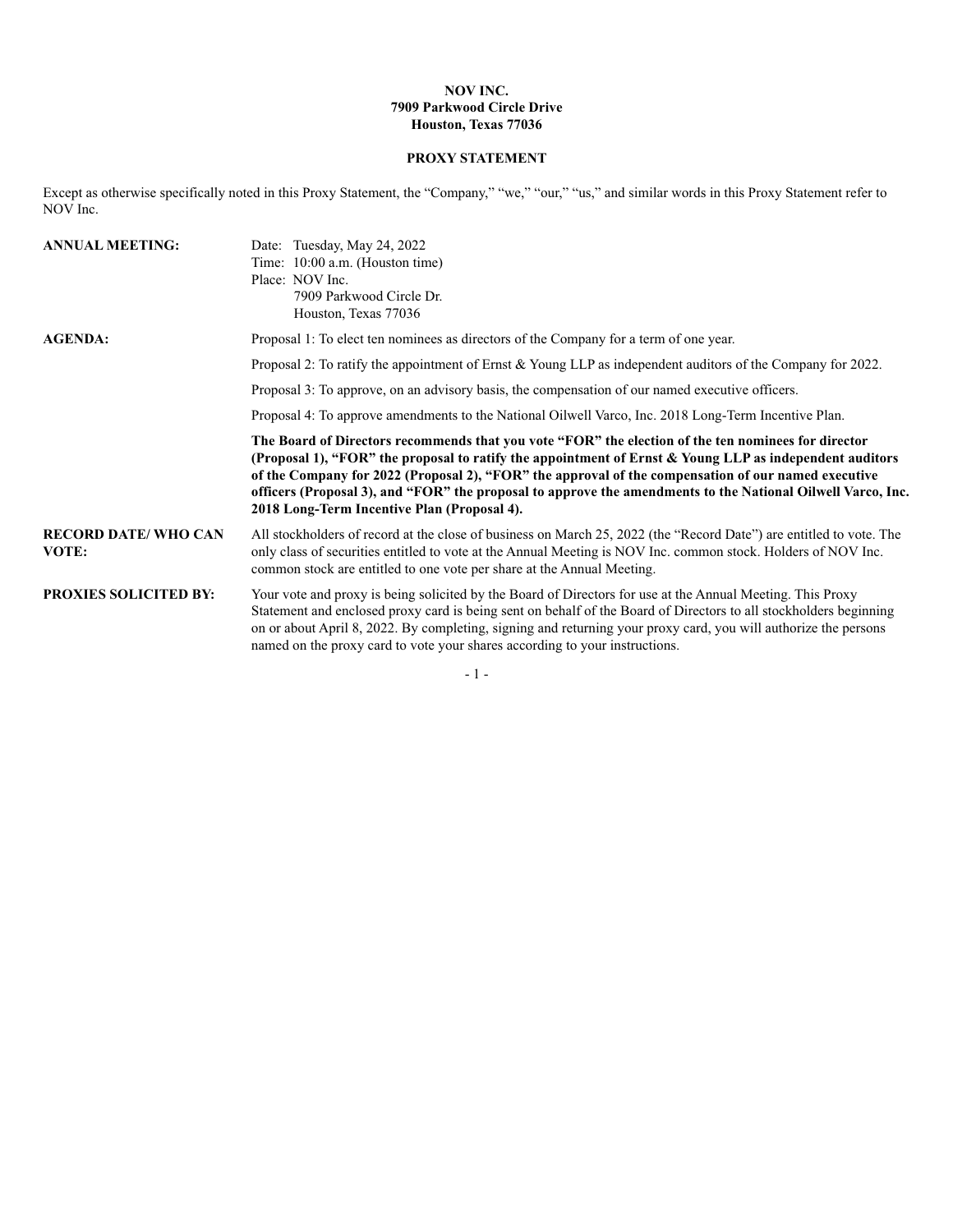**NOV INC.**
**7909 Parkwood Circle Drive**
**Houston, Texas 77036**

**PROXY STATEMENT**

Except as otherwise specifically noted in this Proxy Statement, the "Company," "we," "our," "us," and similar words in this Proxy Statement refer to NOV Inc.

| | |
|---|---|
| **ANNUAL MEETING:** | Date: Tuesday, May 24, 2022<br>Time: 10:00 a.m. (Houston time)<br>Place: NOV Inc.<br>7909 Parkwood Circle Dr.<br>Houston, Texas 77036 |
| **AGENDA:** | Proposal 1: To elect ten nominees as directors of the Company for a term of one year.<br><br>Proposal 2: To ratify the appointment of Ernst & Young LLP as independent auditors of the Company for 2022.<br><br>Proposal 3: To approve, on an advisory basis, the compensation of our named executive officers.<br><br>Proposal 4: To approve amendments to the National Oilwell Varco, Inc. 2018 Long-Term Incentive Plan.<br><br>**The Board of Directors recommends that you vote "FOR" the election of the ten nominees for director (Proposal 1), "FOR" the proposal to ratify the appointment of Ernst & Young LLP as independent auditors of the Company for 2022 (Proposal 2), "FOR" the approval of the compensation of our named executive officers (Proposal 3), and "FOR" the proposal to approve the amendments to the National Oilwell Varco, Inc. 2018 Long-Term Incentive Plan (Proposal 4).** |
| **RECORD DATE/ WHO CAN VOTE:** | All stockholders of record at the close of business on March 25, 2022 (the "Record Date") are entitled to vote. The only class of securities entitled to vote at the Annual Meeting is NOV Inc. common stock. Holders of NOV Inc. common stock are entitled to one vote per share at the Annual Meeting. |
| **PROXIES SOLICITED BY:** | Your vote and proxy is being solicited by the Board of Directors for use at the Annual Meeting. This Proxy Statement and enclosed proxy card is being sent on behalf of the Board of Directors to all stockholders beginning on or about April 8, 2022. By completing, signing and returning your proxy card, you will authorize the persons named on the proxy card to vote your shares according to your instructions. |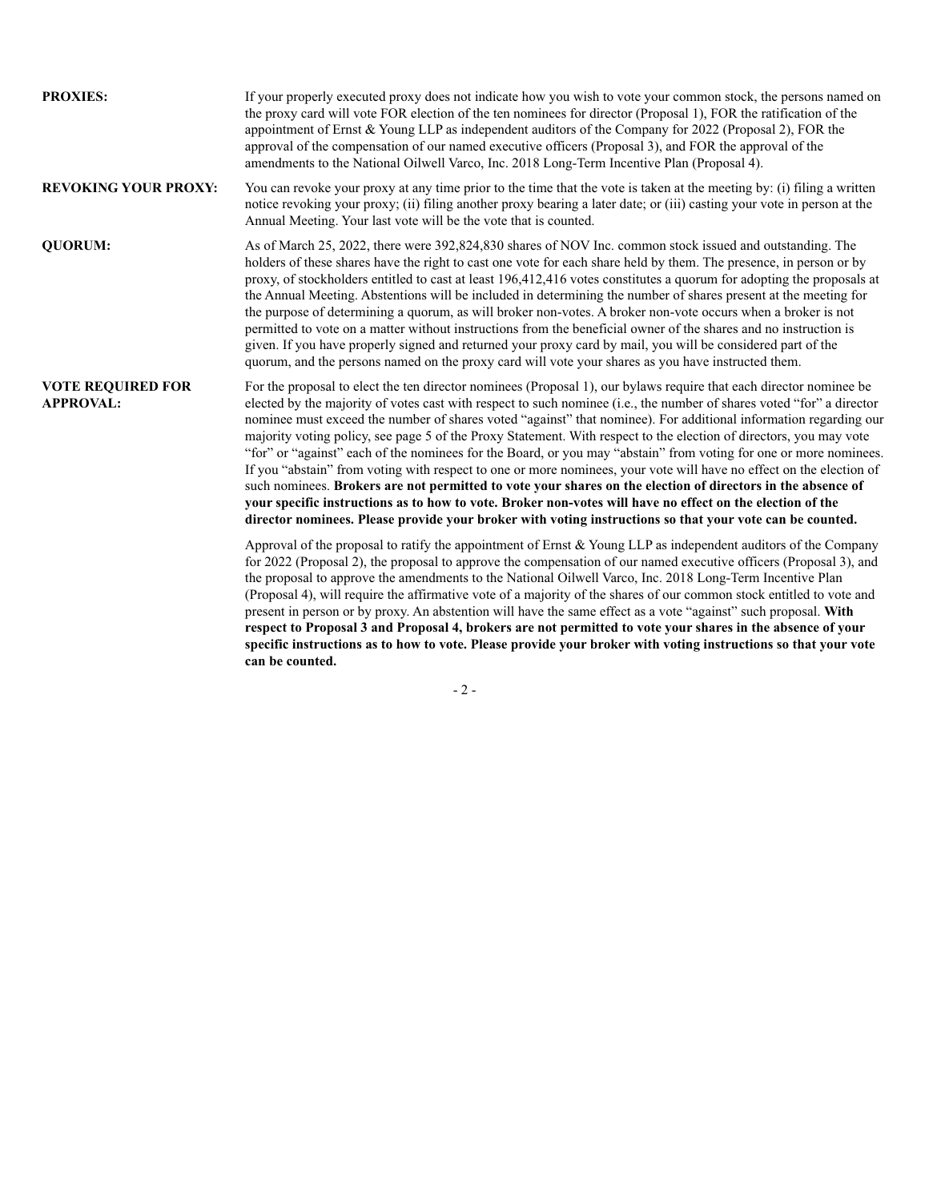**PROXIES:** If your properly executed proxy does not indicate how you wish to vote your common stock, the persons named on the proxy card will vote FOR election of the ten nominees for director (Proposal 1), FOR the ratification of the appointment of Ernst & Young LLP as independent auditors of the Company for 2022 (Proposal 2), FOR the approval of the compensation of our named executive officers (Proposal 3), and FOR the approval of the amendments to the National Oilwell Varco, Inc. 2018 Long-Term Incentive Plan (Proposal 4).

**REVOKING YOUR PROXY:** You can revoke your proxy at any time prior to the time that the vote is taken at the meeting by: (i) filing a written notice revoking your proxy; (ii) filing another proxy bearing a later date; or (iii) casting your vote in person at the Annual Meeting. Your last vote will be the vote that is counted.

**QUORUM:** As of March 25, 2022, there were 392,824,830 shares of NOV Inc. common stock issued and outstanding. The holders of these shares have the right to cast one vote for each share held by them. The presence, in person or by proxy, of stockholders entitled to cast at least 196,412,416 votes constitutes a quorum for adopting the proposals at the Annual Meeting. Abstentions will be included in determining the number of shares present at the meeting for the purpose of determining a quorum, as will broker non-votes. A broker non-vote occurs when a broker is not permitted to vote on a matter without instructions from the beneficial owner of the shares and no instruction is given. If you have properly signed and returned your proxy card by mail, you will be considered part of the quorum, and the persons named on the proxy card will vote your shares as you have instructed them.

**VOTE REQUIRED FOR APPROVAL:** For the proposal to elect the ten director nominees (Proposal 1), our bylaws require that each director nominee be elected by the majority of votes cast with respect to such nominee (i.e., the number of shares voted "for" a director nominee must exceed the number of shares voted "against" that nominee). For additional information regarding our majority voting policy, see page 5 of the Proxy Statement. With respect to the election of directors, you may vote "for" or "against" each of the nominees for the Board, or you may "abstain" from voting for one or more nominees. If you "abstain" from voting with respect to one or more nominees, your vote will have no effect on the election of such nominees. **Brokers are not permitted to vote your shares on the election of directors in the absence of your specific instructions as to how to vote. Broker non-votes will have no effect on the election of the director nominees. Please provide your broker with voting instructions so that your vote can be counted.**

Approval of the proposal to ratify the appointment of Ernst & Young LLP as independent auditors of the Company for 2022 (Proposal 2), the proposal to approve the compensation of our named executive officers (Proposal 3), and the proposal to approve the amendments to the National Oilwell Varco, Inc. 2018 Long-Term Incentive Plan (Proposal 4), will require the affirmative vote of a majority of the shares of our common stock entitled to vote and present in person or by proxy. An abstention will have the same effect as a vote "against" such proposal. **With respect to Proposal 3 and Proposal 4, brokers are not permitted to vote your shares in the absence of your specific instructions as to how to vote. Please provide your broker with voting instructions so that your vote can be counted.**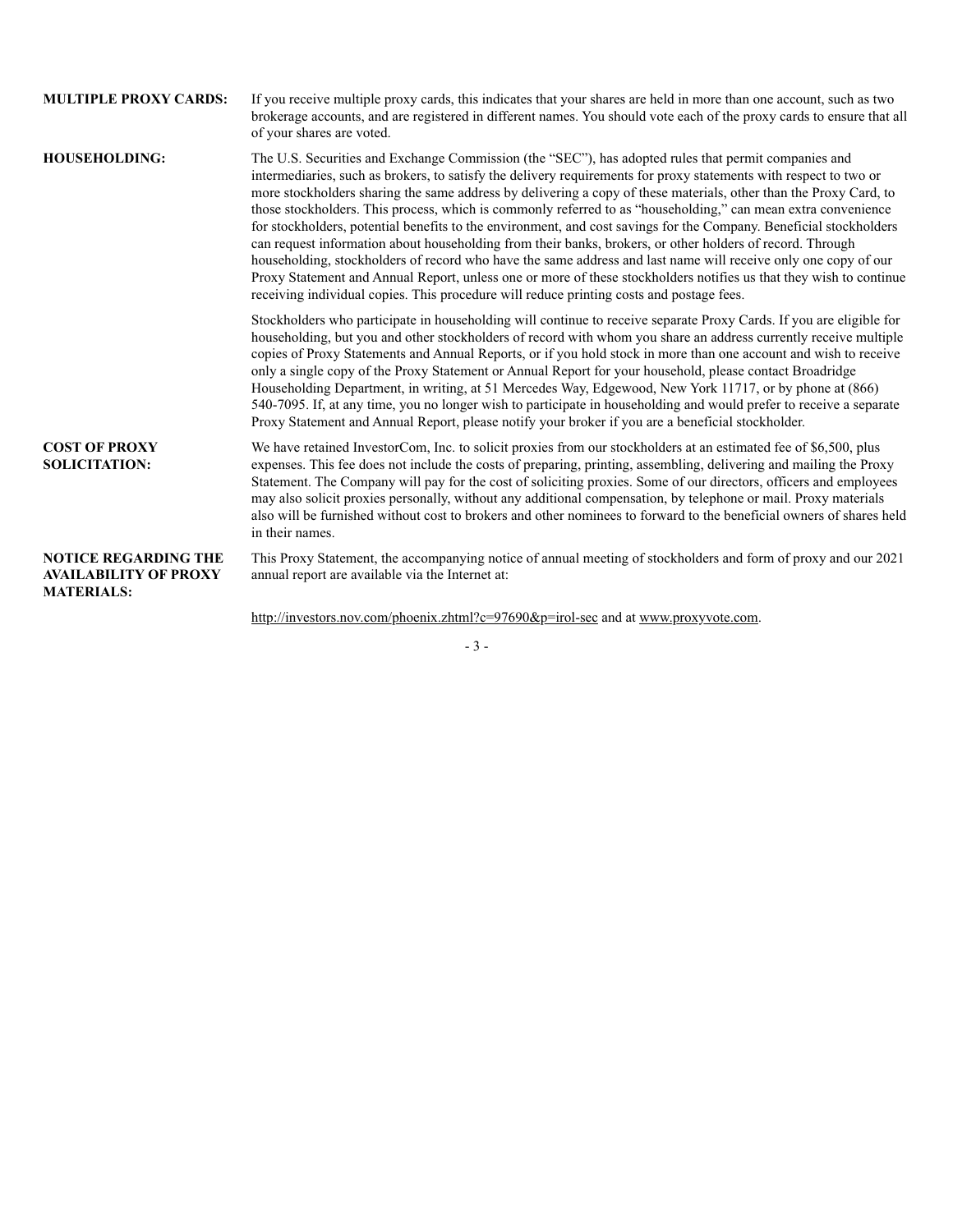**MULTIPLE PROXY CARDS:** If you receive multiple proxy cards, this indicates that your shares are held in more than one account, such as two brokerage accounts, and are registered in different names. You should vote each of the proxy cards to ensure that all of your shares are voted.

**HOUSEHOLDING:** The U.S. Securities and Exchange Commission (the "SEC"), has adopted rules that permit companies and intermediaries, such as brokers, to satisfy the delivery requirements for proxy statements with respect to two or more stockholders sharing the same address by delivering a copy of these materials, other than the Proxy Card, to those stockholders. This process, which is commonly referred to as "householding," can mean extra convenience for stockholders, potential benefits to the environment, and cost savings for the Company. Beneficial stockholders can request information about householding from their banks, brokers, or other holders of record. Through householding, stockholders of record who have the same address and last name will receive only one copy of our Proxy Statement and Annual Report, unless one or more of these stockholders notifies us that they wish to continue receiving individual copies. This procedure will reduce printing costs and postage fees.

Stockholders who participate in householding will continue to receive separate Proxy Cards. If you are eligible for householding, but you and other stockholders of record with whom you share an address currently receive multiple copies of Proxy Statements and Annual Reports, or if you hold stock in more than one account and wish to receive only a single copy of the Proxy Statement or Annual Report for your household, please contact Broadridge Householding Department, in writing, at 51 Mercedes Way, Edgewood, New York 11717, or by phone at (866) 540-7095. If, at any time, you no longer wish to participate in householding and would prefer to receive a separate Proxy Statement and Annual Report, please notify your broker if you are a beneficial stockholder.

**COST OF PROXY SOLICITATION:** We have retained InvestorCom, Inc. to solicit proxies from our stockholders at an estimated fee of $6,500, plus expenses. This fee does not include the costs of preparing, printing, assembling, delivering and mailing the Proxy Statement. The Company will pay for the cost of soliciting proxies. Some of our directors, officers and employees may also solicit proxies personally, without any additional compensation, by telephone or mail. Proxy materials also will be furnished without cost to brokers and other nominees to forward to the beneficial owners of shares held in their names.

**NOTICE REGARDING THE AVAILABILITY OF PROXY MATERIALS:** This Proxy Statement, the accompanying notice of annual meeting of stockholders and form of proxy and our 2021 annual report are available via the Internet at:

http://investors.nov.com/phoenix.zhtml?c=97690&p=irol-sec and at www.proxyvote.com.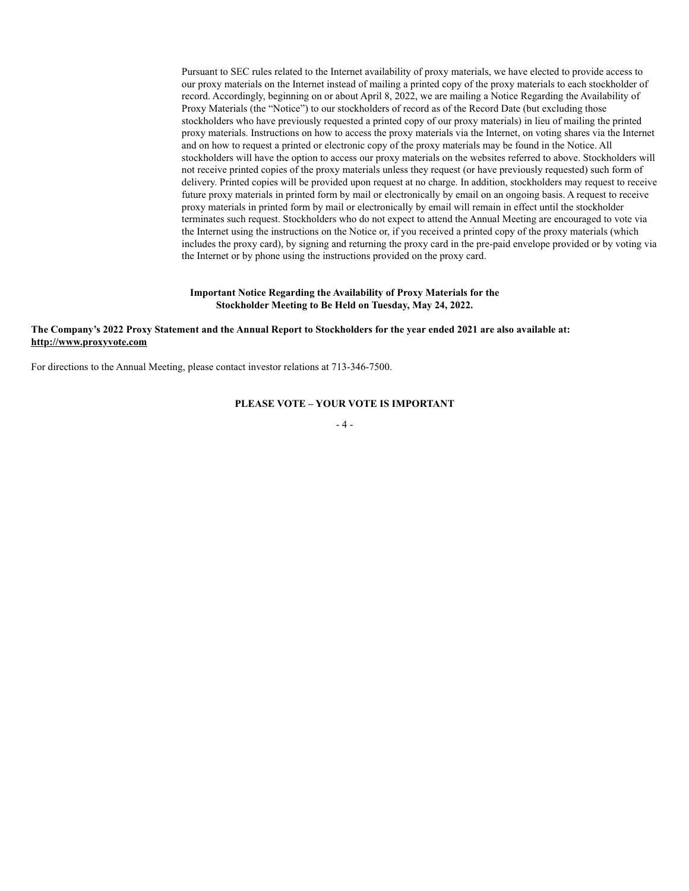Pursuant to SEC rules related to the Internet availability of proxy materials, we have elected to provide access to our proxy materials on the Internet instead of mailing a printed copy of the proxy materials to each stockholder of record. Accordingly, beginning on or about April 8, 2022, we are mailing a Notice Regarding the Availability of Proxy Materials (the "Notice") to our stockholders of record as of the Record Date (but excluding those stockholders who have previously requested a printed copy of our proxy materials) in lieu of mailing the printed proxy materials. Instructions on how to access the proxy materials via the Internet, on voting shares via the Internet and on how to request a printed or electronic copy of the proxy materials may be found in the Notice. All stockholders will have the option to access our proxy materials on the websites referred to above. Stockholders will not receive printed copies of the proxy materials unless they request (or have previously requested) such form of delivery. Printed copies will be provided upon request at no charge. In addition, stockholders may request to receive future proxy materials in printed form by mail or electronically by email on an ongoing basis. A request to receive proxy materials in printed form by mail or electronically by email will remain in effect until the stockholder terminates such request. Stockholders who do not expect to attend the Annual Meeting are encouraged to vote via the Internet using the instructions on the Notice or, if you received a printed copy of the proxy materials (which includes the proxy card), by signing and returning the proxy card in the pre-paid envelope provided or by voting via the Internet or by phone using the instructions provided on the proxy card.

**Important Notice Regarding the Availability of Proxy Materials for the Stockholder Meeting to Be Held on Tuesday, May 24, 2022.**

**The Company's 2022 Proxy Statement and the Annual Report to Stockholders for the year ended 2021 are also available at: http://www.proxyvote.com**

For directions to the Annual Meeting, please contact investor relations at 713-346-7500.

**PLEASE VOTE – YOUR VOTE IS IMPORTANT**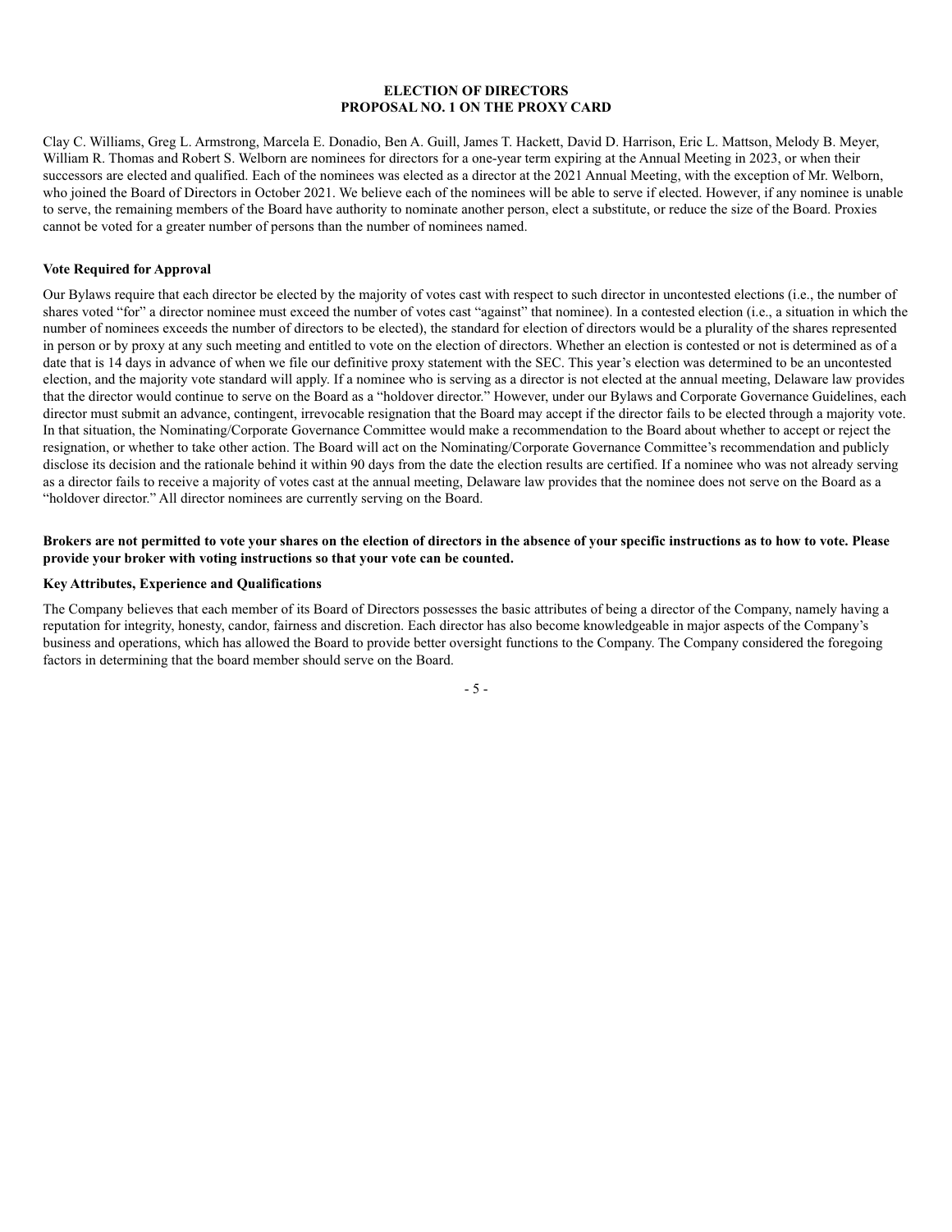# ELECTION OF DIRECTORS
## PROPOSAL NO. 1 ON THE PROXY CARD

Clay C. Williams, Greg L. Armstrong, Marcela E. Donadio, Ben A. Guill, James T. Hackett, David D. Harrison, Eric L. Mattson, Melody B. Meyer, William R. Thomas and Robert S. Welborn are nominees for directors for a one-year term expiring at the Annual Meeting in 2023, or when their successors are elected and qualified. Each of the nominees was elected as a director at the 2021 Annual Meeting, with the exception of Mr. Welborn, who joined the Board of Directors in October 2021. We believe each of the nominees will be able to serve if elected. However, if any nominee is unable to serve, the remaining members of the Board have authority to nominate another person, elect a substitute, or reduce the size of the Board. Proxies cannot be voted for a greater number of persons than the number of nominees named.

### Vote Required for Approval

Our Bylaws require that each director be elected by the majority of votes cast with respect to such director in uncontested elections (i.e., the number of shares voted "for" a director nominee must exceed the number of votes cast "against" that nominee). In a contested election (i.e., a situation in which the number of nominees exceeds the number of directors to be elected), the standard for election of directors would be a plurality of the shares represented in person or by proxy at any such meeting and entitled to vote on the election of directors. Whether an election is contested or not is determined as of a date that is 14 days in advance of when we file our definitive proxy statement with the SEC. This year's election was determined to be an uncontested election, and the majority vote standard will apply. If a nominee who is serving as a director is not elected at the annual meeting, Delaware law provides that the director would continue to serve on the Board as a "holdover director." However, under our Bylaws and Corporate Governance Guidelines, each director must submit an advance, contingent, irrevocable resignation that the Board may accept if the director fails to be elected through a majority vote. In that situation, the Nominating/Corporate Governance Committee would make a recommendation to the Board about whether to accept or reject the resignation, or whether to take other action. The Board will act on the Nominating/Corporate Governance Committee's recommendation and publicly disclose its decision and the rationale behind it within 90 days from the date the election results are certified. If a nominee who was not already serving as a director fails to receive a majority of votes cast at the annual meeting, Delaware law provides that the nominee does not serve on the Board as a "holdover director." All director nominees are currently serving on the Board.

**Brokers are not permitted to vote your shares on the election of directors in the absence of your specific instructions as to how to vote. Please provide your broker with voting instructions so that your vote can be counted.**

### Key Attributes, Experience and Qualifications

The Company believes that each member of its Board of Directors possesses the basic attributes of being a director of the Company, namely having a reputation for integrity, honesty, candor, fairness and discretion. Each director has also become knowledgeable in major aspects of the Company's business and operations, which has allowed the Board to provide better oversight functions to the Company. The Company considered the foregoing factors in determining that the board member should serve on the Board.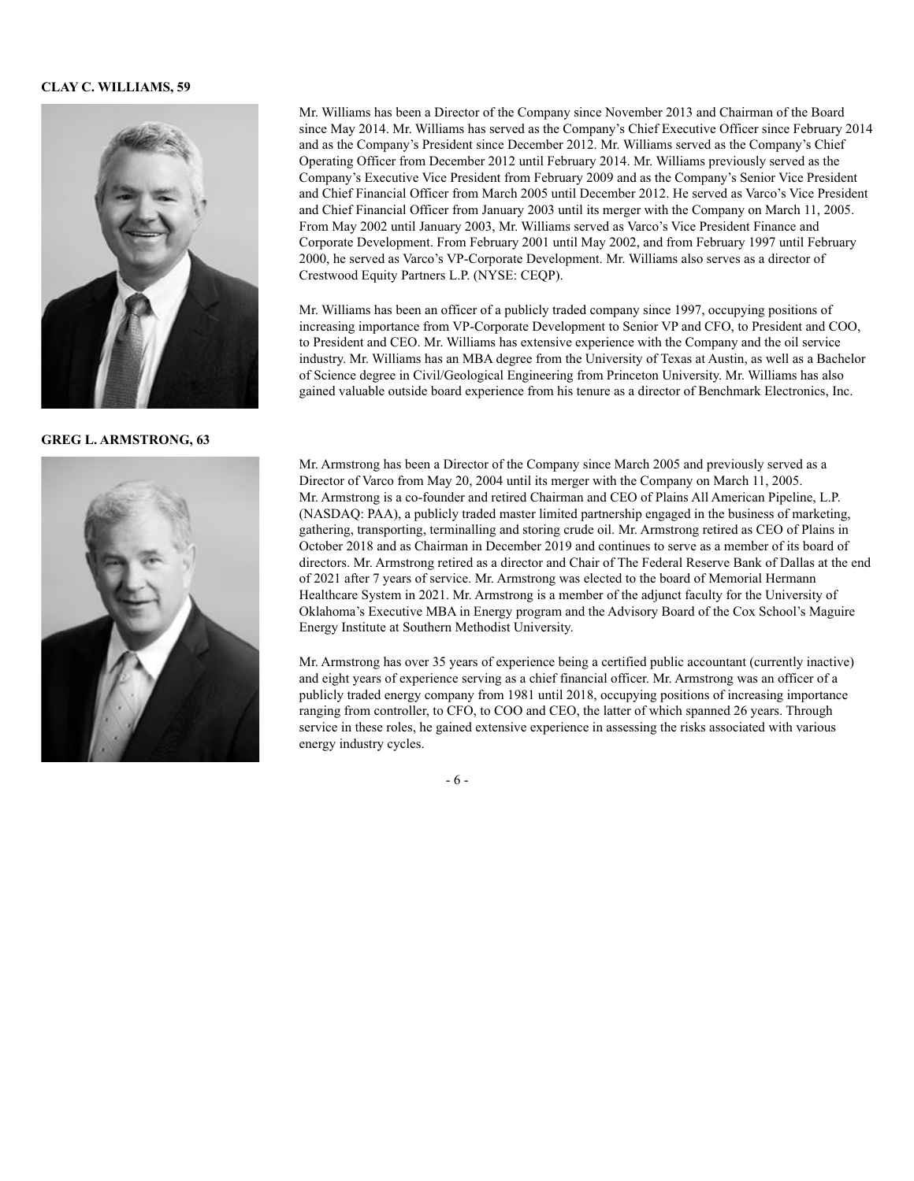**CLAY C. WILLIAMS, 59**

Mr. Williams has been a Director of the Company since November 2013 and Chairman of the Board since May 2014. Mr. Williams has served as the Company's Chief Executive Officer since February 2014 and as the Company's President since December 2012. Mr. Williams served as the Company's Chief Operating Officer from December 2012 until February 2014. Mr. Williams previously served as the Company's Executive Vice President from February 2009 and as the Company's Senior Vice President and Chief Financial Officer from March 2005 until December 2012. He served as Varco's Vice President and Chief Financial Officer from January 2003 until its merger with the Company on March 11, 2005. From May 2002 until January 2003, Mr. Williams served as Varco's Vice President Finance and Corporate Development. From February 2001 until May 2002, and from February 1997 until February 2000, he served as Varco's VP-Corporate Development. Mr. Williams also serves as a director of Crestwood Equity Partners L.P. (NYSE: CEQP).

Mr. Williams has been an officer of a publicly traded company since 1997, occupying positions of increasing importance from VP-Corporate Development to Senior VP and CFO, to President and COO, to President and CEO. Mr. Williams has extensive experience with the Company and the oil service industry. Mr. Williams has an MBA degree from the University of Texas at Austin, as well as a Bachelor of Science degree in Civil/Geological Engineering from Princeton University. Mr. Williams has also gained valuable outside board experience from his tenure as a director of Benchmark Electronics, Inc.

**GREG L. ARMSTRONG, 63**

Mr. Armstrong has been a Director of the Company since March 2005 and previously served as a Director of Varco from May 20, 2004 until its merger with the Company on March 11, 2005. Mr. Armstrong is a co-founder and retired Chairman and CEO of Plains All American Pipeline, L.P. (NASDAQ: PAA), a publicly traded master limited partnership engaged in the business of marketing, gathering, transporting, terminalling and storing crude oil. Mr. Armstrong retired as CEO of Plains in October 2018 and as Chairman in December 2019 and continues to serve as a member of its board of directors. Mr. Armstrong retired as a director and Chair of The Federal Reserve Bank of Dallas at the end of 2021 after 7 years of service. Mr. Armstrong was elected to the board of Memorial Hermann Healthcare System in 2021. Mr. Armstrong is a member of the adjunct faculty for the University of Oklahoma's Executive MBA in Energy program and the Advisory Board of the Cox School's Maguire Energy Institute at Southern Methodist University.

Mr. Armstrong has over 35 years of experience being a certified public accountant (currently inactive) and eight years of experience serving as a chief financial officer. Mr. Armstrong was an officer of a publicly traded energy company from 1981 until 2018, occupying positions of increasing importance ranging from controller, to CFO, to COO and CEO, the latter of which spanned 26 years. Through service in these roles, he gained extensive experience in assessing the risks associated with various energy industry cycles.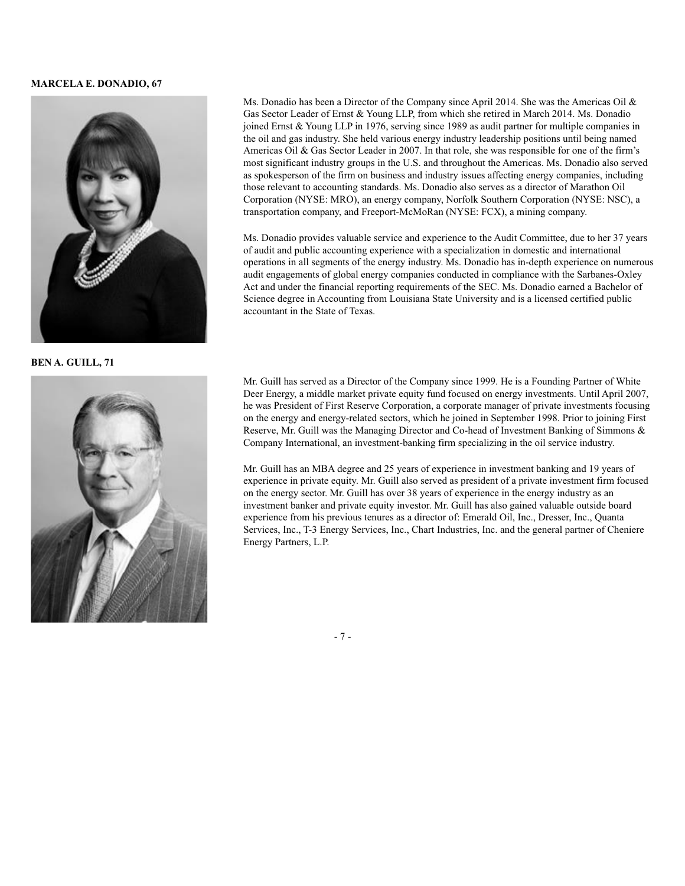**MARCELA E. DONADIO, 67**

Ms. Donadio has been a Director of the Company since April 2014. She was the Americas Oil & Gas Sector Leader of Ernst & Young LLP, from which she retired in March 2014. Ms. Donadio joined Ernst & Young LLP in 1976, serving since 1989 as audit partner for multiple companies in the oil and gas industry. She held various energy industry leadership positions until being named Americas Oil & Gas Sector Leader in 2007. In that role, she was responsible for one of the firm's most significant industry groups in the U.S. and throughout the Americas. Ms. Donadio also served as spokesperson of the firm on business and industry issues affecting energy companies, including those relevant to accounting standards. Ms. Donadio also serves as a director of Marathon Oil Corporation (NYSE: MRO), an energy company, Norfolk Southern Corporation (NYSE: NSC), a transportation company, and Freeport-McMoRan (NYSE: FCX), a mining company.

Ms. Donadio provides valuable service and experience to the Audit Committee, due to her 37 years of audit and public accounting experience with a specialization in domestic and international operations in all segments of the energy industry. Ms. Donadio has in-depth experience on numerous audit engagements of global energy companies conducted in compliance with the Sarbanes-Oxley Act and under the financial reporting requirements of the SEC. Ms. Donadio earned a Bachelor of Science degree in Accounting from Louisiana State University and is a licensed certified public accountant in the State of Texas.

**BEN A. GUILL, 71**

Mr. Guill has served as a Director of the Company since 1999. He is a Founding Partner of White Deer Energy, a middle market private equity fund focused on energy investments. Until April 2007, he was President of First Reserve Corporation, a corporate manager of private investments focusing on the energy and energy-related sectors, which he joined in September 1998. Prior to joining First Reserve, Mr. Guill was the Managing Director and Co-head of Investment Banking of Simmons & Company International, an investment-banking firm specializing in the oil service industry.

Mr. Guill has an MBA degree and 25 years of experience in investment banking and 19 years of experience in private equity. Mr. Guill also served as president of a private investment firm focused on the energy sector. Mr. Guill has over 38 years of experience in the energy industry as an investment banker and private equity investor. Mr. Guill has also gained valuable outside board experience from his previous tenures as a director of: Emerald Oil, Inc., Dresser, Inc., Quanta Services, Inc., T-3 Energy Services, Inc., Chart Industries, Inc. and the general partner of Cheniere Energy Partners, L.P.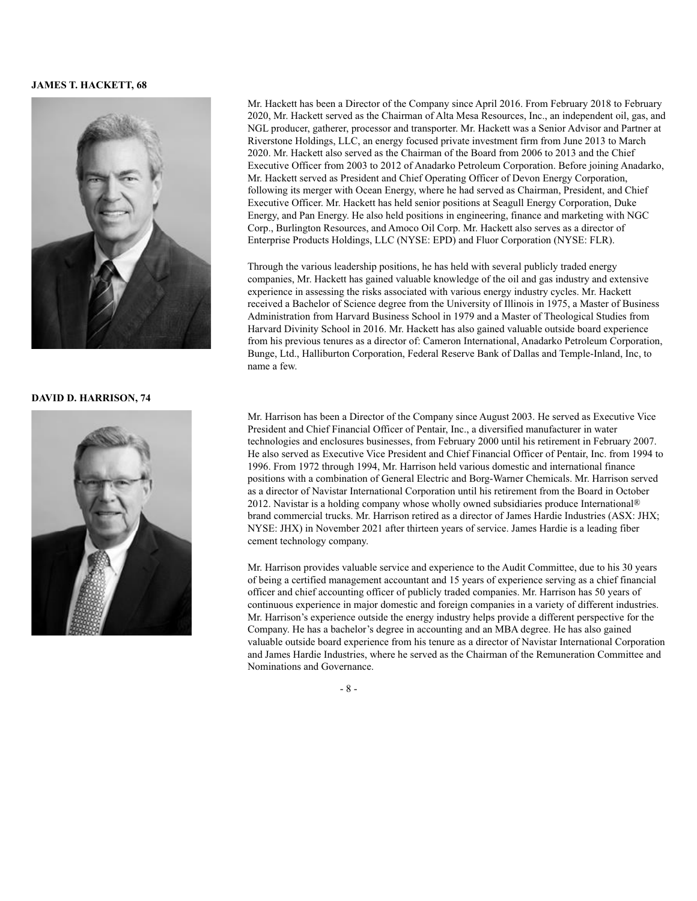**JAMES T. HACKETT, 68**

Mr. Hackett has been a Director of the Company since April 2016. From February 2018 to February 2020, Mr. Hackett served as the Chairman of Alta Mesa Resources, Inc., an independent oil, gas, and NGL producer, gatherer, processor and transporter. Mr. Hackett was a Senior Advisor and Partner at Riverstone Holdings, LLC, an energy focused private investment firm from June 2013 to March 2020. Mr. Hackett also served as the Chairman of the Board from 2006 to 2013 and the Chief Executive Officer from 2003 to 2012 of Anadarko Petroleum Corporation. Before joining Anadarko, Mr. Hackett served as President and Chief Operating Officer of Devon Energy Corporation, following its merger with Ocean Energy, where he had served as Chairman, President, and Chief Executive Officer. Mr. Hackett has held senior positions at Seagull Energy Corporation, Duke Energy, and Pan Energy. He also held positions in engineering, finance and marketing with NGC Corp., Burlington Resources, and Amoco Oil Corp. Mr. Hackett also serves as a director of Enterprise Products Holdings, LLC (NYSE: EPD) and Fluor Corporation (NYSE: FLR).

Through the various leadership positions, he has held with several publicly traded energy companies, Mr. Hackett has gained valuable knowledge of the oil and gas industry and extensive experience in assessing the risks associated with various energy industry cycles. Mr. Hackett received a Bachelor of Science degree from the University of Illinois in 1975, a Master of Business Administration from Harvard Business School in 1979 and a Master of Theological Studies from Harvard Divinity School in 2016. Mr. Hackett has also gained valuable outside board experience from his previous tenures as a director of: Cameron International, Anadarko Petroleum Corporation, Bunge, Ltd., Halliburton Corporation, Federal Reserve Bank of Dallas and Temple-Inland, Inc, to name a few.

**DAVID D. HARRISON, 74**

Mr. Harrison has been a Director of the Company since August 2003. He served as Executive Vice President and Chief Financial Officer of Pentair, Inc., a diversified manufacturer in water technologies and enclosures businesses, from February 2000 until his retirement in February 2007. He also served as Executive Vice President and Chief Financial Officer of Pentair, Inc. from 1994 to 1996. From 1972 through 1994, Mr. Harrison held various domestic and international finance positions with a combination of General Electric and Borg-Warner Chemicals. Mr. Harrison served as a director of Navistar International Corporation until his retirement from the Board in October 2012. Navistar is a holding company whose wholly owned subsidiaries produce International® brand commercial trucks. Mr. Harrison retired as a director of James Hardie Industries (ASX: JHX; NYSE: JHX) in November 2021 after thirteen years of service. James Hardie is a leading fiber cement technology company.

Mr. Harrison provides valuable service and experience to the Audit Committee, due to his 30 years of being a certified management accountant and 15 years of experience serving as a chief financial officer and chief accounting officer of publicly traded companies. Mr. Harrison has 50 years of continuous experience in major domestic and foreign companies in a variety of different industries. Mr. Harrison's experience outside the energy industry helps provide a different perspective for the Company. He has a bachelor's degree in accounting and an MBA degree. He has also gained valuable outside board experience from his tenure as a director of Navistar International Corporation and James Hardie Industries, where he served as the Chairman of the Remuneration Committee and Nominations and Governance.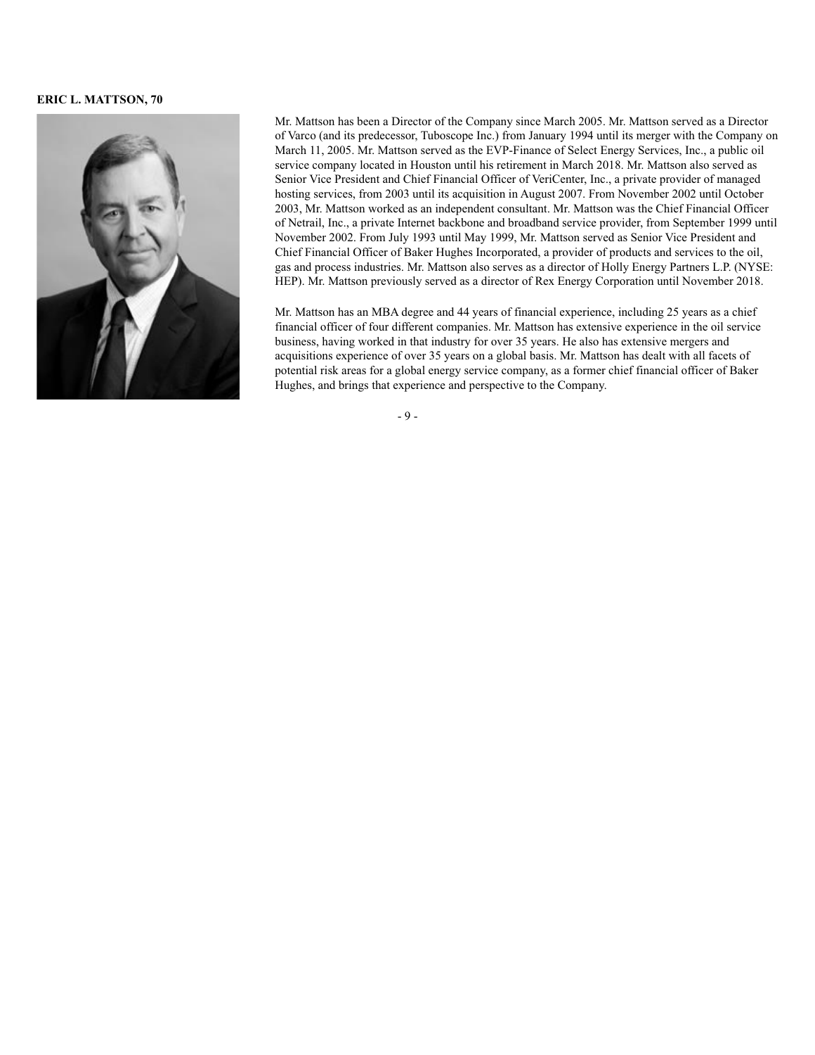**ERIC L. MATTSON, 70**

Mr. Mattson has been a Director of the Company since March 2005. Mr. Mattson served as a Director of Varco (and its predecessor, Tuboscope Inc.) from January 1994 until its merger with the Company on March 11, 2005. Mr. Mattson served as the EVP-Finance of Select Energy Services, Inc., a public oil service company located in Houston until his retirement in March 2018. Mr. Mattson also served as Senior Vice President and Chief Financial Officer of VeriCenter, Inc., a private provider of managed hosting services, from 2003 until its acquisition in August 2007. From November 2002 until October 2003, Mr. Mattson worked as an independent consultant. Mr. Mattson was the Chief Financial Officer of Netrail, Inc., a private Internet backbone and broadband service provider, from September 1999 until November 2002. From July 1993 until May 1999, Mr. Mattson served as Senior Vice President and Chief Financial Officer of Baker Hughes Incorporated, a provider of products and services to the oil, gas and process industries. Mr. Mattson also serves as a director of Holly Energy Partners L.P. (NYSE: HEP). Mr. Mattson previously served as a director of Rex Energy Corporation until November 2018.

Mr. Mattson has an MBA degree and 44 years of financial experience, including 25 years as a chief financial officer of four different companies. Mr. Mattson has extensive experience in the oil service business, having worked in that industry for over 35 years. He also has extensive mergers and acquisitions experience of over 35 years on a global basis. Mr. Mattson has dealt with all facets of potential risk areas for a global energy service company, as a former chief financial officer of Baker Hughes, and brings that experience and perspective to the Company.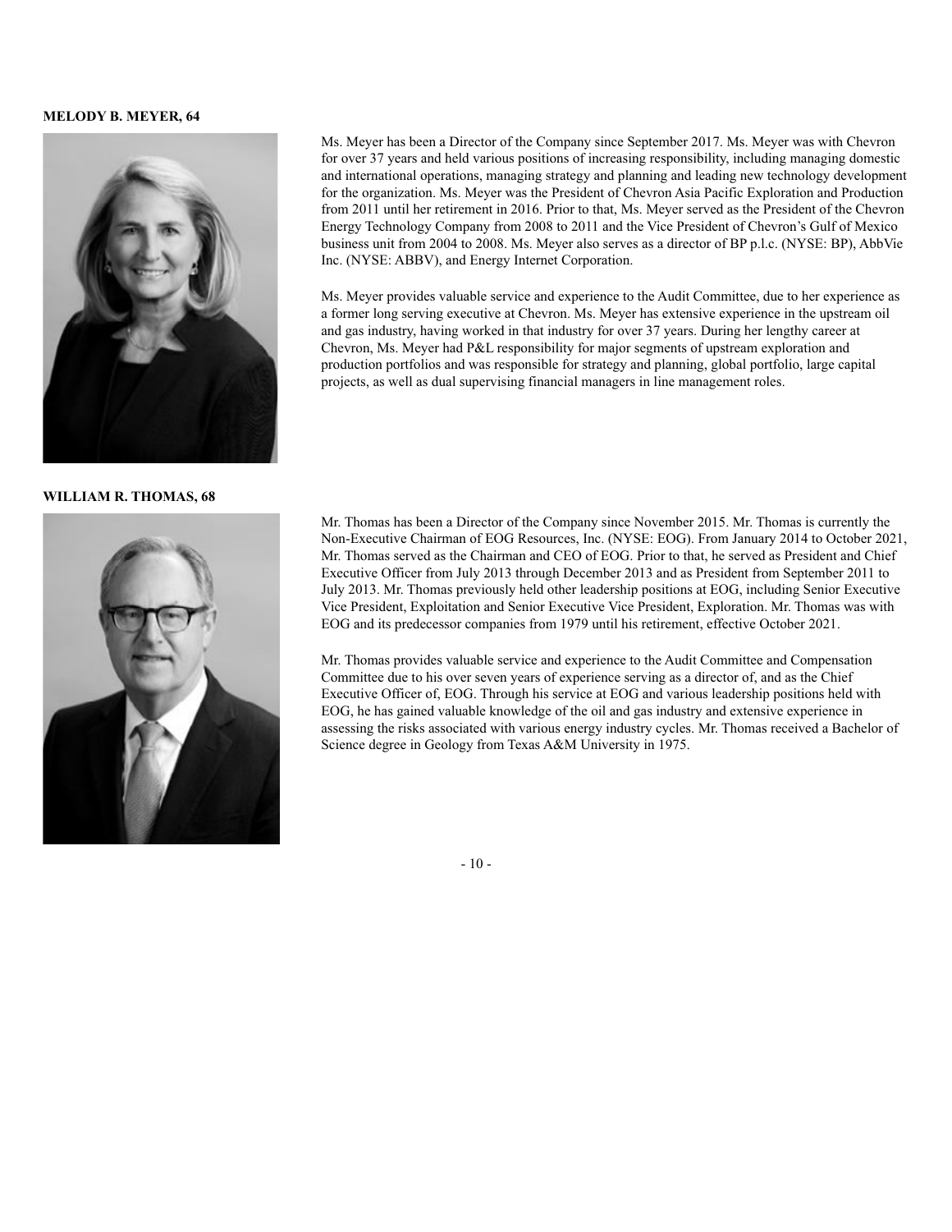**MELODY B. MEYER, 64**

Ms. Meyer has been a Director of the Company since September 2017. Ms. Meyer was with Chevron for over 37 years and held various positions of increasing responsibility, including managing domestic and international operations, managing strategy and planning and leading new technology development for the organization. Ms. Meyer was the President of Chevron Asia Pacific Exploration and Production from 2011 until her retirement in 2016. Prior to that, Ms. Meyer served as the President of the Chevron Energy Technology Company from 2008 to 2011 and the Vice President of Chevron's Gulf of Mexico business unit from 2004 to 2008. Ms. Meyer also serves as a director of BP p.l.c. (NYSE: BP), AbbVie Inc. (NYSE: ABBV), and Energy Internet Corporation.

Ms. Meyer provides valuable service and experience to the Audit Committee, due to her experience as a former long serving executive at Chevron. Ms. Meyer has extensive experience in the upstream oil and gas industry, having worked in that industry for over 37 years. During her lengthy career at Chevron, Ms. Meyer had P&L responsibility for major segments of upstream exploration and production portfolios and was responsible for strategy and planning, global portfolio, large capital projects, as well as dual supervising financial managers in line management roles.

**WILLIAM R. THOMAS, 68**

Mr. Thomas has been a Director of the Company since November 2015. Mr. Thomas is currently the Non-Executive Chairman of EOG Resources, Inc. (NYSE: EOG). From January 2014 to October 2021, Mr. Thomas served as the Chairman and CEO of EOG. Prior to that, he served as President and Chief Executive Officer from July 2013 through December 2013 and as President from September 2011 to July 2013. Mr. Thomas previously held other leadership positions at EOG, including Senior Executive Vice President, Exploitation and Senior Executive Vice President, Exploration. Mr. Thomas was with EOG and its predecessor companies from 1979 until his retirement, effective October 2021.

Mr. Thomas provides valuable service and experience to the Audit Committee and Compensation Committee due to his over seven years of experience serving as a director of, and as the Chief Executive Officer of, EOG. Through his service at EOG and various leadership positions held with EOG, he has gained valuable knowledge of the oil and gas industry and extensive experience in assessing the risks associated with various energy industry cycles. Mr. Thomas received a Bachelor of Science degree in Geology from Texas A&M University in 1975.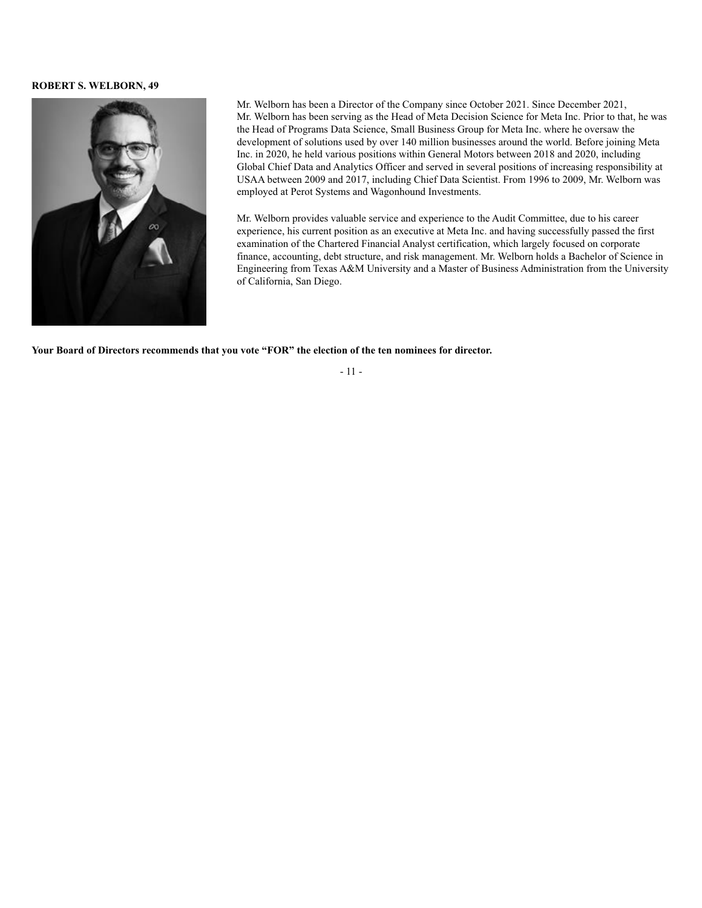**ROBERT S. WELBORN, 49**

Mr. Welborn has been a Director of the Company since October 2021. Since December 2021, Mr. Welborn has been serving as the Head of Meta Decision Science for Meta Inc. Prior to that, he was the Head of Programs Data Science, Small Business Group for Meta Inc. where he oversaw the development of solutions used by over 140 million businesses around the world. Before joining Meta Inc. in 2020, he held various positions within General Motors between 2018 and 2020, including Global Chief Data and Analytics Officer and served in several positions of increasing responsibility at USAA between 2009 and 2017, including Chief Data Scientist. From 1996 to 2009, Mr. Welborn was employed at Perot Systems and Wagonhound Investments.

Mr. Welborn provides valuable service and experience to the Audit Committee, due to his career experience, his current position as an executive at Meta Inc. and having successfully passed the first examination of the Chartered Financial Analyst certification, which largely focused on corporate finance, accounting, debt structure, and risk management. Mr. Welborn holds a Bachelor of Science in Engineering from Texas A&M University and a Master of Business Administration from the University of California, San Diego.

**Your Board of Directors recommends that you vote "FOR" the election of the ten nominees for director.**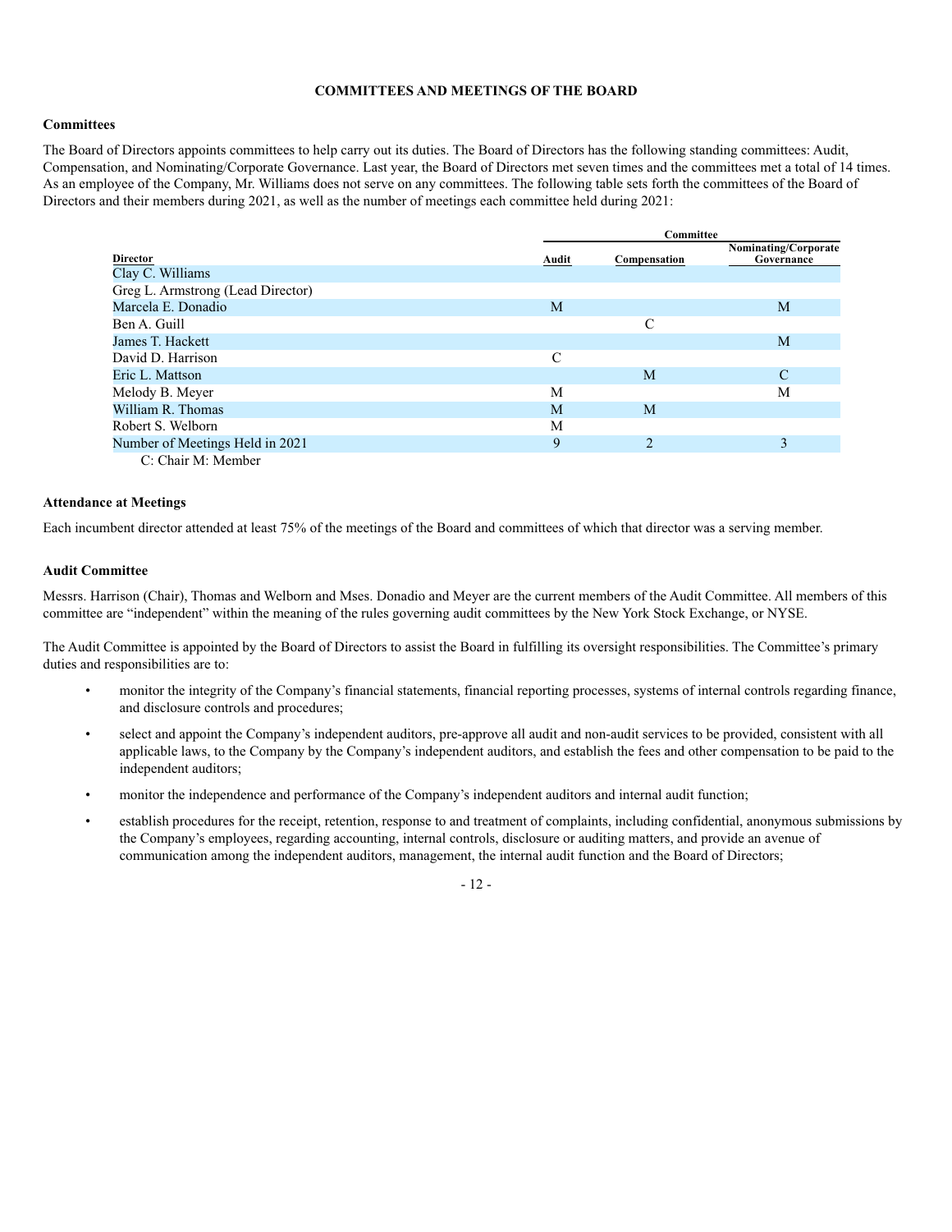## COMMITTEES AND MEETINGS OF THE BOARD

### Committees

The Board of Directors appoints committees to help carry out its duties. The Board of Directors has the following standing committees: Audit, Compensation, and Nominating/Corporate Governance. Last year, the Board of Directors met seven times and the committees met a total of 14 times. As an employee of the Company, Mr. Williams does not serve on any committees. The following table sets forth the committees of the Board of Directors and their members during 2021, as well as the number of meetings each committee held during 2021:

| | Committee | | |
|---|---|---|---|
| **Director** | **Audit** | **Compensation** | **Nominating/Corporate Governance** |
| Clay C. Williams | | | |
| Greg L. Armstrong (Lead Director) | | | |
| Marcela E. Donadio | M | | M |
| Ben A. Guill | | C | |
| James T. Hackett | | | M |
| David D. Harrison | C | | |
| Eric L. Mattson | | M | C |
| Melody B. Meyer | M | | M |
| William R. Thomas | M | M | |
| Robert S. Welborn | M | | |
| Number of Meetings Held in 2021 | 9 | 2 | 3 |

C: Chair M: Member

### Attendance at Meetings

Each incumbent director attended at least 75% of the meetings of the Board and committees of which that director was a serving member.

### Audit Committee

Messrs. Harrison (Chair), Thomas and Welborn and Mses. Donadio and Meyer are the current members of the Audit Committee. All members of this committee are "independent" within the meaning of the rules governing audit committees by the New York Stock Exchange, or NYSE.

The Audit Committee is appointed by the Board of Directors to assist the Board in fulfilling its oversight responsibilities. The Committee's primary duties and responsibilities are to:

- monitor the integrity of the Company's financial statements, financial reporting processes, systems of internal controls regarding finance, and disclosure controls and procedures;
- select and appoint the Company's independent auditors, pre-approve all audit and non-audit services to be provided, consistent with all applicable laws, to the Company by the Company's independent auditors, and establish the fees and other compensation to be paid to the independent auditors;
- monitor the independence and performance of the Company's independent auditors and internal audit function;
- establish procedures for the receipt, retention, response to and treatment of complaints, including confidential, anonymous submissions by the Company's employees, regarding accounting, internal controls, disclosure or auditing matters, and provide an avenue of communication among the independent auditors, management, the internal audit function and the Board of Directors;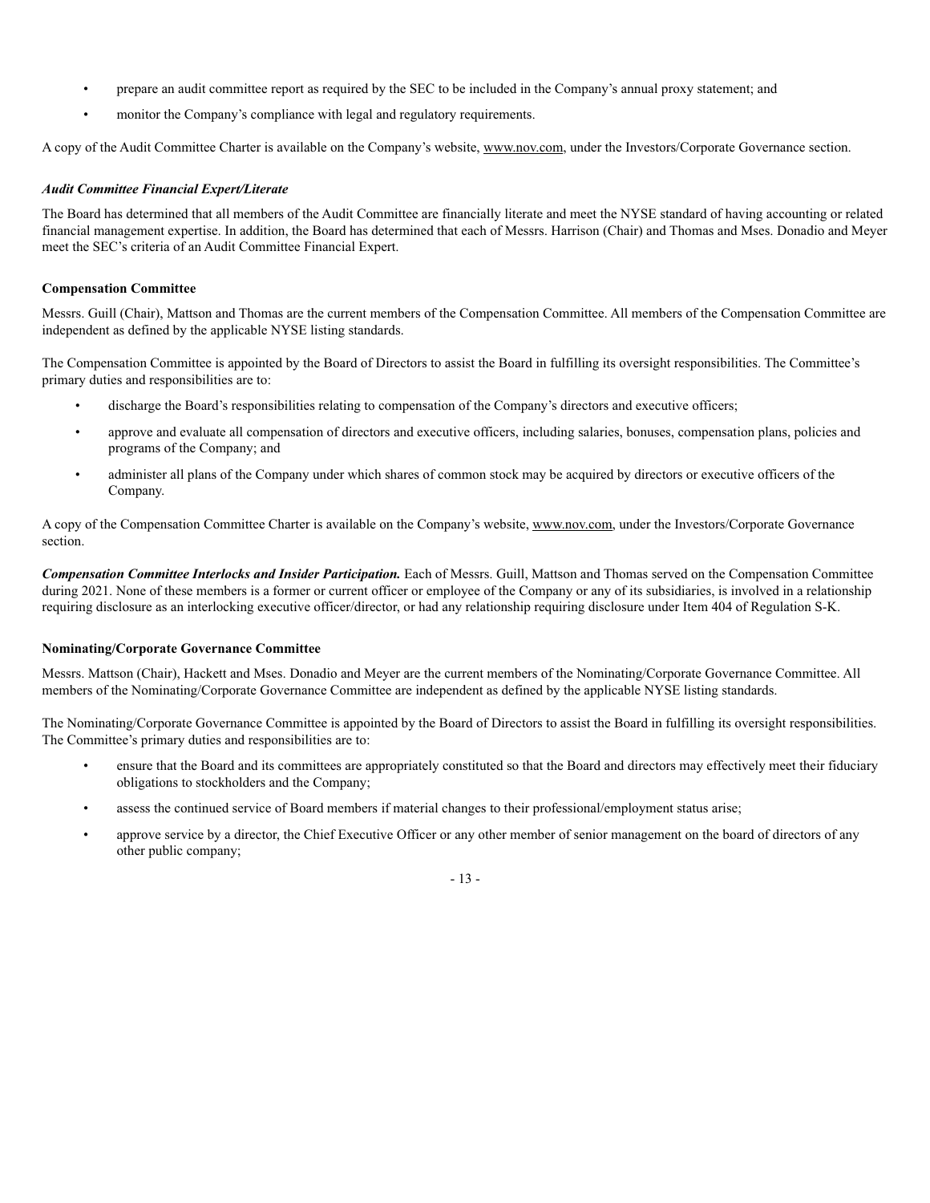- prepare an audit committee report as required by the SEC to be included in the Company's annual proxy statement; and
- monitor the Company's compliance with legal and regulatory requirements.

A copy of the Audit Committee Charter is available on the Company's website, www.nov.com, under the Investors/Corporate Governance section.

***Audit Committee Financial Expert/Literate***

The Board has determined that all members of the Audit Committee are financially literate and meet the NYSE standard of having accounting or related financial management expertise. In addition, the Board has determined that each of Messrs. Harrison (Chair) and Thomas and Mses. Donadio and Meyer meet the SEC's criteria of an Audit Committee Financial Expert.

**Compensation Committee**

Messrs. Guill (Chair), Mattson and Thomas are the current members of the Compensation Committee. All members of the Compensation Committee are independent as defined by the applicable NYSE listing standards.

The Compensation Committee is appointed by the Board of Directors to assist the Board in fulfilling its oversight responsibilities. The Committee's primary duties and responsibilities are to:

- discharge the Board's responsibilities relating to compensation of the Company's directors and executive officers;
- approve and evaluate all compensation of directors and executive officers, including salaries, bonuses, compensation plans, policies and programs of the Company; and
- administer all plans of the Company under which shares of common stock may be acquired by directors or executive officers of the Company.

A copy of the Compensation Committee Charter is available on the Company's website, www.nov.com, under the Investors/Corporate Governance section.

***Compensation Committee Interlocks and Insider Participation.*** Each of Messrs. Guill, Mattson and Thomas served on the Compensation Committee during 2021. None of these members is a former or current officer or employee of the Company or any of its subsidiaries, is involved in a relationship requiring disclosure as an interlocking executive officer/director, or had any relationship requiring disclosure under Item 404 of Regulation S-K.

**Nominating/Corporate Governance Committee**

Messrs. Mattson (Chair), Hackett and Mses. Donadio and Meyer are the current members of the Nominating/Corporate Governance Committee. All members of the Nominating/Corporate Governance Committee are independent as defined by the applicable NYSE listing standards.

The Nominating/Corporate Governance Committee is appointed by the Board of Directors to assist the Board in fulfilling its oversight responsibilities. The Committee's primary duties and responsibilities are to:

- ensure that the Board and its committees are appropriately constituted so that the Board and directors may effectively meet their fiduciary obligations to stockholders and the Company;
- assess the continued service of Board members if material changes to their professional/employment status arise;
- approve service by a director, the Chief Executive Officer or any other member of senior management on the board of directors of any other public company;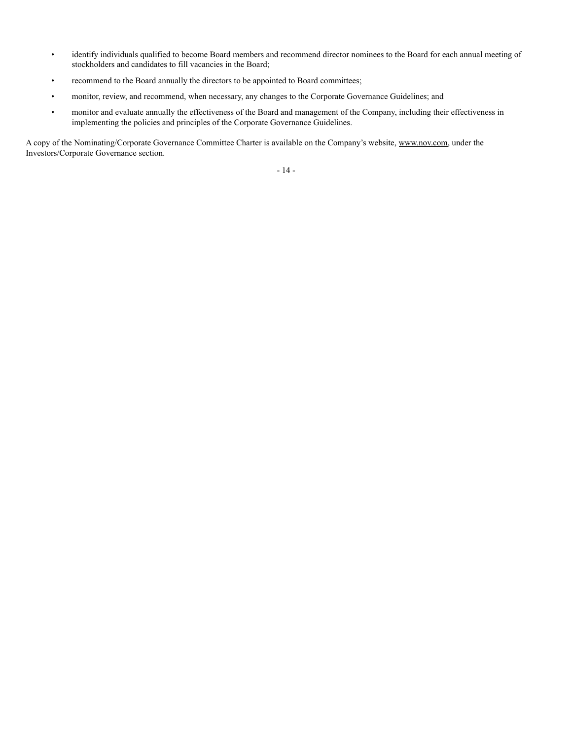- identify individuals qualified to become Board members and recommend director nominees to the Board for each annual meeting of stockholders and candidates to fill vacancies in the Board;
- recommend to the Board annually the directors to be appointed to Board committees;
- monitor, review, and recommend, when necessary, any changes to the Corporate Governance Guidelines; and
- monitor and evaluate annually the effectiveness of the Board and management of the Company, including their effectiveness in implementing the policies and principles of the Corporate Governance Guidelines.

A copy of the Nominating/Corporate Governance Committee Charter is available on the Company's website, www.nov.com, under the Investors/Corporate Governance section.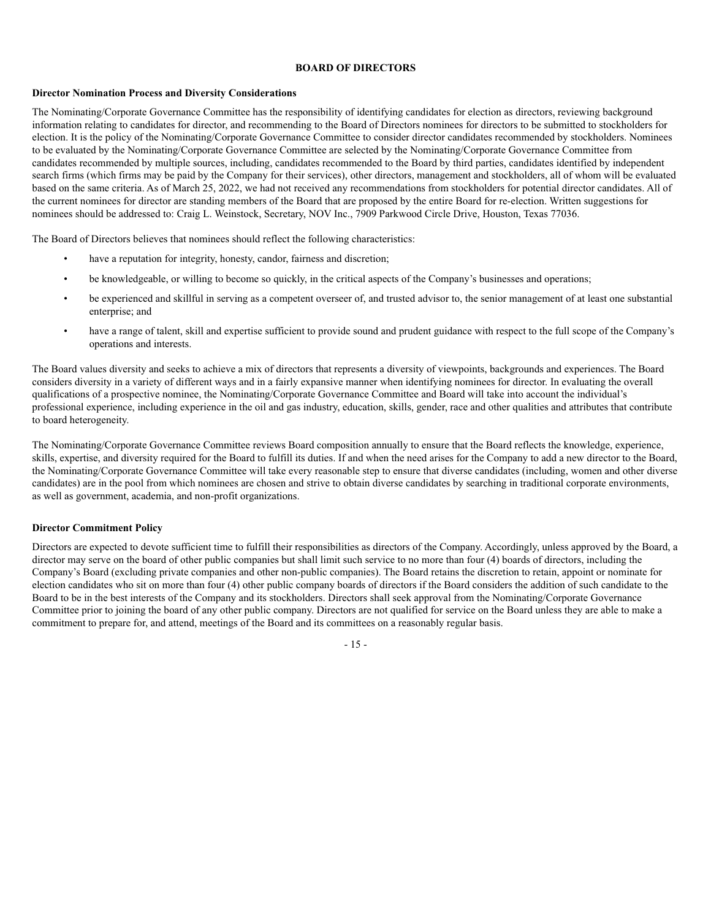# BOARD OF DIRECTORS

## Director Nomination Process and Diversity Considerations

The Nominating/Corporate Governance Committee has the responsibility of identifying candidates for election as directors, reviewing background information relating to candidates for director, and recommending to the Board of Directors nominees for directors to be submitted to stockholders for election. It is the policy of the Nominating/Corporate Governance Committee to consider director candidates recommended by stockholders. Nominees to be evaluated by the Nominating/Corporate Governance Committee are selected by the Nominating/Corporate Governance Committee from candidates recommended by multiple sources, including, candidates recommended to the Board by third parties, candidates identified by independent search firms (which firms may be paid by the Company for their services), other directors, management and stockholders, all of whom will be evaluated based on the same criteria. As of March 25, 2022, we had not received any recommendations from stockholders for potential director candidates. All of the current nominees for director are standing members of the Board that are proposed by the entire Board for re-election. Written suggestions for nominees should be addressed to: Craig L. Weinstock, Secretary, NOV Inc., 7909 Parkwood Circle Drive, Houston, Texas 77036.

The Board of Directors believes that nominees should reflect the following characteristics:

- have a reputation for integrity, honesty, candor, fairness and discretion;
- be knowledgeable, or willing to become so quickly, in the critical aspects of the Company's businesses and operations;
- be experienced and skillful in serving as a competent overseer of, and trusted advisor to, the senior management of at least one substantial enterprise; and
- have a range of talent, skill and expertise sufficient to provide sound and prudent guidance with respect to the full scope of the Company's operations and interests.

The Board values diversity and seeks to achieve a mix of directors that represents a diversity of viewpoints, backgrounds and experiences. The Board considers diversity in a variety of different ways and in a fairly expansive manner when identifying nominees for director. In evaluating the overall qualifications of a prospective nominee, the Nominating/Corporate Governance Committee and Board will take into account the individual's professional experience, including experience in the oil and gas industry, education, skills, gender, race and other qualities and attributes that contribute to board heterogeneity.

The Nominating/Corporate Governance Committee reviews Board composition annually to ensure that the Board reflects the knowledge, experience, skills, expertise, and diversity required for the Board to fulfill its duties. If and when the need arises for the Company to add a new director to the Board, the Nominating/Corporate Governance Committee will take every reasonable step to ensure that diverse candidates (including, women and other diverse candidates) are in the pool from which nominees are chosen and strive to obtain diverse candidates by searching in traditional corporate environments, as well as government, academia, and non-profit organizations.

## Director Commitment Policy

Directors are expected to devote sufficient time to fulfill their responsibilities as directors of the Company. Accordingly, unless approved by the Board, a director may serve on the board of other public companies but shall limit such service to no more than four (4) boards of directors, including the Company's Board (excluding private companies and other non-public companies). The Board retains the discretion to retain, appoint or nominate for election candidates who sit on more than four (4) other public company boards of directors if the Board considers the addition of such candidate to the Board to be in the best interests of the Company and its stockholders. Directors shall seek approval from the Nominating/Corporate Governance Committee prior to joining the board of any other public company. Directors are not qualified for service on the Board unless they are able to make a commitment to prepare for, and attend, meetings of the Board and its committees on a reasonably regular basis.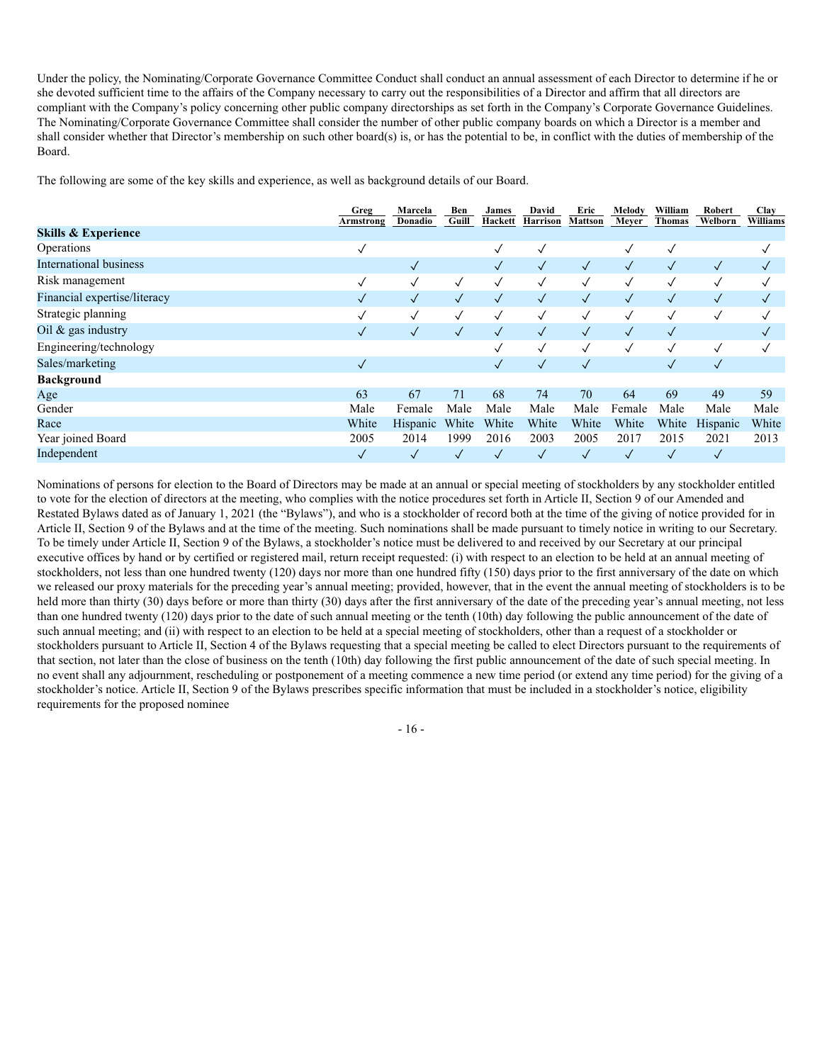Under the policy, the Nominating/Corporate Governance Committee Conduct shall conduct an annual assessment of each Director to determine if he or she devoted sufficient time to the affairs of the Company necessary to carry out the responsibilities of a Director and affirm that all directors are compliant with the Company's policy concerning other public company directorships as set forth in the Company's Corporate Governance Guidelines. The Nominating/Corporate Governance Committee shall consider the number of other public company boards on which a Director is a member and shall consider whether that Director's membership on such other board(s) is, or has the potential to be, in conflict with the duties of membership of the Board.

The following are some of the key skills and experience, as well as background details of our Board.

| | Greg Armstrong | Marcela Donadio | Ben Guill | James Hackett | David Harrison | Eric Mattson | Melody Meyer | William Thomas | Robert Welborn | Clay Williams |
|---|---|---|---|---|---|---|---|---|---|---|
| **Skills & Experience** | | | | | | | | | | |
| Operations | ✓ | | | ✓ | ✓ | | ✓ | ✓ | | ✓ |
| International business | | ✓ | | ✓ | ✓ | ✓ | ✓ | ✓ | ✓ | ✓ |
| Risk management | ✓ | ✓ | ✓ | ✓ | ✓ | ✓ | ✓ | ✓ | ✓ | ✓ |
| Financial expertise/literacy | ✓ | ✓ | ✓ | ✓ | ✓ | ✓ | ✓ | ✓ | ✓ | ✓ |
| Strategic planning | ✓ | ✓ | ✓ | ✓ | ✓ | ✓ | ✓ | ✓ | ✓ | ✓ |
| Oil & gas industry | ✓ | ✓ | ✓ | ✓ | ✓ | ✓ | ✓ | ✓ | | ✓ |
| Engineering/technology | | | | ✓ | ✓ | ✓ | ✓ | ✓ | ✓ | ✓ |
| Sales/marketing | ✓ | | | ✓ | ✓ | ✓ | | ✓ | ✓ | |
| **Background** | | | | | | | | | | |
| Age | 63 | 67 | 71 | 68 | 74 | 70 | 64 | 69 | 49 | 59 |
| Gender | Male | Female | Male | Male | Male | Male | Female | Male | Male | Male |
| Race | White | Hispanic | White | White | White | White | White | White | Hispanic | White |
| Year joined Board | 2005 | 2014 | 1999 | 2016 | 2003 | 2005 | 2017 | 2015 | 2021 | 2013 |
| Independent | ✓ | ✓ | ✓ | ✓ | ✓ | ✓ | ✓ | ✓ | ✓ | |

Nominations of persons for election to the Board of Directors may be made at an annual or special meeting of stockholders by any stockholder entitled to vote for the election of directors at the meeting, who complies with the notice procedures set forth in Article II, Section 9 of our Amended and Restated Bylaws dated as of January 1, 2021 (the "Bylaws"), and who is a stockholder of record both at the time of the giving of notice provided for in Article II, Section 9 of the Bylaws and at the time of the meeting. Such nominations shall be made pursuant to timely notice in writing to our Secretary. To be timely under Article II, Section 9 of the Bylaws, a stockholder's notice must be delivered to and received by our Secretary at our principal executive offices by hand or by certified or registered mail, return receipt requested: (i) with respect to an election to be held at an annual meeting of stockholders, not less than one hundred twenty (120) days nor more than one hundred fifty (150) days prior to the first anniversary of the date on which we released our proxy materials for the preceding year's annual meeting; provided, however, that in the event the annual meeting of stockholders is to be held more than thirty (30) days before or more than thirty (30) days after the first anniversary of the date of the preceding year's annual meeting, not less than one hundred twenty (120) days prior to the date of such annual meeting or the tenth (10th) day following the public announcement of the date of such annual meeting; and (ii) with respect to an election to be held at a special meeting of stockholders, other than a request of a stockholder or stockholders pursuant to Article II, Section 4 of the Bylaws requesting that a special meeting be called to elect Directors pursuant to the requirements of that section, not later than the close of business on the tenth (10th) day following the first public announcement of the date of such special meeting. In no event shall any adjournment, rescheduling or postponement of a meeting commence a new time period (or extend any time period) for the giving of a stockholder's notice. Article II, Section 9 of the Bylaws prescribes specific information that must be included in a stockholder's notice, eligibility requirements for the proposed nominee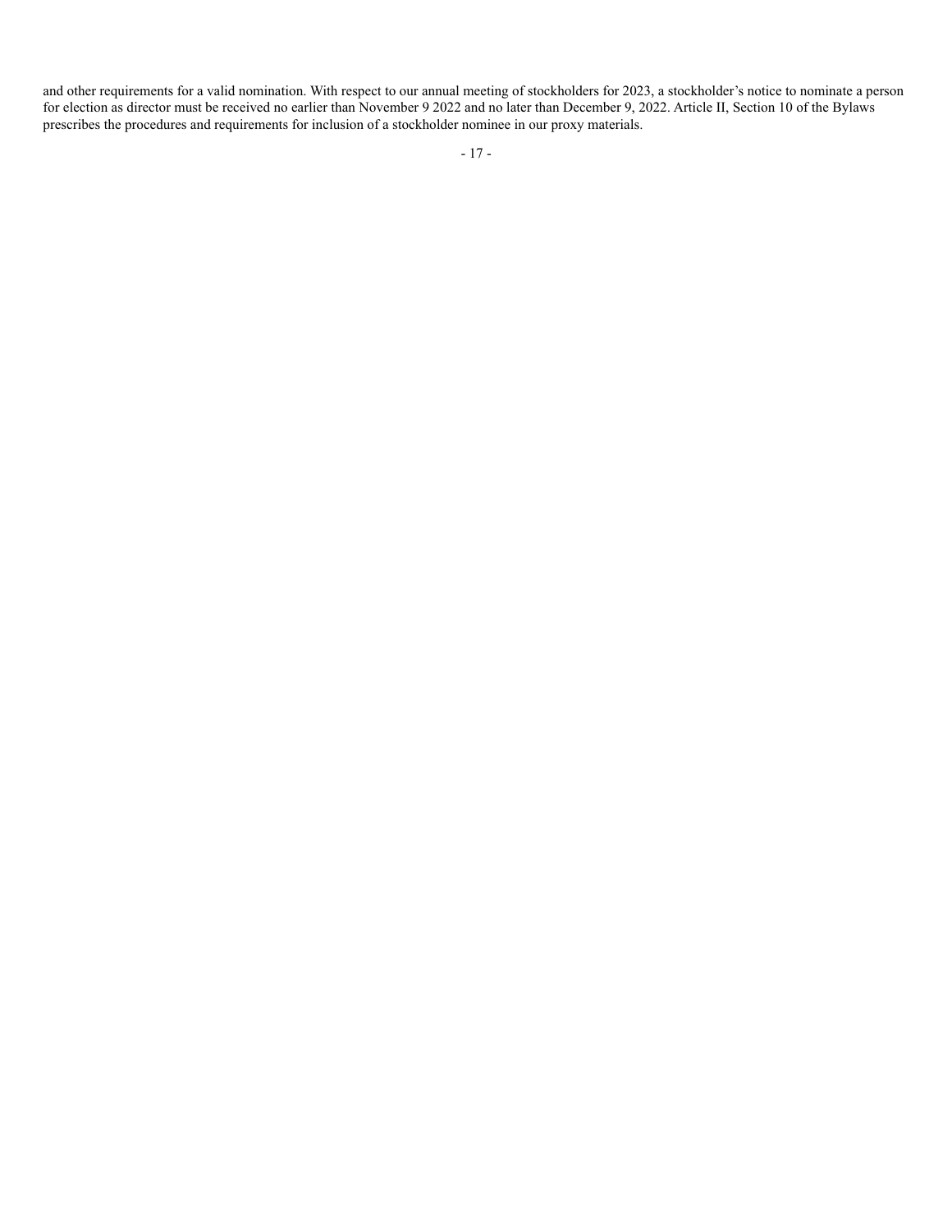and other requirements for a valid nomination. With respect to our annual meeting of stockholders for 2023, a stockholder's notice to nominate a person for election as director must be received no earlier than November 9 2022 and no later than December 9, 2022. Article II, Section 10 of the Bylaws prescribes the procedures and requirements for inclusion of a stockholder nominee in our proxy materials.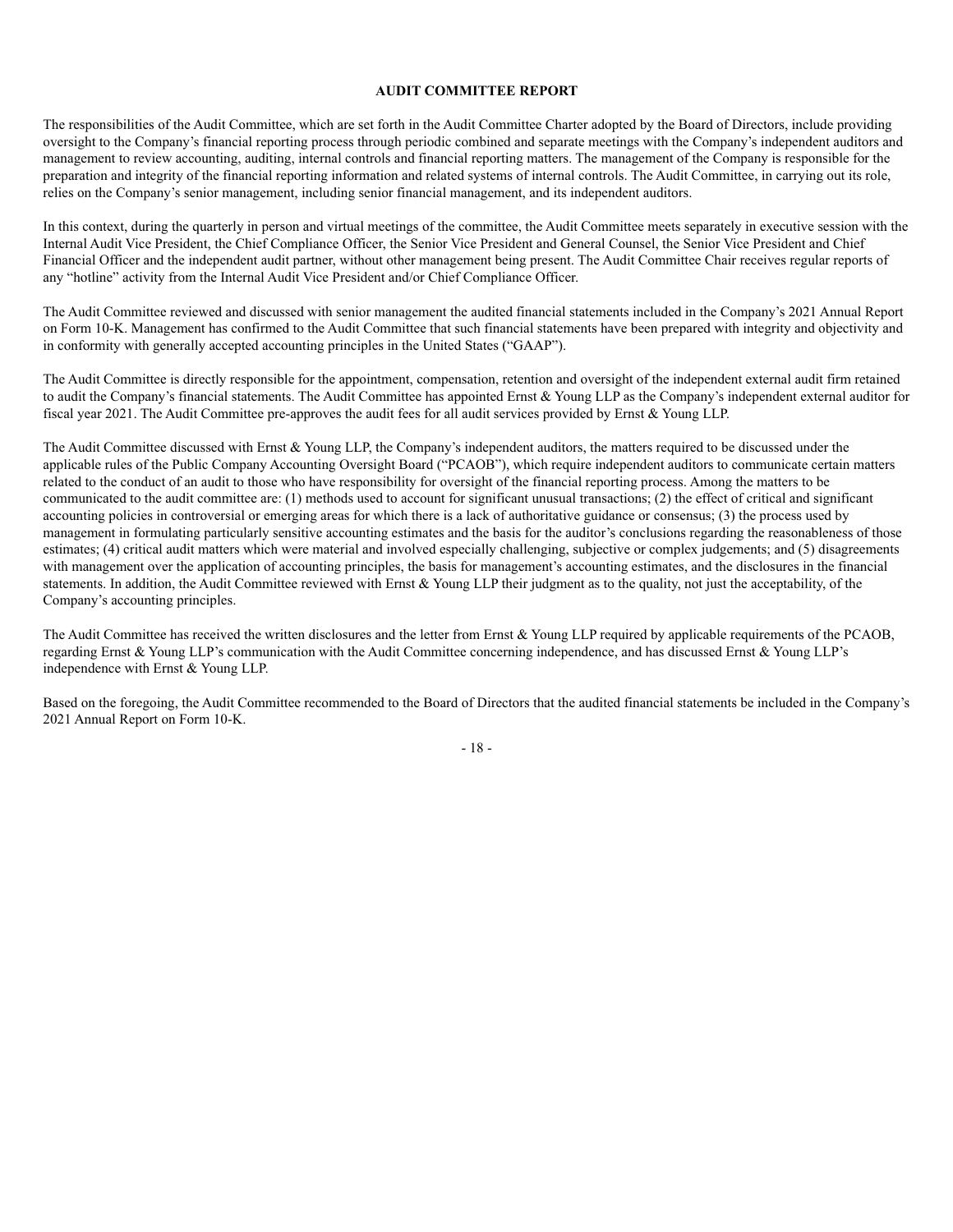## AUDIT COMMITTEE REPORT

The responsibilities of the Audit Committee, which are set forth in the Audit Committee Charter adopted by the Board of Directors, include providing oversight to the Company's financial reporting process through periodic combined and separate meetings with the Company's independent auditors and management to review accounting, auditing, internal controls and financial reporting matters. The management of the Company is responsible for the preparation and integrity of the financial reporting information and related systems of internal controls. The Audit Committee, in carrying out its role, relies on the Company's senior management, including senior financial management, and its independent auditors.

In this context, during the quarterly in person and virtual meetings of the committee, the Audit Committee meets separately in executive session with the Internal Audit Vice President, the Chief Compliance Officer, the Senior Vice President and General Counsel, the Senior Vice President and Chief Financial Officer and the independent audit partner, without other management being present. The Audit Committee Chair receives regular reports of any "hotline" activity from the Internal Audit Vice President and/or Chief Compliance Officer.

The Audit Committee reviewed and discussed with senior management the audited financial statements included in the Company's 2021 Annual Report on Form 10-K. Management has confirmed to the Audit Committee that such financial statements have been prepared with integrity and objectivity and in conformity with generally accepted accounting principles in the United States ("GAAP").

The Audit Committee is directly responsible for the appointment, compensation, retention and oversight of the independent external audit firm retained to audit the Company's financial statements. The Audit Committee has appointed Ernst & Young LLP as the Company's independent external auditor for fiscal year 2021. The Audit Committee pre-approves the audit fees for all audit services provided by Ernst & Young LLP.

The Audit Committee discussed with Ernst & Young LLP, the Company's independent auditors, the matters required to be discussed under the applicable rules of the Public Company Accounting Oversight Board ("PCAOB"), which require independent auditors to communicate certain matters related to the conduct of an audit to those who have responsibility for oversight of the financial reporting process. Among the matters to be communicated to the audit committee are: (1) methods used to account for significant unusual transactions; (2) the effect of critical and significant accounting policies in controversial or emerging areas for which there is a lack of authoritative guidance or consensus; (3) the process used by management in formulating particularly sensitive accounting estimates and the basis for the auditor's conclusions regarding the reasonableness of those estimates; (4) critical audit matters which were material and involved especially challenging, subjective or complex judgements; and (5) disagreements with management over the application of accounting principles, the basis for management's accounting estimates, and the disclosures in the financial statements. In addition, the Audit Committee reviewed with Ernst & Young LLP their judgment as to the quality, not just the acceptability, of the Company's accounting principles.

The Audit Committee has received the written disclosures and the letter from Ernst & Young LLP required by applicable requirements of the PCAOB, regarding Ernst & Young LLP's communication with the Audit Committee concerning independence, and has discussed Ernst & Young LLP's independence with Ernst & Young LLP.

Based on the foregoing, the Audit Committee recommended to the Board of Directors that the audited financial statements be included in the Company's 2021 Annual Report on Form 10-K.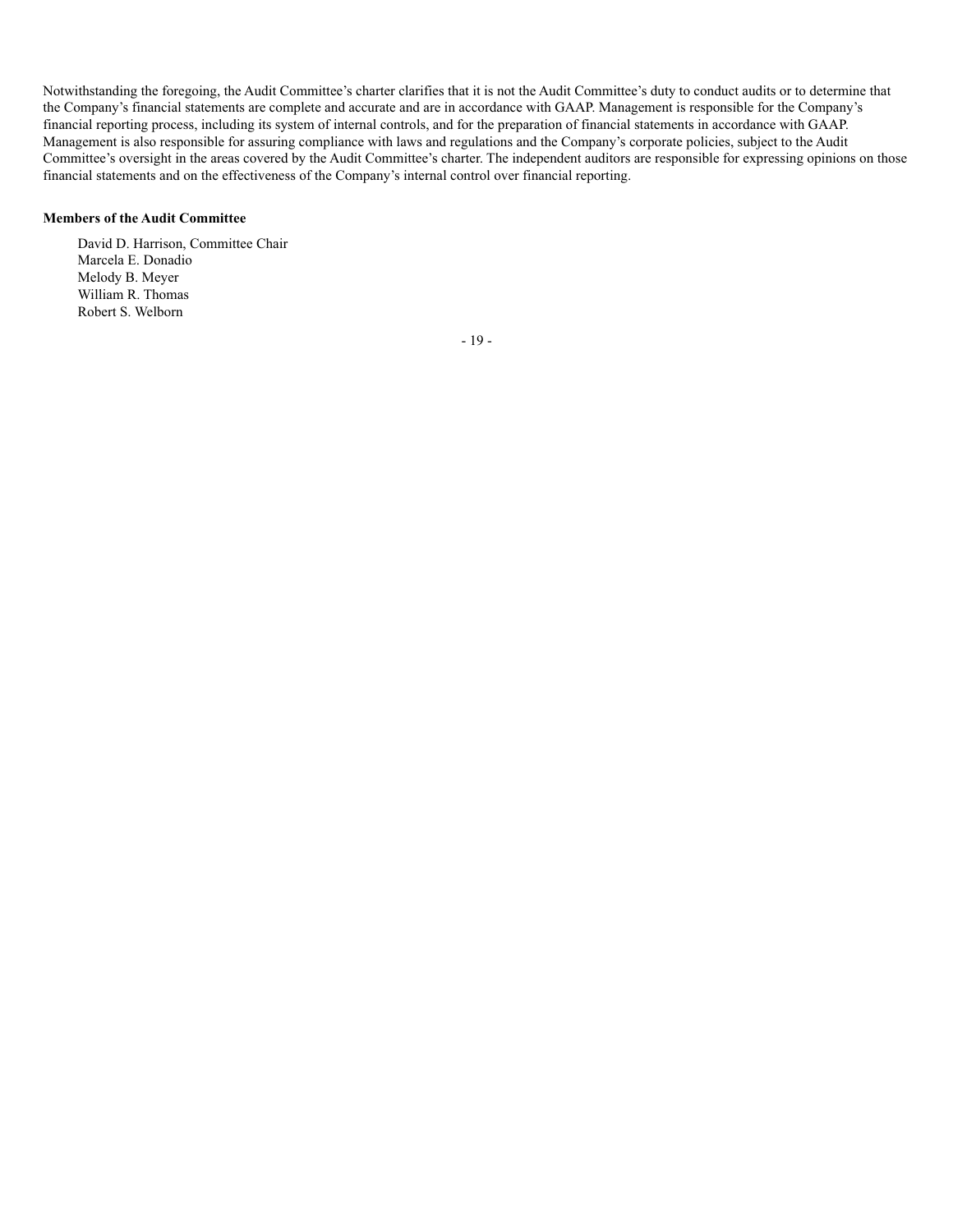Notwithstanding the foregoing, the Audit Committee's charter clarifies that it is not the Audit Committee's duty to conduct audits or to determine that the Company's financial statements are complete and accurate and are in accordance with GAAP. Management is responsible for the Company's financial reporting process, including its system of internal controls, and for the preparation of financial statements in accordance with GAAP. Management is also responsible for assuring compliance with laws and regulations and the Company's corporate policies, subject to the Audit Committee's oversight in the areas covered by the Audit Committee's charter. The independent auditors are responsible for expressing opinions on those financial statements and on the effectiveness of the Company's internal control over financial reporting.

**Members of the Audit Committee**

David D. Harrison, Committee Chair
Marcela E. Donadio
Melody B. Meyer
William R. Thomas
Robert S. Welborn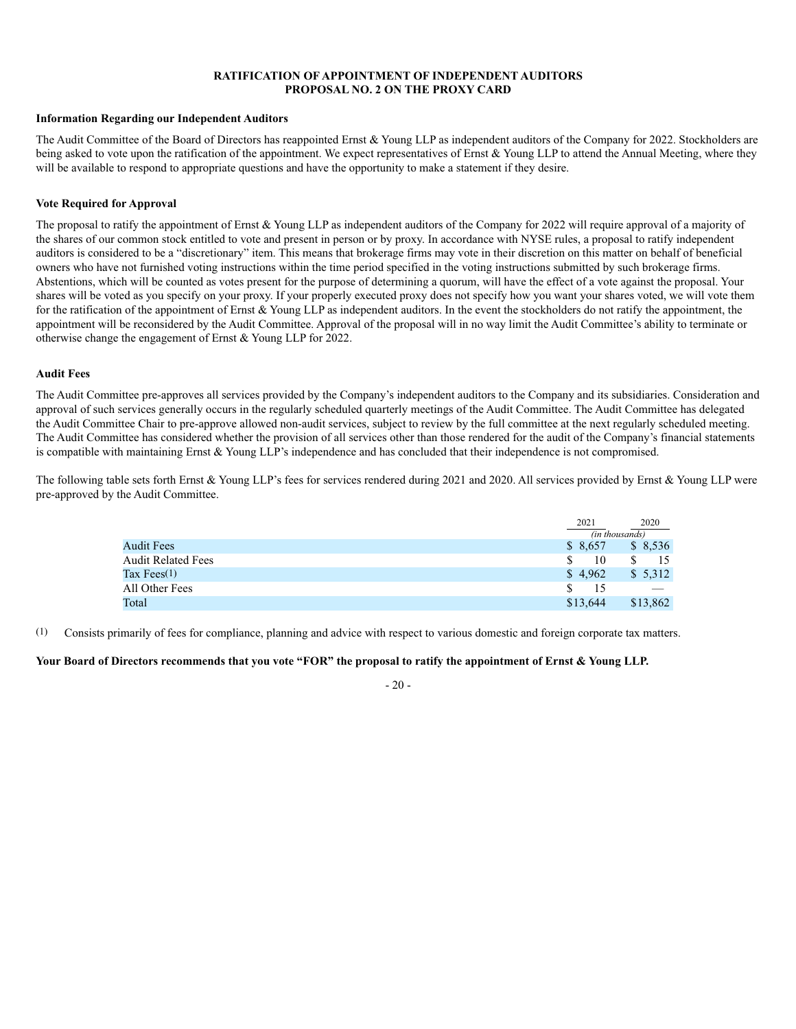## RATIFICATION OF APPOINTMENT OF INDEPENDENT AUDITORS
## PROPOSAL NO. 2 ON THE PROXY CARD

### Information Regarding our Independent Auditors

The Audit Committee of the Board of Directors has reappointed Ernst & Young LLP as independent auditors of the Company for 2022. Stockholders are being asked to vote upon the ratification of the appointment. We expect representatives of Ernst & Young LLP to attend the Annual Meeting, where they will be available to respond to appropriate questions and have the opportunity to make a statement if they desire.

### Vote Required for Approval

The proposal to ratify the appointment of Ernst & Young LLP as independent auditors of the Company for 2022 will require approval of a majority of the shares of our common stock entitled to vote and present in person or by proxy. In accordance with NYSE rules, a proposal to ratify independent auditors is considered to be a "discretionary" item. This means that brokerage firms may vote in their discretion on this matter on behalf of beneficial owners who have not furnished voting instructions within the time period specified in the voting instructions submitted by such brokerage firms. Abstentions, which will be counted as votes present for the purpose of determining a quorum, will have the effect of a vote against the proposal. Your shares will be voted as you specify on your proxy. If your properly executed proxy does not specify how you want your shares voted, we will vote them for the ratification of the appointment of Ernst & Young LLP as independent auditors. In the event the stockholders do not ratify the appointment, the appointment will be reconsidered by the Audit Committee. Approval of the proposal will in no way limit the Audit Committee's ability to terminate or otherwise change the engagement of Ernst & Young LLP for 2022.

### Audit Fees

The Audit Committee pre-approves all services provided by the Company's independent auditors to the Company and its subsidiaries. Consideration and approval of such services generally occurs in the regularly scheduled quarterly meetings of the Audit Committee. The Audit Committee has delegated the Audit Committee Chair to pre-approve allowed non-audit services, subject to review by the full committee at the next regularly scheduled meeting. The Audit Committee has considered whether the provision of all services other than those rendered for the audit of the Company's financial statements is compatible with maintaining Ernst & Young LLP's independence and has concluded that their independence is not compromised.

The following table sets forth Ernst & Young LLP's fees for services rendered during 2021 and 2020. All services provided by Ernst & Young LLP were pre-approved by the Audit Committee.

| | 2021 | 2020 |
|---|---|---|
| | *(in thousands)* | |
| Audit Fees | $ 8,657 | $ 8,536 |
| Audit Related Fees | $ 10 | $ 15 |
| Tax Fees(1) | $ 4,962 | $ 5,312 |
| All Other Fees | $ 15 | — |
| Total | $13,644 | $13,862 |

(1) Consists primarily of fees for compliance, planning and advice with respect to various domestic and foreign corporate tax matters.

**Your Board of Directors recommends that you vote "FOR" the proposal to ratify the appointment of Ernst & Young LLP.**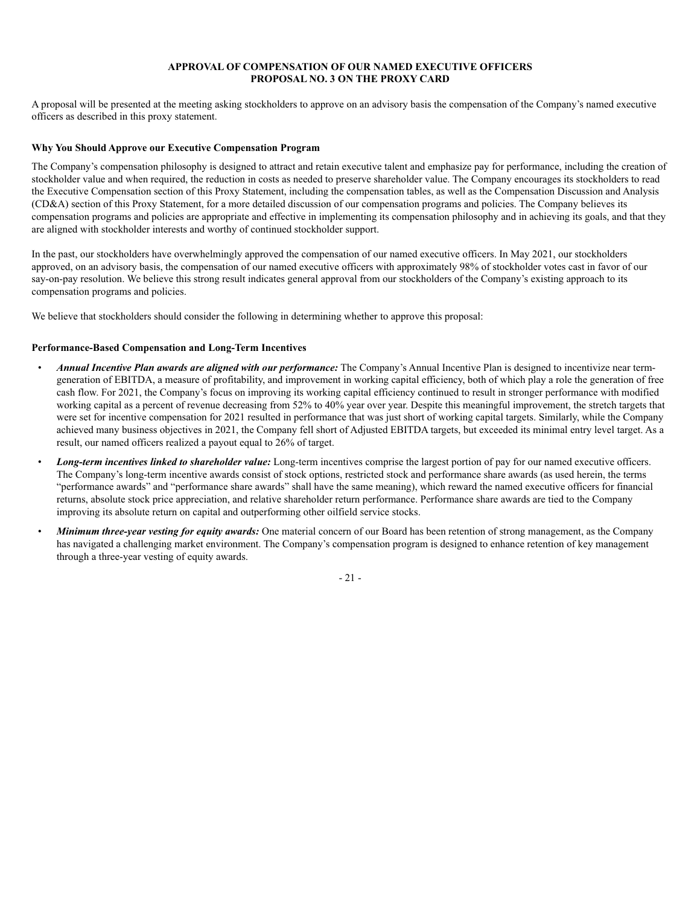## APPROVAL OF COMPENSATION OF OUR NAMED EXECUTIVE OFFICERS
## PROPOSAL NO. 3 ON THE PROXY CARD

A proposal will be presented at the meeting asking stockholders to approve on an advisory basis the compensation of the Company's named executive officers as described in this proxy statement.

### Why You Should Approve our Executive Compensation Program

The Company's compensation philosophy is designed to attract and retain executive talent and emphasize pay for performance, including the creation of stockholder value and when required, the reduction in costs as needed to preserve shareholder value. The Company encourages its stockholders to read the Executive Compensation section of this Proxy Statement, including the compensation tables, as well as the Compensation Discussion and Analysis (CD&A) section of this Proxy Statement, for a more detailed discussion of our compensation programs and policies. The Company believes its compensation programs and policies are appropriate and effective in implementing its compensation philosophy and in achieving its goals, and that they are aligned with stockholder interests and worthy of continued stockholder support.

In the past, our stockholders have overwhelmingly approved the compensation of our named executive officers. In May 2021, our stockholders approved, on an advisory basis, the compensation of our named executive officers with approximately 98% of stockholder votes cast in favor of our say-on-pay resolution. We believe this strong result indicates general approval from our stockholders of the Company's existing approach to its compensation programs and policies.

We believe that stockholders should consider the following in determining whether to approve this proposal:

### Performance-Based Compensation and Long-Term Incentives

- ***Annual Incentive Plan awards are aligned with our performance:*** The Company's Annual Incentive Plan is designed to incentivize near term-generation of EBITDA, a measure of profitability, and improvement in working capital efficiency, both of which play a role the generation of free cash flow. For 2021, the Company's focus on improving its working capital efficiency continued to result in stronger performance with modified working capital as a percent of revenue decreasing from 52% to 40% year over year. Despite this meaningful improvement, the stretch targets that were set for incentive compensation for 2021 resulted in performance that was just short of working capital targets. Similarly, while the Company achieved many business objectives in 2021, the Company fell short of Adjusted EBITDA targets, but exceeded its minimal entry level target. As a result, our named officers realized a payout equal to 26% of target.
- ***Long-term incentives linked to shareholder value:*** Long-term incentives comprise the largest portion of pay for our named executive officers. The Company's long-term incentive awards consist of stock options, restricted stock and performance share awards (as used herein, the terms "performance awards" and "performance share awards" shall have the same meaning), which reward the named executive officers for financial returns, absolute stock price appreciation, and relative shareholder return performance. Performance share awards are tied to the Company improving its absolute return on capital and outperforming other oilfield service stocks.
- ***Minimum three-year vesting for equity awards:*** One material concern of our Board has been retention of strong management, as the Company has navigated a challenging market environment. The Company's compensation program is designed to enhance retention of key management through a three-year vesting of equity awards.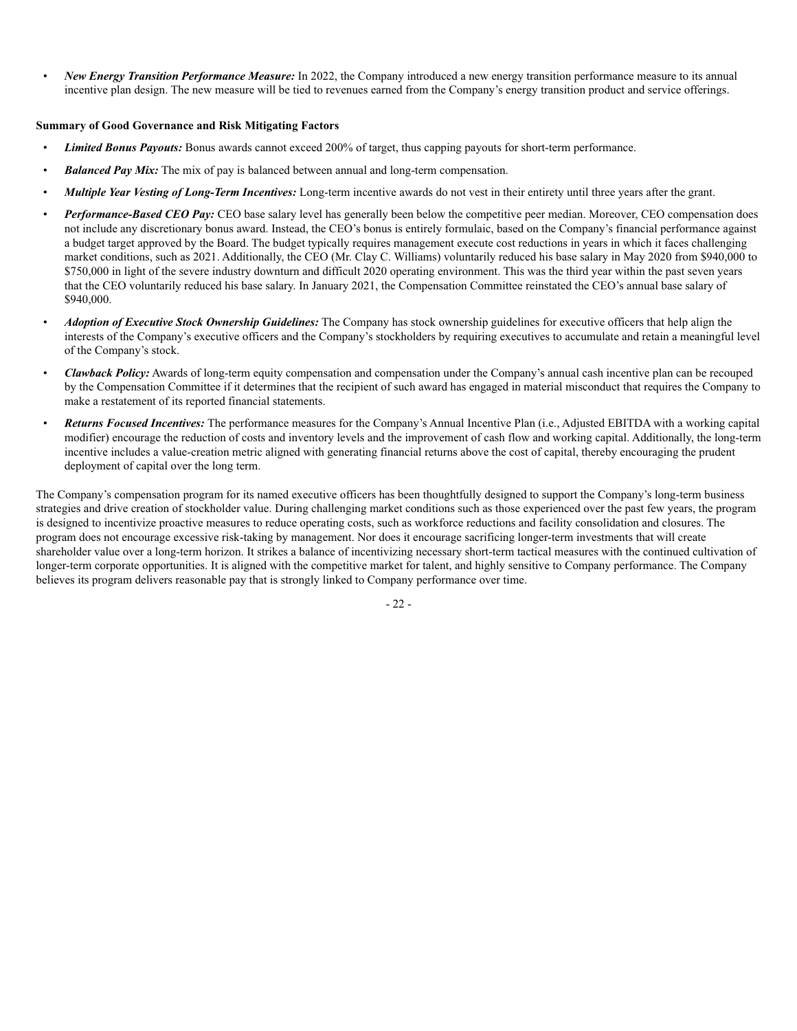- ***New Energy Transition Performance Measure:*** In 2022, the Company introduced a new energy transition performance measure to its annual incentive plan design. The new measure will be tied to revenues earned from the Company's energy transition product and service offerings.

**Summary of Good Governance and Risk Mitigating Factors**

- ***Limited Bonus Payouts:*** Bonus awards cannot exceed 200% of target, thus capping payouts for short-term performance.
- ***Balanced Pay Mix:*** The mix of pay is balanced between annual and long-term compensation.
- ***Multiple Year Vesting of Long-Term Incentives:*** Long-term incentive awards do not vest in their entirety until three years after the grant.
- ***Performance-Based CEO Pay:*** CEO base salary level has generally been below the competitive peer median. Moreover, CEO compensation does not include any discretionary bonus award. Instead, the CEO's bonus is entirely formulaic, based on the Company's financial performance against a budget target approved by the Board. The budget typically requires management execute cost reductions in years in which it faces challenging market conditions, such as 2021. Additionally, the CEO (Mr. Clay C. Williams) voluntarily reduced his base salary in May 2020 from $940,000 to $750,000 in light of the severe industry downturn and difficult 2020 operating environment. This was the third year within the past seven years that the CEO voluntarily reduced his base salary. In January 2021, the Compensation Committee reinstated the CEO's annual base salary of $940,000.
- ***Adoption of Executive Stock Ownership Guidelines:*** The Company has stock ownership guidelines for executive officers that help align the interests of the Company's executive officers and the Company's stockholders by requiring executives to accumulate and retain a meaningful level of the Company's stock.
- ***Clawback Policy:*** Awards of long-term equity compensation and compensation under the Company's annual cash incentive plan can be recouped by the Compensation Committee if it determines that the recipient of such award has engaged in material misconduct that requires the Company to make a restatement of its reported financial statements.
- ***Returns Focused Incentives:*** The performance measures for the Company's Annual Incentive Plan (i.e., Adjusted EBITDA with a working capital modifier) encourage the reduction of costs and inventory levels and the improvement of cash flow and working capital. Additionally, the long-term incentive includes a value-creation metric aligned with generating financial returns above the cost of capital, thereby encouraging the prudent deployment of capital over the long term.

The Company's compensation program for its named executive officers has been thoughtfully designed to support the Company's long-term business strategies and drive creation of stockholder value. During challenging market conditions such as those experienced over the past few years, the program is designed to incentivize proactive measures to reduce operating costs, such as workforce reductions and facility consolidation and closures. The program does not encourage excessive risk-taking by management. Nor does it encourage sacrificing longer-term investments that will create shareholder value over a long-term horizon. It strikes a balance of incentivizing necessary short-term tactical measures with the continued cultivation of longer-term corporate opportunities. It is aligned with the competitive market for talent, and highly sensitive to Company performance. The Company believes its program delivers reasonable pay that is strongly linked to Company performance over time.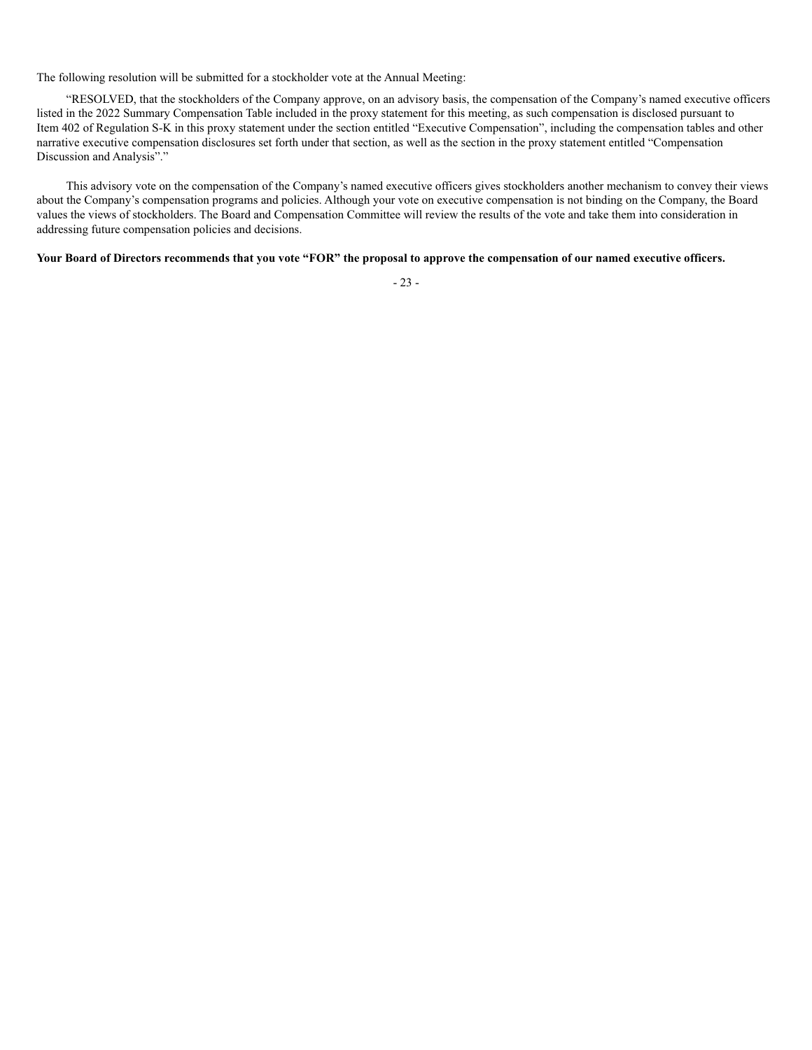The following resolution will be submitted for a stockholder vote at the Annual Meeting:

"RESOLVED, that the stockholders of the Company approve, on an advisory basis, the compensation of the Company's named executive officers listed in the 2022 Summary Compensation Table included in the proxy statement for this meeting, as such compensation is disclosed pursuant to Item 402 of Regulation S-K in this proxy statement under the section entitled "Executive Compensation", including the compensation tables and other narrative executive compensation disclosures set forth under that section, as well as the section in the proxy statement entitled "Compensation Discussion and Analysis"."

This advisory vote on the compensation of the Company's named executive officers gives stockholders another mechanism to convey their views about the Company's compensation programs and policies. Although your vote on executive compensation is not binding on the Company, the Board values the views of stockholders. The Board and Compensation Committee will review the results of the vote and take them into consideration in addressing future compensation policies and decisions.

**Your Board of Directors recommends that you vote "FOR" the proposal to approve the compensation of our named executive officers.**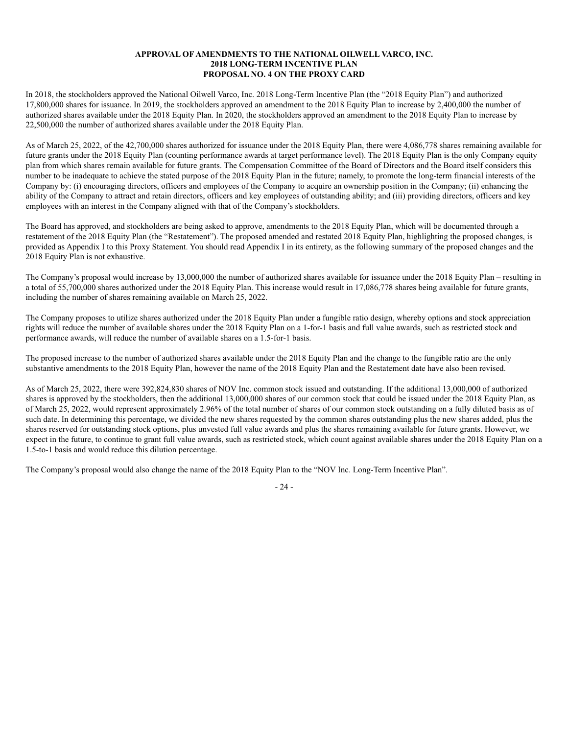# APPROVAL OF AMENDMENTS TO THE NATIONAL OILWELL VARCO, INC. 2018 LONG-TERM INCENTIVE PLAN PROPOSAL NO. 4 ON THE PROXY CARD

In 2018, the stockholders approved the National Oilwell Varco, Inc. 2018 Long-Term Incentive Plan (the "2018 Equity Plan") and authorized 17,800,000 shares for issuance. In 2019, the stockholders approved an amendment to the 2018 Equity Plan to increase by 2,400,000 the number of authorized shares available under the 2018 Equity Plan. In 2020, the stockholders approved an amendment to the 2018 Equity Plan to increase by 22,500,000 the number of authorized shares available under the 2018 Equity Plan.

As of March 25, 2022, of the 42,700,000 shares authorized for issuance under the 2018 Equity Plan, there were 4,086,778 shares remaining available for future grants under the 2018 Equity Plan (counting performance awards at target performance level). The 2018 Equity Plan is the only Company equity plan from which shares remain available for future grants. The Compensation Committee of the Board of Directors and the Board itself considers this number to be inadequate to achieve the stated purpose of the 2018 Equity Plan in the future; namely, to promote the long-term financial interests of the Company by: (i) encouraging directors, officers and employees of the Company to acquire an ownership position in the Company; (ii) enhancing the ability of the Company to attract and retain directors, officers and key employees of outstanding ability; and (iii) providing directors, officers and key employees with an interest in the Company aligned with that of the Company's stockholders.

The Board has approved, and stockholders are being asked to approve, amendments to the 2018 Equity Plan, which will be documented through a restatement of the 2018 Equity Plan (the "Restatement"). The proposed amended and restated 2018 Equity Plan, highlighting the proposed changes, is provided as Appendix I to this Proxy Statement. You should read Appendix I in its entirety, as the following summary of the proposed changes and the 2018 Equity Plan is not exhaustive.

The Company's proposal would increase by 13,000,000 the number of authorized shares available for issuance under the 2018 Equity Plan – resulting in a total of 55,700,000 shares authorized under the 2018 Equity Plan. This increase would result in 17,086,778 shares being available for future grants, including the number of shares remaining available on March 25, 2022.

The Company proposes to utilize shares authorized under the 2018 Equity Plan under a fungible ratio design, whereby options and stock appreciation rights will reduce the number of available shares under the 2018 Equity Plan on a 1-for-1 basis and full value awards, such as restricted stock and performance awards, will reduce the number of available shares on a 1.5-for-1 basis.

The proposed increase to the number of authorized shares available under the 2018 Equity Plan and the change to the fungible ratio are the only substantive amendments to the 2018 Equity Plan, however the name of the 2018 Equity Plan and the Restatement date have also been revised.

As of March 25, 2022, there were 392,824,830 shares of NOV Inc. common stock issued and outstanding. If the additional 13,000,000 of authorized shares is approved by the stockholders, then the additional 13,000,000 shares of our common stock that could be issued under the 2018 Equity Plan, as of March 25, 2022, would represent approximately 2.96% of the total number of shares of our common stock outstanding on a fully diluted basis as of such date. In determining this percentage, we divided the new shares requested by the common shares outstanding plus the new shares added, plus the shares reserved for outstanding stock options, plus unvested full value awards and plus the shares remaining available for future grants. However, we expect in the future, to continue to grant full value awards, such as restricted stock, which count against available shares under the 2018 Equity Plan on a 1.5-to-1 basis and would reduce this dilution percentage.

The Company's proposal would also change the name of the 2018 Equity Plan to the "NOV Inc. Long-Term Incentive Plan".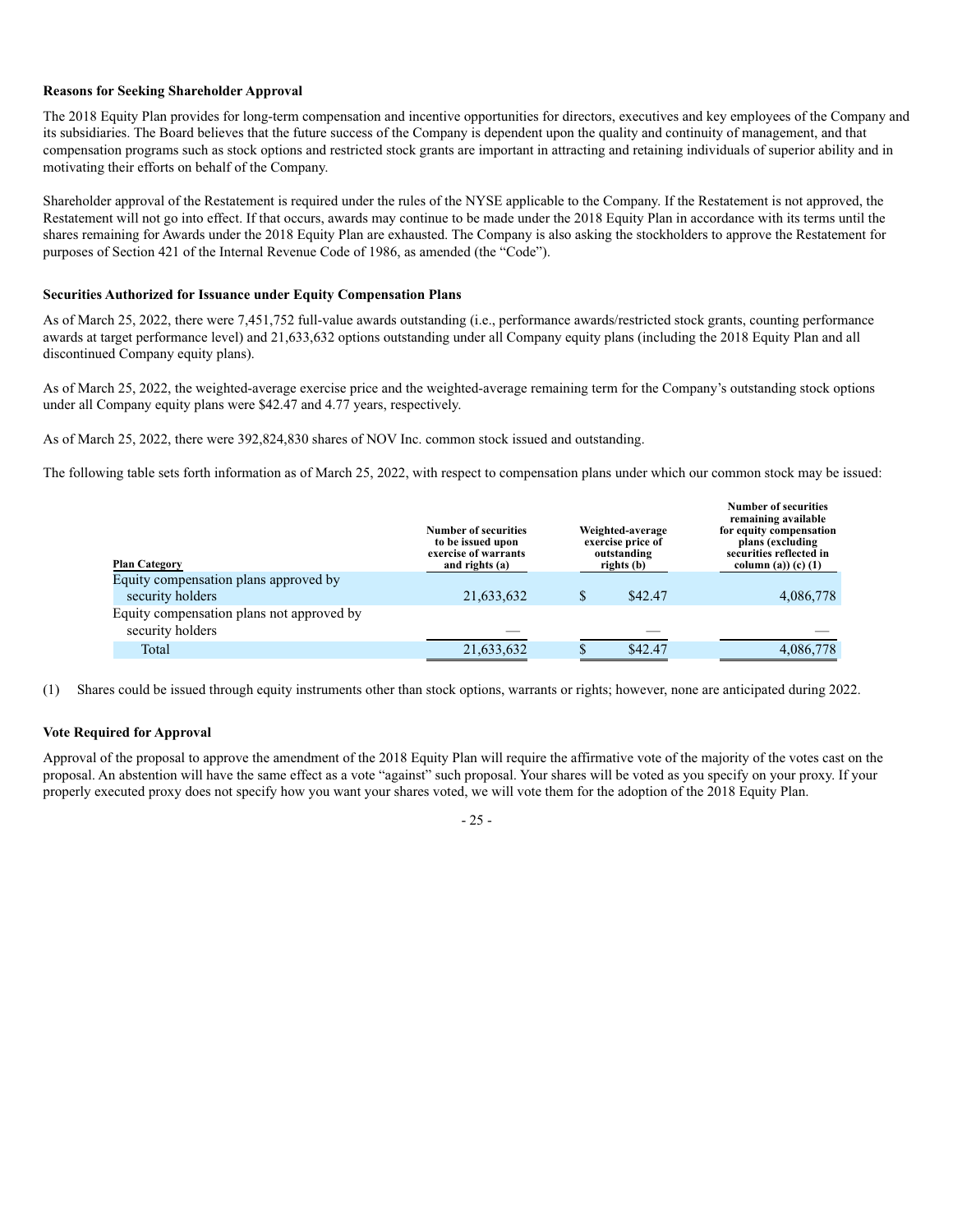**Reasons for Seeking Shareholder Approval**

The 2018 Equity Plan provides for long-term compensation and incentive opportunities for directors, executives and key employees of the Company and its subsidiaries. The Board believes that the future success of the Company is dependent upon the quality and continuity of management, and that compensation programs such as stock options and restricted stock grants are important in attracting and retaining individuals of superior ability and in motivating their efforts on behalf of the Company.

Shareholder approval of the Restatement is required under the rules of the NYSE applicable to the Company. If the Restatement is not approved, the Restatement will not go into effect. If that occurs, awards may continue to be made under the 2018 Equity Plan in accordance with its terms until the shares remaining for Awards under the 2018 Equity Plan are exhausted. The Company is also asking the stockholders to approve the Restatement for purposes of Section 421 of the Internal Revenue Code of 1986, as amended (the "Code").

**Securities Authorized for Issuance under Equity Compensation Plans**

As of March 25, 2022, there were 7,451,752 full-value awards outstanding (i.e., performance awards/restricted stock grants, counting performance awards at target performance level) and 21,633,632 options outstanding under all Company equity plans (including the 2018 Equity Plan and all discontinued Company equity plans).

As of March 25, 2022, the weighted-average exercise price and the weighted-average remaining term for the Company's outstanding stock options under all Company equity plans were $42.47 and 4.77 years, respectively.

As of March 25, 2022, there were 392,824,830 shares of NOV Inc. common stock issued and outstanding.

The following table sets forth information as of March 25, 2022, with respect to compensation plans under which our common stock may be issued:

| Plan Category | Number of securities to be issued upon exercise of warrants and rights (a) | Weighted-average exercise price of outstanding rights (b) | Number of securities remaining available for equity compensation plans (excluding securities reflected in column (a)) (c) (1) |
|---|---|---|---|
| Equity compensation plans approved by security holders | 21,633,632 | $ $42.47 | 4,086,778 |
| Equity compensation plans not approved by security holders | — | — | — |
| Total | 21,633,632 | $ $42.47 | 4,086,778 |

(1) Shares could be issued through equity instruments other than stock options, warrants or rights; however, none are anticipated during 2022.

**Vote Required for Approval**

Approval of the proposal to approve the amendment of the 2018 Equity Plan will require the affirmative vote of the majority of the votes cast on the proposal. An abstention will have the same effect as a vote "against" such proposal. Your shares will be voted as you specify on your proxy. If your properly executed proxy does not specify how you want your shares voted, we will vote them for the adoption of the 2018 Equity Plan.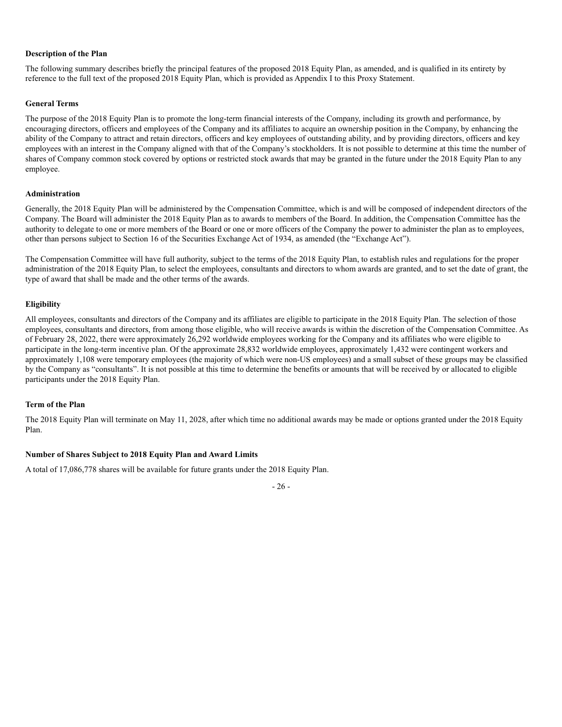**Description of the Plan**

The following summary describes briefly the principal features of the proposed 2018 Equity Plan, as amended, and is qualified in its entirety by reference to the full text of the proposed 2018 Equity Plan, which is provided as Appendix I to this Proxy Statement.

**General Terms**

The purpose of the 2018 Equity Plan is to promote the long-term financial interests of the Company, including its growth and performance, by encouraging directors, officers and employees of the Company and its affiliates to acquire an ownership position in the Company, by enhancing the ability of the Company to attract and retain directors, officers and key employees of outstanding ability, and by providing directors, officers and key employees with an interest in the Company aligned with that of the Company's stockholders. It is not possible to determine at this time the number of shares of Company common stock covered by options or restricted stock awards that may be granted in the future under the 2018 Equity Plan to any employee.

**Administration**

Generally, the 2018 Equity Plan will be administered by the Compensation Committee, which is and will be composed of independent directors of the Company. The Board will administer the 2018 Equity Plan as to awards to members of the Board. In addition, the Compensation Committee has the authority to delegate to one or more members of the Board or one or more officers of the Company the power to administer the plan as to employees, other than persons subject to Section 16 of the Securities Exchange Act of 1934, as amended (the "Exchange Act").

The Compensation Committee will have full authority, subject to the terms of the 2018 Equity Plan, to establish rules and regulations for the proper administration of the 2018 Equity Plan, to select the employees, consultants and directors to whom awards are granted, and to set the date of grant, the type of award that shall be made and the other terms of the awards.

**Eligibility**

All employees, consultants and directors of the Company and its affiliates are eligible to participate in the 2018 Equity Plan. The selection of those employees, consultants and directors, from among those eligible, who will receive awards is within the discretion of the Compensation Committee. As of February 28, 2022, there were approximately 26,292 worldwide employees working for the Company and its affiliates who were eligible to participate in the long-term incentive plan. Of the approximate 28,832 worldwide employees, approximately 1,432 were contingent workers and approximately 1,108 were temporary employees (the majority of which were non-US employees) and a small subset of these groups may be classified by the Company as "consultants". It is not possible at this time to determine the benefits or amounts that will be received by or allocated to eligible participants under the 2018 Equity Plan.

**Term of the Plan**

The 2018 Equity Plan will terminate on May 11, 2028, after which time no additional awards may be made or options granted under the 2018 Equity Plan.

**Number of Shares Subject to 2018 Equity Plan and Award Limits**

A total of 17,086,778 shares will be available for future grants under the 2018 Equity Plan.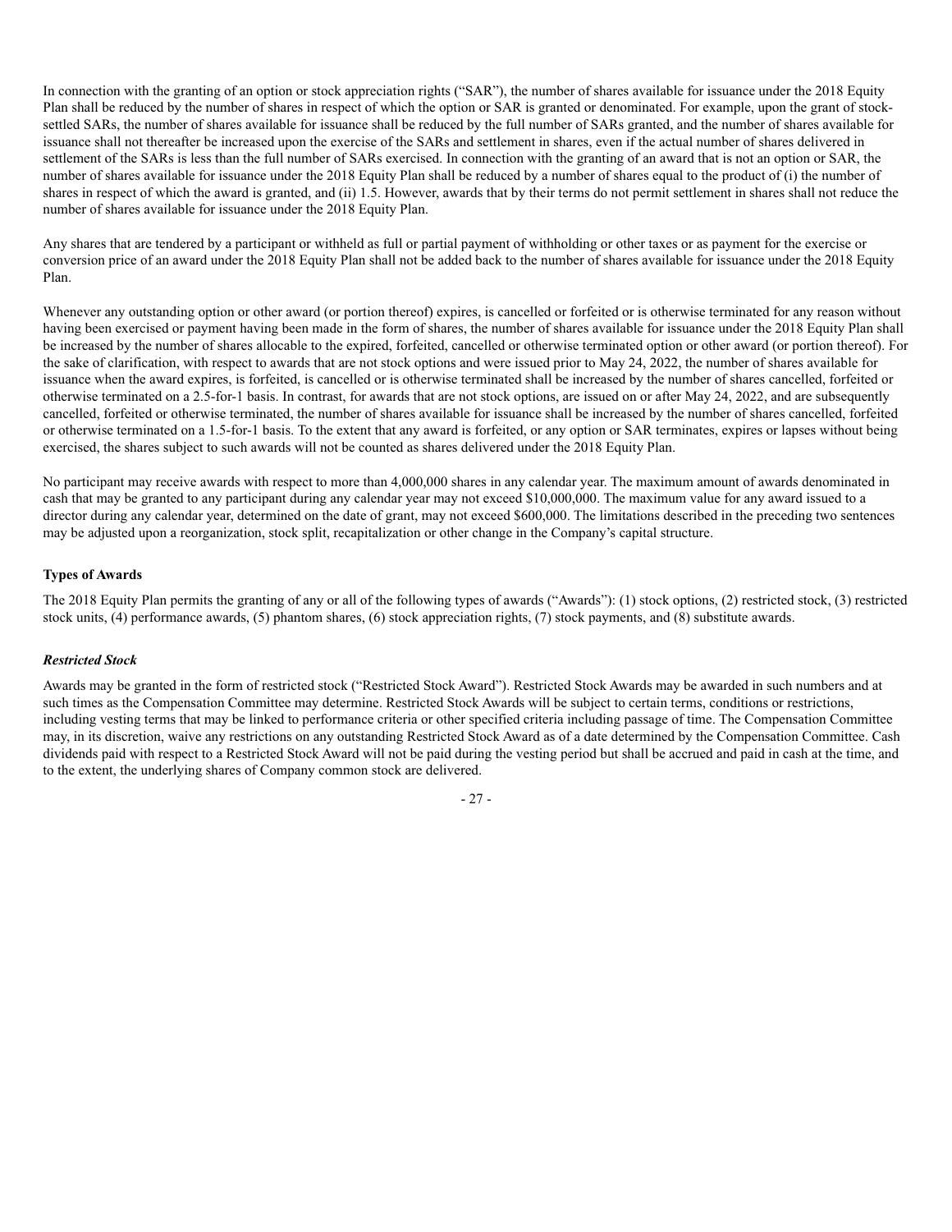In connection with the granting of an option or stock appreciation rights ("SAR"), the number of shares available for issuance under the 2018 Equity Plan shall be reduced by the number of shares in respect of which the option or SAR is granted or denominated. For example, upon the grant of stock-settled SARs, the number of shares available for issuance shall be reduced by the full number of SARs granted, and the number of shares available for issuance shall not thereafter be increased upon the exercise of the SARs and settlement in shares, even if the actual number of shares delivered in settlement of the SARs is less than the full number of SARs exercised. In connection with the granting of an award that is not an option or SAR, the number of shares available for issuance under the 2018 Equity Plan shall be reduced by a number of shares equal to the product of (i) the number of shares in respect of which the award is granted, and (ii) 1.5. However, awards that by their terms do not permit settlement in shares shall not reduce the number of shares available for issuance under the 2018 Equity Plan.

Any shares that are tendered by a participant or withheld as full or partial payment of withholding or other taxes or as payment for the exercise or conversion price of an award under the 2018 Equity Plan shall not be added back to the number of shares available for issuance under the 2018 Equity Plan.

Whenever any outstanding option or other award (or portion thereof) expires, is cancelled or forfeited or is otherwise terminated for any reason without having been exercised or payment having been made in the form of shares, the number of shares available for issuance under the 2018 Equity Plan shall be increased by the number of shares allocable to the expired, forfeited, cancelled or otherwise terminated option or other award (or portion thereof). For the sake of clarification, with respect to awards that are not stock options and were issued prior to May 24, 2022, the number of shares available for issuance when the award expires, is forfeited, is cancelled or is otherwise terminated shall be increased by the number of shares cancelled, forfeited or otherwise terminated on a 2.5-for-1 basis. In contrast, for awards that are not stock options, are issued on or after May 24, 2022, and are subsequently cancelled, forfeited or otherwise terminated, the number of shares available for issuance shall be increased by the number of shares cancelled, forfeited or otherwise terminated on a 1.5-for-1 basis. To the extent that any award is forfeited, or any option or SAR terminates, expires or lapses without being exercised, the shares subject to such awards will not be counted as shares delivered under the 2018 Equity Plan.

No participant may receive awards with respect to more than 4,000,000 shares in any calendar year. The maximum amount of awards denominated in cash that may be granted to any participant during any calendar year may not exceed $10,000,000. The maximum value for any award issued to a director during any calendar year, determined on the date of grant, may not exceed $600,000. The limitations described in the preceding two sentences may be adjusted upon a reorganization, stock split, recapitalization or other change in the Company's capital structure.

**Types of Awards**

The 2018 Equity Plan permits the granting of any or all of the following types of awards ("Awards"): (1) stock options, (2) restricted stock, (3) restricted stock units, (4) performance awards, (5) phantom shares, (6) stock appreciation rights, (7) stock payments, and (8) substitute awards.

***Restricted Stock***

Awards may be granted in the form of restricted stock ("Restricted Stock Award"). Restricted Stock Awards may be awarded in such numbers and at such times as the Compensation Committee may determine. Restricted Stock Awards will be subject to certain terms, conditions or restrictions, including vesting terms that may be linked to performance criteria or other specified criteria including passage of time. The Compensation Committee may, in its discretion, waive any restrictions on any outstanding Restricted Stock Award as of a date determined by the Compensation Committee. Cash dividends paid with respect to a Restricted Stock Award will not be paid during the vesting period but shall be accrued and paid in cash at the time, and to the extent, the underlying shares of Company common stock are delivered.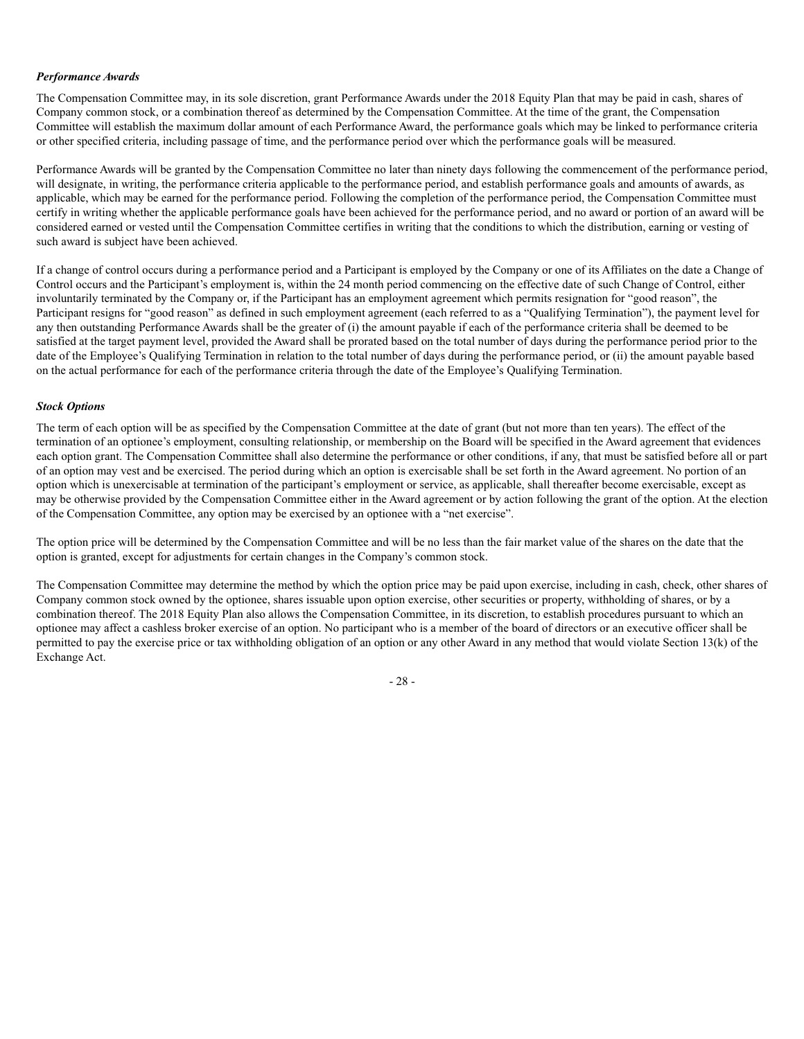### *Performance Awards*

The Compensation Committee may, in its sole discretion, grant Performance Awards under the 2018 Equity Plan that may be paid in cash, shares of Company common stock, or a combination thereof as determined by the Compensation Committee. At the time of the grant, the Compensation Committee will establish the maximum dollar amount of each Performance Award, the performance goals which may be linked to performance criteria or other specified criteria, including passage of time, and the performance period over which the performance goals will be measured.

Performance Awards will be granted by the Compensation Committee no later than ninety days following the commencement of the performance period, will designate, in writing, the performance criteria applicable to the performance period, and establish performance goals and amounts of awards, as applicable, which may be earned for the performance period. Following the completion of the performance period, the Compensation Committee must certify in writing whether the applicable performance goals have been achieved for the performance period, and no award or portion of an award will be considered earned or vested until the Compensation Committee certifies in writing that the conditions to which the distribution, earning or vesting of such award is subject have been achieved.

If a change of control occurs during a performance period and a Participant is employed by the Company or one of its Affiliates on the date a Change of Control occurs and the Participant's employment is, within the 24 month period commencing on the effective date of such Change of Control, either involuntarily terminated by the Company or, if the Participant has an employment agreement which permits resignation for "good reason", the Participant resigns for "good reason" as defined in such employment agreement (each referred to as a "Qualifying Termination"), the payment level for any then outstanding Performance Awards shall be the greater of (i) the amount payable if each of the performance criteria shall be deemed to be satisfied at the target payment level, provided the Award shall be prorated based on the total number of days during the performance period prior to the date of the Employee's Qualifying Termination in relation to the total number of days during the performance period, or (ii) the amount payable based on the actual performance for each of the performance criteria through the date of the Employee's Qualifying Termination.

### *Stock Options*

The term of each option will be as specified by the Compensation Committee at the date of grant (but not more than ten years). The effect of the termination of an optionee's employment, consulting relationship, or membership on the Board will be specified in the Award agreement that evidences each option grant. The Compensation Committee shall also determine the performance or other conditions, if any, that must be satisfied before all or part of an option may vest and be exercised. The period during which an option is exercisable shall be set forth in the Award agreement. No portion of an option which is unexercisable at termination of the participant's employment or service, as applicable, shall thereafter become exercisable, except as may be otherwise provided by the Compensation Committee either in the Award agreement or by action following the grant of the option. At the election of the Compensation Committee, any option may be exercised by an optionee with a "net exercise".

The option price will be determined by the Compensation Committee and will be no less than the fair market value of the shares on the date that the option is granted, except for adjustments for certain changes in the Company's common stock.

The Compensation Committee may determine the method by which the option price may be paid upon exercise, including in cash, check, other shares of Company common stock owned by the optionee, shares issuable upon option exercise, other securities or property, withholding of shares, or by a combination thereof. The 2018 Equity Plan also allows the Compensation Committee, in its discretion, to establish procedures pursuant to which an optionee may affect a cashless broker exercise of an option. No participant who is a member of the board of directors or an executive officer shall be permitted to pay the exercise price or tax withholding obligation of an option or any other Award in any method that would violate Section 13(k) of the Exchange Act.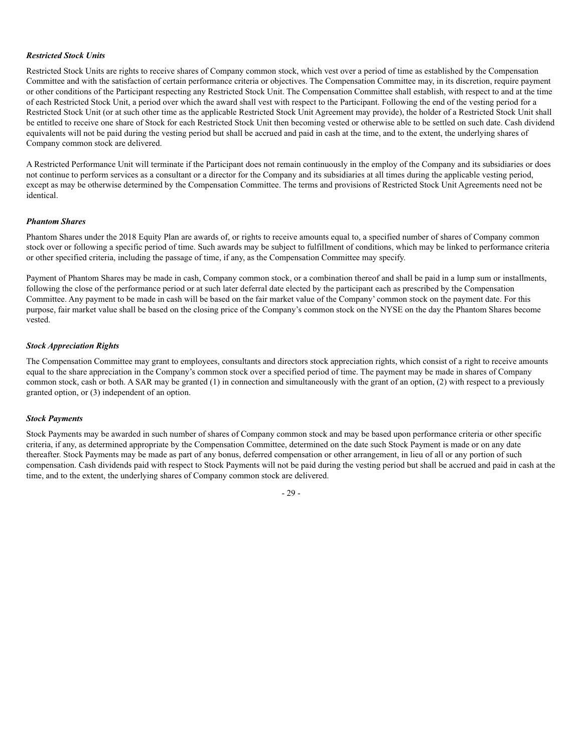***Restricted Stock Units***

Restricted Stock Units are rights to receive shares of Company common stock, which vest over a period of time as established by the Compensation Committee and with the satisfaction of certain performance criteria or objectives. The Compensation Committee may, in its discretion, require payment or other conditions of the Participant respecting any Restricted Stock Unit. The Compensation Committee shall establish, with respect to and at the time of each Restricted Stock Unit, a period over which the award shall vest with respect to the Participant. Following the end of the vesting period for a Restricted Stock Unit (or at such other time as the applicable Restricted Stock Unit Agreement may provide), the holder of a Restricted Stock Unit shall be entitled to receive one share of Stock for each Restricted Stock Unit then becoming vested or otherwise able to be settled on such date. Cash dividend equivalents will not be paid during the vesting period but shall be accrued and paid in cash at the time, and to the extent, the underlying shares of Company common stock are delivered.

A Restricted Performance Unit will terminate if the Participant does not remain continuously in the employ of the Company and its subsidiaries or does not continue to perform services as a consultant or a director for the Company and its subsidiaries at all times during the applicable vesting period, except as may be otherwise determined by the Compensation Committee. The terms and provisions of Restricted Stock Unit Agreements need not be identical.

***Phantom Shares***

Phantom Shares under the 2018 Equity Plan are awards of, or rights to receive amounts equal to, a specified number of shares of Company common stock over or following a specific period of time. Such awards may be subject to fulfillment of conditions, which may be linked to performance criteria or other specified criteria, including the passage of time, if any, as the Compensation Committee may specify.

Payment of Phantom Shares may be made in cash, Company common stock, or a combination thereof and shall be paid in a lump sum or installments, following the close of the performance period or at such later deferral date elected by the participant each as prescribed by the Compensation Committee. Any payment to be made in cash will be based on the fair market value of the Company' common stock on the payment date. For this purpose, fair market value shall be based on the closing price of the Company's common stock on the NYSE on the day the Phantom Shares become vested.

***Stock Appreciation Rights***

The Compensation Committee may grant to employees, consultants and directors stock appreciation rights, which consist of a right to receive amounts equal to the share appreciation in the Company's common stock over a specified period of time. The payment may be made in shares of Company common stock, cash or both. A SAR may be granted (1) in connection and simultaneously with the grant of an option, (2) with respect to a previously granted option, or (3) independent of an option.

***Stock Payments***

Stock Payments may be awarded in such number of shares of Company common stock and may be based upon performance criteria or other specific criteria, if any, as determined appropriate by the Compensation Committee, determined on the date such Stock Payment is made or on any date thereafter. Stock Payments may be made as part of any bonus, deferred compensation or other arrangement, in lieu of all or any portion of such compensation. Cash dividends paid with respect to Stock Payments will not be paid during the vesting period but shall be accrued and paid in cash at the time, and to the extent, the underlying shares of Company common stock are delivered.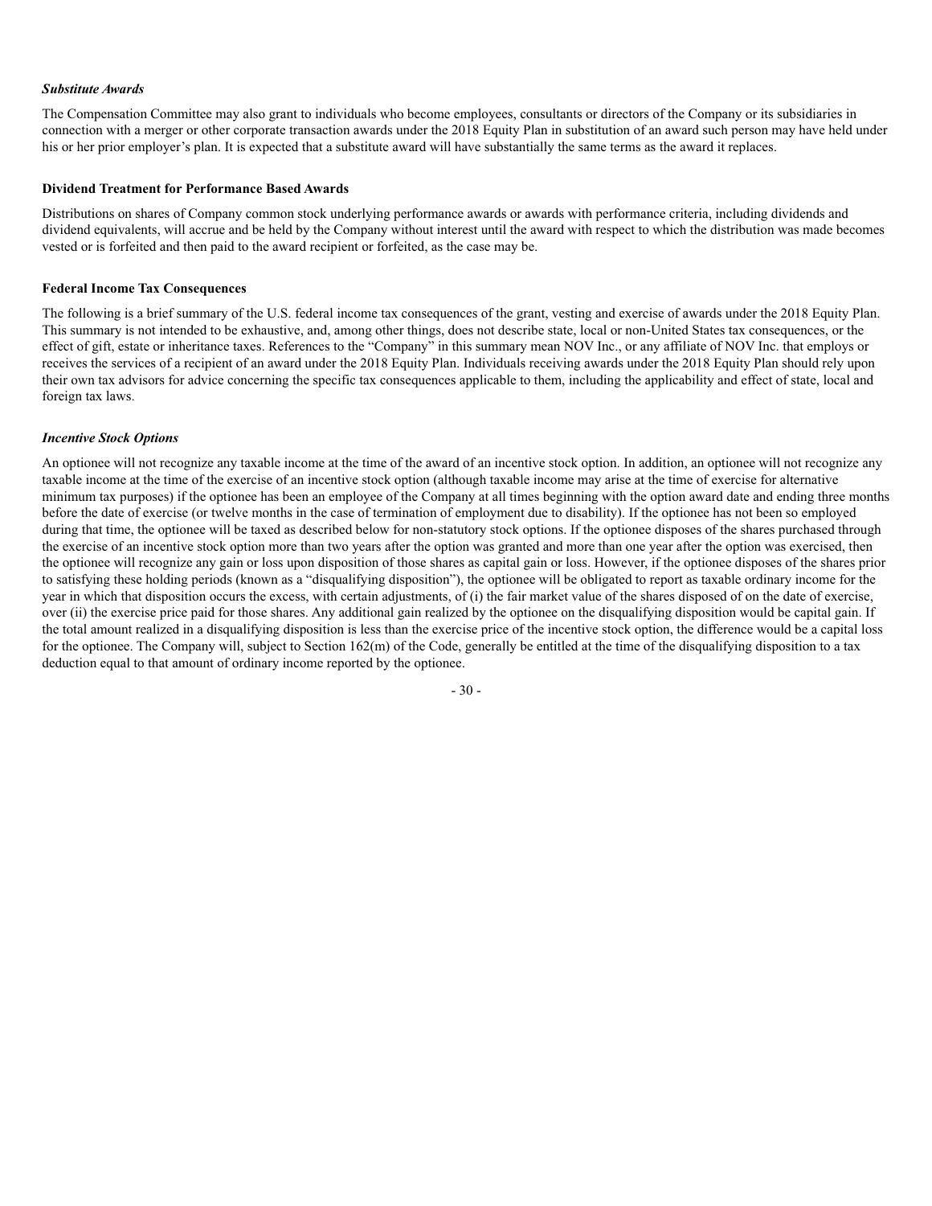### *Substitute Awards*

The Compensation Committee may also grant to individuals who become employees, consultants or directors of the Company or its subsidiaries in connection with a merger or other corporate transaction awards under the 2018 Equity Plan in substitution of an award such person may have held under his or her prior employer's plan. It is expected that a substitute award will have substantially the same terms as the award it replaces.

### Dividend Treatment for Performance Based Awards

Distributions on shares of Company common stock underlying performance awards or awards with performance criteria, including dividends and dividend equivalents, will accrue and be held by the Company without interest until the award with respect to which the distribution was made becomes vested or is forfeited and then paid to the award recipient or forfeited, as the case may be.

### Federal Income Tax Consequences

The following is a brief summary of the U.S. federal income tax consequences of the grant, vesting and exercise of awards under the 2018 Equity Plan. This summary is not intended to be exhaustive, and, among other things, does not describe state, local or non-United States tax consequences, or the effect of gift, estate or inheritance taxes. References to the "Company" in this summary mean NOV Inc., or any affiliate of NOV Inc. that employs or receives the services of a recipient of an award under the 2018 Equity Plan. Individuals receiving awards under the 2018 Equity Plan should rely upon their own tax advisors for advice concerning the specific tax consequences applicable to them, including the applicability and effect of state, local and foreign tax laws.

### *Incentive Stock Options*

An optionee will not recognize any taxable income at the time of the award of an incentive stock option. In addition, an optionee will not recognize any taxable income at the time of the exercise of an incentive stock option (although taxable income may arise at the time of exercise for alternative minimum tax purposes) if the optionee has been an employee of the Company at all times beginning with the option award date and ending three months before the date of exercise (or twelve months in the case of termination of employment due to disability). If the optionee has not been so employed during that time, the optionee will be taxed as described below for non-statutory stock options. If the optionee disposes of the shares purchased through the exercise of an incentive stock option more than two years after the option was granted and more than one year after the option was exercised, then the optionee will recognize any gain or loss upon disposition of those shares as capital gain or loss. However, if the optionee disposes of the shares prior to satisfying these holding periods (known as a "disqualifying disposition"), the optionee will be obligated to report as taxable ordinary income for the year in which that disposition occurs the excess, with certain adjustments, of (i) the fair market value of the shares disposed of on the date of exercise, over (ii) the exercise price paid for those shares. Any additional gain realized by the optionee on the disqualifying disposition would be capital gain. If the total amount realized in a disqualifying disposition is less than the exercise price of the incentive stock option, the difference would be a capital loss for the optionee. The Company will, subject to Section 162(m) of the Code, generally be entitled at the time of the disqualifying disposition to a tax deduction equal to that amount of ordinary income reported by the optionee.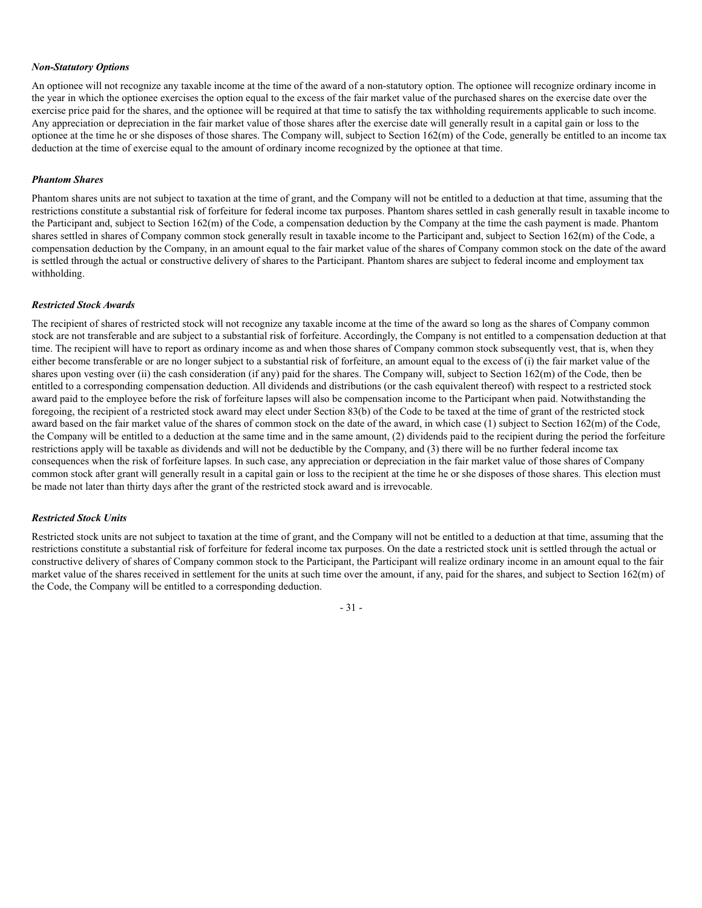***Non-Statutory Options***

An optionee will not recognize any taxable income at the time of the award of a non-statutory option. The optionee will recognize ordinary income in the year in which the optionee exercises the option equal to the excess of the fair market value of the purchased shares on the exercise date over the exercise price paid for the shares, and the optionee will be required at that time to satisfy the tax withholding requirements applicable to such income. Any appreciation or depreciation in the fair market value of those shares after the exercise date will generally result in a capital gain or loss to the optionee at the time he or she disposes of those shares. The Company will, subject to Section 162(m) of the Code, generally be entitled to an income tax deduction at the time of exercise equal to the amount of ordinary income recognized by the optionee at that time.

***Phantom Shares***

Phantom shares units are not subject to taxation at the time of grant, and the Company will not be entitled to a deduction at that time, assuming that the restrictions constitute a substantial risk of forfeiture for federal income tax purposes. Phantom shares settled in cash generally result in taxable income to the Participant and, subject to Section 162(m) of the Code, a compensation deduction by the Company at the time the cash payment is made. Phantom shares settled in shares of Company common stock generally result in taxable income to the Participant and, subject to Section 162(m) of the Code, a compensation deduction by the Company, in an amount equal to the fair market value of the shares of Company common stock on the date of the award is settled through the actual or constructive delivery of shares to the Participant. Phantom shares are subject to federal income and employment tax withholding.

***Restricted Stock Awards***

The recipient of shares of restricted stock will not recognize any taxable income at the time of the award so long as the shares of Company common stock are not transferable and are subject to a substantial risk of forfeiture. Accordingly, the Company is not entitled to a compensation deduction at that time. The recipient will have to report as ordinary income as and when those shares of Company common stock subsequently vest, that is, when they either become transferable or are no longer subject to a substantial risk of forfeiture, an amount equal to the excess of (i) the fair market value of the shares upon vesting over (ii) the cash consideration (if any) paid for the shares. The Company will, subject to Section 162(m) of the Code, then be entitled to a corresponding compensation deduction. All dividends and distributions (or the cash equivalent thereof) with respect to a restricted stock award paid to the employee before the risk of forfeiture lapses will also be compensation income to the Participant when paid. Notwithstanding the foregoing, the recipient of a restricted stock award may elect under Section 83(b) of the Code to be taxed at the time of grant of the restricted stock award based on the fair market value of the shares of common stock on the date of the award, in which case (1) subject to Section 162(m) of the Code, the Company will be entitled to a deduction at the same time and in the same amount, (2) dividends paid to the recipient during the period the forfeiture restrictions apply will be taxable as dividends and will not be deductible by the Company, and (3) there will be no further federal income tax consequences when the risk of forfeiture lapses. In such case, any appreciation or depreciation in the fair market value of those shares of Company common stock after grant will generally result in a capital gain or loss to the recipient at the time he or she disposes of those shares. This election must be made not later than thirty days after the grant of the restricted stock award and is irrevocable.

***Restricted Stock Units***

Restricted stock units are not subject to taxation at the time of grant, and the Company will not be entitled to a deduction at that time, assuming that the restrictions constitute a substantial risk of forfeiture for federal income tax purposes. On the date a restricted stock unit is settled through the actual or constructive delivery of shares of Company common stock to the Participant, the Participant will realize ordinary income in an amount equal to the fair market value of the shares received in settlement for the units at such time over the amount, if any, paid for the shares, and subject to Section 162(m) of the Code, the Company will be entitled to a corresponding deduction.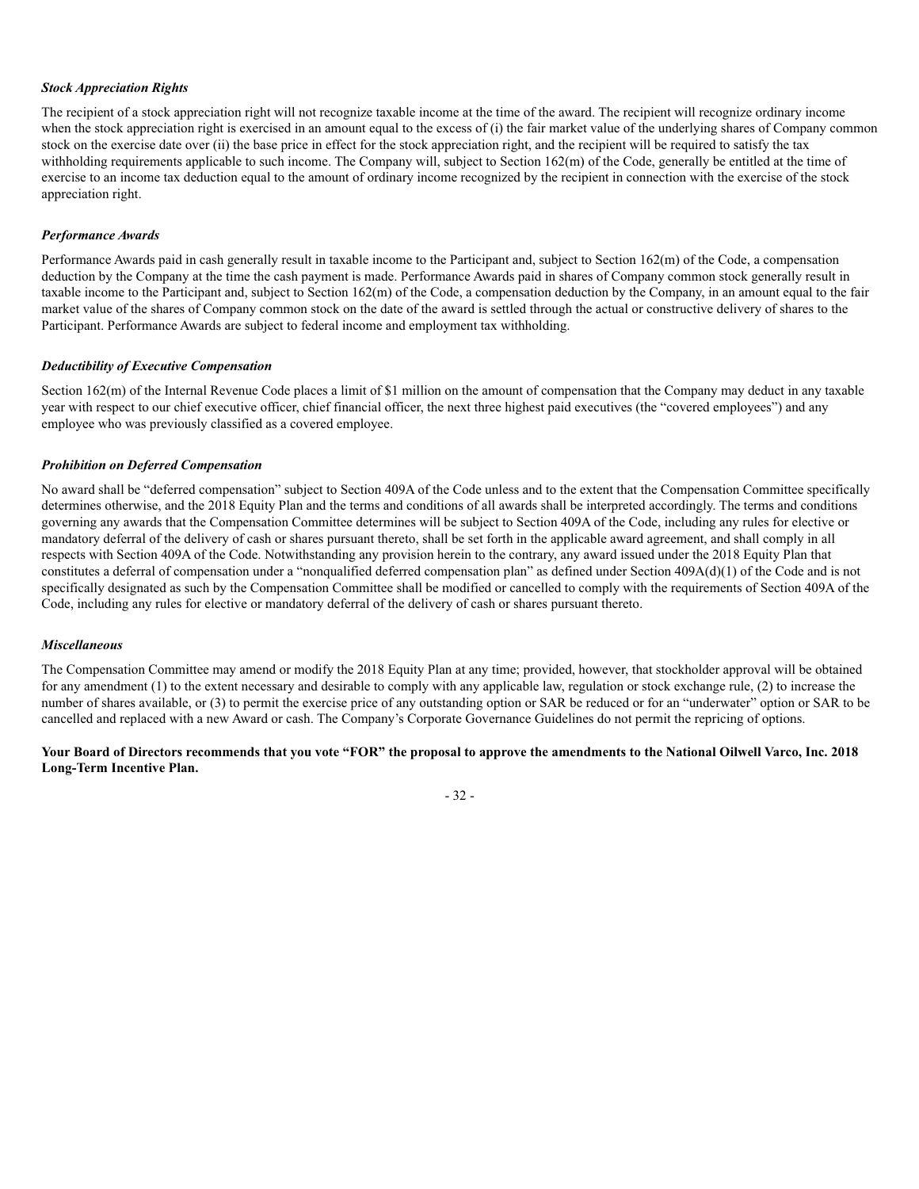***Stock Appreciation Rights***

The recipient of a stock appreciation right will not recognize taxable income at the time of the award. The recipient will recognize ordinary income when the stock appreciation right is exercised in an amount equal to the excess of (i) the fair market value of the underlying shares of Company common stock on the exercise date over (ii) the base price in effect for the stock appreciation right, and the recipient will be required to satisfy the tax withholding requirements applicable to such income. The Company will, subject to Section 162(m) of the Code, generally be entitled at the time of exercise to an income tax deduction equal to the amount of ordinary income recognized by the recipient in connection with the exercise of the stock appreciation right.

***Performance Awards***

Performance Awards paid in cash generally result in taxable income to the Participant and, subject to Section 162(m) of the Code, a compensation deduction by the Company at the time the cash payment is made. Performance Awards paid in shares of Company common stock generally result in taxable income to the Participant and, subject to Section 162(m) of the Code, a compensation deduction by the Company, in an amount equal to the fair market value of the shares of Company common stock on the date of the award is settled through the actual or constructive delivery of shares to the Participant. Performance Awards are subject to federal income and employment tax withholding.

***Deductibility of Executive Compensation***

Section 162(m) of the Internal Revenue Code places a limit of $1 million on the amount of compensation that the Company may deduct in any taxable year with respect to our chief executive officer, chief financial officer, the next three highest paid executives (the "covered employees") and any employee who was previously classified as a covered employee.

***Prohibition on Deferred Compensation***

No award shall be "deferred compensation" subject to Section 409A of the Code unless and to the extent that the Compensation Committee specifically determines otherwise, and the 2018 Equity Plan and the terms and conditions of all awards shall be interpreted accordingly. The terms and conditions governing any awards that the Compensation Committee determines will be subject to Section 409A of the Code, including any rules for elective or mandatory deferral of the delivery of cash or shares pursuant thereto, shall be set forth in the applicable award agreement, and shall comply in all respects with Section 409A of the Code. Notwithstanding any provision herein to the contrary, any award issued under the 2018 Equity Plan that constitutes a deferral of compensation under a "nonqualified deferred compensation plan" as defined under Section 409A(d)(1) of the Code and is not specifically designated as such by the Compensation Committee shall be modified or cancelled to comply with the requirements of Section 409A of the Code, including any rules for elective or mandatory deferral of the delivery of cash or shares pursuant thereto.

***Miscellaneous***

The Compensation Committee may amend or modify the 2018 Equity Plan at any time; provided, however, that stockholder approval will be obtained for any amendment (1) to the extent necessary and desirable to comply with any applicable law, regulation or stock exchange rule, (2) to increase the number of shares available, or (3) to permit the exercise price of any outstanding option or SAR be reduced or for an "underwater" option or SAR to be cancelled and replaced with a new Award or cash. The Company's Corporate Governance Guidelines do not permit the repricing of options.

**Your Board of Directors recommends that you vote "FOR" the proposal to approve the amendments to the National Oilwell Varco, Inc. 2018 Long-Term Incentive Plan.**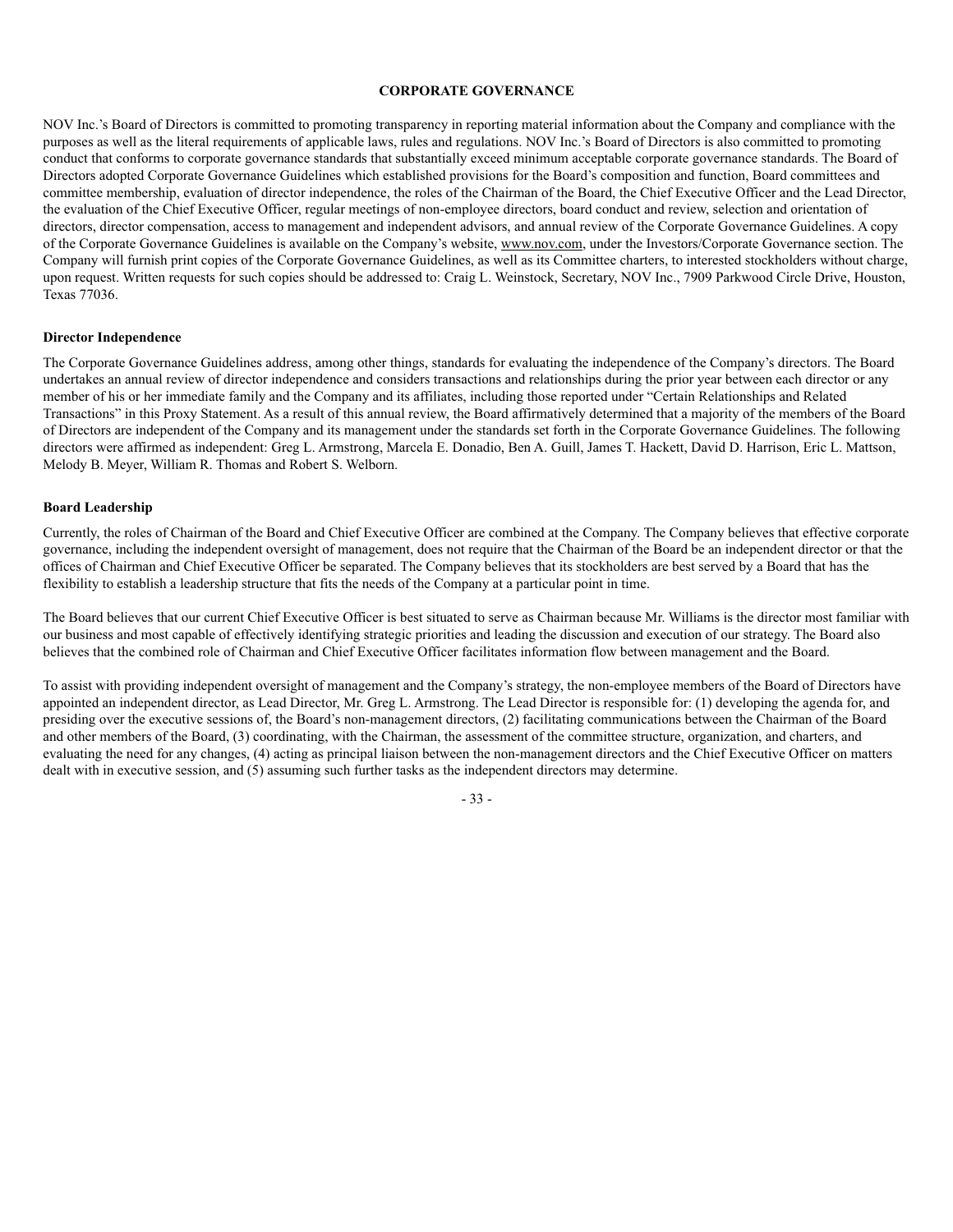## CORPORATE GOVERNANCE

NOV Inc.'s Board of Directors is committed to promoting transparency in reporting material information about the Company and compliance with the purposes as well as the literal requirements of applicable laws, rules and regulations. NOV Inc.'s Board of Directors is also committed to promoting conduct that conforms to corporate governance standards that substantially exceed minimum acceptable corporate governance standards. The Board of Directors adopted Corporate Governance Guidelines which established provisions for the Board's composition and function, Board committees and committee membership, evaluation of director independence, the roles of the Chairman of the Board, the Chief Executive Officer and the Lead Director, the evaluation of the Chief Executive Officer, regular meetings of non-employee directors, board conduct and review, selection and orientation of directors, director compensation, access to management and independent advisors, and annual review of the Corporate Governance Guidelines. A copy of the Corporate Governance Guidelines is available on the Company's website, www.nov.com, under the Investors/Corporate Governance section. The Company will furnish print copies of the Corporate Governance Guidelines, as well as its Committee charters, to interested stockholders without charge, upon request. Written requests for such copies should be addressed to: Craig L. Weinstock, Secretary, NOV Inc., 7909 Parkwood Circle Drive, Houston, Texas 77036.

### Director Independence

The Corporate Governance Guidelines address, among other things, standards for evaluating the independence of the Company's directors. The Board undertakes an annual review of director independence and considers transactions and relationships during the prior year between each director or any member of his or her immediate family and the Company and its affiliates, including those reported under "Certain Relationships and Related Transactions" in this Proxy Statement. As a result of this annual review, the Board affirmatively determined that a majority of the members of the Board of Directors are independent of the Company and its management under the standards set forth in the Corporate Governance Guidelines. The following directors were affirmed as independent: Greg L. Armstrong, Marcela E. Donadio, Ben A. Guill, James T. Hackett, David D. Harrison, Eric L. Mattson, Melody B. Meyer, William R. Thomas and Robert S. Welborn.

### Board Leadership

Currently, the roles of Chairman of the Board and Chief Executive Officer are combined at the Company. The Company believes that effective corporate governance, including the independent oversight of management, does not require that the Chairman of the Board be an independent director or that the offices of Chairman and Chief Executive Officer be separated. The Company believes that its stockholders are best served by a Board that has the flexibility to establish a leadership structure that fits the needs of the Company at a particular point in time.

The Board believes that our current Chief Executive Officer is best situated to serve as Chairman because Mr. Williams is the director most familiar with our business and most capable of effectively identifying strategic priorities and leading the discussion and execution of our strategy. The Board also believes that the combined role of Chairman and Chief Executive Officer facilitates information flow between management and the Board.

To assist with providing independent oversight of management and the Company's strategy, the non-employee members of the Board of Directors have appointed an independent director, as Lead Director, Mr. Greg L. Armstrong. The Lead Director is responsible for: (1) developing the agenda for, and presiding over the executive sessions of, the Board's non-management directors, (2) facilitating communications between the Chairman of the Board and other members of the Board, (3) coordinating, with the Chairman, the assessment of the committee structure, organization, and charters, and evaluating the need for any changes, (4) acting as principal liaison between the non-management directors and the Chief Executive Officer on matters dealt with in executive session, and (5) assuming such further tasks as the independent directors may determine.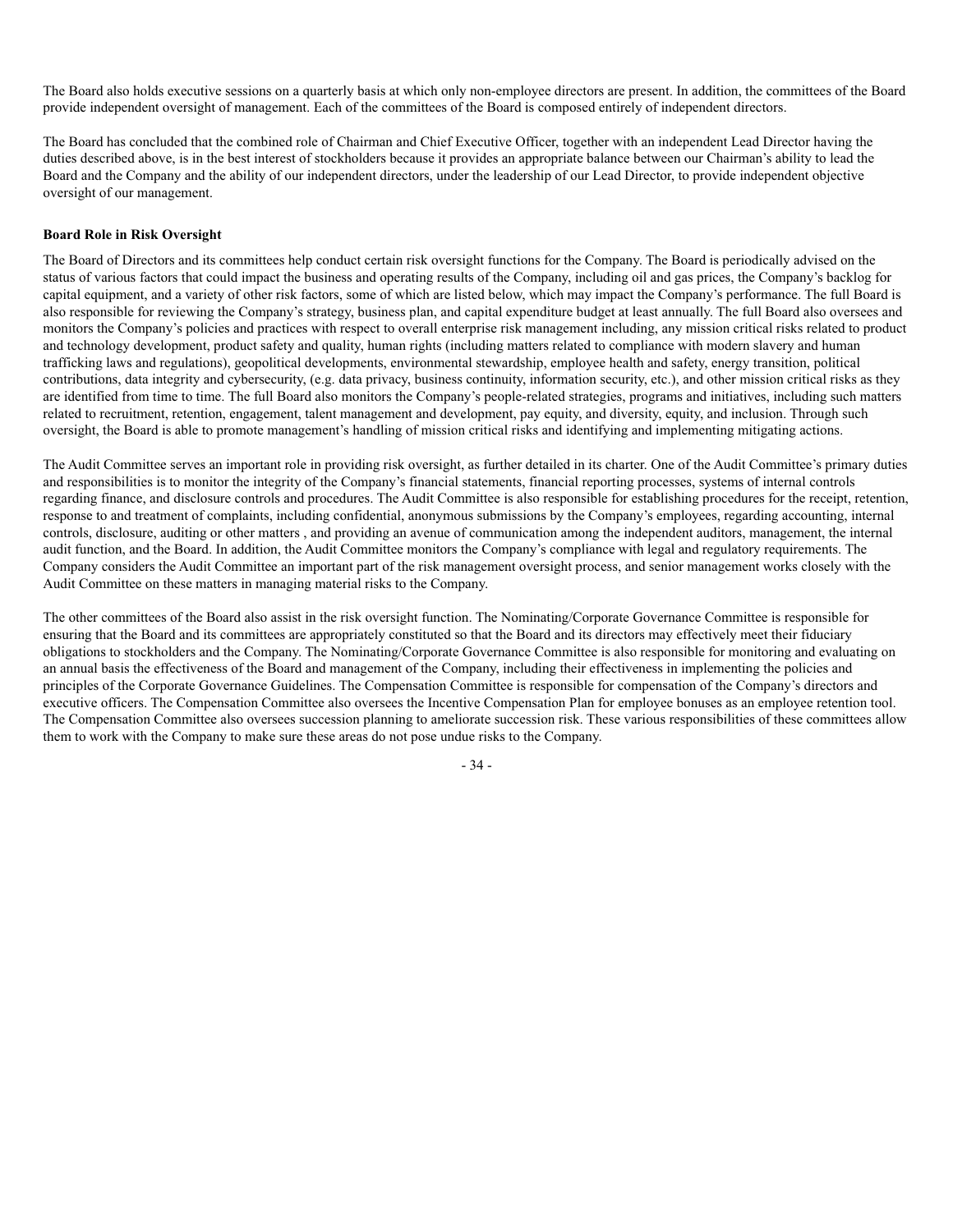The Board also holds executive sessions on a quarterly basis at which only non-employee directors are present. In addition, the committees of the Board provide independent oversight of management. Each of the committees of the Board is composed entirely of independent directors.

The Board has concluded that the combined role of Chairman and Chief Executive Officer, together with an independent Lead Director having the duties described above, is in the best interest of stockholders because it provides an appropriate balance between our Chairman's ability to lead the Board and the Company and the ability of our independent directors, under the leadership of our Lead Director, to provide independent objective oversight of our management.

**Board Role in Risk Oversight**

The Board of Directors and its committees help conduct certain risk oversight functions for the Company. The Board is periodically advised on the status of various factors that could impact the business and operating results of the Company, including oil and gas prices, the Company's backlog for capital equipment, and a variety of other risk factors, some of which are listed below, which may impact the Company's performance. The full Board is also responsible for reviewing the Company's strategy, business plan, and capital expenditure budget at least annually. The full Board also oversees and monitors the Company's policies and practices with respect to overall enterprise risk management including, any mission critical risks related to product and technology development, product safety and quality, human rights (including matters related to compliance with modern slavery and human trafficking laws and regulations), geopolitical developments, environmental stewardship, employee health and safety, energy transition, political contributions, data integrity and cybersecurity, (e.g. data privacy, business continuity, information security, etc.), and other mission critical risks as they are identified from time to time. The full Board also monitors the Company's people-related strategies, programs and initiatives, including such matters related to recruitment, retention, engagement, talent management and development, pay equity, and diversity, equity, and inclusion. Through such oversight, the Board is able to promote management's handling of mission critical risks and identifying and implementing mitigating actions.

The Audit Committee serves an important role in providing risk oversight, as further detailed in its charter. One of the Audit Committee's primary duties and responsibilities is to monitor the integrity of the Company's financial statements, financial reporting processes, systems of internal controls regarding finance, and disclosure controls and procedures. The Audit Committee is also responsible for establishing procedures for the receipt, retention, response to and treatment of complaints, including confidential, anonymous submissions by the Company's employees, regarding accounting, internal controls, disclosure, auditing or other matters , and providing an avenue of communication among the independent auditors, management, the internal audit function, and the Board. In addition, the Audit Committee monitors the Company's compliance with legal and regulatory requirements. The Company considers the Audit Committee an important part of the risk management oversight process, and senior management works closely with the Audit Committee on these matters in managing material risks to the Company.

The other committees of the Board also assist in the risk oversight function. The Nominating/Corporate Governance Committee is responsible for ensuring that the Board and its committees are appropriately constituted so that the Board and its directors may effectively meet their fiduciary obligations to stockholders and the Company. The Nominating/Corporate Governance Committee is also responsible for monitoring and evaluating on an annual basis the effectiveness of the Board and management of the Company, including their effectiveness in implementing the policies and principles of the Corporate Governance Guidelines. The Compensation Committee is responsible for compensation of the Company's directors and executive officers. The Compensation Committee also oversees the Incentive Compensation Plan for employee bonuses as an employee retention tool. The Compensation Committee also oversees succession planning to ameliorate succession risk. These various responsibilities of these committees allow them to work with the Company to make sure these areas do not pose undue risks to the Company.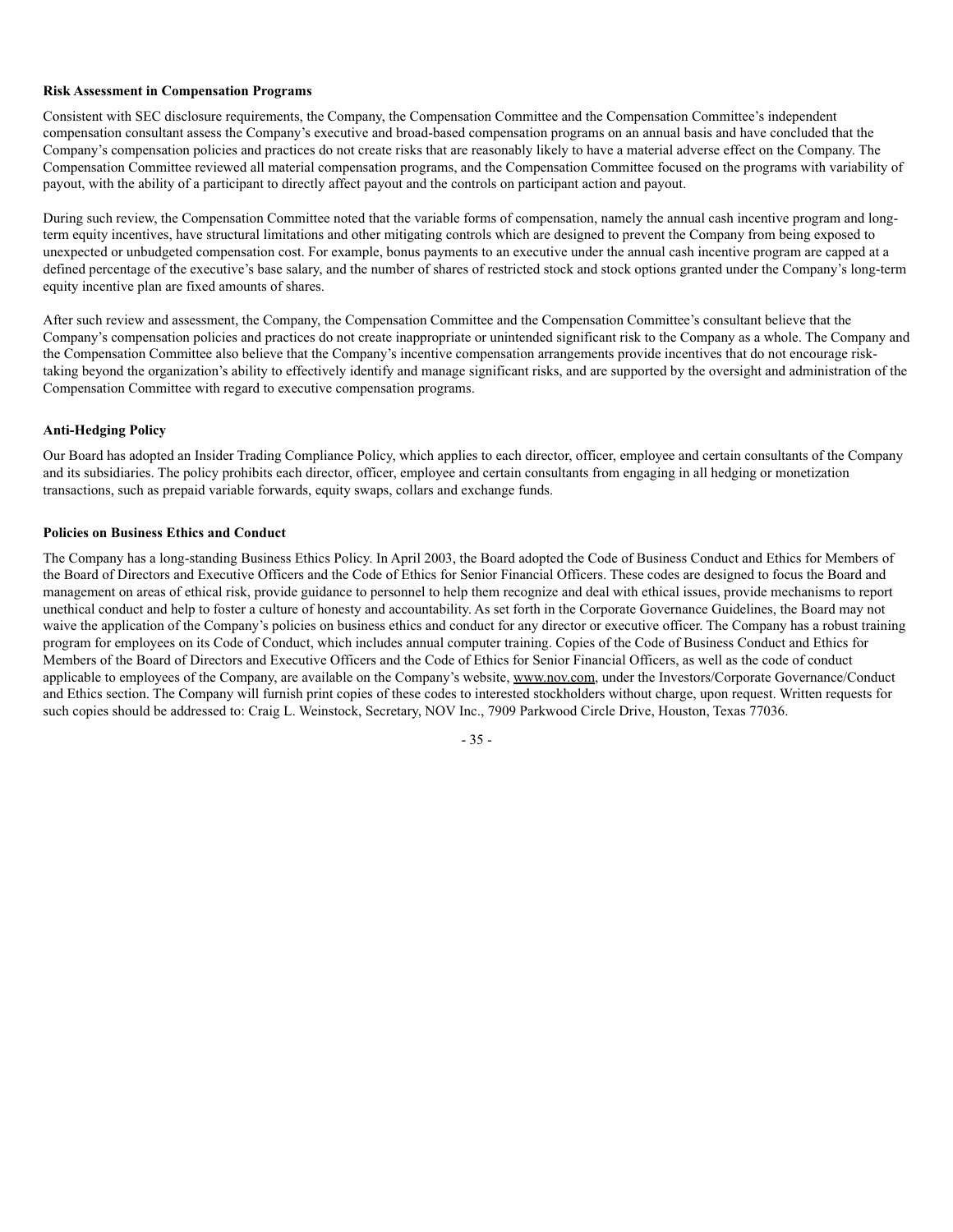### Risk Assessment in Compensation Programs

Consistent with SEC disclosure requirements, the Company, the Compensation Committee and the Compensation Committee's independent compensation consultant assess the Company's executive and broad-based compensation programs on an annual basis and have concluded that the Company's compensation policies and practices do not create risks that are reasonably likely to have a material adverse effect on the Company. The Compensation Committee reviewed all material compensation programs, and the Compensation Committee focused on the programs with variability of payout, with the ability of a participant to directly affect payout and the controls on participant action and payout.

During such review, the Compensation Committee noted that the variable forms of compensation, namely the annual cash incentive program and long-term equity incentives, have structural limitations and other mitigating controls which are designed to prevent the Company from being exposed to unexpected or unbudgeted compensation cost. For example, bonus payments to an executive under the annual cash incentive program are capped at a defined percentage of the executive's base salary, and the number of shares of restricted stock and stock options granted under the Company's long-term equity incentive plan are fixed amounts of shares.

After such review and assessment, the Company, the Compensation Committee and the Compensation Committee's consultant believe that the Company's compensation policies and practices do not create inappropriate or unintended significant risk to the Company as a whole. The Company and the Compensation Committee also believe that the Company's incentive compensation arrangements provide incentives that do not encourage risk-taking beyond the organization's ability to effectively identify and manage significant risks, and are supported by the oversight and administration of the Compensation Committee with regard to executive compensation programs.

### Anti-Hedging Policy

Our Board has adopted an Insider Trading Compliance Policy, which applies to each director, officer, employee and certain consultants of the Company and its subsidiaries. The policy prohibits each director, officer, employee and certain consultants from engaging in all hedging or monetization transactions, such as prepaid variable forwards, equity swaps, collars and exchange funds.

### Policies on Business Ethics and Conduct

The Company has a long-standing Business Ethics Policy. In April 2003, the Board adopted the Code of Business Conduct and Ethics for Members of the Board of Directors and Executive Officers and the Code of Ethics for Senior Financial Officers. These codes are designed to focus the Board and management on areas of ethical risk, provide guidance to personnel to help them recognize and deal with ethical issues, provide mechanisms to report unethical conduct and help to foster a culture of honesty and accountability. As set forth in the Corporate Governance Guidelines, the Board may not waive the application of the Company's policies on business ethics and conduct for any director or executive officer. The Company has a robust training program for employees on its Code of Conduct, which includes annual computer training. Copies of the Code of Business Conduct and Ethics for Members of the Board of Directors and Executive Officers and the Code of Ethics for Senior Financial Officers, as well as the code of conduct applicable to employees of the Company, are available on the Company's website, www.nov.com, under the Investors/Corporate Governance/Conduct and Ethics section. The Company will furnish print copies of these codes to interested stockholders without charge, upon request. Written requests for such copies should be addressed to: Craig L. Weinstock, Secretary, NOV Inc., 7909 Parkwood Circle Drive, Houston, Texas 77036.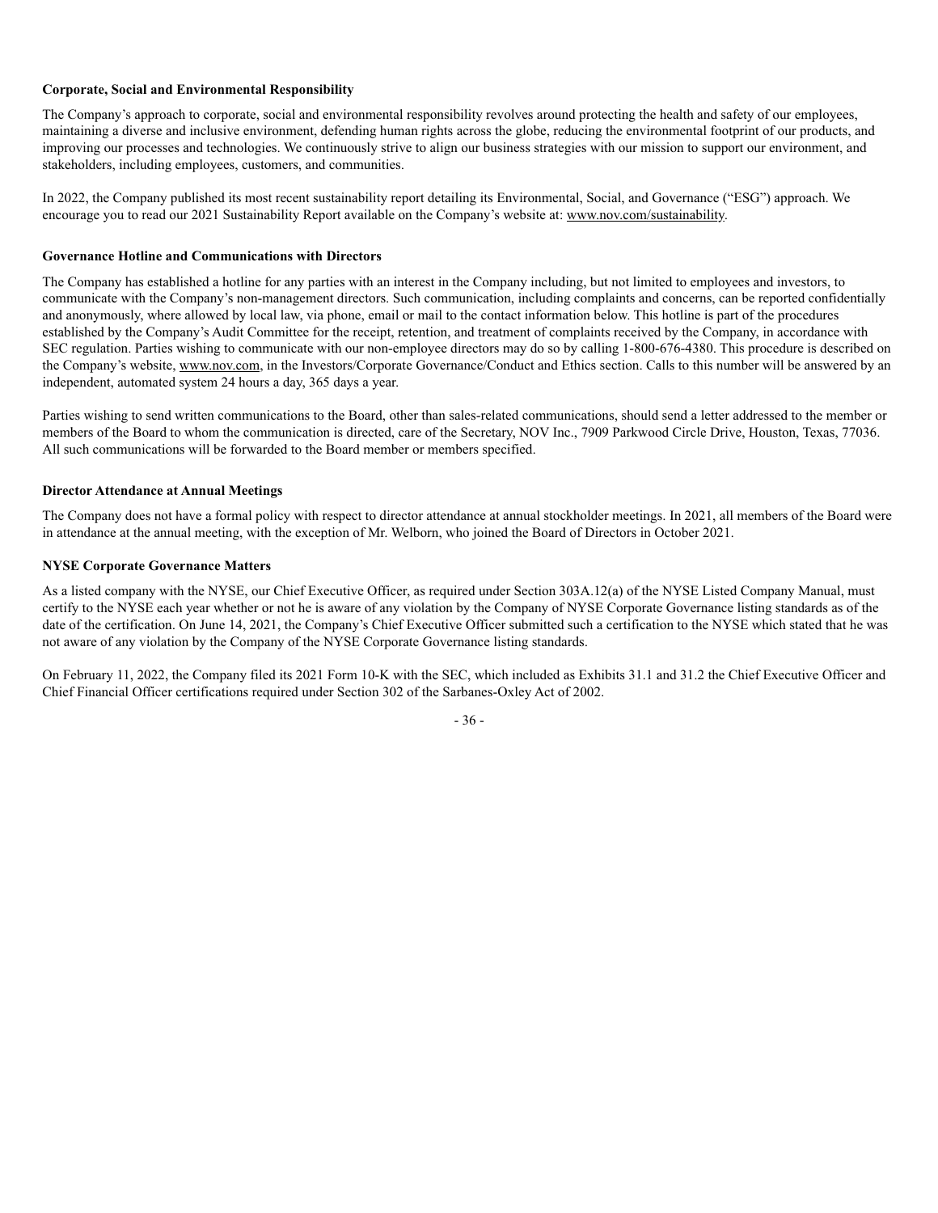**Corporate, Social and Environmental Responsibility**

The Company's approach to corporate, social and environmental responsibility revolves around protecting the health and safety of our employees, maintaining a diverse and inclusive environment, defending human rights across the globe, reducing the environmental footprint of our products, and improving our processes and technologies. We continuously strive to align our business strategies with our mission to support our environment, and stakeholders, including employees, customers, and communities.

In 2022, the Company published its most recent sustainability report detailing its Environmental, Social, and Governance ("ESG") approach. We encourage you to read our 2021 Sustainability Report available on the Company's website at: www.nov.com/sustainability.

**Governance Hotline and Communications with Directors**

The Company has established a hotline for any parties with an interest in the Company including, but not limited to employees and investors, to communicate with the Company's non-management directors. Such communication, including complaints and concerns, can be reported confidentially and anonymously, where allowed by local law, via phone, email or mail to the contact information below. This hotline is part of the procedures established by the Company's Audit Committee for the receipt, retention, and treatment of complaints received by the Company, in accordance with SEC regulation. Parties wishing to communicate with our non-employee directors may do so by calling 1-800-676-4380. This procedure is described on the Company's website, www.nov.com, in the Investors/Corporate Governance/Conduct and Ethics section. Calls to this number will be answered by an independent, automated system 24 hours a day, 365 days a year.

Parties wishing to send written communications to the Board, other than sales-related communications, should send a letter addressed to the member or members of the Board to whom the communication is directed, care of the Secretary, NOV Inc., 7909 Parkwood Circle Drive, Houston, Texas, 77036. All such communications will be forwarded to the Board member or members specified.

**Director Attendance at Annual Meetings**

The Company does not have a formal policy with respect to director attendance at annual stockholder meetings. In 2021, all members of the Board were in attendance at the annual meeting, with the exception of Mr. Welborn, who joined the Board of Directors in October 2021.

**NYSE Corporate Governance Matters**

As a listed company with the NYSE, our Chief Executive Officer, as required under Section 303A.12(a) of the NYSE Listed Company Manual, must certify to the NYSE each year whether or not he is aware of any violation by the Company of NYSE Corporate Governance listing standards as of the date of the certification. On June 14, 2021, the Company's Chief Executive Officer submitted such a certification to the NYSE which stated that he was not aware of any violation by the Company of the NYSE Corporate Governance listing standards.

On February 11, 2022, the Company filed its 2021 Form 10-K with the SEC, which included as Exhibits 31.1 and 31.2 the Chief Executive Officer and Chief Financial Officer certifications required under Section 302 of the Sarbanes-Oxley Act of 2002.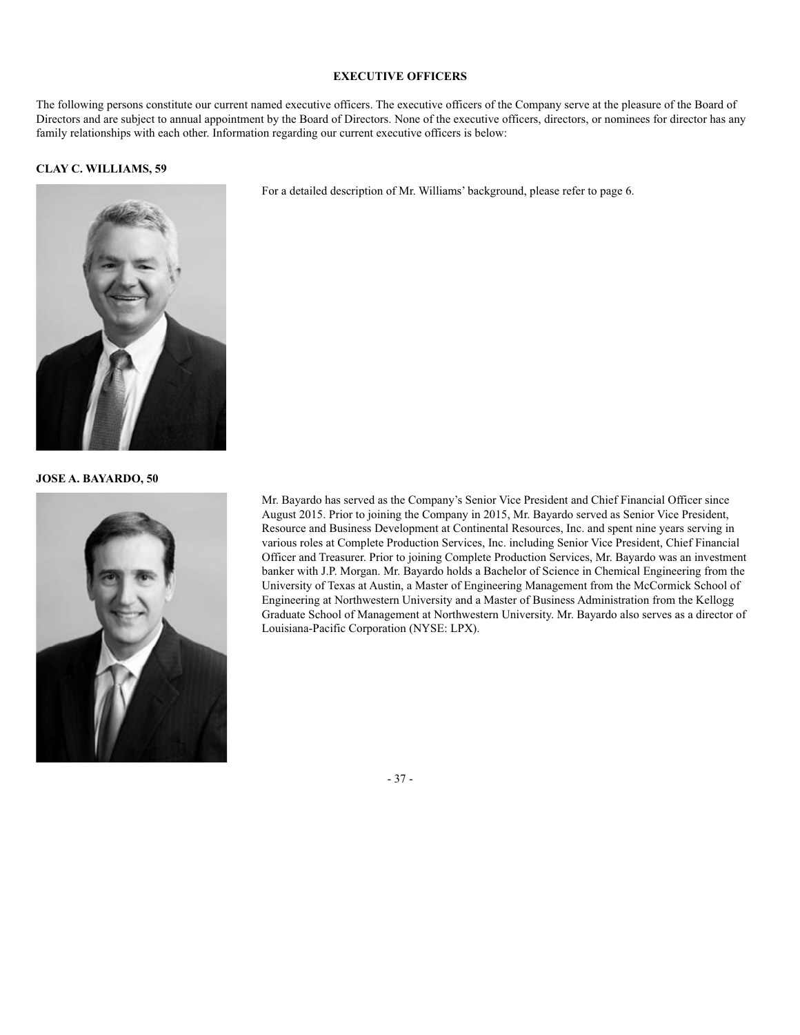# EXECUTIVE OFFICERS

The following persons constitute our current named executive officers. The executive officers of the Company serve at the pleasure of the Board of Directors and are subject to annual appointment by the Board of Directors. None of the executive officers, directors, or nominees for director has any family relationships with each other. Information regarding our current executive officers is below:

**CLAY C. WILLIAMS, 59**

For a detailed description of Mr. Williams' background, please refer to page 6.

**JOSE A. BAYARDO, 50**

Mr. Bayardo has served as the Company's Senior Vice President and Chief Financial Officer since August 2015. Prior to joining the Company in 2015, Mr. Bayardo served as Senior Vice President, Resource and Business Development at Continental Resources, Inc. and spent nine years serving in various roles at Complete Production Services, Inc. including Senior Vice President, Chief Financial Officer and Treasurer. Prior to joining Complete Production Services, Mr. Bayardo was an investment banker with J.P. Morgan. Mr. Bayardo holds a Bachelor of Science in Chemical Engineering from the University of Texas at Austin, a Master of Engineering Management from the McCormick School of Engineering at Northwestern University and a Master of Business Administration from the Kellogg Graduate School of Management at Northwestern University. Mr. Bayardo also serves as a director of Louisiana-Pacific Corporation (NYSE: LPX).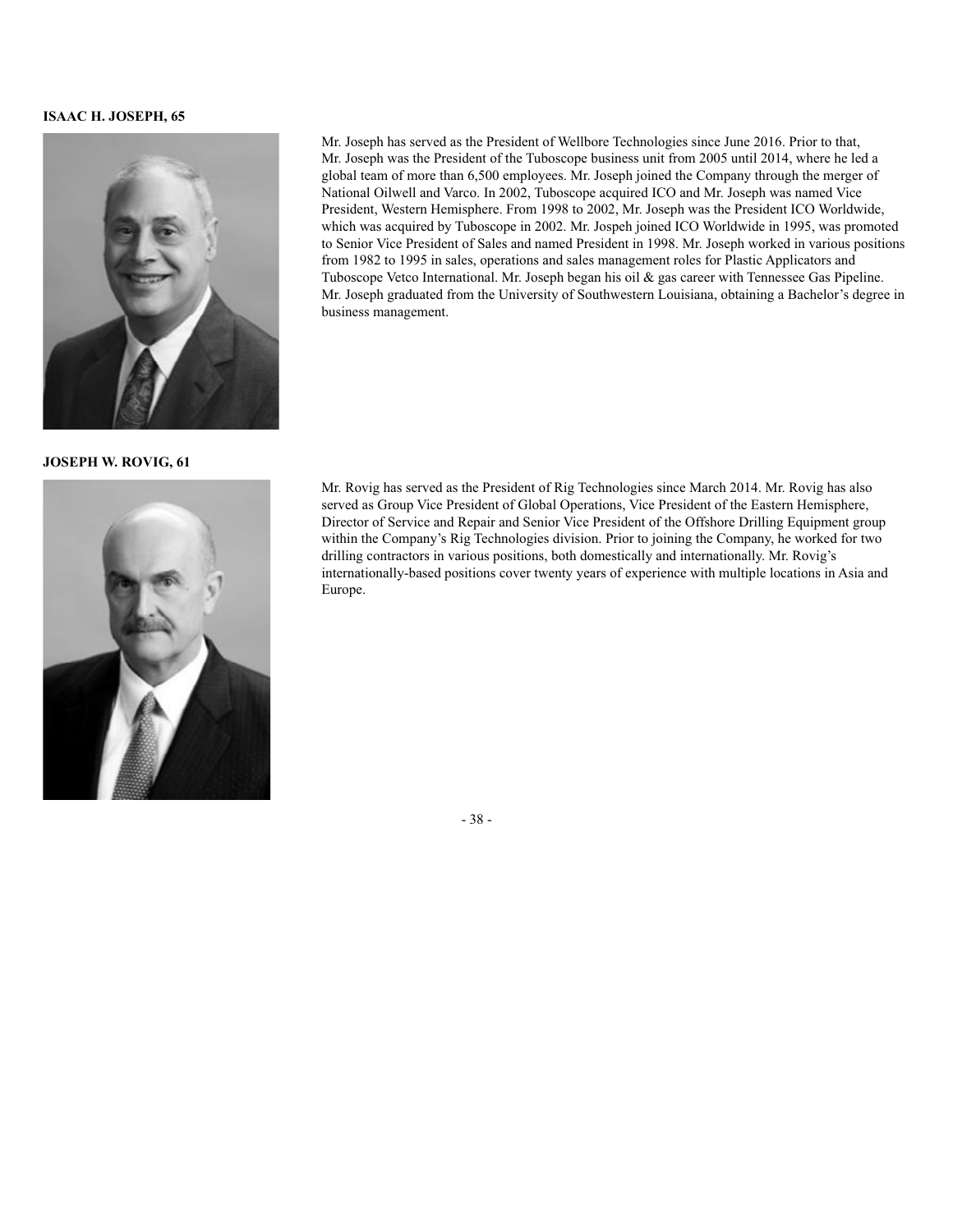**ISAAC H. JOSEPH, 65**

Mr. Joseph has served as the President of Wellbore Technologies since June 2016. Prior to that, Mr. Joseph was the President of the Tuboscope business unit from 2005 until 2014, where he led a global team of more than 6,500 employees. Mr. Joseph joined the Company through the merger of National Oilwell and Varco. In 2002, Tuboscope acquired ICO and Mr. Joseph was named Vice President, Western Hemisphere. From 1998 to 2002, Mr. Joseph was the President ICO Worldwide, which was acquired by Tuboscope in 2002. Mr. Jospeh joined ICO Worldwide in 1995, was promoted to Senior Vice President of Sales and named President in 1998. Mr. Joseph worked in various positions from 1982 to 1995 in sales, operations and sales management roles for Plastic Applicators and Tuboscope Vetco International. Mr. Joseph began his oil & gas career with Tennessee Gas Pipeline. Mr. Joseph graduated from the University of Southwestern Louisiana, obtaining a Bachelor's degree in business management.

**JOSEPH W. ROVIG, 61**

Mr. Rovig has served as the President of Rig Technologies since March 2014. Mr. Rovig has also served as Group Vice President of Global Operations, Vice President of the Eastern Hemisphere, Director of Service and Repair and Senior Vice President of the Offshore Drilling Equipment group within the Company's Rig Technologies division. Prior to joining the Company, he worked for two drilling contractors in various positions, both domestically and internationally. Mr. Rovig's internationally-based positions cover twenty years of experience with multiple locations in Asia and Europe.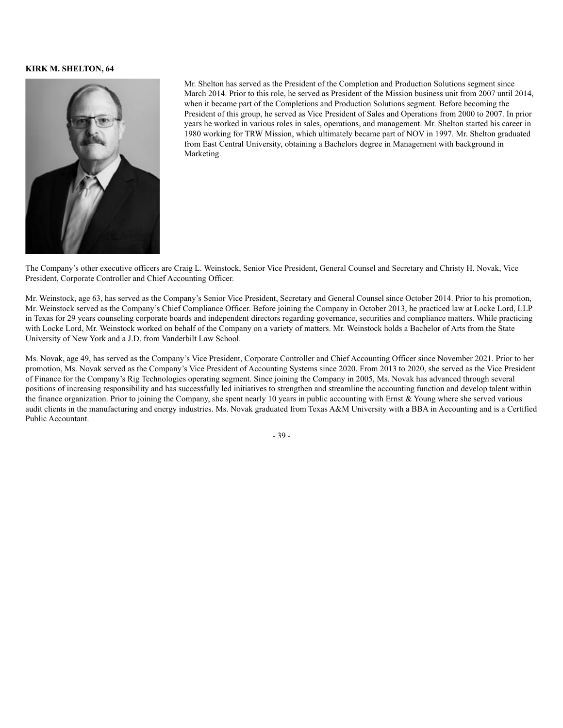**KIRK M. SHELTON, 64**

Mr. Shelton has served as the President of the Completion and Production Solutions segment since March 2014. Prior to this role, he served as President of the Mission business unit from 2007 until 2014, when it became part of the Completions and Production Solutions segment. Before becoming the President of this group, he served as Vice President of Sales and Operations from 2000 to 2007. In prior years he worked in various roles in sales, operations, and management. Mr. Shelton started his career in 1980 working for TRW Mission, which ultimately became part of NOV in 1997. Mr. Shelton graduated from East Central University, obtaining a Bachelors degree in Management with background in Marketing.

The Company's other executive officers are Craig L. Weinstock, Senior Vice President, General Counsel and Secretary and Christy H. Novak, Vice President, Corporate Controller and Chief Accounting Officer.

Mr. Weinstock, age 63, has served as the Company's Senior Vice President, Secretary and General Counsel since October 2014. Prior to his promotion, Mr. Weinstock served as the Company's Chief Compliance Officer. Before joining the Company in October 2013, he practiced law at Locke Lord, LLP in Texas for 29 years counseling corporate boards and independent directors regarding governance, securities and compliance matters. While practicing with Locke Lord, Mr. Weinstock worked on behalf of the Company on a variety of matters. Mr. Weinstock holds a Bachelor of Arts from the State University of New York and a J.D. from Vanderbilt Law School.

Ms. Novak, age 49, has served as the Company's Vice President, Corporate Controller and Chief Accounting Officer since November 2021. Prior to her promotion, Ms. Novak served as the Company's Vice President of Accounting Systems since 2020. From 2013 to 2020, she served as the Vice President of Finance for the Company's Rig Technologies operating segment. Since joining the Company in 2005, Ms. Novak has advanced through several positions of increasing responsibility and has successfully led initiatives to strengthen and streamline the accounting function and develop talent within the finance organization. Prior to joining the Company, she spent nearly 10 years in public accounting with Ernst & Young where she served various audit clients in the manufacturing and energy industries. Ms. Novak graduated from Texas A&M University with a BBA in Accounting and is a Certified Public Accountant.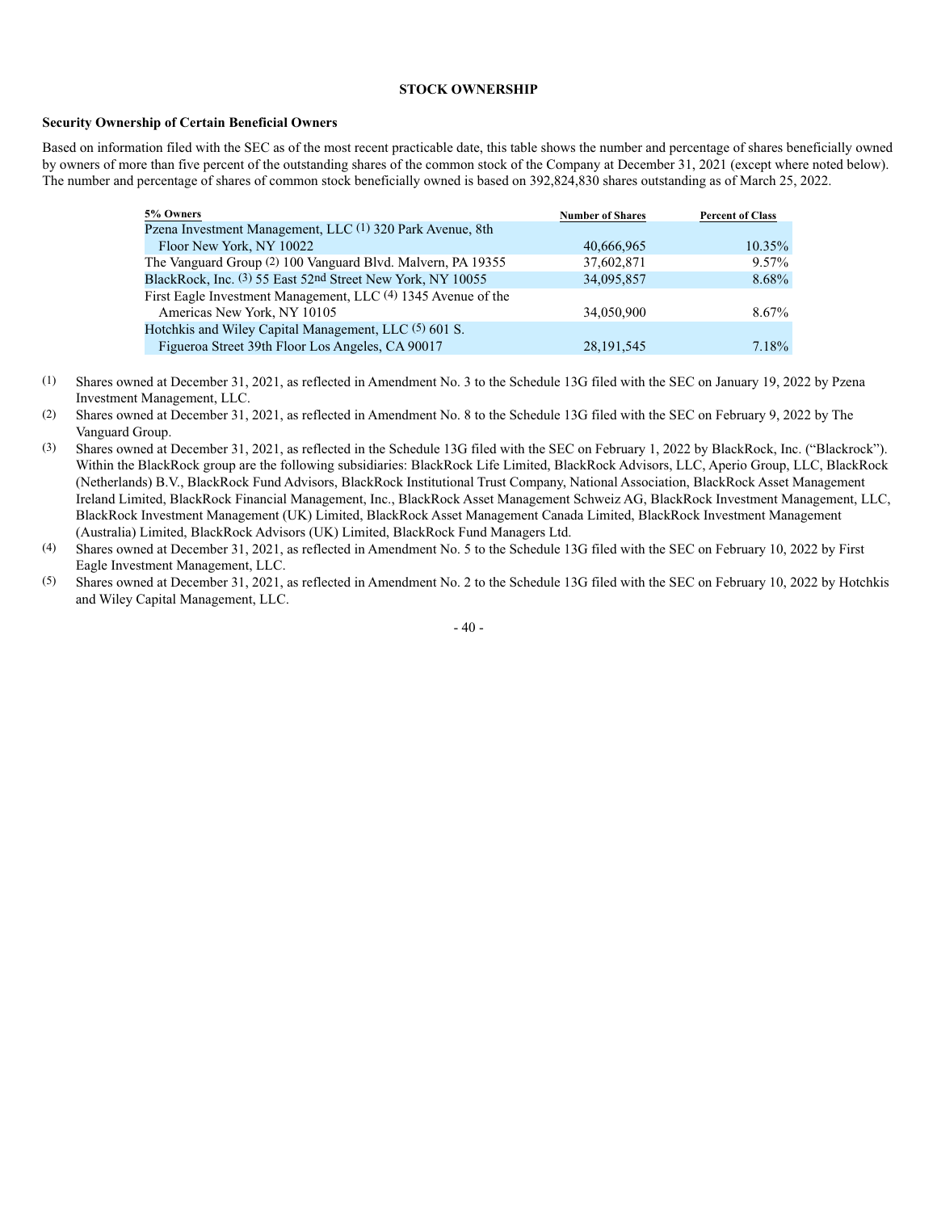## STOCK OWNERSHIP

### Security Ownership of Certain Beneficial Owners

Based on information filed with the SEC as of the most recent practicable date, this table shows the number and percentage of shares beneficially owned by owners of more than five percent of the outstanding shares of the common stock of the Company at December 31, 2021 (except where noted below). The number and percentage of shares of common stock beneficially owned is based on 392,824,830 shares outstanding as of March 25, 2022.

| 5% Owners | Number of Shares | Percent of Class |
|---|---|---|
| Pzena Investment Management, LLC [1] 320 Park Avenue, 8th Floor New York, NY 10022 | 40,666,965 | 10.35% |
| The Vanguard Group [2] 100 Vanguard Blvd. Malvern, PA 19355 | 37,602,871 | 9.57% |
| BlackRock, Inc. [3] 55 East 52nd Street New York, NY 10055 | 34,095,857 | 8.68% |
| First Eagle Investment Management, LLC [4] 1345 Avenue of the Americas New York, NY 10105 | 34,050,900 | 8.67% |
| Hotchkis and Wiley Capital Management, LLC [5] 601 S. Figueroa Street 39th Floor Los Angeles, CA 90017 | 28,191,545 | 7.18% |

(1) Shares owned at December 31, 2021, as reflected in Amendment No. 3 to the Schedule 13G filed with the SEC on January 19, 2022 by Pzena Investment Management, LLC.

(2) Shares owned at December 31, 2021, as reflected in Amendment No. 8 to the Schedule 13G filed with the SEC on February 9, 2022 by The Vanguard Group.

(3) Shares owned at December 31, 2021, as reflected in the Schedule 13G filed with the SEC on February 1, 2022 by BlackRock, Inc. ("Blackrock"). Within the BlackRock group are the following subsidiaries: BlackRock Life Limited, BlackRock Advisors, LLC, Aperio Group, LLC, BlackRock (Netherlands) B.V., BlackRock Fund Advisors, BlackRock Institutional Trust Company, National Association, BlackRock Asset Management Ireland Limited, BlackRock Financial Management, Inc., BlackRock Asset Management Schweiz AG, BlackRock Investment Management, LLC, BlackRock Investment Management (UK) Limited, BlackRock Asset Management Canada Limited, BlackRock Investment Management (Australia) Limited, BlackRock Advisors (UK) Limited, BlackRock Fund Managers Ltd.

(4) Shares owned at December 31, 2021, as reflected in Amendment No. 5 to the Schedule 13G filed with the SEC on February 10, 2022 by First Eagle Investment Management, LLC.

(5) Shares owned at December 31, 2021, as reflected in Amendment No. 2 to the Schedule 13G filed with the SEC on February 10, 2022 by Hotchkis and Wiley Capital Management, LLC.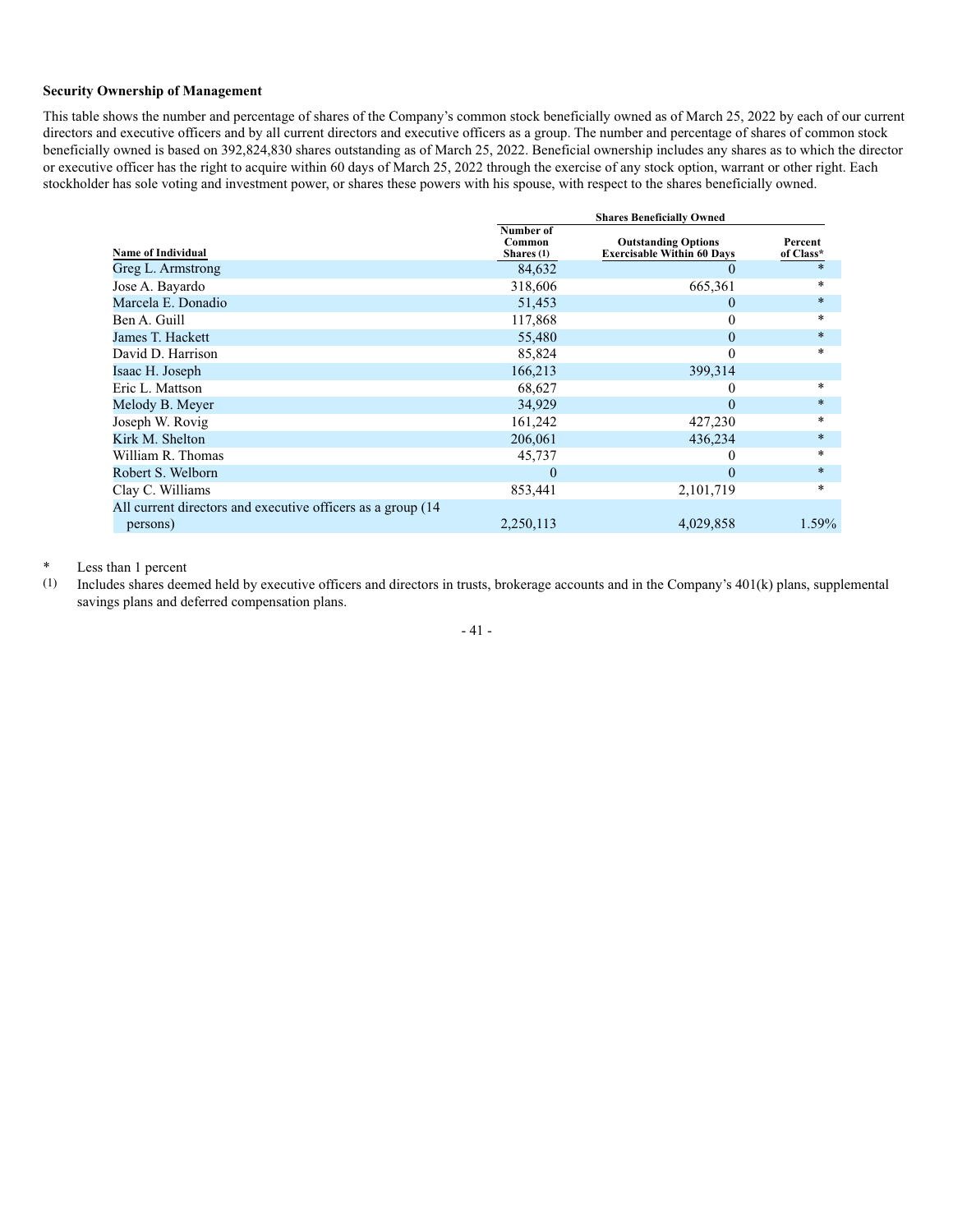### Security Ownership of Management

This table shows the number and percentage of shares of the Company's common stock beneficially owned as of March 25, 2022 by each of our current directors and executive officers and by all current directors and executive officers as a group. The number and percentage of shares of common stock beneficially owned is based on 392,824,830 shares outstanding as of March 25, 2022. Beneficial ownership includes any shares as to which the director or executive officer has the right to acquire within 60 days of March 25, 2022 through the exercise of any stock option, warrant or other right. Each stockholder has sole voting and investment power, or shares these powers with his spouse, with respect to the shares beneficially owned.

| | Shares Beneficially Owned | | |
|---|---|---|---|
| Name of Individual | Number of Common Shares (1) | Outstanding Options Exercisable Within 60 Days | Percent of Class* |
| Greg L. Armstrong | 84,632 | 0 | * |
| Jose A. Bayardo | 318,606 | 665,361 | * |
| Marcela E. Donadio | 51,453 | 0 | * |
| Ben A. Guill | 117,868 | 0 | * |
| James T. Hackett | 55,480 | 0 | * |
| David D. Harrison | 85,824 | 0 | * |
| Isaac H. Joseph | 166,213 | 399,314 | |
| Eric L. Mattson | 68,627 | 0 | * |
| Melody B. Meyer | 34,929 | 0 | * |
| Joseph W. Rovig | 161,242 | 427,230 | * |
| Kirk M. Shelton | 206,061 | 436,234 | * |
| William R. Thomas | 45,737 | 0 | * |
| Robert S. Welborn | 0 | 0 | * |
| Clay C. Williams | 853,441 | 2,101,719 | * |
| All current directors and executive officers as a group (14 persons) | 2,250,113 | 4,029,858 | 1.59% |

\* Less than 1 percent

(1) Includes shares deemed held by executive officers and directors in trusts, brokerage accounts and in the Company's 401(k) plans, supplemental savings plans and deferred compensation plans.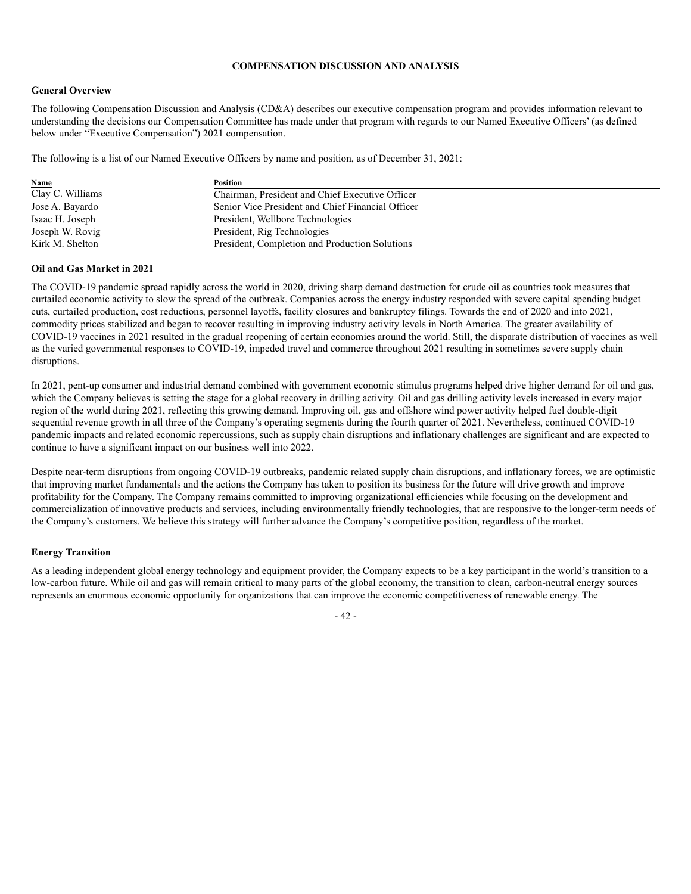## COMPENSATION DISCUSSION AND ANALYSIS

### General Overview

The following Compensation Discussion and Analysis (CD&A) describes our executive compensation program and provides information relevant to understanding the decisions our Compensation Committee has made under that program with regards to our Named Executive Officers' (as defined below under "Executive Compensation") 2021 compensation.

The following is a list of our Named Executive Officers by name and position, as of December 31, 2021:

| Name | Position |
| --- | --- |
| Clay C. Williams | Chairman, President and Chief Executive Officer |
| Jose A. Bayardo | Senior Vice President and Chief Financial Officer |
| Isaac H. Joseph | President, Wellbore Technologies |
| Joseph W. Rovig | President, Rig Technologies |
| Kirk M. Shelton | President, Completion and Production Solutions |

### Oil and Gas Market in 2021

The COVID-19 pandemic spread rapidly across the world in 2020, driving sharp demand destruction for crude oil as countries took measures that curtailed economic activity to slow the spread of the outbreak. Companies across the energy industry responded with severe capital spending budget cuts, curtailed production, cost reductions, personnel layoffs, facility closures and bankruptcy filings. Towards the end of 2020 and into 2021, commodity prices stabilized and began to recover resulting in improving industry activity levels in North America. The greater availability of COVID-19 vaccines in 2021 resulted in the gradual reopening of certain economies around the world. Still, the disparate distribution of vaccines as well as the varied governmental responses to COVID-19, impeded travel and commerce throughout 2021 resulting in sometimes severe supply chain disruptions.

In 2021, pent-up consumer and industrial demand combined with government economic stimulus programs helped drive higher demand for oil and gas, which the Company believes is setting the stage for a global recovery in drilling activity. Oil and gas drilling activity levels increased in every major region of the world during 2021, reflecting this growing demand. Improving oil, gas and offshore wind power activity helped fuel double-digit sequential revenue growth in all three of the Company's operating segments during the fourth quarter of 2021. Nevertheless, continued COVID-19 pandemic impacts and related economic repercussions, such as supply chain disruptions and inflationary challenges are significant and are expected to continue to have a significant impact on our business well into 2022.

Despite near-term disruptions from ongoing COVID-19 outbreaks, pandemic related supply chain disruptions, and inflationary forces, we are optimistic that improving market fundamentals and the actions the Company has taken to position its business for the future will drive growth and improve profitability for the Company. The Company remains committed to improving organizational efficiencies while focusing on the development and commercialization of innovative products and services, including environmentally friendly technologies, that are responsive to the longer-term needs of the Company's customers. We believe this strategy will further advance the Company's competitive position, regardless of the market.

### Energy Transition

As a leading independent global energy technology and equipment provider, the Company expects to be a key participant in the world's transition to a low-carbon future. While oil and gas will remain critical to many parts of the global economy, the transition to clean, carbon-neutral energy sources represents an enormous economic opportunity for organizations that can improve the economic competitiveness of renewable energy. The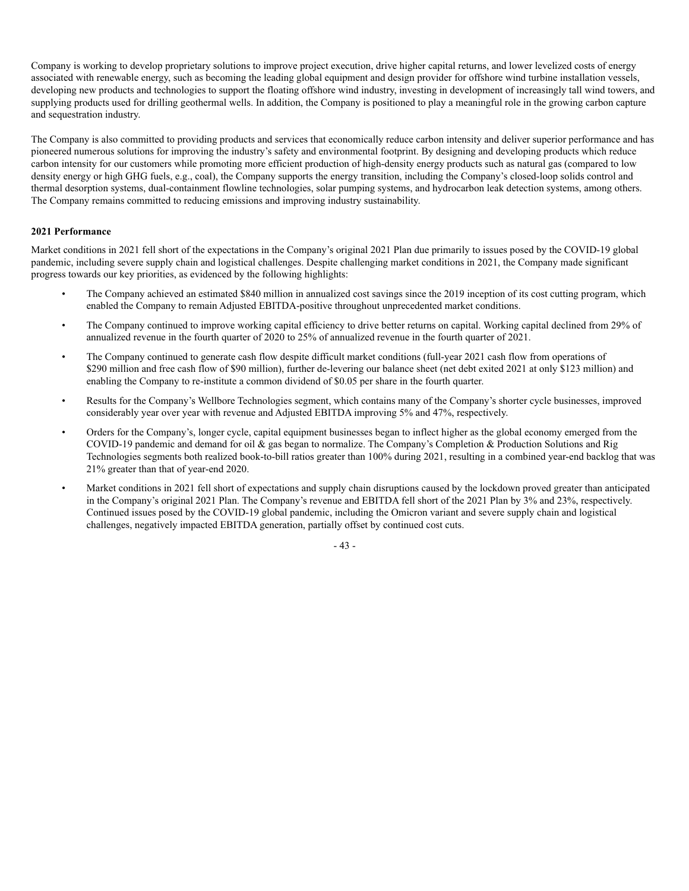Company is working to develop proprietary solutions to improve project execution, drive higher capital returns, and lower levelized costs of energy associated with renewable energy, such as becoming the leading global equipment and design provider for offshore wind turbine installation vessels, developing new products and technologies to support the floating offshore wind industry, investing in development of increasingly tall wind towers, and supplying products used for drilling geothermal wells. In addition, the Company is positioned to play a meaningful role in the growing carbon capture and sequestration industry.

The Company is also committed to providing products and services that economically reduce carbon intensity and deliver superior performance and has pioneered numerous solutions for improving the industry's safety and environmental footprint. By designing and developing products which reduce carbon intensity for our customers while promoting more efficient production of high-density energy products such as natural gas (compared to low density energy or high GHG fuels, e.g., coal), the Company supports the energy transition, including the Company's closed-loop solids control and thermal desorption systems, dual-containment flowline technologies, solar pumping systems, and hydrocarbon leak detection systems, among others. The Company remains committed to reducing emissions and improving industry sustainability.

**2021 Performance**

Market conditions in 2021 fell short of the expectations in the Company's original 2021 Plan due primarily to issues posed by the COVID-19 global pandemic, including severe supply chain and logistical challenges. Despite challenging market conditions in 2021, the Company made significant progress towards our key priorities, as evidenced by the following highlights:

- The Company achieved an estimated $840 million in annualized cost savings since the 2019 inception of its cost cutting program, which enabled the Company to remain Adjusted EBITDA-positive throughout unprecedented market conditions.
- The Company continued to improve working capital efficiency to drive better returns on capital. Working capital declined from 29% of annualized revenue in the fourth quarter of 2020 to 25% of annualized revenue in the fourth quarter of 2021.
- The Company continued to generate cash flow despite difficult market conditions (full-year 2021 cash flow from operations of $290 million and free cash flow of $90 million), further de-levering our balance sheet (net debt exited 2021 at only $123 million) and enabling the Company to re-institute a common dividend of $0.05 per share in the fourth quarter.
- Results for the Company's Wellbore Technologies segment, which contains many of the Company's shorter cycle businesses, improved considerably year over year with revenue and Adjusted EBITDA improving 5% and 47%, respectively.
- Orders for the Company's, longer cycle, capital equipment businesses began to inflect higher as the global economy emerged from the COVID-19 pandemic and demand for oil & gas began to normalize. The Company's Completion & Production Solutions and Rig Technologies segments both realized book-to-bill ratios greater than 100% during 2021, resulting in a combined year-end backlog that was 21% greater than that of year-end 2020.
- Market conditions in 2021 fell short of expectations and supply chain disruptions caused by the lockdown proved greater than anticipated in the Company's original 2021 Plan. The Company's revenue and EBITDA fell short of the 2021 Plan by 3% and 23%, respectively. Continued issues posed by the COVID-19 global pandemic, including the Omicron variant and severe supply chain and logistical challenges, negatively impacted EBITDA generation, partially offset by continued cost cuts.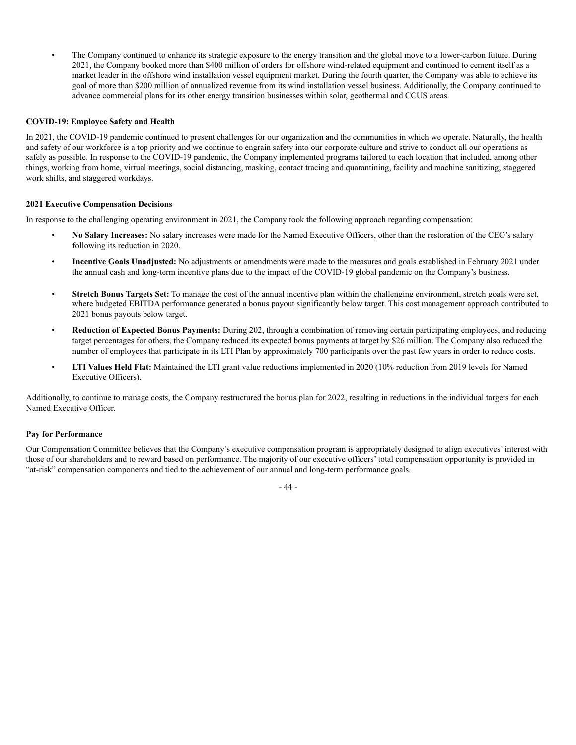- The Company continued to enhance its strategic exposure to the energy transition and the global move to a lower-carbon future. During 2021, the Company booked more than $400 million of orders for offshore wind-related equipment and continued to cement itself as a market leader in the offshore wind installation vessel equipment market. During the fourth quarter, the Company was able to achieve its goal of more than $200 million of annualized revenue from its wind installation vessel business. Additionally, the Company continued to advance commercial plans for its other energy transition businesses within solar, geothermal and CCUS areas.

**COVID-19: Employee Safety and Health**

In 2021, the COVID-19 pandemic continued to present challenges for our organization and the communities in which we operate. Naturally, the health and safety of our workforce is a top priority and we continue to engrain safety into our corporate culture and strive to conduct all our operations as safely as possible. In response to the COVID-19 pandemic, the Company implemented programs tailored to each location that included, among other things, working from home, virtual meetings, social distancing, masking, contact tracing and quarantining, facility and machine sanitizing, staggered work shifts, and staggered workdays.

**2021 Executive Compensation Decisions**

In response to the challenging operating environment in 2021, the Company took the following approach regarding compensation:

- **No Salary Increases:** No salary increases were made for the Named Executive Officers, other than the restoration of the CEO's salary following its reduction in 2020.
- **Incentive Goals Unadjusted:** No adjustments or amendments were made to the measures and goals established in February 2021 under the annual cash and long-term incentive plans due to the impact of the COVID-19 global pandemic on the Company's business.
- **Stretch Bonus Targets Set:** To manage the cost of the annual incentive plan within the challenging environment, stretch goals were set, where budgeted EBITDA performance generated a bonus payout significantly below target. This cost management approach contributed to 2021 bonus payouts below target.
- **Reduction of Expected Bonus Payments:** During 202, through a combination of removing certain participating employees, and reducing target percentages for others, the Company reduced its expected bonus payments at target by $26 million. The Company also reduced the number of employees that participate in its LTI Plan by approximately 700 participants over the past few years in order to reduce costs.
- **LTI Values Held Flat:** Maintained the LTI grant value reductions implemented in 2020 (10% reduction from 2019 levels for Named Executive Officers).

Additionally, to continue to manage costs, the Company restructured the bonus plan for 2022, resulting in reductions in the individual targets for each Named Executive Officer.

**Pay for Performance**

Our Compensation Committee believes that the Company's executive compensation program is appropriately designed to align executives' interest with those of our shareholders and to reward based on performance. The majority of our executive officers' total compensation opportunity is provided in "at-risk" compensation components and tied to the achievement of our annual and long-term performance goals.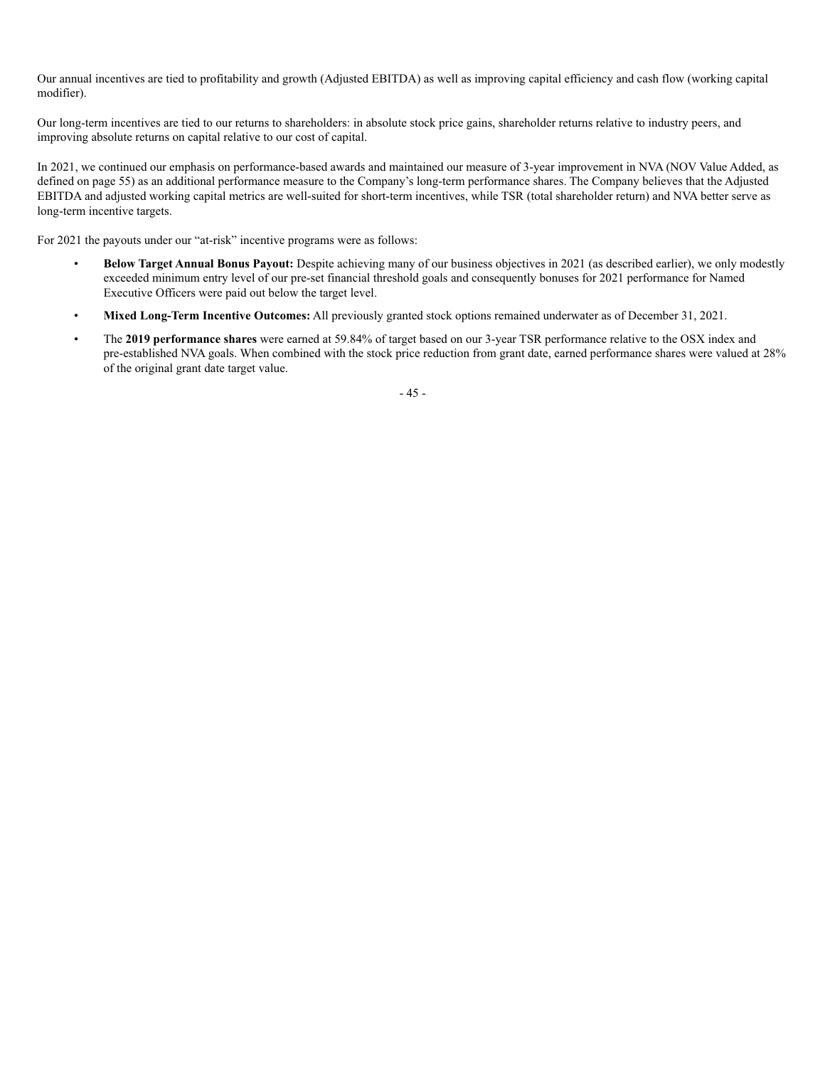Our annual incentives are tied to profitability and growth (Adjusted EBITDA) as well as improving capital efficiency and cash flow (working capital modifier).

Our long-term incentives are tied to our returns to shareholders: in absolute stock price gains, shareholder returns relative to industry peers, and improving absolute returns on capital relative to our cost of capital.

In 2021, we continued our emphasis on performance-based awards and maintained our measure of 3-year improvement in NVA (NOV Value Added, as defined on page 55) as an additional performance measure to the Company's long-term performance shares. The Company believes that the Adjusted EBITDA and adjusted working capital metrics are well-suited for short-term incentives, while TSR (total shareholder return) and NVA better serve as long-term incentive targets.

For 2021 the payouts under our "at-risk" incentive programs were as follows:

- **Below Target Annual Bonus Payout:** Despite achieving many of our business objectives in 2021 (as described earlier), we only modestly exceeded minimum entry level of our pre-set financial threshold goals and consequently bonuses for 2021 performance for Named Executive Officers were paid out below the target level.
- **Mixed Long-Term Incentive Outcomes:** All previously granted stock options remained underwater as of December 31, 2021.
- The **2019 performance shares** were earned at 59.84% of target based on our 3-year TSR performance relative to the OSX index and pre-established NVA goals. When combined with the stock price reduction from grant date, earned performance shares were valued at 28% of the original grant date target value.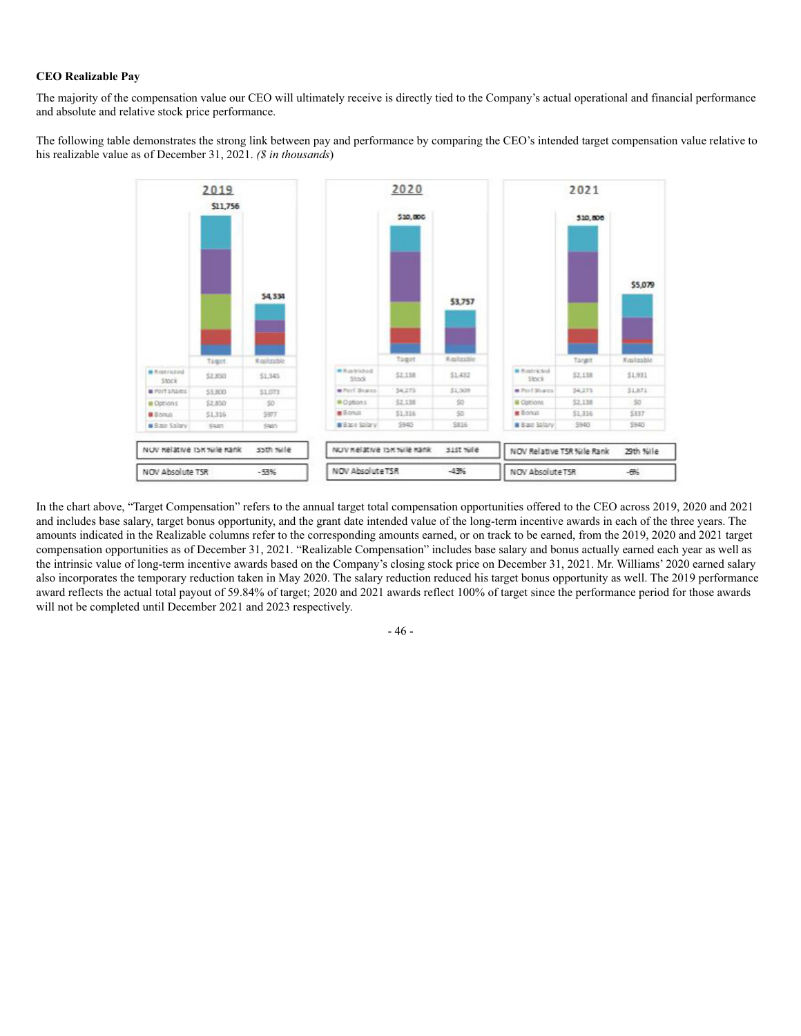**CEO Realizable Pay**

The majority of the compensation value our CEO will ultimately receive is directly tied to the Company's actual operational and financial performance and absolute and relative stock price performance.

The following table demonstrates the strong link between pay and performance by comparing the CEO's intended target compensation value relative to his realizable value as of December 31, 2021. *($ in thousands)*

**2019**

| | Target | Realizable |
|---|---|---|
| Total | $11,756 | $4,334 |
| Restricted Stock | $2,850 | $1,345 |
| Perf Shares | $3,800 | $1,073 |
| Options | $2,850 | $0 |
| Bonus | $1,316 | $977 |
| Base Salary | $940 | $940 |

| | |
|---|---|
| NOV Relative TSR %ile Rank | 35th %ile |
| NOV Absolute TSR | -53% |

**2020**

| | Target | Realizable |
|---|---|---|
| Total | $10,806 | $3,757 |
| Restricted Stock | $2,138 | $1,432 |
| Perf Shares | $4,275 | $1,509 |
| Options | $2,138 | $0 |
| Bonus | $1,316 | $0 |
| Base Salary | $940 | $816 |

| | |
|---|---|
| NOV Relative TSR %ile Rank | 31st %ile |
| NOV Absolute TSR | -43% |

**2021**

| | Target | Realizable |
|---|---|---|
| Total | $10,806 | $5,079 |
| Restricted Stock | $2,138 | $1,931 |
| Perf Shares | $4,275 | $1,871 |
| Options | $2,138 | $0 |
| Bonus | $1,316 | $337 |
| Base Salary | $940 | $940 |

| | |
|---|---|
| NOV Relative TSR %ile Rank | 29th %ile |
| NOV Absolute TSR | -6% |

In the chart above, "Target Compensation" refers to the annual target total compensation opportunities offered to the CEO across 2019, 2020 and 2021 and includes base salary, target bonus opportunity, and the grant date intended value of the long-term incentive awards in each of the three years. The amounts indicated in the Realizable columns refer to the corresponding amounts earned, or on track to be earned, from the 2019, 2020 and 2021 target compensation opportunities as of December 31, 2021. "Realizable Compensation" includes base salary and bonus actually earned each year as well as the intrinsic value of long-term incentive awards based on the Company's closing stock price on December 31, 2021. Mr. Williams' 2020 earned salary also incorporates the temporary reduction taken in May 2020. The salary reduction reduced his target bonus opportunity as well. The 2019 performance award reflects the actual total payout of 59.84% of target; 2020 and 2021 awards reflect 100% of target since the performance period for those awards will not be completed until December 2021 and 2023 respectively.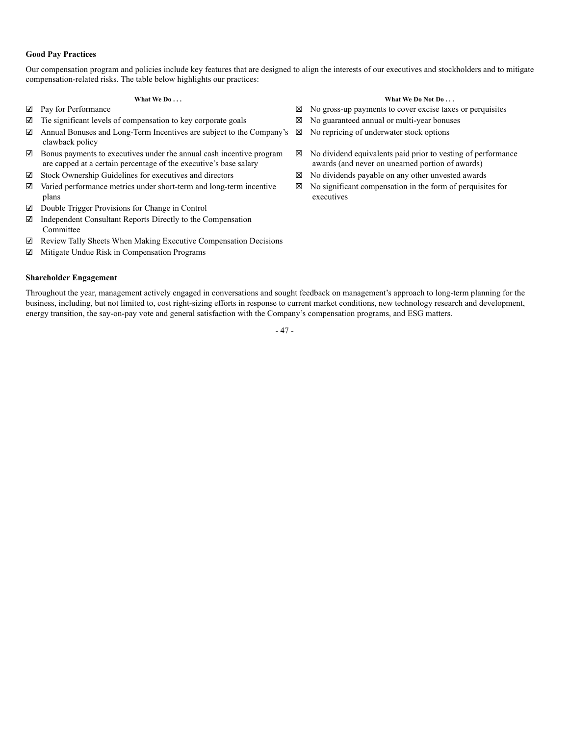**Good Pay Practices**

Our compensation program and policies include key features that are designed to align the interests of our executives and stockholders and to mitigate compensation-related risks. The table below highlights our practices:

| What We Do . . . | What We Do Not Do . . . |
| --- | --- |
| ☑ Pay for Performance | ☒ No gross-up payments to cover excise taxes or perquisites |
| ☑ Tie significant levels of compensation to key corporate goals | ☒ No guaranteed annual or multi-year bonuses |
| ☑ Annual Bonuses and Long-Term Incentives are subject to the Company's clawback policy | ☒ No repricing of underwater stock options |
| ☑ Bonus payments to executives under the annual cash incentive program are capped at a certain percentage of the executive's base salary | ☒ No dividend equivalents paid prior to vesting of performance awards (and never on unearned portion of awards) |
| ☑ Stock Ownership Guidelines for executives and directors | ☒ No dividends payable on any other unvested awards |
| ☑ Varied performance metrics under short-term and long-term incentive plans | ☒ No significant compensation in the form of perquisites for executives |
| ☑ Double Trigger Provisions for Change in Control | |
| ☑ Independent Consultant Reports Directly to the Compensation Committee | |
| ☑ Review Tally Sheets When Making Executive Compensation Decisions | |
| ☑ Mitigate Undue Risk in Compensation Programs | |

**Shareholder Engagement**

Throughout the year, management actively engaged in conversations and sought feedback on management's approach to long-term planning for the business, including, but not limited to, cost right-sizing efforts in response to current market conditions, new technology research and development, energy transition, the say-on-pay vote and general satisfaction with the Company's compensation programs, and ESG matters.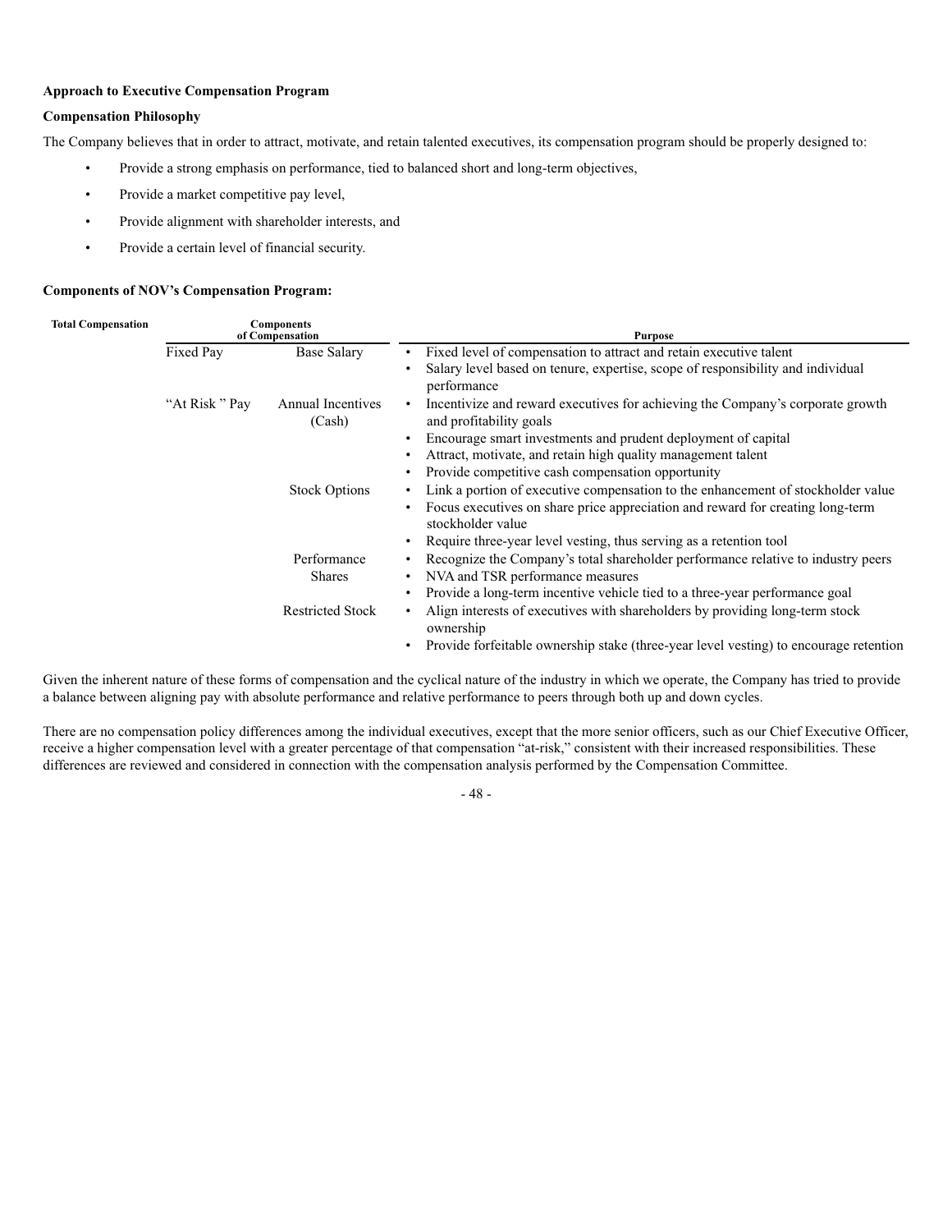**Approach to Executive Compensation Program**

**Compensation Philosophy**

The Company believes that in order to attract, motivate, and retain talented executives, its compensation program should be properly designed to:

- Provide a strong emphasis on performance, tied to balanced short and long-term objectives,
- Provide a market competitive pay level,
- Provide alignment with shareholder interests, and
- Provide a certain level of financial security.

**Components of NOV's Compensation Program:**

| Total Compensation | Components of Compensation | | Purpose |
|---|---|---|---|
| | Fixed Pay | Base Salary | • Fixed level of compensation to attract and retain executive talent<br>• Salary level based on tenure, expertise, scope of responsibility and individual performance |
| | "At Risk " Pay | Annual Incentives (Cash) | • Incentivize and reward executives for achieving the Company's corporate growth and profitability goals<br>• Encourage smart investments and prudent deployment of capital<br>• Attract, motivate, and retain high quality management talent<br>• Provide competitive cash compensation opportunity |
| | | Stock Options | • Link a portion of executive compensation to the enhancement of stockholder value<br>• Focus executives on share price appreciation and reward for creating long-term stockholder value<br>• Require three-year level vesting, thus serving as a retention tool |
| | | Performance Shares | • Recognize the Company's total shareholder performance relative to industry peers<br>• NVA and TSR performance measures<br>• Provide a long-term incentive vehicle tied to a three-year performance goal |
| | | Restricted Stock | • Align interests of executives with shareholders by providing long-term stock ownership<br>• Provide forfeitable ownership stake (three-year level vesting) to encourage retention |

Given the inherent nature of these forms of compensation and the cyclical nature of the industry in which we operate, the Company has tried to provide a balance between aligning pay with absolute performance and relative performance to peers through both up and down cycles.

There are no compensation policy differences among the individual executives, except that the more senior officers, such as our Chief Executive Officer, receive a higher compensation level with a greater percentage of that compensation "at-risk," consistent with their increased responsibilities. These differences are reviewed and considered in connection with the compensation analysis performed by the Compensation Committee.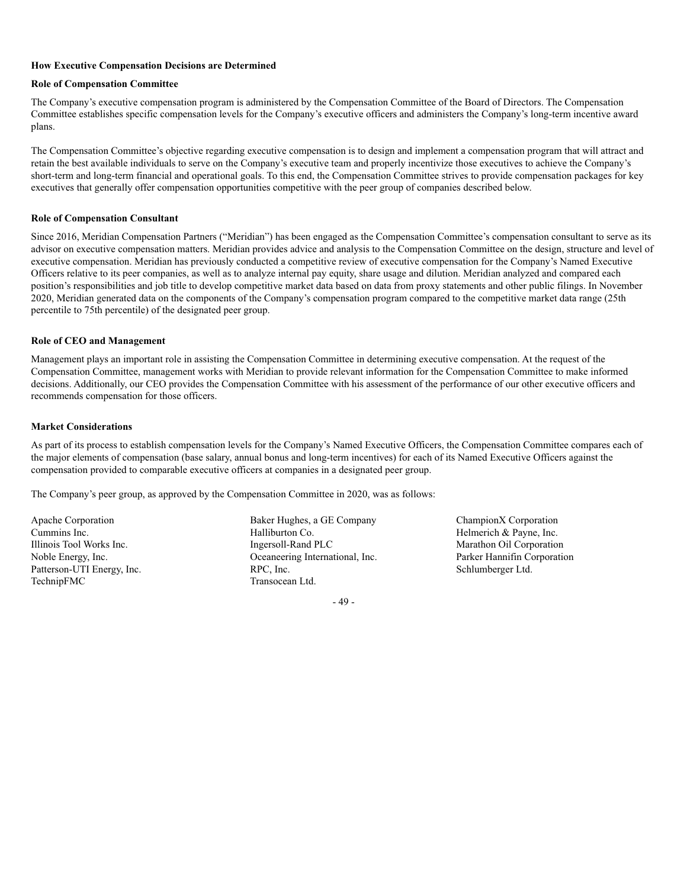**How Executive Compensation Decisions are Determined**

**Role of Compensation Committee**

The Company's executive compensation program is administered by the Compensation Committee of the Board of Directors. The Compensation Committee establishes specific compensation levels for the Company's executive officers and administers the Company's long-term incentive award plans.

The Compensation Committee's objective regarding executive compensation is to design and implement a compensation program that will attract and retain the best available individuals to serve on the Company's executive team and properly incentivize those executives to achieve the Company's short-term and long-term financial and operational goals. To this end, the Compensation Committee strives to provide compensation packages for key executives that generally offer compensation opportunities competitive with the peer group of companies described below.

**Role of Compensation Consultant**

Since 2016, Meridian Compensation Partners ("Meridian") has been engaged as the Compensation Committee's compensation consultant to serve as its advisor on executive compensation matters. Meridian provides advice and analysis to the Compensation Committee on the design, structure and level of executive compensation. Meridian has previously conducted a competitive review of executive compensation for the Company's Named Executive Officers relative to its peer companies, as well as to analyze internal pay equity, share usage and dilution. Meridian analyzed and compared each position's responsibilities and job title to develop competitive market data based on data from proxy statements and other public filings. In November 2020, Meridian generated data on the components of the Company's compensation program compared to the competitive market data range (25th percentile to 75th percentile) of the designated peer group.

**Role of CEO and Management**

Management plays an important role in assisting the Compensation Committee in determining executive compensation. At the request of the Compensation Committee, management works with Meridian to provide relevant information for the Compensation Committee to make informed decisions. Additionally, our CEO provides the Compensation Committee with his assessment of the performance of our other executive officers and recommends compensation for those officers.

**Market Considerations**

As part of its process to establish compensation levels for the Company's Named Executive Officers, the Compensation Committee compares each of the major elements of compensation (base salary, annual bonus and long-term incentives) for each of its Named Executive Officers against the compensation provided to comparable executive officers at companies in a designated peer group.

The Company's peer group, as approved by the Compensation Committee in 2020, was as follows:

- Apache Corporation
- Cummins Inc.
- Illinois Tool Works Inc.
- Noble Energy, Inc.
- Patterson-UTI Energy, Inc.
- TechnipFMC
- Baker Hughes, a GE Company
- Halliburton Co.
- Ingersoll-Rand PLC
- Oceaneering International, Inc.
- RPC, Inc.
- Transocean Ltd.
- ChampionX Corporation
- Helmerich & Payne, Inc.
- Marathon Oil Corporation
- Parker Hannifin Corporation
- Schlumberger Ltd.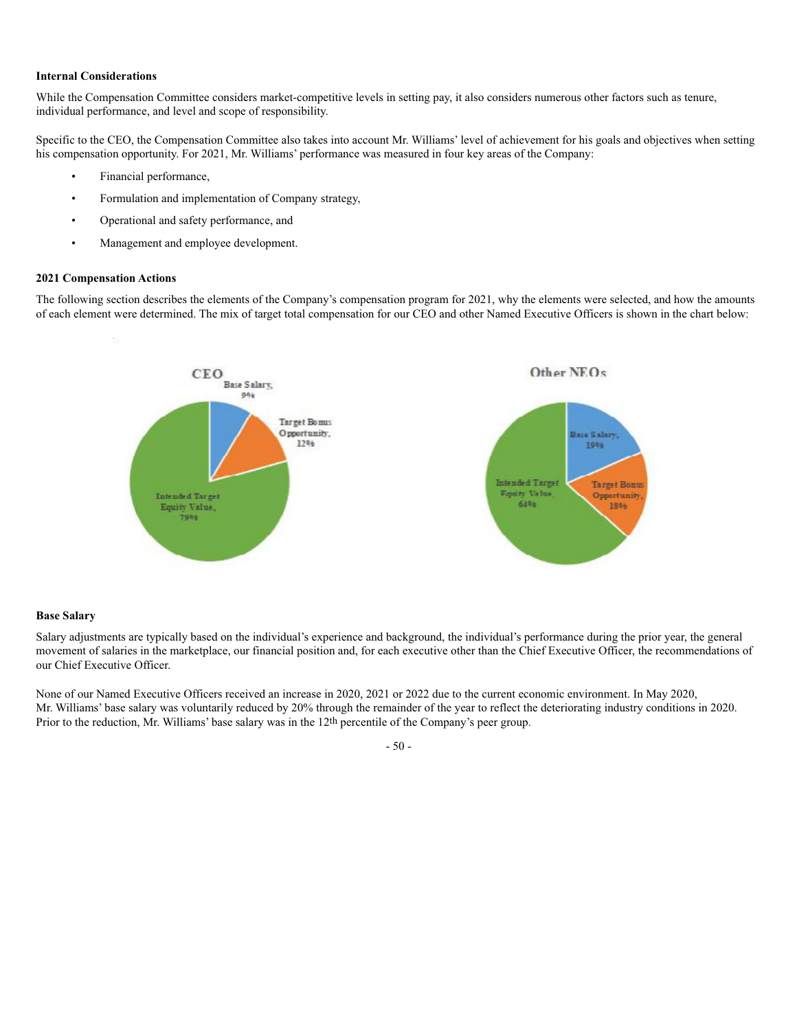**Internal Considerations**

While the Compensation Committee considers market-competitive levels in setting pay, it also considers numerous other factors such as tenure, individual performance, and level and scope of responsibility.

Specific to the CEO, the Compensation Committee also takes into account Mr. Williams' level of achievement for his goals and objectives when setting his compensation opportunity. For 2021, Mr. Williams' performance was measured in four key areas of the Company:

- Financial performance,
- Formulation and implementation of Company strategy,
- Operational and safety performance, and
- Management and employee development.

**2021 Compensation Actions**

The following section describes the elements of the Company's compensation program for 2021, why the elements were selected, and how the amounts of each element were determined. The mix of target total compensation for our CEO and other Named Executive Officers is shown in the chart below:

CEO

Base Salary, 9%

Target Bonus Opportunity, 12%

Intended Target Equity Value, 79%

Other NEOs

Base Salary, 19%

Target Bonus Opportunity, 18%

Intended Target Equity Value, 64%

**Base Salary**

Salary adjustments are typically based on the individual's experience and background, the individual's performance during the prior year, the general movement of salaries in the marketplace, our financial position and, for each executive other than the Chief Executive Officer, the recommendations of our Chief Executive Officer.

None of our Named Executive Officers received an increase in 2020, 2021 or 2022 due to the current economic environment. In May 2020, Mr. Williams' base salary was voluntarily reduced by 20% through the remainder of the year to reflect the deteriorating industry conditions in 2020. Prior to the reduction, Mr. Williams' base salary was in the 12th percentile of the Company's peer group.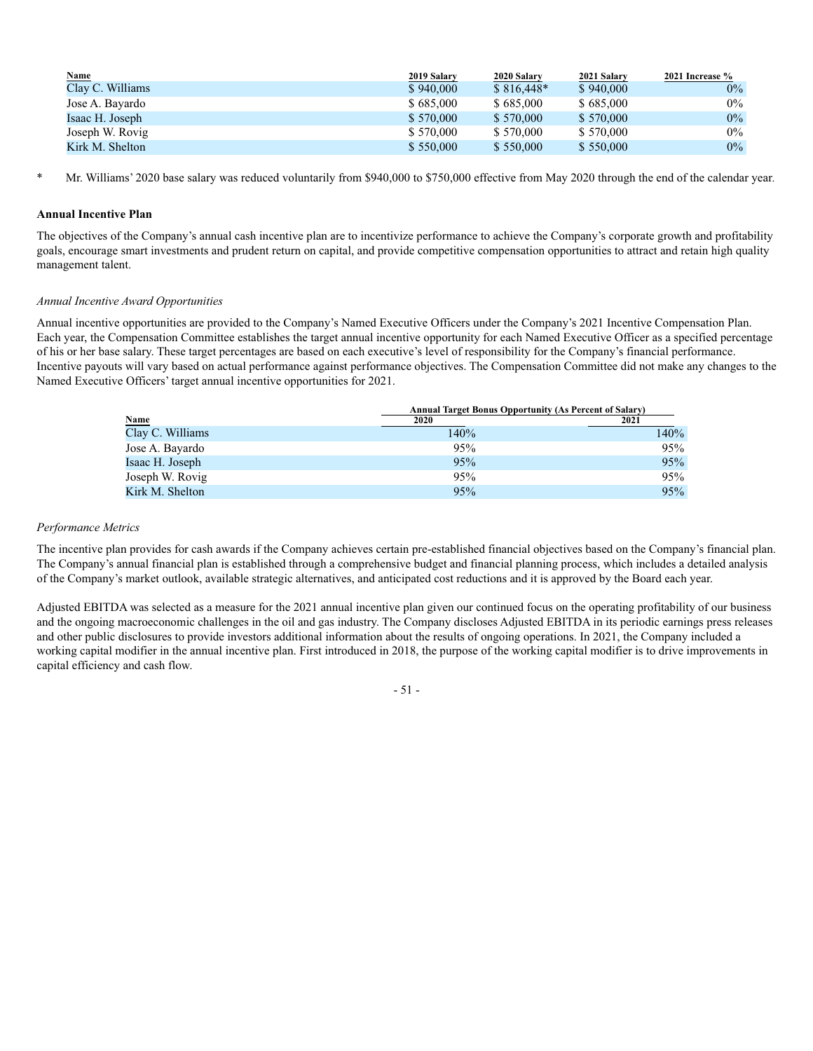| Name | 2019 Salary | 2020 Salary | 2021 Salary | 2021 Increase % |
| --- | --- | --- | --- | --- |
| Clay C. Williams | $ 940,000 | $ 816,448* | $ 940,000 | 0% |
| Jose A. Bayardo | $ 685,000 | $ 685,000 | $ 685,000 | 0% |
| Isaac H. Joseph | $ 570,000 | $ 570,000 | $ 570,000 | 0% |
| Joseph W. Rovig | $ 570,000 | $ 570,000 | $ 570,000 | 0% |
| Kirk M. Shelton | $ 550,000 | $ 550,000 | $ 550,000 | 0% |

\* Mr. Williams' 2020 base salary was reduced voluntarily from $940,000 to $750,000 effective from May 2020 through the end of the calendar year.

**Annual Incentive Plan**

The objectives of the Company's annual cash incentive plan are to incentivize performance to achieve the Company's corporate growth and profitability goals, encourage smart investments and prudent return on capital, and provide competitive compensation opportunities to attract and retain high quality management talent.

*Annual Incentive Award Opportunities*

Annual incentive opportunities are provided to the Company's Named Executive Officers under the Company's 2021 Incentive Compensation Plan. Each year, the Compensation Committee establishes the target annual incentive opportunity for each Named Executive Officer as a specified percentage of his or her base salary. These target percentages are based on each executive's level of responsibility for the Company's financial performance. Incentive payouts will vary based on actual performance against performance objectives. The Compensation Committee did not make any changes to the Named Executive Officers' target annual incentive opportunities for 2021.

| | Annual Target Bonus Opportunity (As Percent of Salary) | |
| --- | --- | --- |
| Name | 2020 | 2021 |
| Clay C. Williams | 140% | 140% |
| Jose A. Bayardo | 95% | 95% |
| Isaac H. Joseph | 95% | 95% |
| Joseph W. Rovig | 95% | 95% |
| Kirk M. Shelton | 95% | 95% |

*Performance Metrics*

The incentive plan provides for cash awards if the Company achieves certain pre-established financial objectives based on the Company's financial plan. The Company's annual financial plan is established through a comprehensive budget and financial planning process, which includes a detailed analysis of the Company's market outlook, available strategic alternatives, and anticipated cost reductions and it is approved by the Board each year.

Adjusted EBITDA was selected as a measure for the 2021 annual incentive plan given our continued focus on the operating profitability of our business and the ongoing macroeconomic challenges in the oil and gas industry. The Company discloses Adjusted EBITDA in its periodic earnings press releases and other public disclosures to provide investors additional information about the results of ongoing operations. In 2021, the Company included a working capital modifier in the annual incentive plan. First introduced in 2018, the purpose of the working capital modifier is to drive improvements in capital efficiency and cash flow.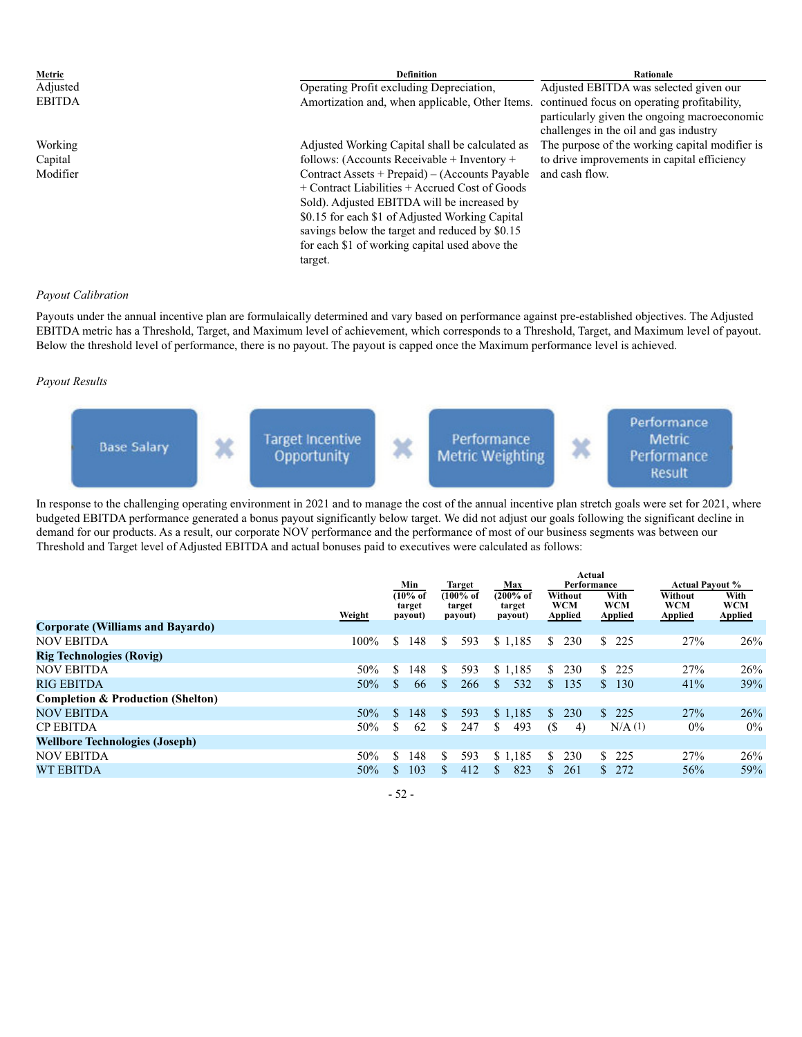| Metric | Definition | Rationale |
| --- | --- | --- |
| Adjusted EBITDA | Operating Profit excluding Depreciation, Amortization and, when applicable, Other Items. | Adjusted EBITDA was selected given our continued focus on operating profitability, particularly given the ongoing macroeconomic challenges in the oil and gas industry |
| Working Capital Modifier | Adjusted Working Capital shall be calculated as follows: (Accounts Receivable + Inventory + Contract Assets + Prepaid) – (Accounts Payable + Contract Liabilities + Accrued Cost of Goods Sold). Adjusted EBITDA will be increased by \$0.15 for each \$1 of Adjusted Working Capital savings below the target and reduced by \$0.15 for each \$1 of working capital used above the target. | The purpose of the working capital modifier is to drive improvements in capital efficiency and cash flow. |

*Payout Calibration*

Payouts under the annual incentive plan are formulaically determined and vary based on performance against pre-established objectives. The Adjusted EBITDA metric has a Threshold, Target, and Maximum level of achievement, which corresponds to a Threshold, Target, and Maximum level of payout. Below the threshold level of performance, there is no payout. The payout is capped once the Maximum performance level is achieved.

*Payout Results*

Base Salary ✖ Target Incentive Opportunity ✖ Performance Metric Weighting ✖ Performance Metric Performance Result

In response to the challenging operating environment in 2021 and to manage the cost of the annual incentive plan stretch goals were set for 2021, where budgeted EBITDA performance generated a bonus payout significantly below target. We did not adjust our goals following the significant decline in demand for our products. As a result, our corporate NOV performance and the performance of most of our business segments was between our Threshold and Target level of Adjusted EBITDA and actual bonuses paid to executives were calculated as follows:

| | Weight | Min (10% of target payout) | Target (100% of target payout) | Max (200% of target payout) | Actual Performance Without WCM Applied | Actual Performance With WCM Applied | Actual Payout % Without WCM Applied | Actual Payout % With WCM Applied |
| --- | --- | --- | --- | --- | --- | --- | --- | --- |
| **Corporate (Williams and Bayardo)** | | | | | | | | |
| NOV EBITDA | 100% | \$ 148 | \$ 593 | \$ 1,185 | \$ 230 | \$ 225 | 27% | 26% |
| **Rig Technologies (Rovig)** | | | | | | | | |
| NOV EBITDA | 50% | \$ 148 | \$ 593 | \$ 1,185 | \$ 230 | \$ 225 | 27% | 26% |
| RIG EBITDA | 50% | \$ 66 | \$ 266 | \$ 532 | \$ 135 | \$ 130 | 41% | 39% |
| **Completion & Production (Shelton)** | | | | | | | | |
| NOV EBITDA | 50% | \$ 148 | \$ 593 | \$ 1,185 | \$ 230 | \$ 225 | 27% | 26% |
| CP EBITDA | 50% | \$ 62 | \$ 247 | \$ 493 | (\$ 4) | N/A (1) | 0% | 0% |
| **Wellbore Technologies (Joseph)** | | | | | | | | |
| NOV EBITDA | 50% | \$ 148 | \$ 593 | \$ 1,185 | \$ 230 | \$ 225 | 27% | 26% |
| WT EBITDA | 50% | \$ 103 | \$ 412 | \$ 823 | \$ 261 | \$ 272 | 56% | 59% |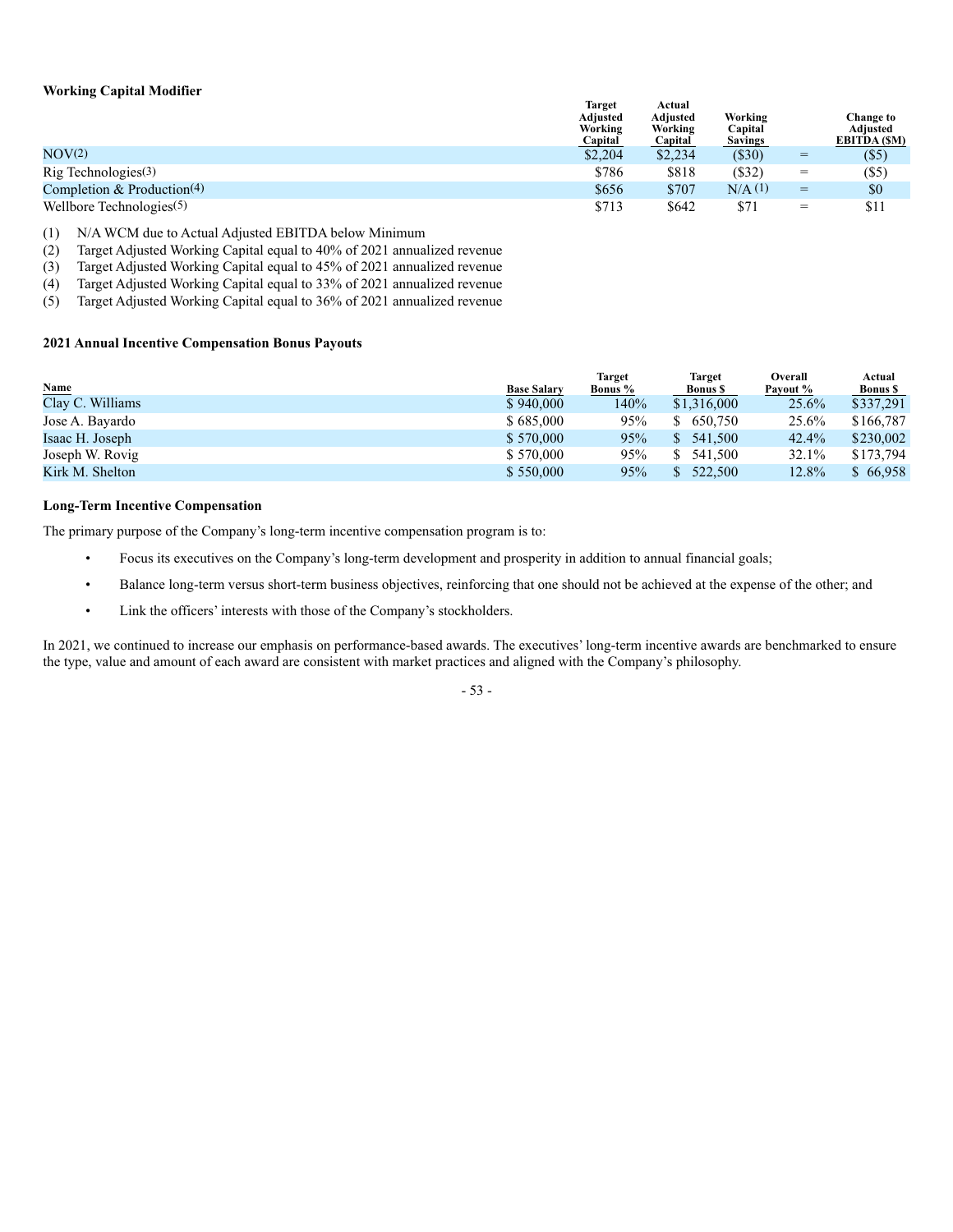**Working Capital Modifier**

| | Target Adjusted Working Capital | Actual Adjusted Working Capital | Working Capital Savings | | Change to Adjusted EBITDA ($M) |
|---|---|---|---|---|---|
| NOV(2) | $2,204 | $2,234 | ($30) | = | ($5) |
| Rig Technologies(3) | $786 | $818 | ($32) | = | ($5) |
| Completion & Production(4) | $656 | $707 | N/A (1) | = | $0 |
| Wellbore Technologies(5) | $713 | $642 | $71 | = | $11 |

(1) N/A WCM due to Actual Adjusted EBITDA below Minimum
(2) Target Adjusted Working Capital equal to 40% of 2021 annualized revenue
(3) Target Adjusted Working Capital equal to 45% of 2021 annualized revenue
(4) Target Adjusted Working Capital equal to 33% of 2021 annualized revenue
(5) Target Adjusted Working Capital equal to 36% of 2021 annualized revenue

**2021 Annual Incentive Compensation Bonus Payouts**

| Name | Base Salary | Target Bonus % | Target Bonus $ | Overall Payout % | Actual Bonus $ |
|---|---|---|---|---|---|
| Clay C. Williams | $ 940,000 | 140% | $1,316,000 | 25.6% | $337,291 |
| Jose A. Bayardo | $ 685,000 | 95% | $ 650,750 | 25.6% | $166,787 |
| Isaac H. Joseph | $ 570,000 | 95% | $ 541,500 | 42.4% | $230,002 |
| Joseph W. Rovig | $ 570,000 | 95% | $ 541,500 | 32.1% | $173,794 |
| Kirk M. Shelton | $ 550,000 | 95% | $ 522,500 | 12.8% | $ 66,958 |

**Long-Term Incentive Compensation**

The primary purpose of the Company's long-term incentive compensation program is to:

- Focus its executives on the Company's long-term development and prosperity in addition to annual financial goals;
- Balance long-term versus short-term business objectives, reinforcing that one should not be achieved at the expense of the other; and
- Link the officers' interests with those of the Company's stockholders.

In 2021, we continued to increase our emphasis on performance-based awards. The executives' long-term incentive awards are benchmarked to ensure the type, value and amount of each award are consistent with market practices and aligned with the Company's philosophy.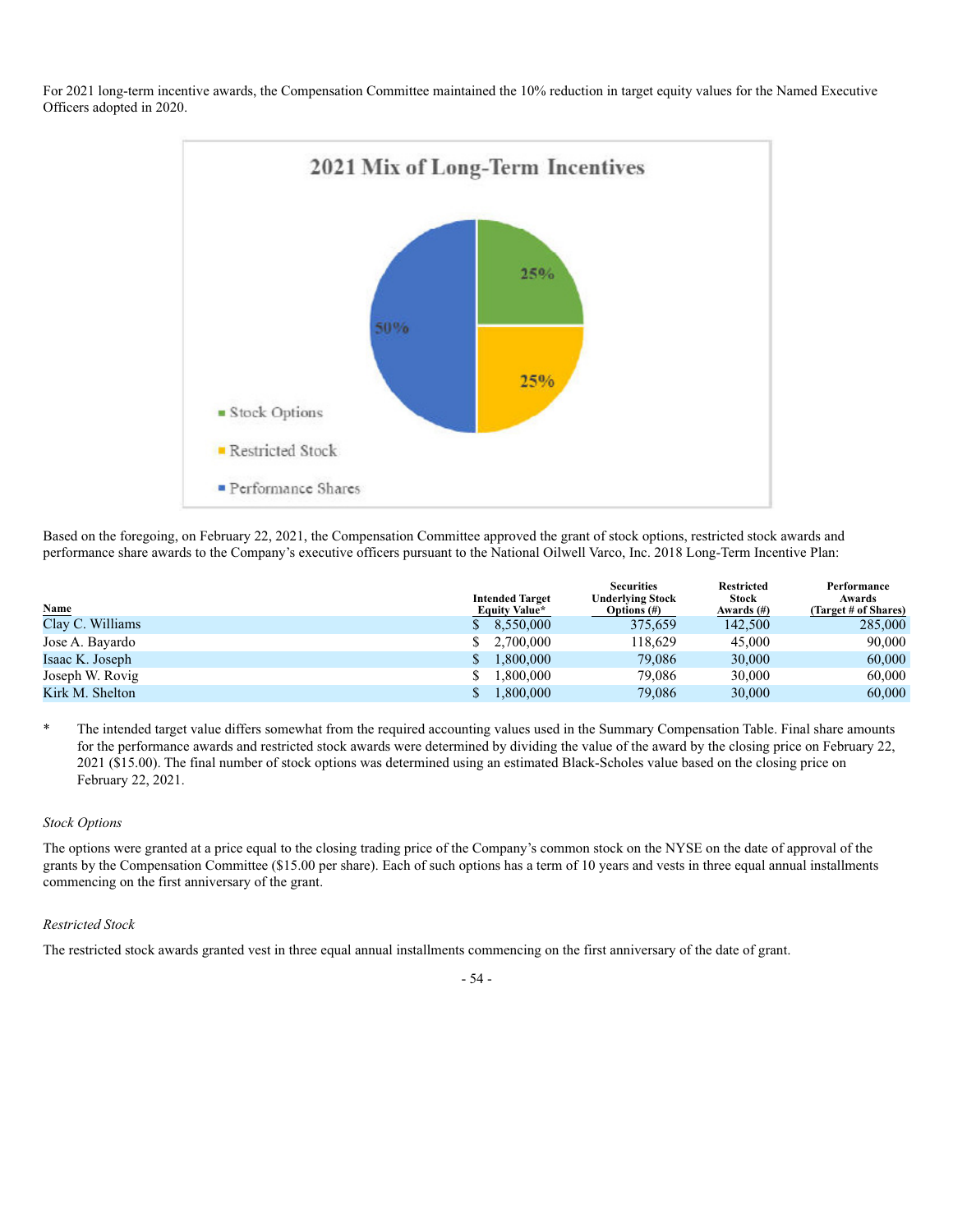For 2021 long-term incentive awards, the Compensation Committee maintained the 10% reduction in target equity values for the Named Executive Officers adopted in 2020.

Based on the foregoing, on February 22, 2021, the Compensation Committee approved the grant of stock options, restricted stock awards and performance share awards to the Company's executive officers pursuant to the National Oilwell Varco, Inc. 2018 Long-Term Incentive Plan:

| Name | Intended Target Equity Value* | Securities Underlying Stock Options (#) | Restricted Stock Awards (#) | Performance Awards (Target # of Shares) |
|---|---|---|---|---|
| Clay C. Williams | $ 8,550,000 | 375,659 | 142,500 | 285,000 |
| Jose A. Bayardo | $ 2,700,000 | 118,629 | 45,000 | 90,000 |
| Isaac K. Joseph | $ 1,800,000 | 79,086 | 30,000 | 60,000 |
| Joseph W. Rovig | $ 1,800,000 | 79,086 | 30,000 | 60,000 |
| Kirk M. Shelton | $ 1,800,000 | 79,086 | 30,000 | 60,000 |

\* The intended target value differs somewhat from the required accounting values used in the Summary Compensation Table. Final share amounts for the performance awards and restricted stock awards were determined by dividing the value of the award by the closing price on February 22, 2021 ($15.00). The final number of stock options was determined using an estimated Black-Scholes value based on the closing price on February 22, 2021.

*Stock Options*

The options were granted at a price equal to the closing trading price of the Company's common stock on the NYSE on the date of approval of the grants by the Compensation Committee ($15.00 per share). Each of such options has a term of 10 years and vests in three equal annual installments commencing on the first anniversary of the grant.

*Restricted Stock*

The restricted stock awards granted vest in three equal annual installments commencing on the first anniversary of the date of grant.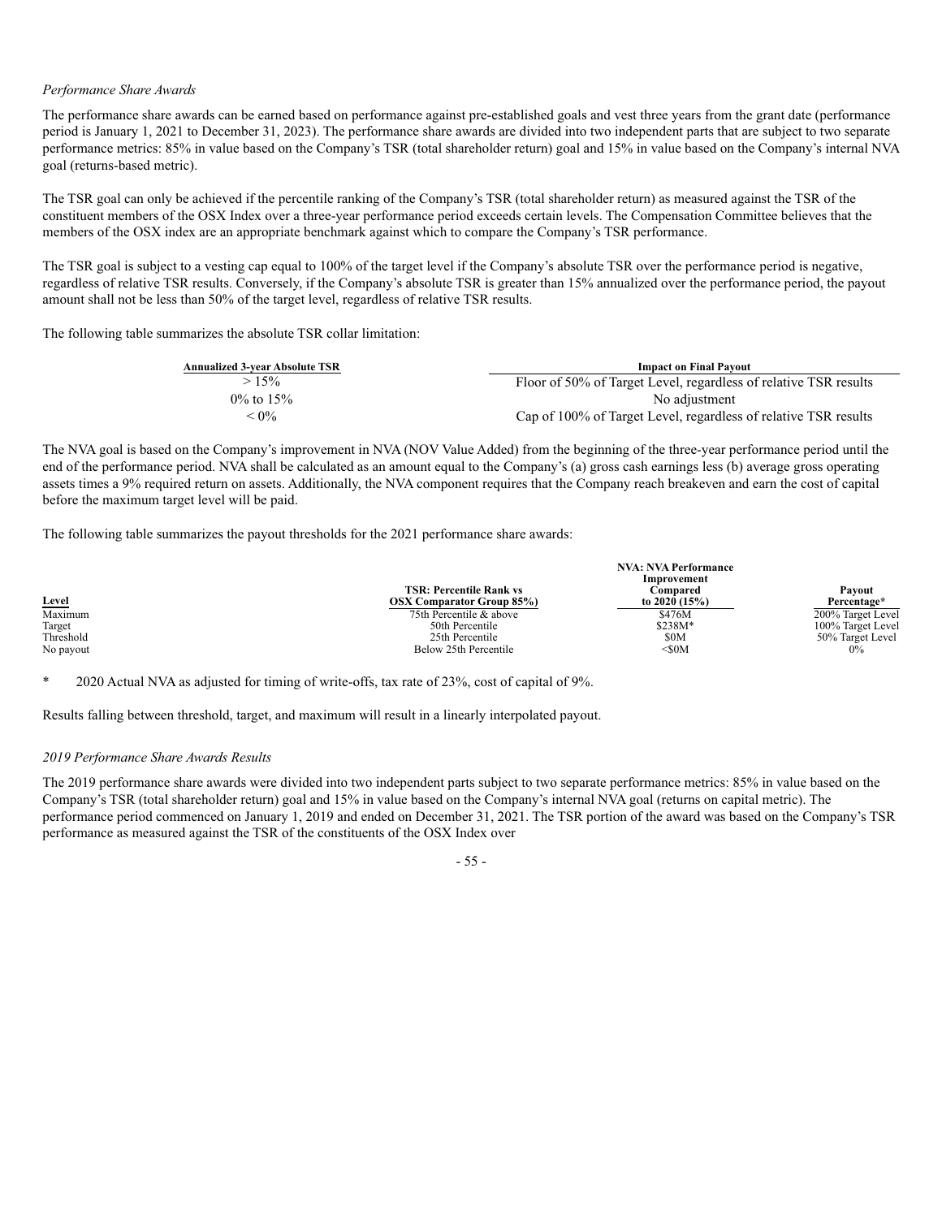*Performance Share Awards*

The performance share awards can be earned based on performance against pre-established goals and vest three years from the grant date (performance period is January 1, 2021 to December 31, 2023). The performance share awards are divided into two independent parts that are subject to two separate performance metrics: 85% in value based on the Company's TSR (total shareholder return) goal and 15% in value based on the Company's internal NVA goal (returns-based metric).

The TSR goal can only be achieved if the percentile ranking of the Company's TSR (total shareholder return) as measured against the TSR of the constituent members of the OSX Index over a three-year performance period exceeds certain levels. The Compensation Committee believes that the members of the OSX index are an appropriate benchmark against which to compare the Company's TSR performance.

The TSR goal is subject to a vesting cap equal to 100% of the target level if the Company's absolute TSR over the performance period is negative, regardless of relative TSR results. Conversely, if the Company's absolute TSR is greater than 15% annualized over the performance period, the payout amount shall not be less than 50% of the target level, regardless of relative TSR results.

The following table summarizes the absolute TSR collar limitation:

| Annualized 3-year Absolute TSR | Impact on Final Payout |
|---|---|
| > 15% | Floor of 50% of Target Level, regardless of relative TSR results |
| 0% to 15% | No adjustment |
| < 0% | Cap of 100% of Target Level, regardless of relative TSR results |

The NVA goal is based on the Company's improvement in NVA (NOV Value Added) from the beginning of the three-year performance period until the end of the performance period. NVA shall be calculated as an amount equal to the Company's (a) gross cash earnings less (b) average gross operating assets times a 9% required return on assets. Additionally, the NVA component requires that the Company reach breakeven and earn the cost of capital before the maximum target level will be paid.

The following table summarizes the payout thresholds for the 2021 performance share awards:

| Level | TSR: Percentile Rank vs OSX Comparator Group 85%) | NVA: NVA Performance Improvement Compared to 2020 (15%) | Payout Percentage* |
|---|---|---|---|
| Maximum | 75th Percentile & above | $476M | 200% Target Level |
| Target | 50th Percentile | $238M* | 100% Target Level |
| Threshold | 25th Percentile | $0M | 50% Target Level |
| No payout | Below 25th Percentile | <$0M | 0% |

\* 2020 Actual NVA as adjusted for timing of write-offs, tax rate of 23%, cost of capital of 9%.

Results falling between threshold, target, and maximum will result in a linearly interpolated payout.

*2019 Performance Share Awards Results*

The 2019 performance share awards were divided into two independent parts subject to two separate performance metrics: 85% in value based on the Company's TSR (total shareholder return) goal and 15% in value based on the Company's internal NVA goal (returns on capital metric). The performance period commenced on January 1, 2019 and ended on December 31, 2021. The TSR portion of the award was based on the Company's TSR performance as measured against the TSR of the constituents of the OSX Index over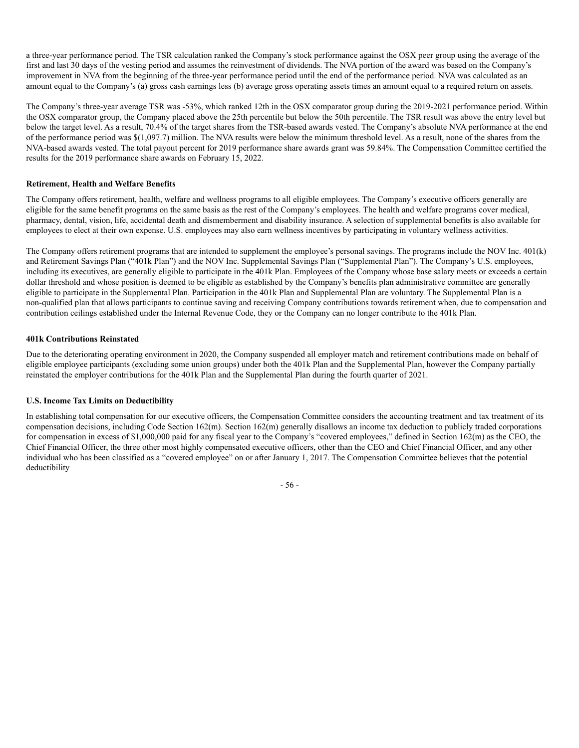a three-year performance period. The TSR calculation ranked the Company's stock performance against the OSX peer group using the average of the first and last 30 days of the vesting period and assumes the reinvestment of dividends. The NVA portion of the award was based on the Company's improvement in NVA from the beginning of the three-year performance period until the end of the performance period. NVA was calculated as an amount equal to the Company's (a) gross cash earnings less (b) average gross operating assets times an amount equal to a required return on assets.

The Company's three-year average TSR was -53%, which ranked 12th in the OSX comparator group during the 2019-2021 performance period. Within the OSX comparator group, the Company placed above the 25th percentile but below the 50th percentile. The TSR result was above the entry level but below the target level. As a result, 70.4% of the target shares from the TSR-based awards vested. The Company's absolute NVA performance at the end of the performance period was $(1,097.7) million. The NVA results were below the minimum threshold level. As a result, none of the shares from the NVA-based awards vested. The total payout percent for 2019 performance share awards grant was 59.84%. The Compensation Committee certified the results for the 2019 performance share awards on February 15, 2022.

**Retirement, Health and Welfare Benefits**

The Company offers retirement, health, welfare and wellness programs to all eligible employees. The Company's executive officers generally are eligible for the same benefit programs on the same basis as the rest of the Company's employees. The health and welfare programs cover medical, pharmacy, dental, vision, life, accidental death and dismemberment and disability insurance. A selection of supplemental benefits is also available for employees to elect at their own expense. U.S. employees may also earn wellness incentives by participating in voluntary wellness activities.

The Company offers retirement programs that are intended to supplement the employee's personal savings. The programs include the NOV Inc. 401(k) and Retirement Savings Plan ("401k Plan") and the NOV Inc. Supplemental Savings Plan ("Supplemental Plan"). The Company's U.S. employees, including its executives, are generally eligible to participate in the 401k Plan. Employees of the Company whose base salary meets or exceeds a certain dollar threshold and whose position is deemed to be eligible as established by the Company's benefits plan administrative committee are generally eligible to participate in the Supplemental Plan. Participation in the 401k Plan and Supplemental Plan are voluntary. The Supplemental Plan is a non-qualified plan that allows participants to continue saving and receiving Company contributions towards retirement when, due to compensation and contribution ceilings established under the Internal Revenue Code, they or the Company can no longer contribute to the 401k Plan.

**401k Contributions Reinstated**

Due to the deteriorating operating environment in 2020, the Company suspended all employer match and retirement contributions made on behalf of eligible employee participants (excluding some union groups) under both the 401k Plan and the Supplemental Plan, however the Company partially reinstated the employer contributions for the 401k Plan and the Supplemental Plan during the fourth quarter of 2021.

**U.S. Income Tax Limits on Deductibility**

In establishing total compensation for our executive officers, the Compensation Committee considers the accounting treatment and tax treatment of its compensation decisions, including Code Section 162(m). Section 162(m) generally disallows an income tax deduction to publicly traded corporations for compensation in excess of $1,000,000 paid for any fiscal year to the Company's "covered employees," defined in Section 162(m) as the CEO, the Chief Financial Officer, the three other most highly compensated executive officers, other than the CEO and Chief Financial Officer, and any other individual who has been classified as a "covered employee" on or after January 1, 2017. The Compensation Committee believes that the potential deductibility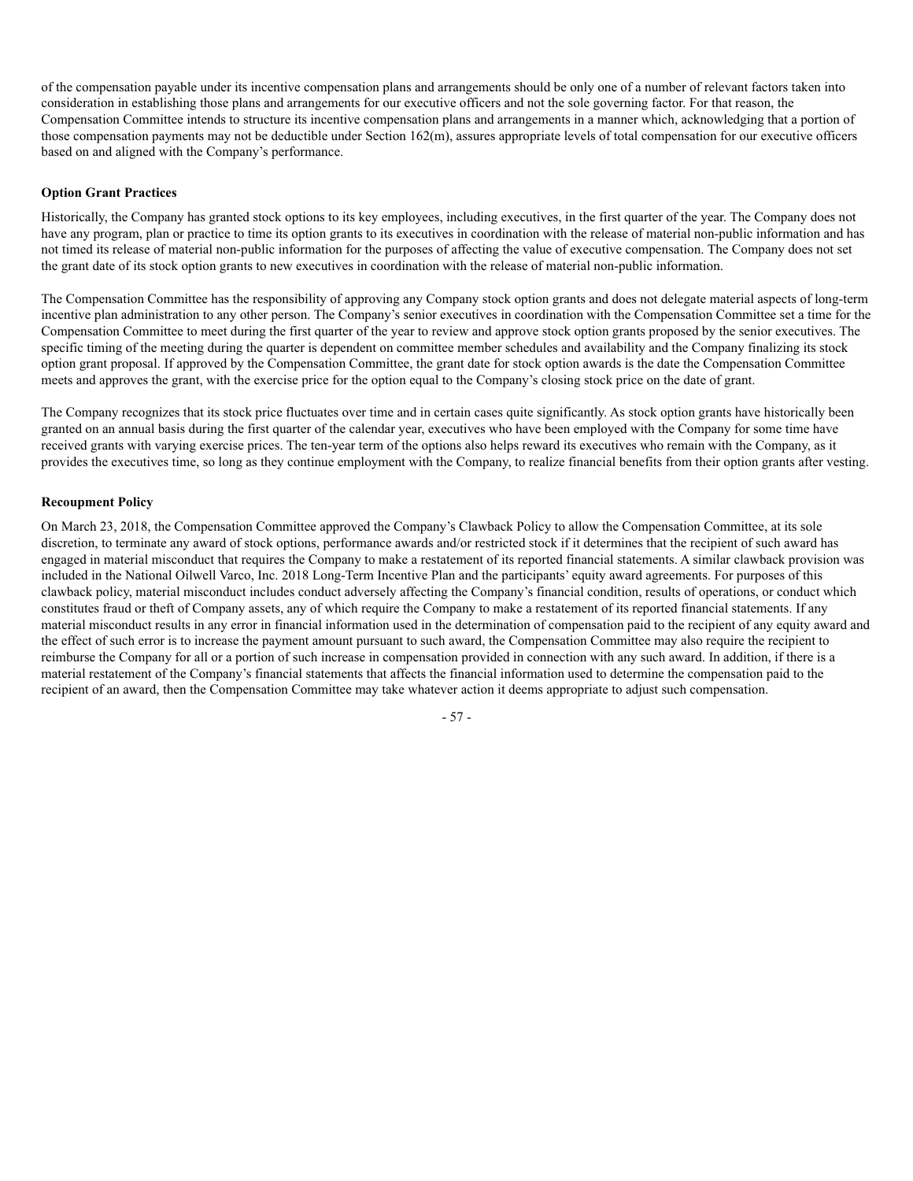of the compensation payable under its incentive compensation plans and arrangements should be only one of a number of relevant factors taken into consideration in establishing those plans and arrangements for our executive officers and not the sole governing factor. For that reason, the Compensation Committee intends to structure its incentive compensation plans and arrangements in a manner which, acknowledging that a portion of those compensation payments may not be deductible under Section 162(m), assures appropriate levels of total compensation for our executive officers based on and aligned with the Company's performance.

**Option Grant Practices**

Historically, the Company has granted stock options to its key employees, including executives, in the first quarter of the year. The Company does not have any program, plan or practice to time its option grants to its executives in coordination with the release of material non-public information and has not timed its release of material non-public information for the purposes of affecting the value of executive compensation. The Company does not set the grant date of its stock option grants to new executives in coordination with the release of material non-public information.

The Compensation Committee has the responsibility of approving any Company stock option grants and does not delegate material aspects of long-term incentive plan administration to any other person. The Company's senior executives in coordination with the Compensation Committee set a time for the Compensation Committee to meet during the first quarter of the year to review and approve stock option grants proposed by the senior executives. The specific timing of the meeting during the quarter is dependent on committee member schedules and availability and the Company finalizing its stock option grant proposal. If approved by the Compensation Committee, the grant date for stock option awards is the date the Compensation Committee meets and approves the grant, with the exercise price for the option equal to the Company's closing stock price on the date of grant.

The Company recognizes that its stock price fluctuates over time and in certain cases quite significantly. As stock option grants have historically been granted on an annual basis during the first quarter of the calendar year, executives who have been employed with the Company for some time have received grants with varying exercise prices. The ten-year term of the options also helps reward its executives who remain with the Company, as it provides the executives time, so long as they continue employment with the Company, to realize financial benefits from their option grants after vesting.

**Recoupment Policy**

On March 23, 2018, the Compensation Committee approved the Company's Clawback Policy to allow the Compensation Committee, at its sole discretion, to terminate any award of stock options, performance awards and/or restricted stock if it determines that the recipient of such award has engaged in material misconduct that requires the Company to make a restatement of its reported financial statements. A similar clawback provision was included in the National Oilwell Varco, Inc. 2018 Long-Term Incentive Plan and the participants' equity award agreements. For purposes of this clawback policy, material misconduct includes conduct adversely affecting the Company's financial condition, results of operations, or conduct which constitutes fraud or theft of Company assets, any of which require the Company to make a restatement of its reported financial statements. If any material misconduct results in any error in financial information used in the determination of compensation paid to the recipient of any equity award and the effect of such error is to increase the payment amount pursuant to such award, the Compensation Committee may also require the recipient to reimburse the Company for all or a portion of such increase in compensation provided in connection with any such award. In addition, if there is a material restatement of the Company's financial statements that affects the financial information used to determine the compensation paid to the recipient of an award, then the Compensation Committee may take whatever action it deems appropriate to adjust such compensation.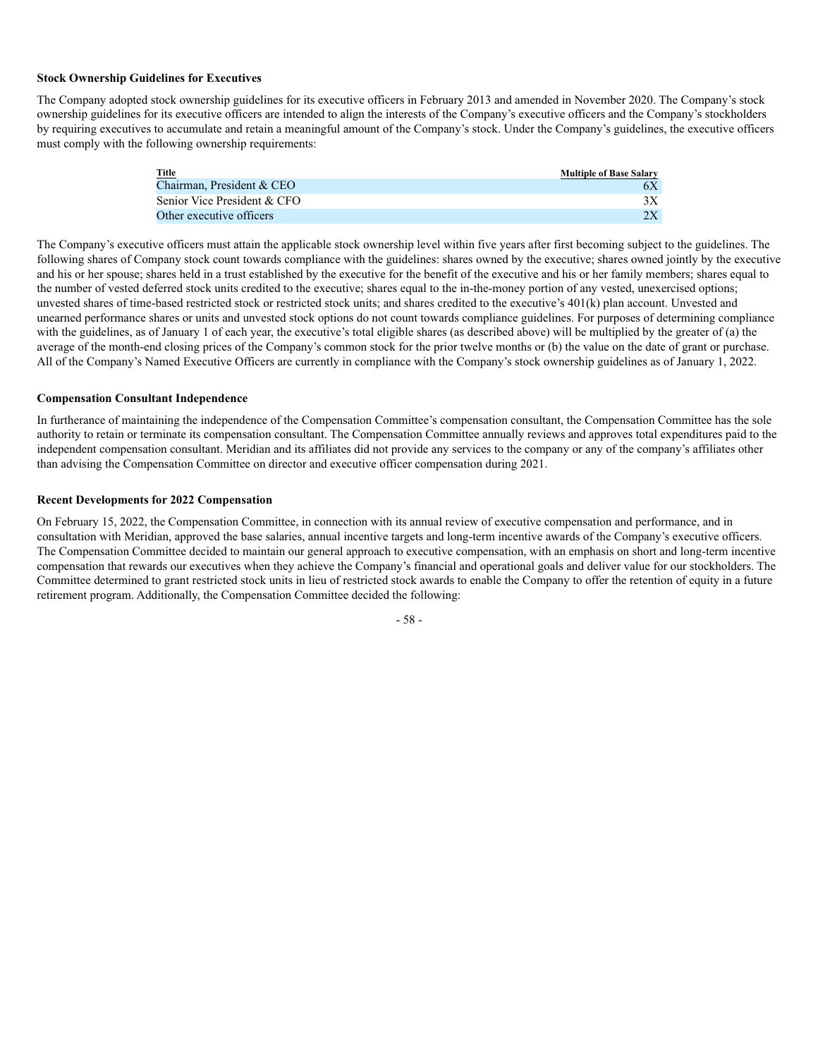**Stock Ownership Guidelines for Executives**

The Company adopted stock ownership guidelines for its executive officers in February 2013 and amended in November 2020. The Company's stock ownership guidelines for its executive officers are intended to align the interests of the Company's executive officers and the Company's stockholders by requiring executives to accumulate and retain a meaningful amount of the Company's stock. Under the Company's guidelines, the executive officers must comply with the following ownership requirements:

| Title | Multiple of Base Salary |
|---|---|
| Chairman, President & CEO | 6X |
| Senior Vice President & CFO | 3X |
| Other executive officers | 2X |

The Company's executive officers must attain the applicable stock ownership level within five years after first becoming subject to the guidelines. The following shares of Company stock count towards compliance with the guidelines: shares owned by the executive; shares owned jointly by the executive and his or her spouse; shares held in a trust established by the executive for the benefit of the executive and his or her family members; shares equal to the number of vested deferred stock units credited to the executive; shares equal to the in-the-money portion of any vested, unexercised options; unvested shares of time-based restricted stock or restricted stock units; and shares credited to the executive's 401(k) plan account. Unvested and unearned performance shares or units and unvested stock options do not count towards compliance guidelines. For purposes of determining compliance with the guidelines, as of January 1 of each year, the executive's total eligible shares (as described above) will be multiplied by the greater of (a) the average of the month-end closing prices of the Company's common stock for the prior twelve months or (b) the value on the date of grant or purchase. All of the Company's Named Executive Officers are currently in compliance with the Company's stock ownership guidelines as of January 1, 2022.

**Compensation Consultant Independence**

In furtherance of maintaining the independence of the Compensation Committee's compensation consultant, the Compensation Committee has the sole authority to retain or terminate its compensation consultant. The Compensation Committee annually reviews and approves total expenditures paid to the independent compensation consultant. Meridian and its affiliates did not provide any services to the company or any of the company's affiliates other than advising the Compensation Committee on director and executive officer compensation during 2021.

**Recent Developments for 2022 Compensation**

On February 15, 2022, the Compensation Committee, in connection with its annual review of executive compensation and performance, and in consultation with Meridian, approved the base salaries, annual incentive targets and long-term incentive awards of the Company's executive officers. The Compensation Committee decided to maintain our general approach to executive compensation, with an emphasis on short and long-term incentive compensation that rewards our executives when they achieve the Company's financial and operational goals and deliver value for our stockholders. The Committee determined to grant restricted stock units in lieu of restricted stock awards to enable the Company to offer the retention of equity in a future retirement program. Additionally, the Compensation Committee decided the following: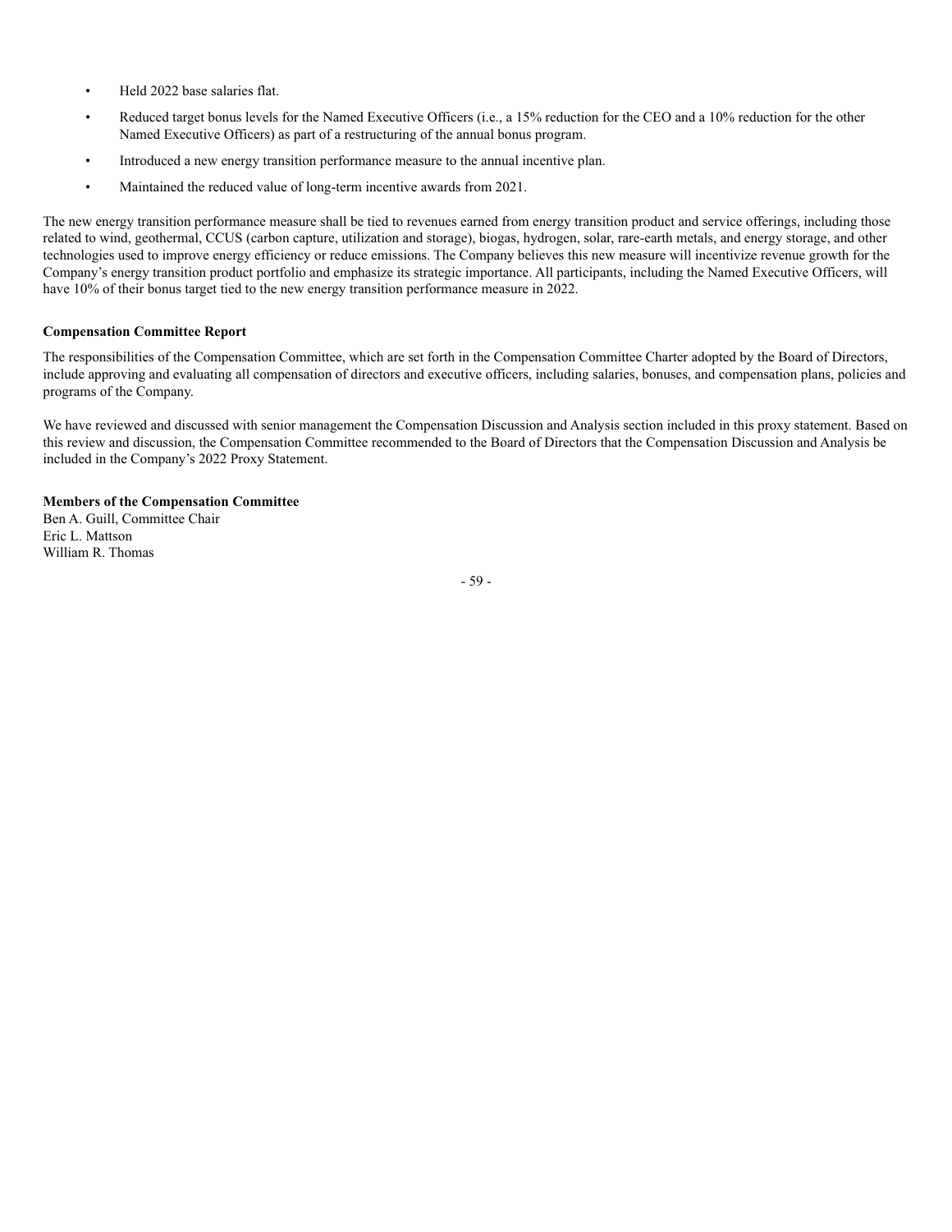- Held 2022 base salaries flat.
- Reduced target bonus levels for the Named Executive Officers (i.e., a 15% reduction for the CEO and a 10% reduction for the other Named Executive Officers) as part of a restructuring of the annual bonus program.
- Introduced a new energy transition performance measure to the annual incentive plan.
- Maintained the reduced value of long-term incentive awards from 2021.

The new energy transition performance measure shall be tied to revenues earned from energy transition product and service offerings, including those related to wind, geothermal, CCUS (carbon capture, utilization and storage), biogas, hydrogen, solar, rare-earth metals, and energy storage, and other technologies used to improve energy efficiency or reduce emissions. The Company believes this new measure will incentivize revenue growth for the Company's energy transition product portfolio and emphasize its strategic importance. All participants, including the Named Executive Officers, will have 10% of their bonus target tied to the new energy transition performance measure in 2022.

**Compensation Committee Report**

The responsibilities of the Compensation Committee, which are set forth in the Compensation Committee Charter adopted by the Board of Directors, include approving and evaluating all compensation of directors and executive officers, including salaries, bonuses, and compensation plans, policies and programs of the Company.

We have reviewed and discussed with senior management the Compensation Discussion and Analysis section included in this proxy statement. Based on this review and discussion, the Compensation Committee recommended to the Board of Directors that the Compensation Discussion and Analysis be included in the Company's 2022 Proxy Statement.

**Members of the Compensation Committee**
Ben A. Guill, Committee Chair
Eric L. Mattson
William R. Thomas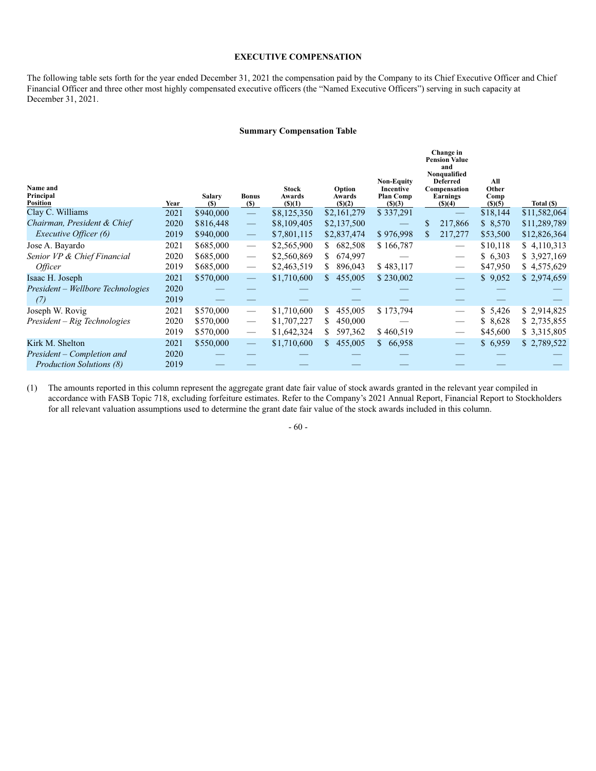## EXECUTIVE COMPENSATION

The following table sets forth for the year ended December 31, 2021 the compensation paid by the Company to its Chief Executive Officer and Chief Financial Officer and three other most highly compensated executive officers (the "Named Executive Officers") serving in such capacity at December 31, 2021.

### Summary Compensation Table

| Name and Principal Position | Year | Salary ($) | Bonus ($) | Stock Awards ($)(1) | Option Awards ($)(2) | Non-Equity Incentive Plan Comp ($)(3) | Change in Pension Value and Nonqualified Deferred Compensation Earnings ($)(4) | All Other Comp ($)(5) | Total ($) |
|---|---|---|---|---|---|---|---|---|---|
| Clay C. Williams | 2021 | $940,000 | — | $8,125,350 | $2,161,279 | $ 337,291 | — | $18,144 | $11,582,064 |
| *Chairman, President & Chief* | 2020 | $816,448 | — | $8,109,405 | $2,137,500 | — | $ 217,866 | $ 8,570 | $11,289,789 |
| *Executive Officer (6)* | 2019 | $940,000 | — | $7,801,115 | $2,837,474 | $ 976,998 | $ 217,277 | $53,500 | $12,826,364 |
| Jose A. Bayardo | 2021 | $685,000 | — | $2,565,900 | $ 682,508 | $ 166,787 | — | $10,118 | $ 4,110,313 |
| *Senior VP & Chief Financial* | 2020 | $685,000 | — | $2,560,869 | $ 674,997 | — | — | $ 6,303 | $ 3,927,169 |
| *Officer* | 2019 | $685,000 | — | $2,463,519 | $ 896,043 | $ 483,117 | — | $47,950 | $ 4,575,629 |
| Isaac H. Joseph | 2021 | $570,000 | — | $1,710,600 | $ 455,005 | $ 230,002 | — | $ 9,052 | $ 2,974,659 |
| *President – Wellbore Technologies* | 2020 | — | — | — | — | — | — | — | — |
| *(7)* | 2019 | — | — | — | — | — | — | — | — |
| Joseph W. Rovig | 2021 | $570,000 | — | $1,710,600 | $ 455,005 | $ 173,794 | — | $ 5,426 | $ 2,914,825 |
| *President – Rig Technologies* | 2020 | $570,000 | — | $1,707,227 | $ 450,000 | — | — | $ 8,628 | $ 2,735,855 |
| | 2019 | $570,000 | — | $1,642,324 | $ 597,362 | $ 460,519 | — | $45,600 | $ 3,315,805 |
| Kirk M. Shelton | 2021 | $550,000 | — | $1,710,600 | $ 455,005 | $ 66,958 | — | $ 6,959 | $ 2,789,522 |
| *President – Completion and* | 2020 | — | — | — | — | — | — | — | — |
| *Production Solutions (8)* | 2019 | — | — | — | — | — | — | — | — |

(1) The amounts reported in this column represent the aggregate grant date fair value of stock awards granted in the relevant year compiled in accordance with FASB Topic 718, excluding forfeiture estimates. Refer to the Company's 2021 Annual Report, Financial Report to Stockholders for all relevant valuation assumptions used to determine the grant date fair value of the stock awards included in this column.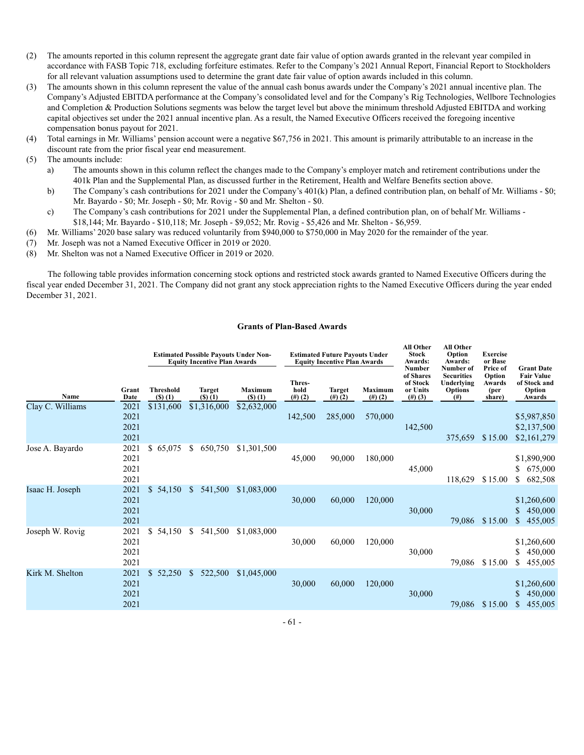(2) The amounts reported in this column represent the aggregate grant date fair value of option awards granted in the relevant year compiled in accordance with FASB Topic 718, excluding forfeiture estimates. Refer to the Company's 2021 Annual Report, Financial Report to Stockholders for all relevant valuation assumptions used to determine the grant date fair value of option awards included in this column.

(3) The amounts shown in this column represent the value of the annual cash bonus awards under the Company's 2021 annual incentive plan. The Company's Adjusted EBITDA performance at the Company's consolidated level and for the Company's Rig Technologies, Wellbore Technologies and Completion & Production Solutions segments was below the target level but above the minimum threshold Adjusted EBITDA and working capital objectives set under the 2021 annual incentive plan. As a result, the Named Executive Officers received the foregoing incentive compensation bonus payout for 2021.

(4) Total earnings in Mr. Williams' pension account were a negative $67,756 in 2021. This amount is primarily attributable to an increase in the discount rate from the prior fiscal year end measurement.

(5) The amounts include:

a) The amounts shown in this column reflect the changes made to the Company's employer match and retirement contributions under the 401k Plan and the Supplemental Plan, as discussed further in the Retirement, Health and Welfare Benefits section above.

b) The Company's cash contributions for 2021 under the Company's 401(k) Plan, a defined contribution plan, on behalf of Mr. Williams - $0; Mr. Bayardo - $0; Mr. Joseph - $0; Mr. Rovig - $0 and Mr. Shelton - $0.

c) The Company's cash contributions for 2021 under the Supplemental Plan, a defined contribution plan, on of behalf Mr. Williams - $18,144; Mr. Bayardo - $10,118; Mr. Joseph - $9,052; Mr. Rovig - $5,426 and Mr. Shelton - $6,959.

(6) Mr. Williams' 2020 base salary was reduced voluntarily from $940,000 to $750,000 in May 2020 for the remainder of the year.

(7) Mr. Joseph was not a Named Executive Officer in 2019 or 2020.

(8) Mr. Shelton was not a Named Executive Officer in 2019 or 2020.

The following table provides information concerning stock options and restricted stock awards granted to Named Executive Officers during the fiscal year ended December 31, 2021. The Company did not grant any stock appreciation rights to the Named Executive Officers during the year ended December 31, 2021.

**Grants of Plan-Based Awards**

| | | Estimated Possible Payouts Under Non-Equity Incentive Plan Awards | | | Estimated Future Payouts Under Equity Incentive Plan Awards | | | All Other Stock Awards: Number of Shares of Stock or Units | All Other Option Awards: Number of Securities Underlying Options | Exercise or Base Price of Option Awards | Grant Date Fair Value of Stock and Option |
|---|---|---|---|---|---|---|---|---|---|---|---|
| Name | Grant Date | Threshold ($) (1) | Target ($) (1) | Maximum ($) (1) | Thres-hold (#) (2) | Target (#) (2) | Maximum (#) (2) | (#) (3) | (#) | (per share) | Awards |
| Clay C. Williams | 2021 | $131,600 | $1,316,000 | $2,632,000 | | | | | | | |
| | 2021 | | | | 142,500 | 285,000 | 570,000 | | | | $5,987,850 |
| | 2021 | | | | | | | 142,500 | | | $2,137,500 |
| | 2021 | | | | | | | | 375,659 | $ 15.00 | $2,161,279 |
| Jose A. Bayardo | 2021 | $ 65,075 | $ 650,750 | $1,301,500 | | | | | | | |
| | 2021 | | | | 45,000 | 90,000 | 180,000 | | | | $1,890,900 |
| | 2021 | | | | | | | 45,000 | | | $ 675,000 |
| | 2021 | | | | | | | | 118,629 | $ 15.00 | $ 682,508 |
| Isaac H. Joseph | 2021 | $ 54,150 | $ 541,500 | $1,083,000 | | | | | | | |
| | 2021 | | | | 30,000 | 60,000 | 120,000 | | | | $1,260,600 |
| | 2021 | | | | | | | 30,000 | | | $ 450,000 |
| | 2021 | | | | | | | | 79,086 | $ 15.00 | $ 455,005 |
| Joseph W. Rovig | 2021 | $ 54,150 | $ 541,500 | $1,083,000 | | | | | | | |
| | 2021 | | | | 30,000 | 60,000 | 120,000 | | | | $1,260,600 |
| | 2021 | | | | | | | 30,000 | | | $ 450,000 |
| | 2021 | | | | | | | | 79,086 | $ 15.00 | $ 455,005 |
| Kirk M. Shelton | 2021 | $ 52,250 | $ 522,500 | $1,045,000 | | | | | | | |
| | 2021 | | | | 30,000 | 60,000 | 120,000 | | | | $1,260,600 |
| | 2021 | | | | | | | 30,000 | | | $ 450,000 |
| | 2021 | | | | | | | | 79,086 | $ 15.00 | $ 455,005 |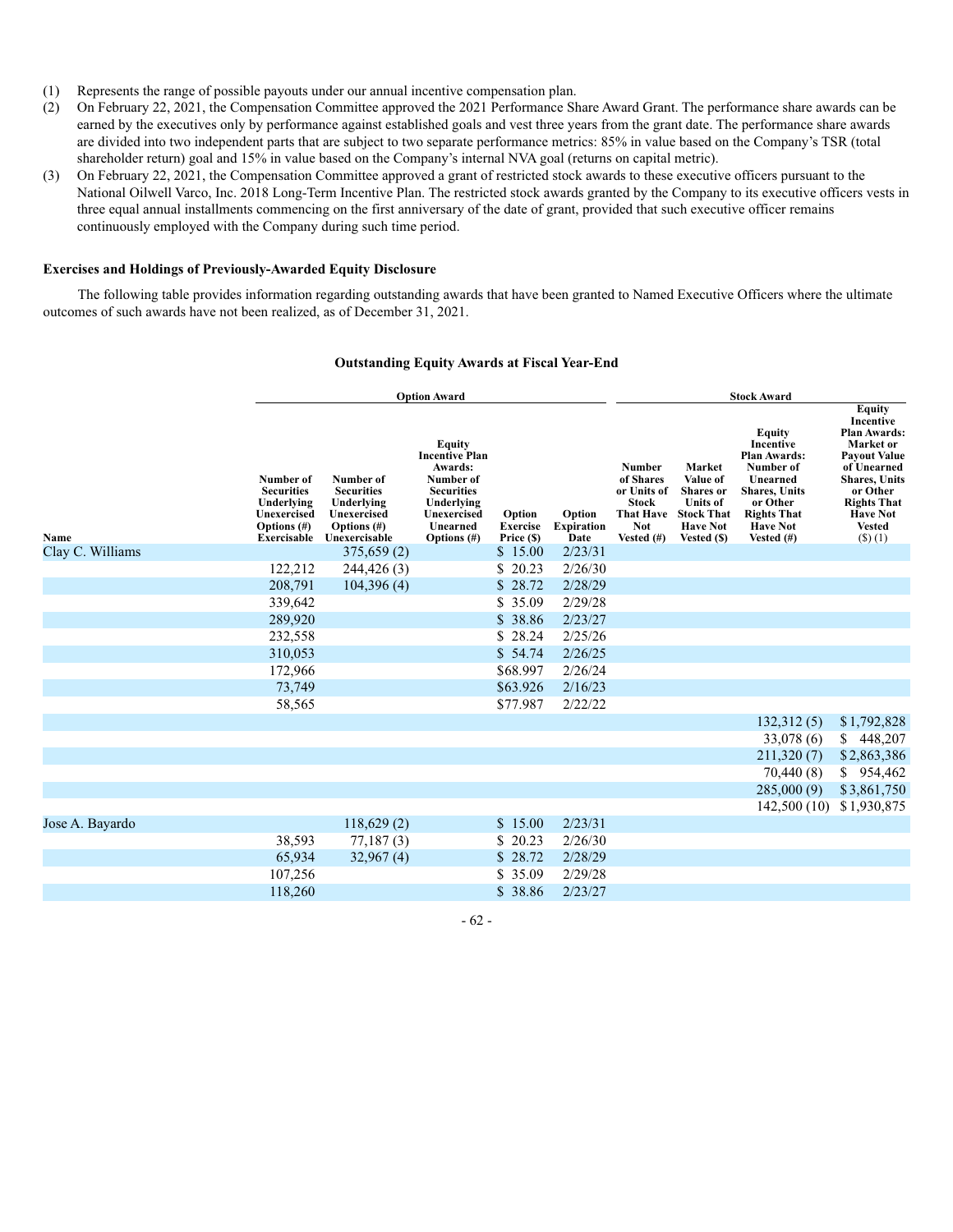(1) Represents the range of possible payouts under our annual incentive compensation plan.

(2) On February 22, 2021, the Compensation Committee approved the 2021 Performance Share Award Grant. The performance share awards can be earned by the executives only by performance against established goals and vest three years from the grant date. The performance share awards are divided into two independent parts that are subject to two separate performance metrics: 85% in value based on the Company's TSR (total shareholder return) goal and 15% in value based on the Company's internal NVA goal (returns on capital metric).

(3) On February 22, 2021, the Compensation Committee approved a grant of restricted stock awards to these executive officers pursuant to the National Oilwell Varco, Inc. 2018 Long-Term Incentive Plan. The restricted stock awards granted by the Company to its executive officers vests in three equal annual installments commencing on the first anniversary of the date of grant, provided that such executive officer remains continuously employed with the Company during such time period.

**Exercises and Holdings of Previously-Awarded Equity Disclosure**

The following table provides information regarding outstanding awards that have been granted to Named Executive Officers where the ultimate outcomes of such awards have not been realized, as of December 31, 2021.

**Outstanding Equity Awards at Fiscal Year-End**

| | Option Award | | | | | Stock Award | | | |
|---|---|---|---|---|---|---|---|---|---|
| Name | Number of Securities Underlying Unexercised Options (#) Exercisable | Number of Securities Underlying Unexercised Options (#) Unexercisable | Equity Incentive Plan Awards: Number of Securities Underlying Unexercised Unearned Options (#) | Option Exercise Price ($) | Option Expiration Date | Number of Shares or Units of Stock That Have Not Vested (#) | Market Value of Shares or Units of Stock That Have Not Vested ($) | Equity Incentive Plan Awards: Number of Unearned Shares, Units or Other Rights That Have Not Vested (#) | Equity Incentive Plan Awards: Market or Payout Value of Unearned Shares, Units or Other Rights That Have Not Vested ($) (1) |
| Clay C. Williams | | 375,659 (2) | | $ 15.00 | 2/23/31 | | | | |
| | 122,212 | 244,426 (3) | | $ 20.23 | 2/26/30 | | | | |
| | 208,791 | 104,396 (4) | | $ 28.72 | 2/28/29 | | | | |
| | 339,642 | | | $ 35.09 | 2/29/28 | | | | |
| | 289,920 | | | $ 38.86 | 2/23/27 | | | | |
| | 232,558 | | | $ 28.24 | 2/25/26 | | | | |
| | 310,053 | | | $ 54.74 | 2/26/25 | | | | |
| | 172,966 | | | $68.997 | 2/26/24 | | | | |
| | 73,749 | | | $63.926 | 2/16/23 | | | | |
| | 58,565 | | | $77.987 | 2/22/22 | | | | |
| | | | | | | | | 132,312 (5) | $1,792,828 |
| | | | | | | | | 33,078 (6) | $ 448,207 |
| | | | | | | | | 211,320 (7) | $2,863,386 |
| | | | | | | | | 70,440 (8) | $ 954,462 |
| | | | | | | | | 285,000 (9) | $3,861,750 |
| | | | | | | | | 142,500 (10) | $1,930,875 |
| Jose A. Bayardo | | 118,629 (2) | | $ 15.00 | 2/23/31 | | | | |
| | 38,593 | 77,187 (3) | | $ 20.23 | 2/26/30 | | | | |
| | 65,934 | 32,967 (4) | | $ 28.72 | 2/28/29 | | | | |
| | 107,256 | | | $ 35.09 | 2/29/28 | | | | |
| | 118,260 | | | $ 38.86 | 2/23/27 | | | | |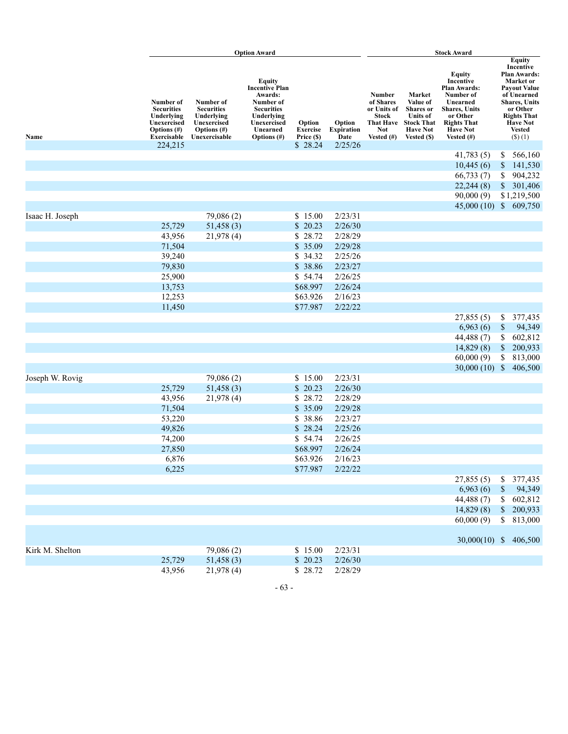| Name | Option Award | | | | | Stock Award | | | |
|---|---|---|---|---|---|---|---|---|---|
| | Number of Securities Underlying Unexercised Options (#) Exercisable | Number of Securities Underlying Unexercised Options (#) Unexercisable | Equity Incentive Plan Awards: Number of Securities Underlying Unexercised Unearned Options (#) | Option Exercise Price ($) | Option Expiration Date | Number of Shares or Units of Stock That Have Not Vested (#) | Market Value of Shares or Units of Stock That Have Not Vested ($) | Equity Incentive Plan Awards: Number of Unearned Shares, Units or Other Rights That Have Not Vested (#) | Equity Incentive Plan Awards: Market or Payout Value of Unearned Shares, Units or Other Rights That Have Not Vested ($) (1) |
| | 224,215 | | | $ 28.24 | 2/25/26 | | | | |
| | | | | | | | | 41,783 (5) | $ 566,160 |
| | | | | | | | | 10,445 (6) | $ 141,530 |
| | | | | | | | | 66,733 (7) | $ 904,232 |
| | | | | | | | | 22,244 (8) | $ 301,406 |
| | | | | | | | | 90,000 (9) | $1,219,500 |
| | | | | | | | | 45,000 (10) | $ 609,750 |
| Isaac H. Joseph | | 79,086 (2) | | $ 15.00 | 2/23/31 | | | | |
| | 25,729 | 51,458 (3) | | $ 20.23 | 2/26/30 | | | | |
| | 43,956 | 21,978 (4) | | $ 28.72 | 2/28/29 | | | | |
| | 71,504 | | | $ 35.09 | 2/29/28 | | | | |
| | 39,240 | | | $ 34.32 | 2/25/26 | | | | |
| | 79,830 | | | $ 38.86 | 2/23/27 | | | | |
| | 25,900 | | | $ 54.74 | 2/26/25 | | | | |
| | 13,753 | | | $68.997 | 2/26/24 | | | | |
| | 12,253 | | | $63.926 | 2/16/23 | | | | |
| | 11,450 | | | $77.987 | 2/22/22 | | | | |
| | | | | | | | | 27,855 (5) | $ 377,435 |
| | | | | | | | | 6,963 (6) | $ 94,349 |
| | | | | | | | | 44,488 (7) | $ 602,812 |
| | | | | | | | | 14,829 (8) | $ 200,933 |
| | | | | | | | | 60,000 (9) | $ 813,000 |
| | | | | | | | | 30,000 (10) | $ 406,500 |
| Joseph W. Rovig | | 79,086 (2) | | $ 15.00 | 2/23/31 | | | | |
| | 25,729 | 51,458 (3) | | $ 20.23 | 2/26/30 | | | | |
| | 43,956 | 21,978 (4) | | $ 28.72 | 2/28/29 | | | | |
| | 71,504 | | | $ 35.09 | 2/29/28 | | | | |
| | 53,220 | | | $ 38.86 | 2/23/27 | | | | |
| | 49,826 | | | $ 28.24 | 2/25/26 | | | | |
| | 74,200 | | | $ 54.74 | 2/26/25 | | | | |
| | 27,850 | | | $68.997 | 2/26/24 | | | | |
| | 6,876 | | | $63.926 | 2/16/23 | | | | |
| | 6,225 | | | $77.987 | 2/22/22 | | | | |
| | | | | | | | | 27,855 (5) | $ 377,435 |
| | | | | | | | | 6,963 (6) | $ 94,349 |
| | | | | | | | | 44,488 (7) | $ 602,812 |
| | | | | | | | | 14,829 (8) | $ 200,933 |
| | | | | | | | | 60,000 (9) | $ 813,000 |
| | | | | | | | | 30,000(10) | $ 406,500 |
| Kirk M. Shelton | | 79,086 (2) | | $ 15.00 | 2/23/31 | | | | |
| | 25,729 | 51,458 (3) | | $ 20.23 | 2/26/30 | | | | |
| | 43,956 | 21,978 (4) | | $ 28.72 | 2/28/29 | | | | |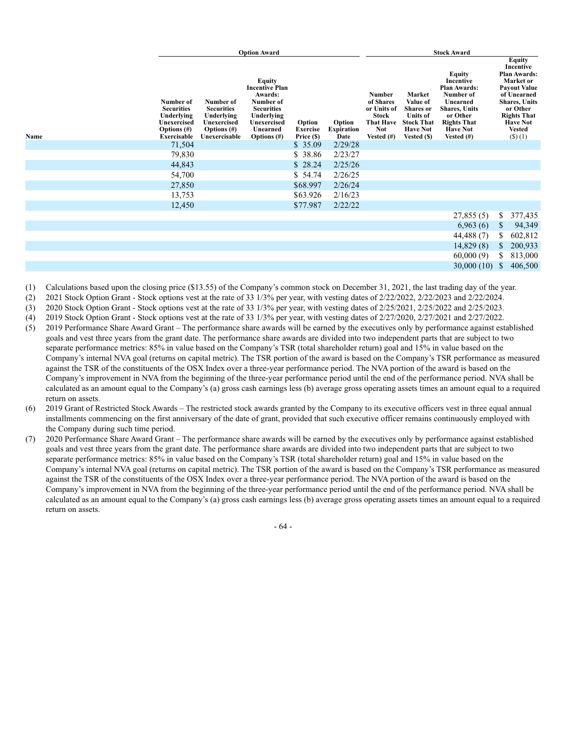| Name | Option Award | | | | | Stock Award | | | |
|---|---|---|---|---|---|---|---|---|---|
| | Number of Securities Underlying Unexercised Options (#) Exercisable | Number of Securities Underlying Unexercised Options (#) Unexercisable | Equity Incentive Plan Awards: Number of Securities Underlying Unexercised Unearned Options (#) | Option Exercise Price ($) | Option Expiration Date | Number of Shares or Units of Stock That Have Not Vested (#) | Market Value of Shares or Units of Stock That Have Not Vested ($) | Equity Incentive Plan Awards: Number of Unearned Shares, Units or Other Rights That Have Not Vested (#) | Equity Incentive Plan Awards: Market or Payout Value of Unearned Shares, Units or Other Rights That Have Not Vested ($) (1) |
| | 71,504 | | | $ 35.09 | 2/29/28 | | | | |
| | 79,830 | | | $ 38.86 | 2/23/27 | | | | |
| | 44,843 | | | $ 28.24 | 2/25/26 | | | | |
| | 54,700 | | | $ 54.74 | 2/26/25 | | | | |
| | 27,850 | | | $68.997 | 2/26/24 | | | | |
| | 13,753 | | | $63.926 | 2/16/23 | | | | |
| | 12,450 | | | $77.987 | 2/22/22 | | | | |
| | | | | | | | | 27,855 (5) | $ 377,435 |
| | | | | | | | | 6,963 (6) | $ 94,349 |
| | | | | | | | | 44,488 (7) | $ 602,812 |
| | | | | | | | | 14,829 (8) | $ 200,933 |
| | | | | | | | | 60,000 (9) | $ 813,000 |
| | | | | | | | | 30,000 (10) | $ 406,500 |

(1) Calculations based upon the closing price ($13.55) of the Company's common stock on December 31, 2021, the last trading day of the year.

(2) 2021 Stock Option Grant - Stock options vest at the rate of 33 1/3% per year, with vesting dates of 2/22/2022, 2/22/2023 and 2/22/2024.

(3) 2020 Stock Option Grant - Stock options vest at the rate of 33 1/3% per year, with vesting dates of 2/25/2021, 2/25/2022 and 2/25/2023.

(4) 2019 Stock Option Grant - Stock options vest at the rate of 33 1/3% per year, with vesting dates of 2/27/2020, 2/27/2021 and 2/27/2022.

(5) 2019 Performance Share Award Grant – The performance share awards will be earned by the executives only by performance against established goals and vest three years from the grant date. The performance share awards are divided into two independent parts that are subject to two separate performance metrics: 85% in value based on the Company's TSR (total shareholder return) goal and 15% in value based on the Company's internal NVA goal (returns on capital metric). The TSR portion of the award is based on the Company's TSR performance as measured against the TSR of the constituents of the OSX Index over a three-year performance period. The NVA portion of the award is based on the Company's improvement in NVA from the beginning of the three-year performance period until the end of the performance period. NVA shall be calculated as an amount equal to the Company's (a) gross cash earnings less (b) average gross operating assets times an amount equal to a required return on assets.

(6) 2019 Grant of Restricted Stock Awards – The restricted stock awards granted by the Company to its executive officers vest in three equal annual installments commencing on the first anniversary of the date of grant, provided that such executive officer remains continuously employed with the Company during such time period.

(7) 2020 Performance Share Award Grant – The performance share awards will be earned by the executives only by performance against established goals and vest three years from the grant date. The performance share awards are divided into two independent parts that are subject to two separate performance metrics: 85% in value based on the Company's TSR (total shareholder return) goal and 15% in value based on the Company's internal NVA goal (returns on capital metric). The TSR portion of the award is based on the Company's TSR performance as measured against the TSR of the constituents of the OSX Index over a three-year performance period. The NVA portion of the award is based on the Company's improvement in NVA from the beginning of the three-year performance period until the end of the performance period. NVA shall be calculated as an amount equal to the Company's (a) gross cash earnings less (b) average gross operating assets times an amount equal to a required return on assets.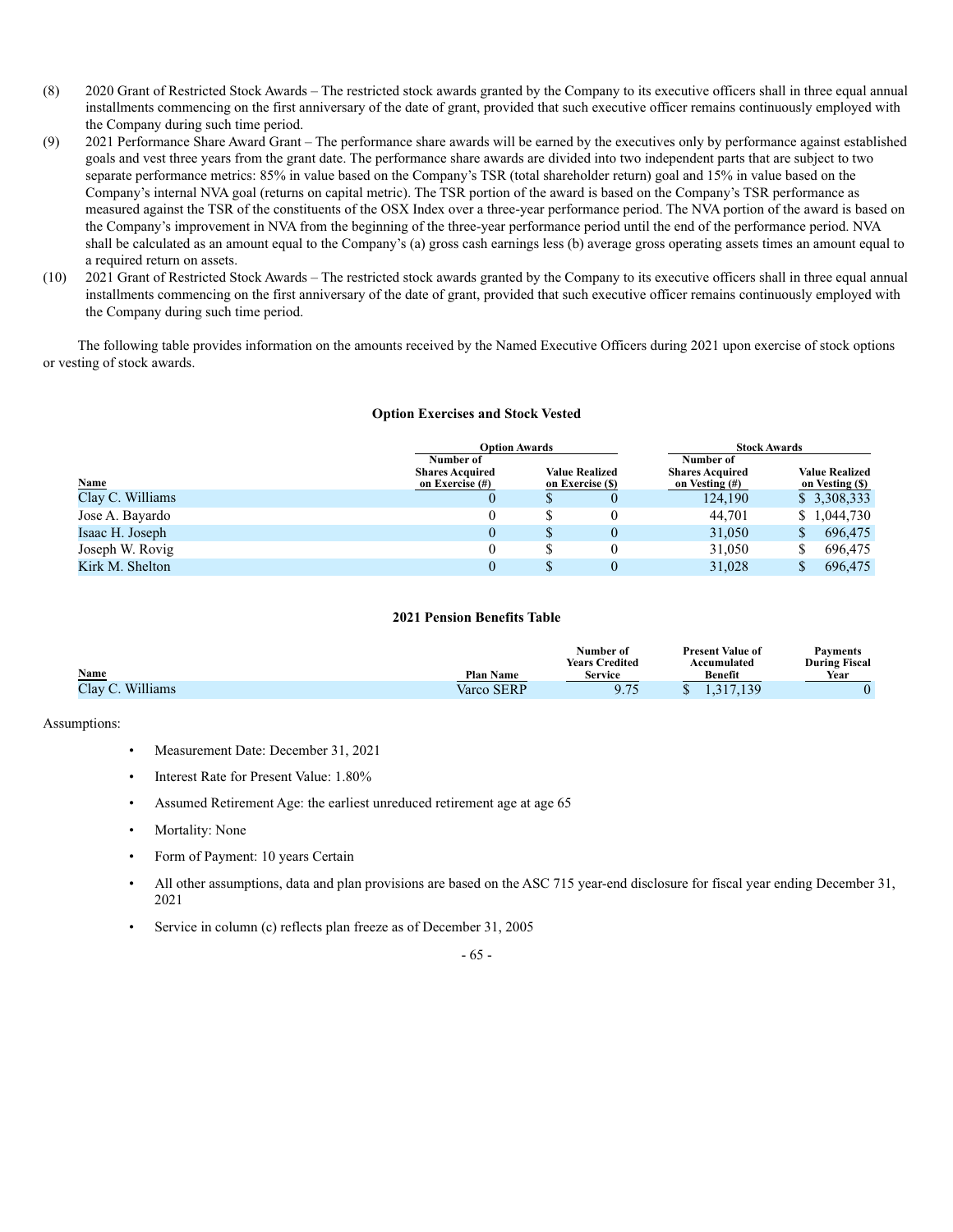(8) 2020 Grant of Restricted Stock Awards – The restricted stock awards granted by the Company to its executive officers shall in three equal annual installments commencing on the first anniversary of the date of grant, provided that such executive officer remains continuously employed with the Company during such time period.

(9) 2021 Performance Share Award Grant – The performance share awards will be earned by the executives only by performance against established goals and vest three years from the grant date. The performance share awards are divided into two independent parts that are subject to two separate performance metrics: 85% in value based on the Company's TSR (total shareholder return) goal and 15% in value based on the Company's internal NVA goal (returns on capital metric). The TSR portion of the award is based on the Company's TSR performance as measured against the TSR of the constituents of the OSX Index over a three-year performance period. The NVA portion of the award is based on the Company's improvement in NVA from the beginning of the three-year performance period until the end of the performance period. NVA shall be calculated as an amount equal to the Company's (a) gross cash earnings less (b) average gross operating assets times an amount equal to a required return on assets.

(10) 2021 Grant of Restricted Stock Awards – The restricted stock awards granted by the Company to its executive officers shall in three equal annual installments commencing on the first anniversary of the date of grant, provided that such executive officer remains continuously employed with the Company during such time period.

The following table provides information on the amounts received by the Named Executive Officers during 2021 upon exercise of stock options or vesting of stock awards.

**Option Exercises and Stock Vested**

| | Option Awards | | Stock Awards | |
|---|---|---|---|---|
| Name | Number of Shares Acquired on Exercise (#) | Value Realized on Exercise ($) | Number of Shares Acquired on Vesting (#) | Value Realized on Vesting ($) |
| Clay C. Williams | 0 | $ 0 | 124,190 | $ 3,308,333 |
| Jose A. Bayardo | 0 | $ 0 | 44,701 | $ 1,044,730 |
| Isaac H. Joseph | 0 | $ 0 | 31,050 | $ 696,475 |
| Joseph W. Rovig | 0 | $ 0 | 31,050 | $ 696,475 |
| Kirk M. Shelton | 0 | $ 0 | 31,028 | $ 696,475 |

**2021 Pension Benefits Table**

| Name | Plan Name | Number of Years Credited Service | Present Value of Accumulated Benefit | Payments During Fiscal Year |
|---|---|---|---|---|
| Clay C. Williams | Varco SERP | 9.75 | $ 1,317,139 | 0 |

Assumptions:

- Measurement Date: December 31, 2021
- Interest Rate for Present Value: 1.80%
- Assumed Retirement Age: the earliest unreduced retirement age at age 65
- Mortality: None
- Form of Payment: 10 years Certain
- All other assumptions, data and plan provisions are based on the ASC 715 year-end disclosure for fiscal year ending December 31, 2021
- Service in column (c) reflects plan freeze as of December 31, 2005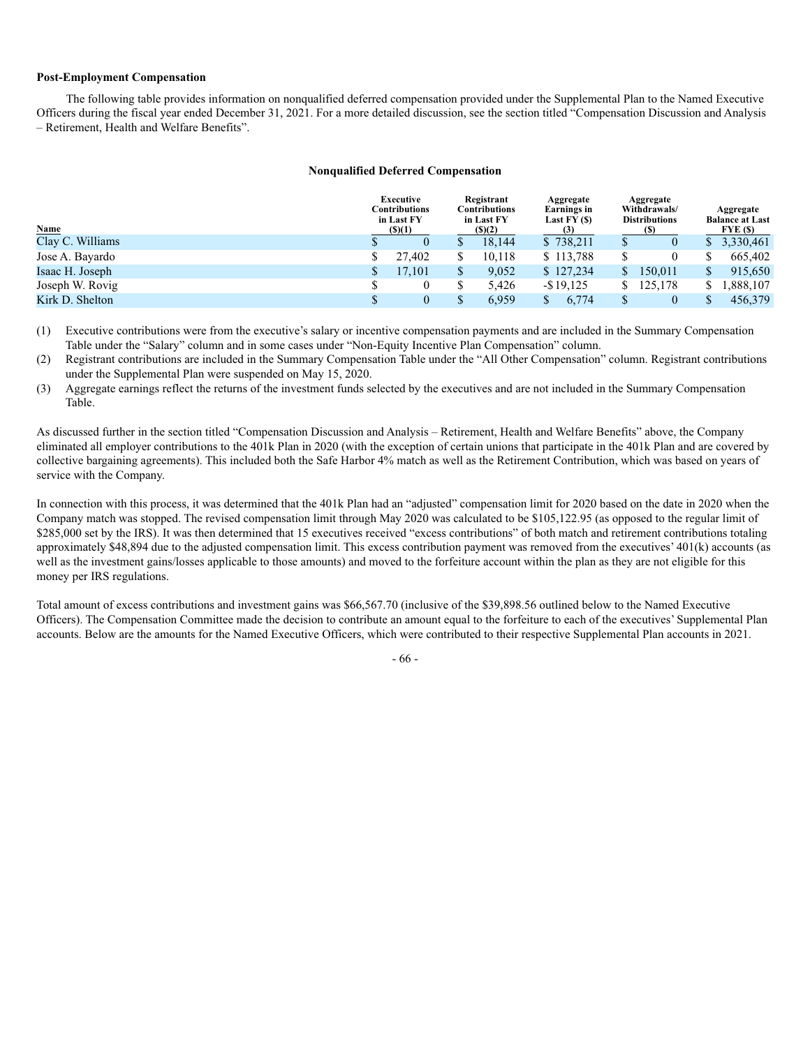### Post-Employment Compensation

The following table provides information on nonqualified deferred compensation provided under the Supplemental Plan to the Named Executive Officers during the fiscal year ended December 31, 2021. For a more detailed discussion, see the section titled "Compensation Discussion and Analysis – Retirement, Health and Welfare Benefits".

**Nonqualified Deferred Compensation**

| Name | Executive Contributions in Last FY ($)(1) | Registrant Contributions in Last FY ($)(2) | Aggregate Earnings in Last FY ($) (3) | Aggregate Withdrawals/ Distributions ($) | Aggregate Balance at Last FYE ($) |
|---|---|---|---|---|---|
| Clay C. Williams | $ 0 | $ 18,144 | $ 738,211 | $ 0 | $ 3,330,461 |
| Jose A. Bayardo | $ 27,402 | $ 10,118 | $ 113,788 | $ 0 | $ 665,402 |
| Isaac H. Joseph | $ 17,101 | $ 9,052 | $ 127,234 | $ 150,011 | $ 915,650 |
| Joseph W. Rovig | $ 0 | $ 5,426 | -$ 19,125 | $ 125,178 | $ 1,888,107 |
| Kirk D. Shelton | $ 0 | $ 6,959 | $ 6,774 | $ 0 | $ 456,379 |

(1) Executive contributions were from the executive's salary or incentive compensation payments and are included in the Summary Compensation Table under the "Salary" column and in some cases under "Non-Equity Incentive Plan Compensation" column.

(2) Registrant contributions are included in the Summary Compensation Table under the "All Other Compensation" column. Registrant contributions under the Supplemental Plan were suspended on May 15, 2020.

(3) Aggregate earnings reflect the returns of the investment funds selected by the executives and are not included in the Summary Compensation Table.

As discussed further in the section titled "Compensation Discussion and Analysis – Retirement, Health and Welfare Benefits" above, the Company eliminated all employer contributions to the 401k Plan in 2020 (with the exception of certain unions that participate in the 401k Plan and are covered by collective bargaining agreements). This included both the Safe Harbor 4% match as well as the Retirement Contribution, which was based on years of service with the Company.

In connection with this process, it was determined that the 401k Plan had an "adjusted" compensation limit for 2020 based on the date in 2020 when the Company match was stopped. The revised compensation limit through May 2020 was calculated to be $105,122.95 (as opposed to the regular limit of $285,000 set by the IRS). It was then determined that 15 executives received "excess contributions" of both match and retirement contributions totaling approximately $48,894 due to the adjusted compensation limit. This excess contribution payment was removed from the executives' 401(k) accounts (as well as the investment gains/losses applicable to those amounts) and moved to the forfeiture account within the plan as they are not eligible for this money per IRS regulations.

Total amount of excess contributions and investment gains was $66,567.70 (inclusive of the $39,898.56 outlined below to the Named Executive Officers). The Compensation Committee made the decision to contribute an amount equal to the forfeiture to each of the executives' Supplemental Plan accounts. Below are the amounts for the Named Executive Officers, which were contributed to their respective Supplemental Plan accounts in 2021.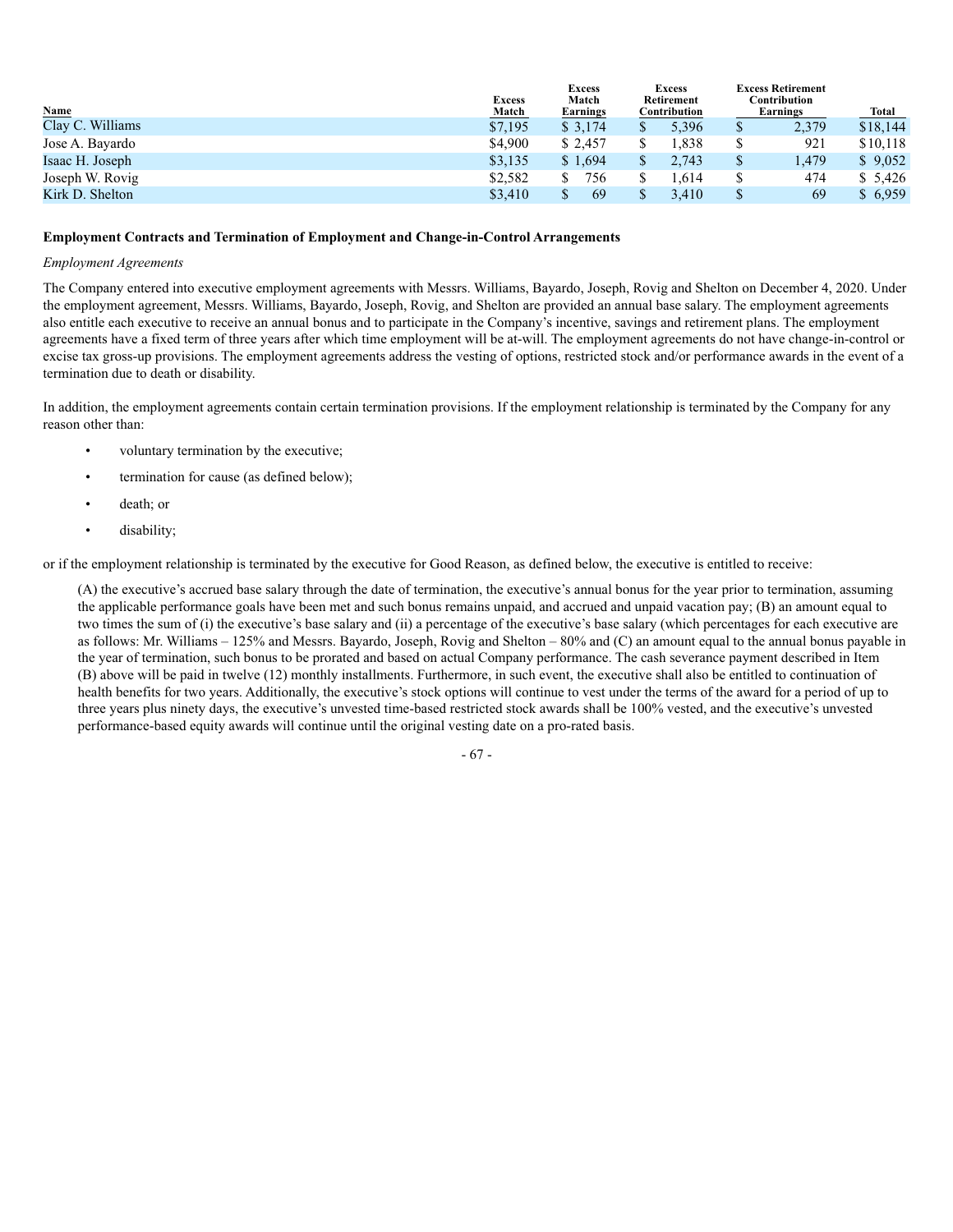| Name | Excess Match | Excess Match Earnings | Excess Retirement Contribution | Excess Retirement Contribution Earnings | Total |
|---|---|---|---|---|---|
| Clay C. Williams | $7,195 | $ 3,174 | $ 5,396 | $ 2,379 | $18,144 |
| Jose A. Bayardo | $4,900 | $ 2,457 | $ 1,838 | $ 921 | $10,118 |
| Isaac H. Joseph | $3,135 | $ 1,694 | $ 2,743 | $ 1,479 | $ 9,052 |
| Joseph W. Rovig | $2,582 | $ 756 | $ 1,614 | $ 474 | $ 5,426 |
| Kirk D. Shelton | $3,410 | $ 69 | $ 3,410 | $ 69 | $ 6,959 |

**Employment Contracts and Termination of Employment and Change-in-Control Arrangements**

*Employment Agreements*

The Company entered into executive employment agreements with Messrs. Williams, Bayardo, Joseph, Rovig and Shelton on December 4, 2020. Under the employment agreement, Messrs. Williams, Bayardo, Joseph, Rovig, and Shelton are provided an annual base salary. The employment agreements also entitle each executive to receive an annual bonus and to participate in the Company's incentive, savings and retirement plans. The employment agreements have a fixed term of three years after which time employment will be at-will. The employment agreements do not have change-in-control or excise tax gross-up provisions. The employment agreements address the vesting of options, restricted stock and/or performance awards in the event of a termination due to death or disability.

In addition, the employment agreements contain certain termination provisions. If the employment relationship is terminated by the Company for any reason other than:

- voluntary termination by the executive;
- termination for cause (as defined below);
- death; or
- disability;

or if the employment relationship is terminated by the executive for Good Reason, as defined below, the executive is entitled to receive:

> (A) the executive's accrued base salary through the date of termination, the executive's annual bonus for the year prior to termination, assuming the applicable performance goals have been met and such bonus remains unpaid, and accrued and unpaid vacation pay; (B) an amount equal to two times the sum of (i) the executive's base salary and (ii) a percentage of the executive's base salary (which percentages for each executive are as follows: Mr. Williams – 125% and Messrs. Bayardo, Joseph, Rovig and Shelton – 80% and (C) an amount equal to the annual bonus payable in the year of termination, such bonus to be prorated and based on actual Company performance. The cash severance payment described in Item (B) above will be paid in twelve (12) monthly installments. Furthermore, in such event, the executive shall also be entitled to continuation of health benefits for two years. Additionally, the executive's stock options will continue to vest under the terms of the award for a period of up to three years plus ninety days, the executive's unvested time-based restricted stock awards shall be 100% vested, and the executive's unvested performance-based equity awards will continue until the original vesting date on a pro-rated basis.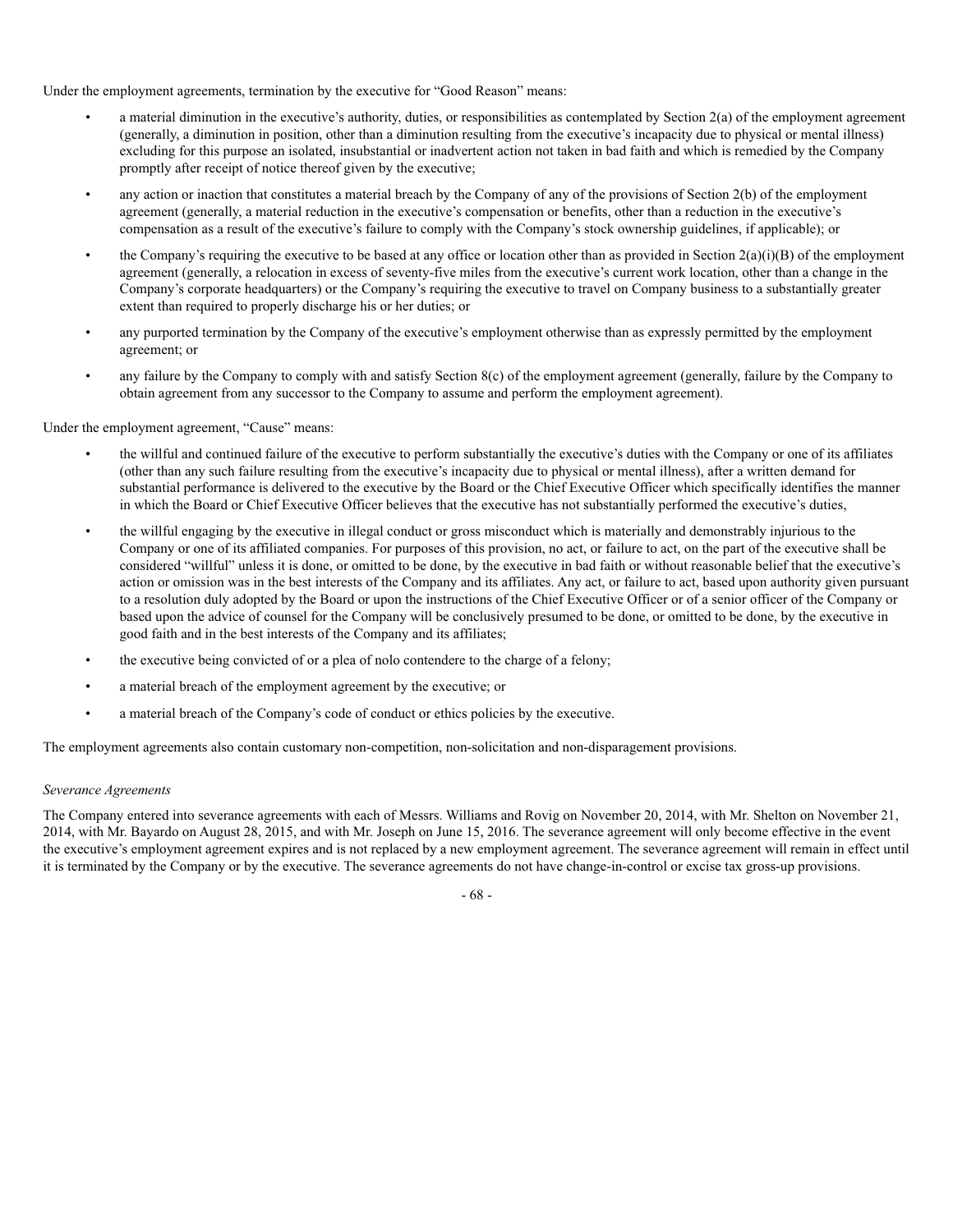Under the employment agreements, termination by the executive for "Good Reason" means:

- a material diminution in the executive's authority, duties, or responsibilities as contemplated by Section 2(a) of the employment agreement (generally, a diminution in position, other than a diminution resulting from the executive's incapacity due to physical or mental illness) excluding for this purpose an isolated, insubstantial or inadvertent action not taken in bad faith and which is remedied by the Company promptly after receipt of notice thereof given by the executive;
- any action or inaction that constitutes a material breach by the Company of any of the provisions of Section 2(b) of the employment agreement (generally, a material reduction in the executive's compensation or benefits, other than a reduction in the executive's compensation as a result of the executive's failure to comply with the Company's stock ownership guidelines, if applicable); or
- the Company's requiring the executive to be based at any office or location other than as provided in Section 2(a)(i)(B) of the employment agreement (generally, a relocation in excess of seventy-five miles from the executive's current work location, other than a change in the Company's corporate headquarters) or the Company's requiring the executive to travel on Company business to a substantially greater extent than required to properly discharge his or her duties; or
- any purported termination by the Company of the executive's employment otherwise than as expressly permitted by the employment agreement; or
- any failure by the Company to comply with and satisfy Section 8(c) of the employment agreement (generally, failure by the Company to obtain agreement from any successor to the Company to assume and perform the employment agreement).

Under the employment agreement, "Cause" means:

- the willful and continued failure of the executive to perform substantially the executive's duties with the Company or one of its affiliates (other than any such failure resulting from the executive's incapacity due to physical or mental illness), after a written demand for substantial performance is delivered to the executive by the Board or the Chief Executive Officer which specifically identifies the manner in which the Board or Chief Executive Officer believes that the executive has not substantially performed the executive's duties,
- the willful engaging by the executive in illegal conduct or gross misconduct which is materially and demonstrably injurious to the Company or one of its affiliated companies. For purposes of this provision, no act, or failure to act, on the part of the executive shall be considered "willful" unless it is done, or omitted to be done, by the executive in bad faith or without reasonable belief that the executive's action or omission was in the best interests of the Company and its affiliates. Any act, or failure to act, based upon authority given pursuant to a resolution duly adopted by the Board or upon the instructions of the Chief Executive Officer or of a senior officer of the Company or based upon the advice of counsel for the Company will be conclusively presumed to be done, or omitted to be done, by the executive in good faith and in the best interests of the Company and its affiliates;
- the executive being convicted of or a plea of nolo contendere to the charge of a felony;
- a material breach of the employment agreement by the executive; or
- a material breach of the Company's code of conduct or ethics policies by the executive.

The employment agreements also contain customary non-competition, non-solicitation and non-disparagement provisions.

*Severance Agreements*

The Company entered into severance agreements with each of Messrs. Williams and Rovig on November 20, 2014, with Mr. Shelton on November 21, 2014, with Mr. Bayardo on August 28, 2015, and with Mr. Joseph on June 15, 2016. The severance agreement will only become effective in the event the executive's employment agreement expires and is not replaced by a new employment agreement. The severance agreement will remain in effect until it is terminated by the Company or by the executive. The severance agreements do not have change-in-control or excise tax gross-up provisions.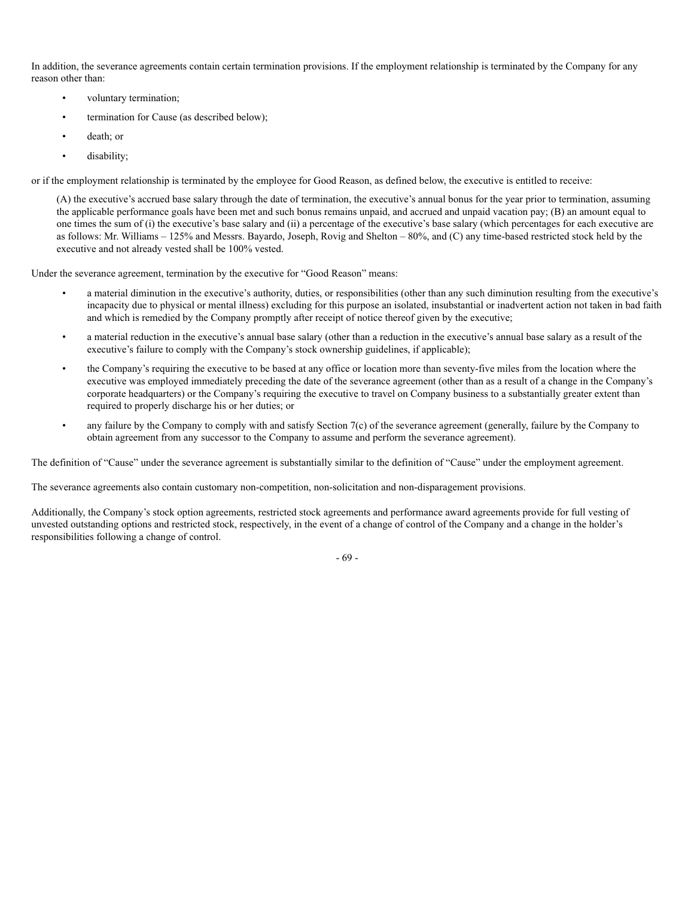In addition, the severance agreements contain certain termination provisions. If the employment relationship is terminated by the Company for any reason other than:

- voluntary termination;
- termination for Cause (as described below);
- death; or
- disability;

or if the employment relationship is terminated by the employee for Good Reason, as defined below, the executive is entitled to receive:

(A) the executive's accrued base salary through the date of termination, the executive's annual bonus for the year prior to termination, assuming the applicable performance goals have been met and such bonus remains unpaid, and accrued and unpaid vacation pay; (B) an amount equal to one times the sum of (i) the executive's base salary and (ii) a percentage of the executive's base salary (which percentages for each executive are as follows: Mr. Williams – 125% and Messrs. Bayardo, Joseph, Rovig and Shelton – 80%, and (C) any time-based restricted stock held by the executive and not already vested shall be 100% vested.

Under the severance agreement, termination by the executive for "Good Reason" means:

- a material diminution in the executive's authority, duties, or responsibilities (other than any such diminution resulting from the executive's incapacity due to physical or mental illness) excluding for this purpose an isolated, insubstantial or inadvertent action not taken in bad faith and which is remedied by the Company promptly after receipt of notice thereof given by the executive;
- a material reduction in the executive's annual base salary (other than a reduction in the executive's annual base salary as a result of the executive's failure to comply with the Company's stock ownership guidelines, if applicable);
- the Company's requiring the executive to be based at any office or location more than seventy-five miles from the location where the executive was employed immediately preceding the date of the severance agreement (other than as a result of a change in the Company's corporate headquarters) or the Company's requiring the executive to travel on Company business to a substantially greater extent than required to properly discharge his or her duties; or
- any failure by the Company to comply with and satisfy Section 7(c) of the severance agreement (generally, failure by the Company to obtain agreement from any successor to the Company to assume and perform the severance agreement).

The definition of "Cause" under the severance agreement is substantially similar to the definition of "Cause" under the employment agreement.

The severance agreements also contain customary non-competition, non-solicitation and non-disparagement provisions.

Additionally, the Company's stock option agreements, restricted stock agreements and performance award agreements provide for full vesting of unvested outstanding options and restricted stock, respectively, in the event of a change of control of the Company and a change in the holder's responsibilities following a change of control.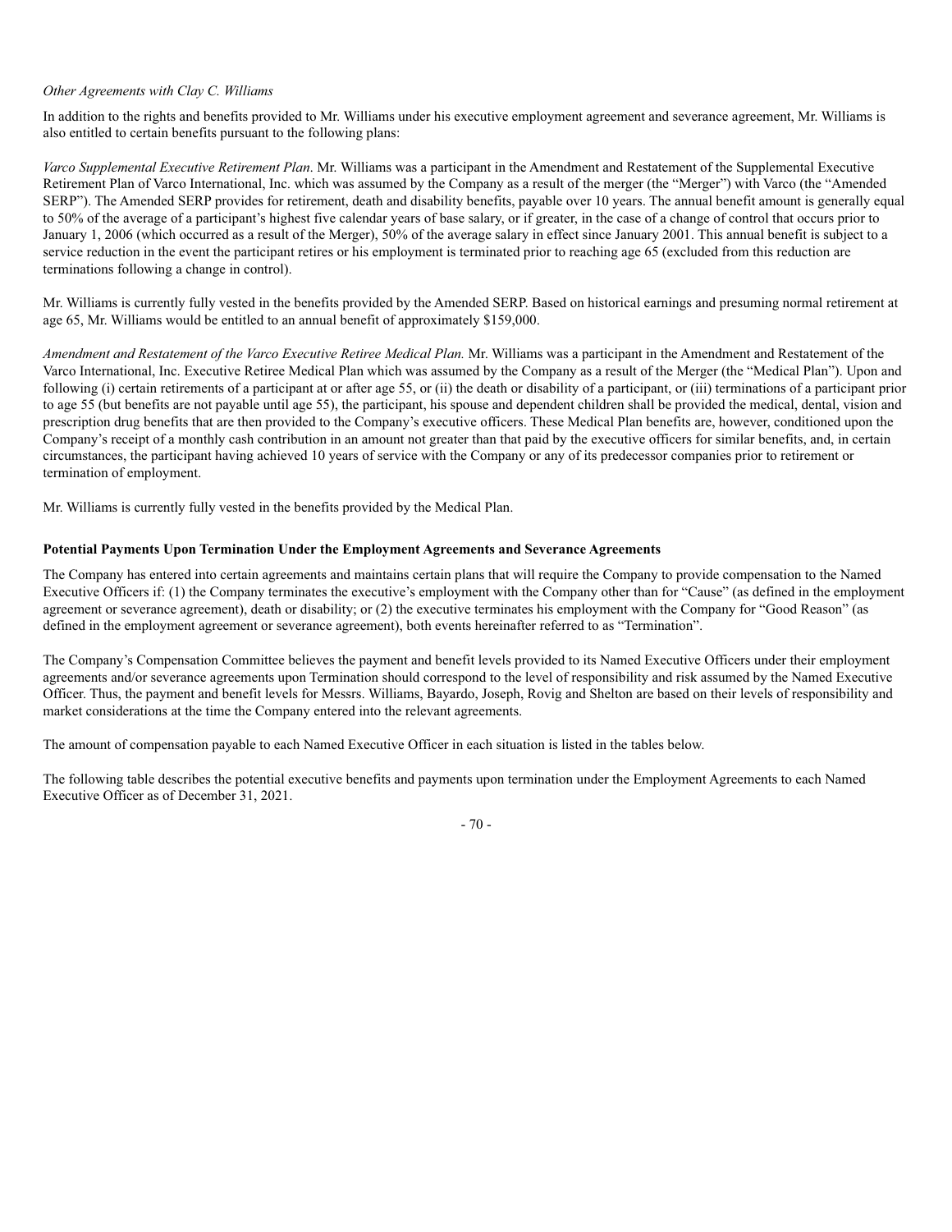*Other Agreements with Clay C. Williams*

In addition to the rights and benefits provided to Mr. Williams under his executive employment agreement and severance agreement, Mr. Williams is also entitled to certain benefits pursuant to the following plans:

*Varco Supplemental Executive Retirement Plan*. Mr. Williams was a participant in the Amendment and Restatement of the Supplemental Executive Retirement Plan of Varco International, Inc. which was assumed by the Company as a result of the merger (the "Merger") with Varco (the "Amended SERP"). The Amended SERP provides for retirement, death and disability benefits, payable over 10 years. The annual benefit amount is generally equal to 50% of the average of a participant's highest five calendar years of base salary, or if greater, in the case of a change of control that occurs prior to January 1, 2006 (which occurred as a result of the Merger), 50% of the average salary in effect since January 2001. This annual benefit is subject to a service reduction in the event the participant retires or his employment is terminated prior to reaching age 65 (excluded from this reduction are terminations following a change in control).

Mr. Williams is currently fully vested in the benefits provided by the Amended SERP. Based on historical earnings and presuming normal retirement at age 65, Mr. Williams would be entitled to an annual benefit of approximately $159,000.

*Amendment and Restatement of the Varco Executive Retiree Medical Plan.* Mr. Williams was a participant in the Amendment and Restatement of the Varco International, Inc. Executive Retiree Medical Plan which was assumed by the Company as a result of the Merger (the "Medical Plan"). Upon and following (i) certain retirements of a participant at or after age 55, or (ii) the death or disability of a participant, or (iii) terminations of a participant prior to age 55 (but benefits are not payable until age 55), the participant, his spouse and dependent children shall be provided the medical, dental, vision and prescription drug benefits that are then provided to the Company's executive officers. These Medical Plan benefits are, however, conditioned upon the Company's receipt of a monthly cash contribution in an amount not greater than that paid by the executive officers for similar benefits, and, in certain circumstances, the participant having achieved 10 years of service with the Company or any of its predecessor companies prior to retirement or termination of employment.

Mr. Williams is currently fully vested in the benefits provided by the Medical Plan.

**Potential Payments Upon Termination Under the Employment Agreements and Severance Agreements**

The Company has entered into certain agreements and maintains certain plans that will require the Company to provide compensation to the Named Executive Officers if: (1) the Company terminates the executive's employment with the Company other than for "Cause" (as defined in the employment agreement or severance agreement), death or disability; or (2) the executive terminates his employment with the Company for "Good Reason" (as defined in the employment agreement or severance agreement), both events hereinafter referred to as "Termination".

The Company's Compensation Committee believes the payment and benefit levels provided to its Named Executive Officers under their employment agreements and/or severance agreements upon Termination should correspond to the level of responsibility and risk assumed by the Named Executive Officer. Thus, the payment and benefit levels for Messrs. Williams, Bayardo, Joseph, Rovig and Shelton are based on their levels of responsibility and market considerations at the time the Company entered into the relevant agreements.

The amount of compensation payable to each Named Executive Officer in each situation is listed in the tables below.

The following table describes the potential executive benefits and payments upon termination under the Employment Agreements to each Named Executive Officer as of December 31, 2021.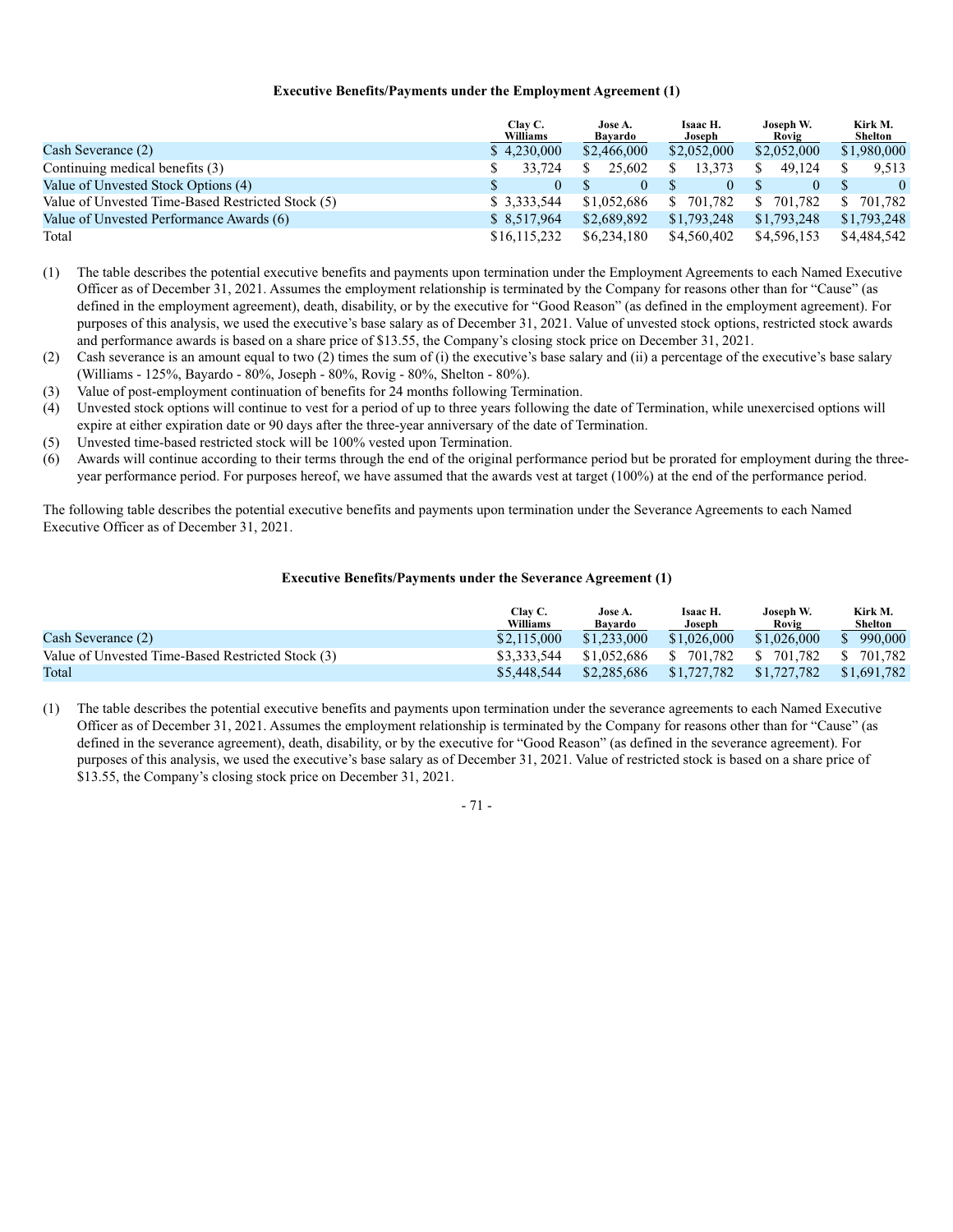### Executive Benefits/Payments under the Employment Agreement (1)

| | Clay C. Williams | Jose A. Bayardo | Isaac H. Joseph | Joseph W. Rovig | Kirk M. Shelton |
|---|---|---|---|---|---|
| Cash Severance (2) | $ 4,230,000 | $2,466,000 | $2,052,000 | $2,052,000 | $1,980,000 |
| Continuing medical benefits (3) | $ 33,724 | $ 25,602 | $ 13,373 | $ 49,124 | $ 9,513 |
| Value of Unvested Stock Options (4) | $ 0 | $ 0 | $ 0 | $ 0 | $ 0 |
| Value of Unvested Time-Based Restricted Stock (5) | $ 3,333,544 | $1,052,686 | $ 701,782 | $ 701,782 | $ 701,782 |
| Value of Unvested Performance Awards (6) | $ 8,517,964 | $2,689,892 | $1,793,248 | $1,793,248 | $1,793,248 |
| Total | $16,115,232 | $6,234,180 | $4,560,402 | $4,596,153 | $4,484,542 |

(1) The table describes the potential executive benefits and payments upon termination under the Employment Agreements to each Named Executive Officer as of December 31, 2021. Assumes the employment relationship is terminated by the Company for reasons other than for "Cause" (as defined in the employment agreement), death, disability, or by the executive for "Good Reason" (as defined in the employment agreement). For purposes of this analysis, we used the executive's base salary as of December 31, 2021. Value of unvested stock options, restricted stock awards and performance awards is based on a share price of $13.55, the Company's closing stock price on December 31, 2021.

(2) Cash severance is an amount equal to two (2) times the sum of (i) the executive's base salary and (ii) a percentage of the executive's base salary (Williams - 125%, Bayardo - 80%, Joseph - 80%, Rovig - 80%, Shelton - 80%).

(3) Value of post-employment continuation of benefits for 24 months following Termination.

(4) Unvested stock options will continue to vest for a period of up to three years following the date of Termination, while unexercised options will expire at either expiration date or 90 days after the three-year anniversary of the date of Termination.

(5) Unvested time-based restricted stock will be 100% vested upon Termination.

(6) Awards will continue according to their terms through the end of the original performance period but be prorated for employment during the three-year performance period. For purposes hereof, we have assumed that the awards vest at target (100%) at the end of the performance period.

The following table describes the potential executive benefits and payments upon termination under the Severance Agreements to each Named Executive Officer as of December 31, 2021.

### Executive Benefits/Payments under the Severance Agreement (1)

| | Clay C. Williams | Jose A. Bayardo | Isaac H. Joseph | Joseph W. Rovig | Kirk M. Shelton |
|---|---|---|---|---|---|
| Cash Severance (2) | $2,115,000 | $1,233,000 | $1,026,000 | $1,026,000 | $ 990,000 |
| Value of Unvested Time-Based Restricted Stock (3) | $3,333,544 | $1,052,686 | $ 701,782 | $ 701,782 | $ 701,782 |
| Total | $5,448,544 | $2,285,686 | $1,727,782 | $1,727,782 | $1,691,782 |

(1) The table describes the potential executive benefits and payments upon termination under the severance agreements to each Named Executive Officer as of December 31, 2021. Assumes the employment relationship is terminated by the Company for reasons other than for "Cause" (as defined in the severance agreement), death, disability, or by the executive for "Good Reason" (as defined in the severance agreement). For purposes of this analysis, we used the executive's base salary as of December 31, 2021. Value of restricted stock is based on a share price of $13.55, the Company's closing stock price on December 31, 2021.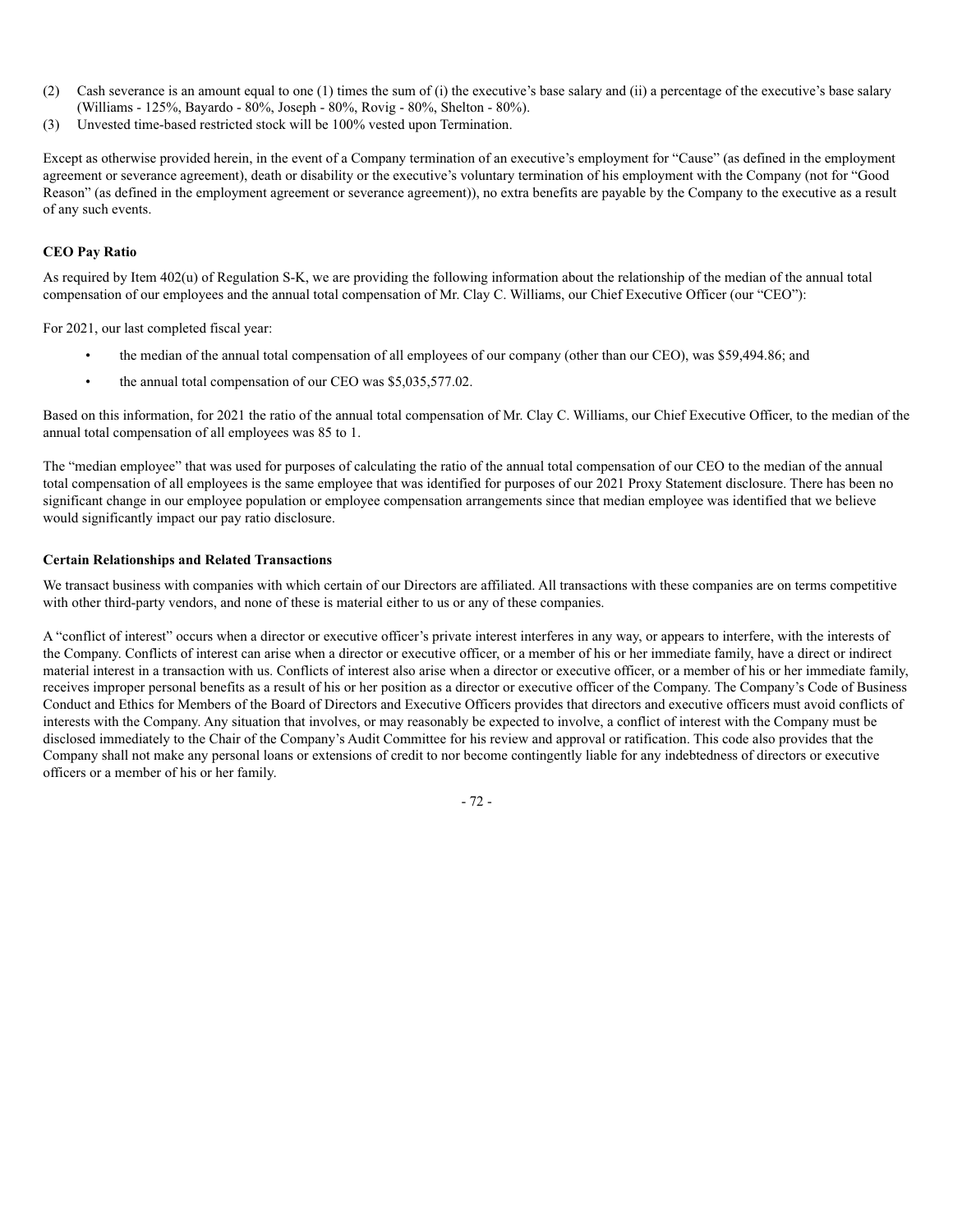(2) Cash severance is an amount equal to one (1) times the sum of (i) the executive's base salary and (ii) a percentage of the executive's base salary (Williams - 125%, Bayardo - 80%, Joseph - 80%, Rovig - 80%, Shelton - 80%).

(3) Unvested time-based restricted stock will be 100% vested upon Termination.

Except as otherwise provided herein, in the event of a Company termination of an executive's employment for "Cause" (as defined in the employment agreement or severance agreement), death or disability or the executive's voluntary termination of his employment with the Company (not for "Good Reason" (as defined in the employment agreement or severance agreement)), no extra benefits are payable by the Company to the executive as a result of any such events.

**CEO Pay Ratio**

As required by Item 402(u) of Regulation S-K, we are providing the following information about the relationship of the median of the annual total compensation of our employees and the annual total compensation of Mr. Clay C. Williams, our Chief Executive Officer (our "CEO"):

For 2021, our last completed fiscal year:

- the median of the annual total compensation of all employees of our company (other than our CEO), was $59,494.86; and
- the annual total compensation of our CEO was $5,035,577.02.

Based on this information, for 2021 the ratio of the annual total compensation of Mr. Clay C. Williams, our Chief Executive Officer, to the median of the annual total compensation of all employees was 85 to 1.

The "median employee" that was used for purposes of calculating the ratio of the annual total compensation of our CEO to the median of the annual total compensation of all employees is the same employee that was identified for purposes of our 2021 Proxy Statement disclosure. There has been no significant change in our employee population or employee compensation arrangements since that median employee was identified that we believe would significantly impact our pay ratio disclosure.

**Certain Relationships and Related Transactions**

We transact business with companies with which certain of our Directors are affiliated. All transactions with these companies are on terms competitive with other third-party vendors, and none of these is material either to us or any of these companies.

A "conflict of interest" occurs when a director or executive officer's private interest interferes in any way, or appears to interfere, with the interests of the Company. Conflicts of interest can arise when a director or executive officer, or a member of his or her immediate family, have a direct or indirect material interest in a transaction with us. Conflicts of interest also arise when a director or executive officer, or a member of his or her immediate family, receives improper personal benefits as a result of his or her position as a director or executive officer of the Company. The Company's Code of Business Conduct and Ethics for Members of the Board of Directors and Executive Officers provides that directors and executive officers must avoid conflicts of interests with the Company. Any situation that involves, or may reasonably be expected to involve, a conflict of interest with the Company must be disclosed immediately to the Chair of the Company's Audit Committee for his review and approval or ratification. This code also provides that the Company shall not make any personal loans or extensions of credit to nor become contingently liable for any indebtedness of directors or executive officers or a member of his or her family.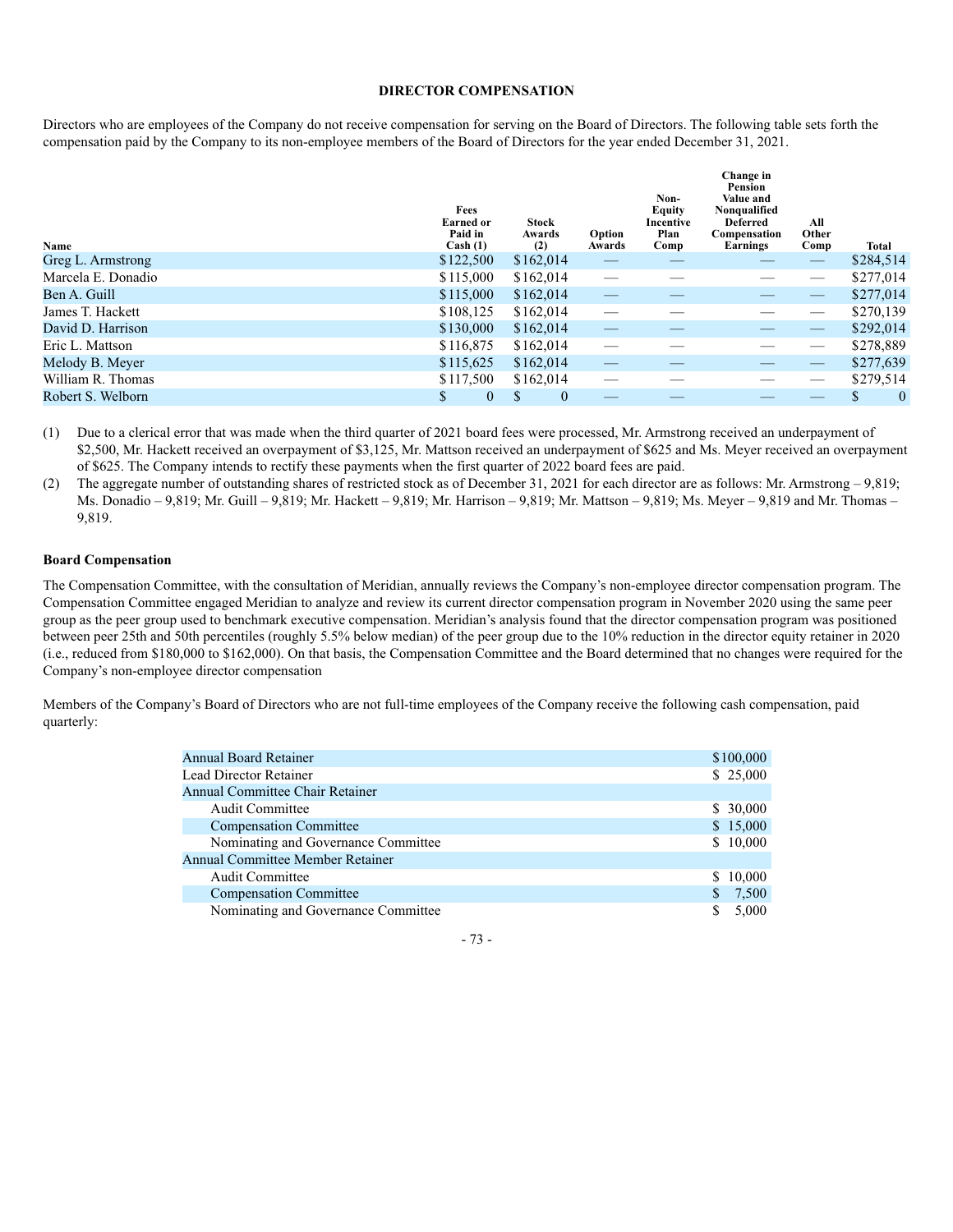## DIRECTOR COMPENSATION

Directors who are employees of the Company do not receive compensation for serving on the Board of Directors. The following table sets forth the compensation paid by the Company to its non-employee members of the Board of Directors for the year ended December 31, 2021.

| Name | Fees Earned or Paid in Cash (1) | Stock Awards (2) | Option Awards | Non-Equity Incentive Plan Comp | Change in Pension Value and Nonqualified Deferred Compensation Earnings | All Other Comp | Total |
|---|---|---|---|---|---|---|---|
| Greg L. Armstrong | $122,500 | $162,014 | — | — | — | — | $284,514 |
| Marcela E. Donadio | $115,000 | $162,014 | — | — | — | — | $277,014 |
| Ben A. Guill | $115,000 | $162,014 | — | — | — | — | $277,014 |
| James T. Hackett | $108,125 | $162,014 | — | — | — | — | $270,139 |
| David D. Harrison | $130,000 | $162,014 | — | — | — | — | $292,014 |
| Eric L. Mattson | $116,875 | $162,014 | — | — | — | — | $278,889 |
| Melody B. Meyer | $115,625 | $162,014 | — | — | — | — | $277,639 |
| William R. Thomas | $117,500 | $162,014 | — | — | — | — | $279,514 |
| Robert S. Welborn | $ 0 | $ 0 | — | — | — | — | $ 0 |

(1) Due to a clerical error that was made when the third quarter of 2021 board fees were processed, Mr. Armstrong received an underpayment of $2,500, Mr. Hackett received an overpayment of $3,125, Mr. Mattson received an underpayment of $625 and Ms. Meyer received an overpayment of $625. The Company intends to rectify these payments when the first quarter of 2022 board fees are paid.

(2) The aggregate number of outstanding shares of restricted stock as of December 31, 2021 for each director are as follows: Mr. Armstrong – 9,819; Ms. Donadio – 9,819; Mr. Guill – 9,819; Mr. Hackett – 9,819; Mr. Harrison – 9,819; Mr. Mattson – 9,819; Ms. Meyer – 9,819 and Mr. Thomas – 9,819.

**Board Compensation**

The Compensation Committee, with the consultation of Meridian, annually reviews the Company's non-employee director compensation program. The Compensation Committee engaged Meridian to analyze and review its current director compensation program in November 2020 using the same peer group as the peer group used to benchmark executive compensation. Meridian's analysis found that the director compensation program was positioned between peer 25th and 50th percentiles (roughly 5.5% below median) of the peer group due to the 10% reduction in the director equity retainer in 2020 (i.e., reduced from $180,000 to $162,000). On that basis, the Compensation Committee and the Board determined that no changes were required for the Company's non-employee director compensation

Members of the Company's Board of Directors who are not full-time employees of the Company receive the following cash compensation, paid quarterly:

| | |
|---|---|
| Annual Board Retainer | $100,000 |
| Lead Director Retainer | $ 25,000 |
| Annual Committee Chair Retainer | |
| Audit Committee | $ 30,000 |
| Compensation Committee | $ 15,000 |
| Nominating and Governance Committee | $ 10,000 |
| Annual Committee Member Retainer | |
| Audit Committee | $ 10,000 |
| Compensation Committee | $ 7,500 |
| Nominating and Governance Committee | $ 5,000 |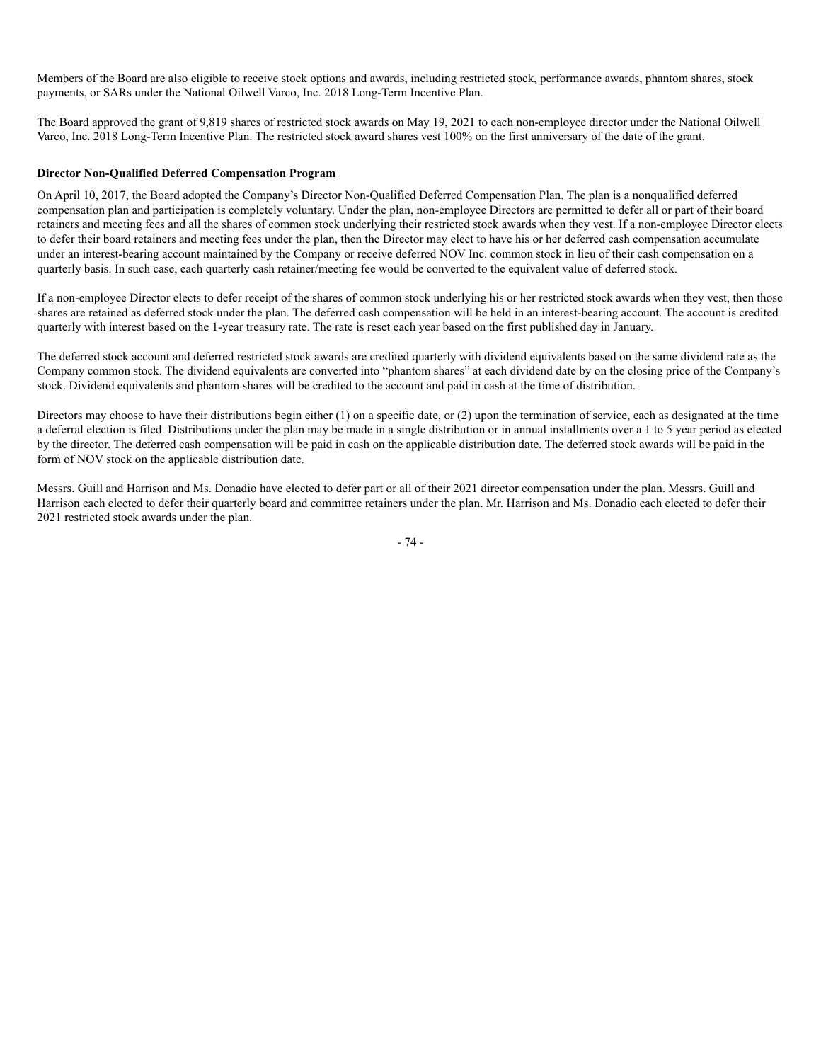Members of the Board are also eligible to receive stock options and awards, including restricted stock, performance awards, phantom shares, stock payments, or SARs under the National Oilwell Varco, Inc. 2018 Long-Term Incentive Plan.

The Board approved the grant of 9,819 shares of restricted stock awards on May 19, 2021 to each non-employee director under the National Oilwell Varco, Inc. 2018 Long-Term Incentive Plan. The restricted stock award shares vest 100% on the first anniversary of the date of the grant.

**Director Non-Qualified Deferred Compensation Program**

On April 10, 2017, the Board adopted the Company's Director Non-Qualified Deferred Compensation Plan. The plan is a nonqualified deferred compensation plan and participation is completely voluntary. Under the plan, non-employee Directors are permitted to defer all or part of their board retainers and meeting fees and all the shares of common stock underlying their restricted stock awards when they vest. If a non-employee Director elects to defer their board retainers and meeting fees under the plan, then the Director may elect to have his or her deferred cash compensation accumulate under an interest-bearing account maintained by the Company or receive deferred NOV Inc. common stock in lieu of their cash compensation on a quarterly basis. In such case, each quarterly cash retainer/meeting fee would be converted to the equivalent value of deferred stock.

If a non-employee Director elects to defer receipt of the shares of common stock underlying his or her restricted stock awards when they vest, then those shares are retained as deferred stock under the plan. The deferred cash compensation will be held in an interest-bearing account. The account is credited quarterly with interest based on the 1-year treasury rate. The rate is reset each year based on the first published day in January.

The deferred stock account and deferred restricted stock awards are credited quarterly with dividend equivalents based on the same dividend rate as the Company common stock. The dividend equivalents are converted into "phantom shares" at each dividend date by on the closing price of the Company's stock. Dividend equivalents and phantom shares will be credited to the account and paid in cash at the time of distribution.

Directors may choose to have their distributions begin either (1) on a specific date, or (2) upon the termination of service, each as designated at the time a deferral election is filed. Distributions under the plan may be made in a single distribution or in annual installments over a 1 to 5 year period as elected by the director. The deferred cash compensation will be paid in cash on the applicable distribution date. The deferred stock awards will be paid in the form of NOV stock on the applicable distribution date.

Messrs. Guill and Harrison and Ms. Donadio have elected to defer part or all of their 2021 director compensation under the plan. Messrs. Guill and Harrison each elected to defer their quarterly board and committee retainers under the plan. Mr. Harrison and Ms. Donadio each elected to defer their 2021 restricted stock awards under the plan.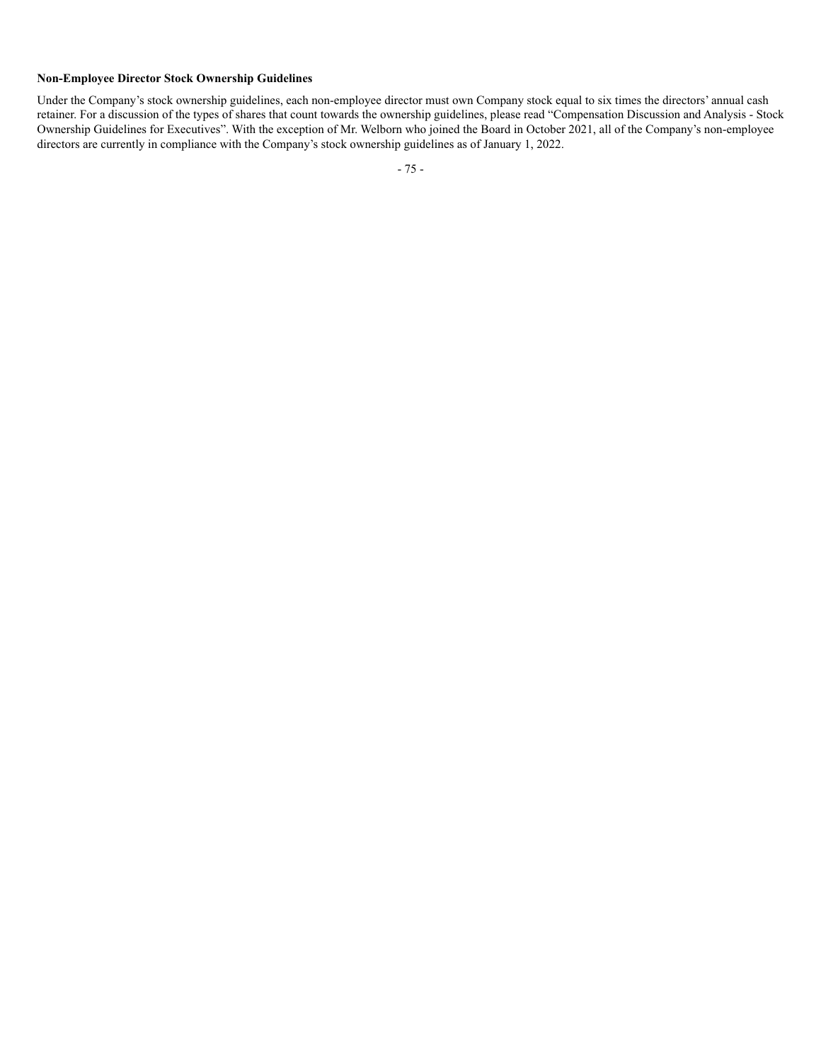**Non-Employee Director Stock Ownership Guidelines**

Under the Company's stock ownership guidelines, each non-employee director must own Company stock equal to six times the directors' annual cash retainer. For a discussion of the types of shares that count towards the ownership guidelines, please read "Compensation Discussion and Analysis - Stock Ownership Guidelines for Executives". With the exception of Mr. Welborn who joined the Board in October 2021, all of the Company's non-employee directors are currently in compliance with the Company's stock ownership guidelines as of January 1, 2022.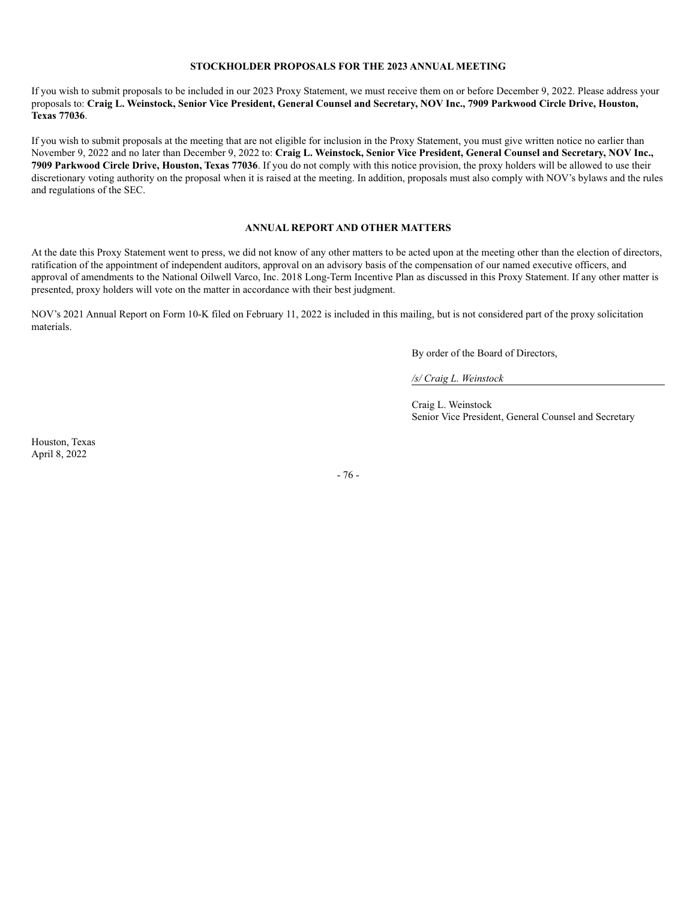## STOCKHOLDER PROPOSALS FOR THE 2023 ANNUAL MEETING

If you wish to submit proposals to be included in our 2023 Proxy Statement, we must receive them on or before December 9, 2022. Please address your proposals to: **Craig L. Weinstock, Senior Vice President, General Counsel and Secretary, NOV Inc., 7909 Parkwood Circle Drive, Houston, Texas 77036**.

If you wish to submit proposals at the meeting that are not eligible for inclusion in the Proxy Statement, you must give written notice no earlier than November 9, 2022 and no later than December 9, 2022 to: **Craig L. Weinstock, Senior Vice President, General Counsel and Secretary, NOV Inc., 7909 Parkwood Circle Drive, Houston, Texas 77036**. If you do not comply with this notice provision, the proxy holders will be allowed to use their discretionary voting authority on the proposal when it is raised at the meeting. In addition, proposals must also comply with NOV's bylaws and the rules and regulations of the SEC.

## ANNUAL REPORT AND OTHER MATTERS

At the date this Proxy Statement went to press, we did not know of any other matters to be acted upon at the meeting other than the election of directors, ratification of the appointment of independent auditors, approval on an advisory basis of the compensation of our named executive officers, and approval of amendments to the National Oilwell Varco, Inc. 2018 Long-Term Incentive Plan as discussed in this Proxy Statement. If any other matter is presented, proxy holders will vote on the matter in accordance with their best judgment.

NOV's 2021 Annual Report on Form 10-K filed on February 11, 2022 is included in this mailing, but is not considered part of the proxy solicitation materials.

By order of the Board of Directors,

*/s/ Craig L. Weinstock*

Craig L. Weinstock
Senior Vice President, General Counsel and Secretary

Houston, Texas
April 8, 2022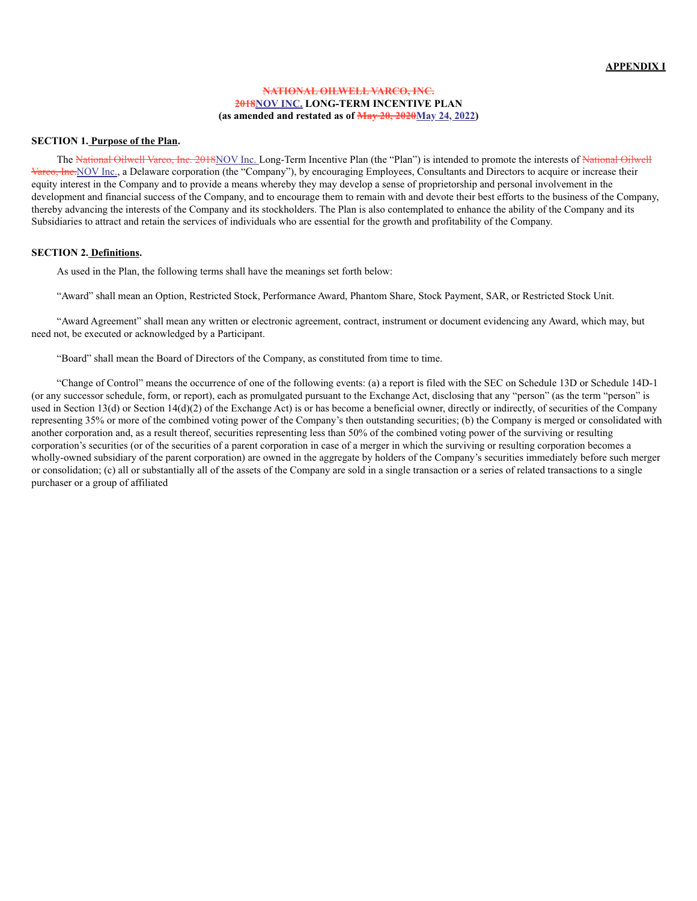**APPENDIX I**

**~~NATIONAL OILWELL VARCO, INC.~~**
**~~2018~~NOV INC. LONG-TERM INCENTIVE PLAN**
**(as amended and restated as of ~~May 20, 2020~~May 24, 2022)**

**SECTION 1. Purpose of the Plan.**

The ~~National Oilwell Varco, Inc. 2018~~NOV Inc. Long-Term Incentive Plan (the "Plan") is intended to promote the interests of ~~National Oilwell Varco, Inc.~~NOV Inc., a Delaware corporation (the "Company"), by encouraging Employees, Consultants and Directors to acquire or increase their equity interest in the Company and to provide a means whereby they may develop a sense of proprietorship and personal involvement in the development and financial success of the Company, and to encourage them to remain with and devote their best efforts to the business of the Company, thereby advancing the interests of the Company and its stockholders. The Plan is also contemplated to enhance the ability of the Company and its Subsidiaries to attract and retain the services of individuals who are essential for the growth and profitability of the Company.

**SECTION 2. Definitions.**

As used in the Plan, the following terms shall have the meanings set forth below:

"Award" shall mean an Option, Restricted Stock, Performance Award, Phantom Share, Stock Payment, SAR, or Restricted Stock Unit.

"Award Agreement" shall mean any written or electronic agreement, contract, instrument or document evidencing any Award, which may, but need not, be executed or acknowledged by a Participant.

"Board" shall mean the Board of Directors of the Company, as constituted from time to time.

"Change of Control" means the occurrence of one of the following events: (a) a report is filed with the SEC on Schedule 13D or Schedule 14D-1 (or any successor schedule, form, or report), each as promulgated pursuant to the Exchange Act, disclosing that any "person" (as the term "person" is used in Section 13(d) or Section 14(d)(2) of the Exchange Act) is or has become a beneficial owner, directly or indirectly, of securities of the Company representing 35% or more of the combined voting power of the Company's then outstanding securities; (b) the Company is merged or consolidated with another corporation and, as a result thereof, securities representing less than 50% of the combined voting power of the surviving or resulting corporation's securities (or of the securities of a parent corporation in case of a merger in which the surviving or resulting corporation becomes a wholly-owned subsidiary of the parent corporation) are owned in the aggregate by holders of the Company's securities immediately before such merger or consolidation; (c) all or substantially all of the assets of the Company are sold in a single transaction or a series of related transactions to a single purchaser or a group of affiliated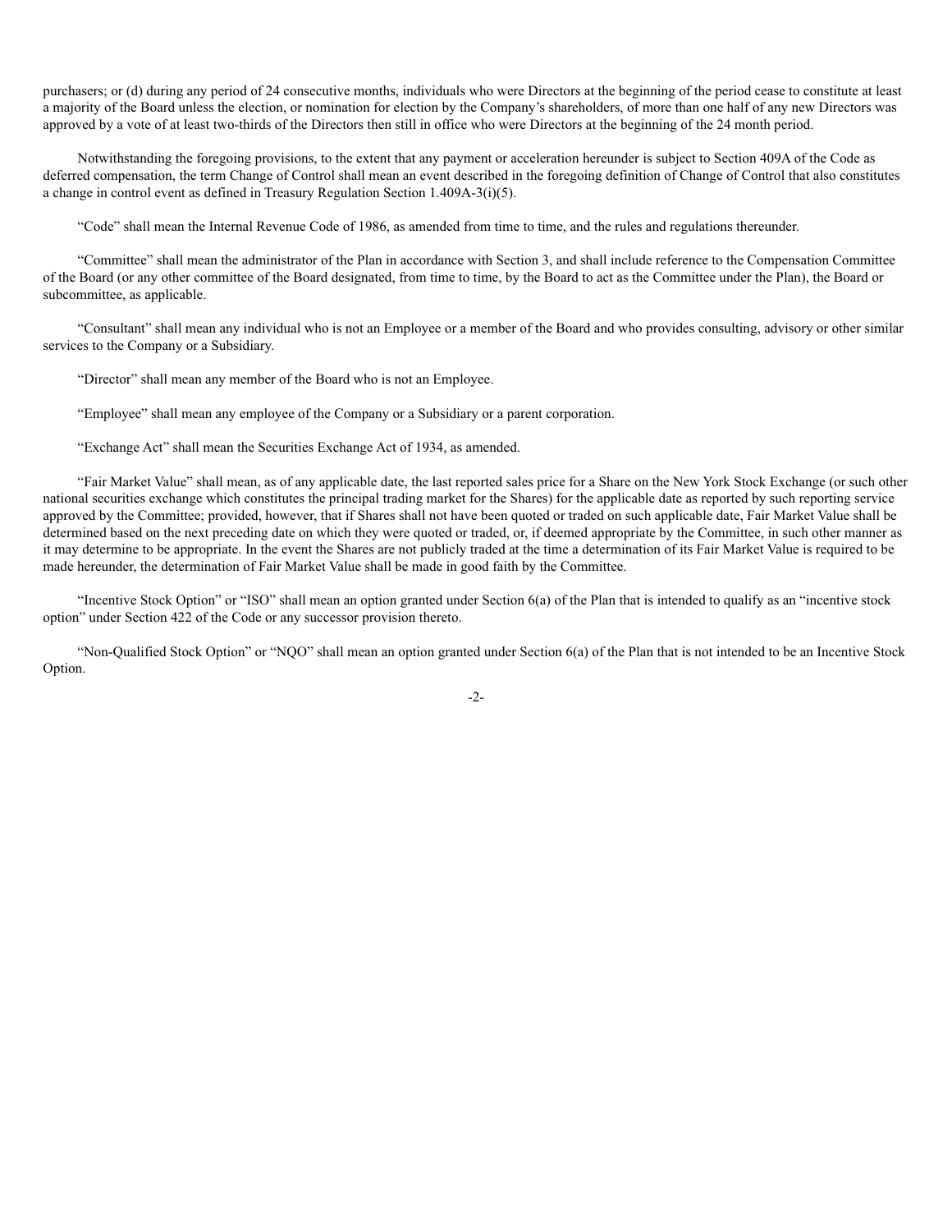purchasers; or (d) during any period of 24 consecutive months, individuals who were Directors at the beginning of the period cease to constitute at least a majority of the Board unless the election, or nomination for election by the Company's shareholders, of more than one half of any new Directors was approved by a vote of at least two-thirds of the Directors then still in office who were Directors at the beginning of the 24 month period.

Notwithstanding the foregoing provisions, to the extent that any payment or acceleration hereunder is subject to Section 409A of the Code as deferred compensation, the term Change of Control shall mean an event described in the foregoing definition of Change of Control that also constitutes a change in control event as defined in Treasury Regulation Section 1.409A-3(i)(5).

"Code" shall mean the Internal Revenue Code of 1986, as amended from time to time, and the rules and regulations thereunder.

"Committee" shall mean the administrator of the Plan in accordance with Section 3, and shall include reference to the Compensation Committee of the Board (or any other committee of the Board designated, from time to time, by the Board to act as the Committee under the Plan), the Board or subcommittee, as applicable.

"Consultant" shall mean any individual who is not an Employee or a member of the Board and who provides consulting, advisory or other similar services to the Company or a Subsidiary.

"Director" shall mean any member of the Board who is not an Employee.

"Employee" shall mean any employee of the Company or a Subsidiary or a parent corporation.

"Exchange Act" shall mean the Securities Exchange Act of 1934, as amended.

"Fair Market Value" shall mean, as of any applicable date, the last reported sales price for a Share on the New York Stock Exchange (or such other national securities exchange which constitutes the principal trading market for the Shares) for the applicable date as reported by such reporting service approved by the Committee; provided, however, that if Shares shall not have been quoted or traded on such applicable date, Fair Market Value shall be determined based on the next preceding date on which they were quoted or traded, or, if deemed appropriate by the Committee, in such other manner as it may determine to be appropriate. In the event the Shares are not publicly traded at the time a determination of its Fair Market Value is required to be made hereunder, the determination of Fair Market Value shall be made in good faith by the Committee.

"Incentive Stock Option" or "ISO" shall mean an option granted under Section 6(a) of the Plan that is intended to qualify as an "incentive stock option" under Section 422 of the Code or any successor provision thereto.

"Non-Qualified Stock Option" or "NQO" shall mean an option granted under Section 6(a) of the Plan that is not intended to be an Incentive Stock Option.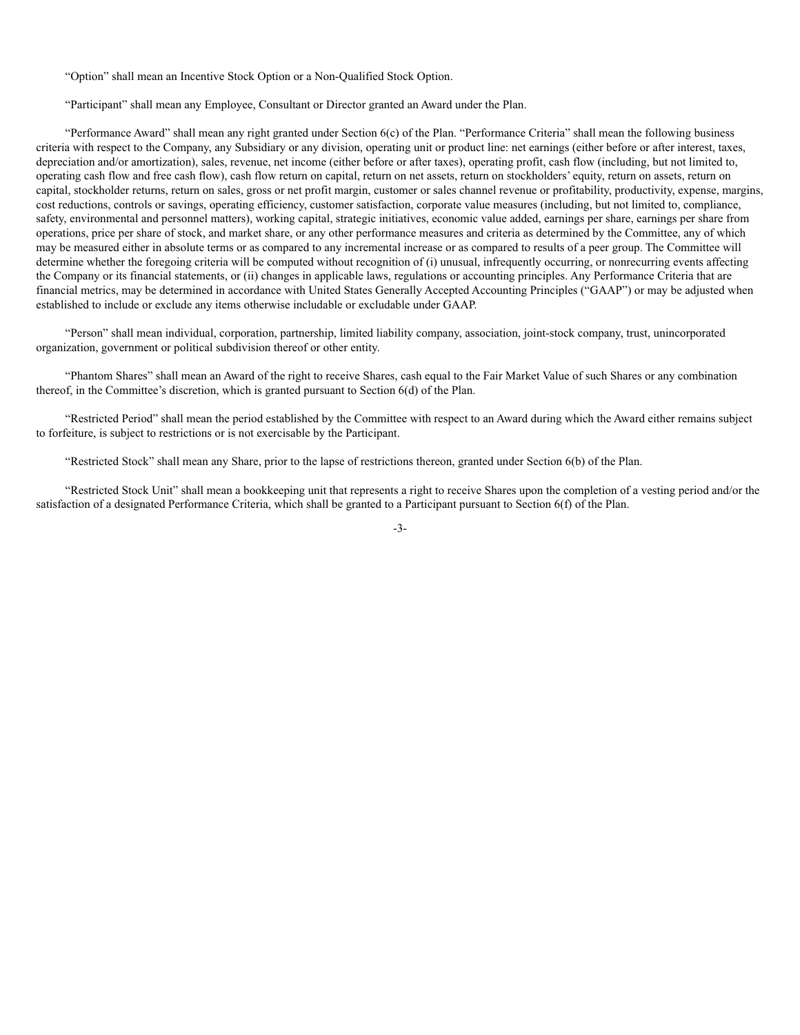"Option" shall mean an Incentive Stock Option or a Non-Qualified Stock Option.

"Participant" shall mean any Employee, Consultant or Director granted an Award under the Plan.

"Performance Award" shall mean any right granted under Section 6(c) of the Plan. "Performance Criteria" shall mean the following business criteria with respect to the Company, any Subsidiary or any division, operating unit or product line: net earnings (either before or after interest, taxes, depreciation and/or amortization), sales, revenue, net income (either before or after taxes), operating profit, cash flow (including, but not limited to, operating cash flow and free cash flow), cash flow return on capital, return on net assets, return on stockholders' equity, return on assets, return on capital, stockholder returns, return on sales, gross or net profit margin, customer or sales channel revenue or profitability, productivity, expense, margins, cost reductions, controls or savings, operating efficiency, customer satisfaction, corporate value measures (including, but not limited to, compliance, safety, environmental and personnel matters), working capital, strategic initiatives, economic value added, earnings per share, earnings per share from operations, price per share of stock, and market share, or any other performance measures and criteria as determined by the Committee, any of which may be measured either in absolute terms or as compared to any incremental increase or as compared to results of a peer group. The Committee will determine whether the foregoing criteria will be computed without recognition of (i) unusual, infrequently occurring, or nonrecurring events affecting the Company or its financial statements, or (ii) changes in applicable laws, regulations or accounting principles. Any Performance Criteria that are financial metrics, may be determined in accordance with United States Generally Accepted Accounting Principles ("GAAP") or may be adjusted when established to include or exclude any items otherwise includable or excludable under GAAP.

"Person" shall mean individual, corporation, partnership, limited liability company, association, joint-stock company, trust, unincorporated organization, government or political subdivision thereof or other entity.

"Phantom Shares" shall mean an Award of the right to receive Shares, cash equal to the Fair Market Value of such Shares or any combination thereof, in the Committee's discretion, which is granted pursuant to Section 6(d) of the Plan.

"Restricted Period" shall mean the period established by the Committee with respect to an Award during which the Award either remains subject to forfeiture, is subject to restrictions or is not exercisable by the Participant.

"Restricted Stock" shall mean any Share, prior to the lapse of restrictions thereon, granted under Section 6(b) of the Plan.

"Restricted Stock Unit" shall mean a bookkeeping unit that represents a right to receive Shares upon the completion of a vesting period and/or the satisfaction of a designated Performance Criteria, which shall be granted to a Participant pursuant to Section 6(f) of the Plan.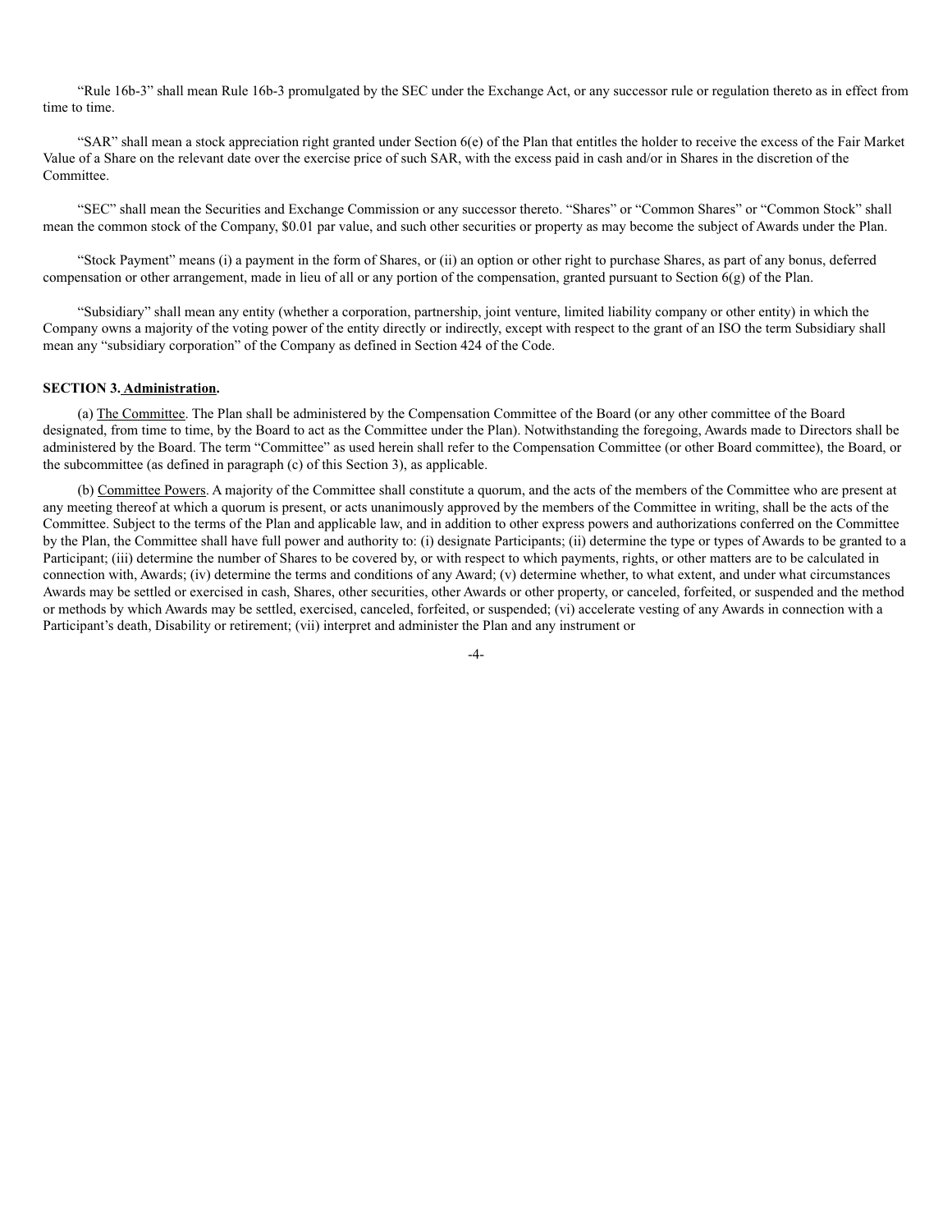"Rule 16b-3" shall mean Rule 16b-3 promulgated by the SEC under the Exchange Act, or any successor rule or regulation thereto as in effect from time to time.

"SAR" shall mean a stock appreciation right granted under Section 6(e) of the Plan that entitles the holder to receive the excess of the Fair Market Value of a Share on the relevant date over the exercise price of such SAR, with the excess paid in cash and/or in Shares in the discretion of the Committee.

"SEC" shall mean the Securities and Exchange Commission or any successor thereto. "Shares" or "Common Shares" or "Common Stock" shall mean the common stock of the Company, $0.01 par value, and such other securities or property as may become the subject of Awards under the Plan.

"Stock Payment" means (i) a payment in the form of Shares, or (ii) an option or other right to purchase Shares, as part of any bonus, deferred compensation or other arrangement, made in lieu of all or any portion of the compensation, granted pursuant to Section 6(g) of the Plan.

"Subsidiary" shall mean any entity (whether a corporation, partnership, joint venture, limited liability company or other entity) in which the Company owns a majority of the voting power of the entity directly or indirectly, except with respect to the grant of an ISO the term Subsidiary shall mean any "subsidiary corporation" of the Company as defined in Section 424 of the Code.

**SECTION 3. Administration.**

(a) The Committee. The Plan shall be administered by the Compensation Committee of the Board (or any other committee of the Board designated, from time to time, by the Board to act as the Committee under the Plan). Notwithstanding the foregoing, Awards made to Directors shall be administered by the Board. The term "Committee" as used herein shall refer to the Compensation Committee (or other Board committee), the Board, or the subcommittee (as defined in paragraph (c) of this Section 3), as applicable.

(b) Committee Powers. A majority of the Committee shall constitute a quorum, and the acts of the members of the Committee who are present at any meeting thereof at which a quorum is present, or acts unanimously approved by the members of the Committee in writing, shall be the acts of the Committee. Subject to the terms of the Plan and applicable law, and in addition to other express powers and authorizations conferred on the Committee by the Plan, the Committee shall have full power and authority to: (i) designate Participants; (ii) determine the type or types of Awards to be granted to a Participant; (iii) determine the number of Shares to be covered by, or with respect to which payments, rights, or other matters are to be calculated in connection with, Awards; (iv) determine the terms and conditions of any Award; (v) determine whether, to what extent, and under what circumstances Awards may be settled or exercised in cash, Shares, other securities, other Awards or other property, or canceled, forfeited, or suspended and the method or methods by which Awards may be settled, exercised, canceled, forfeited, or suspended; (vi) accelerate vesting of any Awards in connection with a Participant's death, Disability or retirement; (vii) interpret and administer the Plan and any instrument or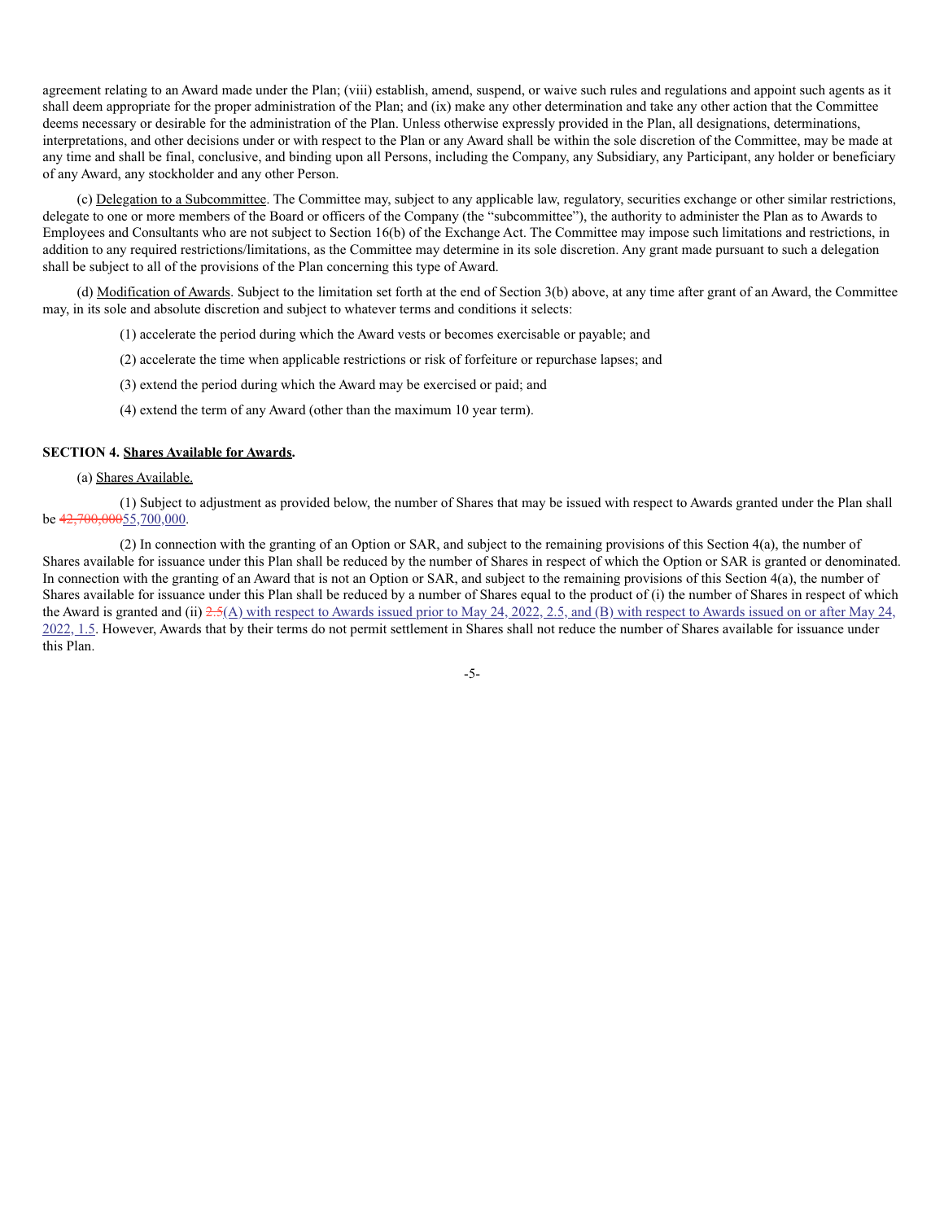agreement relating to an Award made under the Plan; (viii) establish, amend, suspend, or waive such rules and regulations and appoint such agents as it shall deem appropriate for the proper administration of the Plan; and (ix) make any other determination and take any other action that the Committee deems necessary or desirable for the administration of the Plan. Unless otherwise expressly provided in the Plan, all designations, determinations, interpretations, and other decisions under or with respect to the Plan or any Award shall be within the sole discretion of the Committee, may be made at any time and shall be final, conclusive, and binding upon all Persons, including the Company, any Subsidiary, any Participant, any holder or beneficiary of any Award, any stockholder and any other Person.

(c) <u>Delegation to a Subcommittee</u>. The Committee may, subject to any applicable law, regulatory, securities exchange or other similar restrictions, delegate to one or more members of the Board or officers of the Company (the "subcommittee"), the authority to administer the Plan as to Awards to Employees and Consultants who are not subject to Section 16(b) of the Exchange Act. The Committee may impose such limitations and restrictions, in addition to any required restrictions/limitations, as the Committee may determine in its sole discretion. Any grant made pursuant to such a delegation shall be subject to all of the provisions of the Plan concerning this type of Award.

(d) <u>Modification of Awards</u>. Subject to the limitation set forth at the end of Section 3(b) above, at any time after grant of an Award, the Committee may, in its sole and absolute discretion and subject to whatever terms and conditions it selects:

(1) accelerate the period during which the Award vests or becomes exercisable or payable; and

(2) accelerate the time when applicable restrictions or risk of forfeiture or repurchase lapses; and

(3) extend the period during which the Award may be exercised or paid; and

(4) extend the term of any Award (other than the maximum 10 year term).

**SECTION 4. <u>Shares Available for Awards</u>.**

(a) <u>Shares Available.</u>

(1) Subject to adjustment as provided below, the number of Shares that may be issued with respect to Awards granted under the Plan shall be ~~42,700,000~~<u>55,700,000</u>.

(2) In connection with the granting of an Option or SAR, and subject to the remaining provisions of this Section 4(a), the number of Shares available for issuance under this Plan shall be reduced by the number of Shares in respect of which the Option or SAR is granted or denominated. In connection with the granting of an Award that is not an Option or SAR, and subject to the remaining provisions of this Section 4(a), the number of Shares available for issuance under this Plan shall be reduced by a number of Shares equal to the product of (i) the number of Shares in respect of which the Award is granted and (ii) ~~2.5~~<u>(A) with respect to Awards issued prior to May 24, 2022, 2.5, and (B) with respect to Awards issued on or after May 24, 2022, 1.5</u>. However, Awards that by their terms do not permit settlement in Shares shall not reduce the number of Shares available for issuance under this Plan.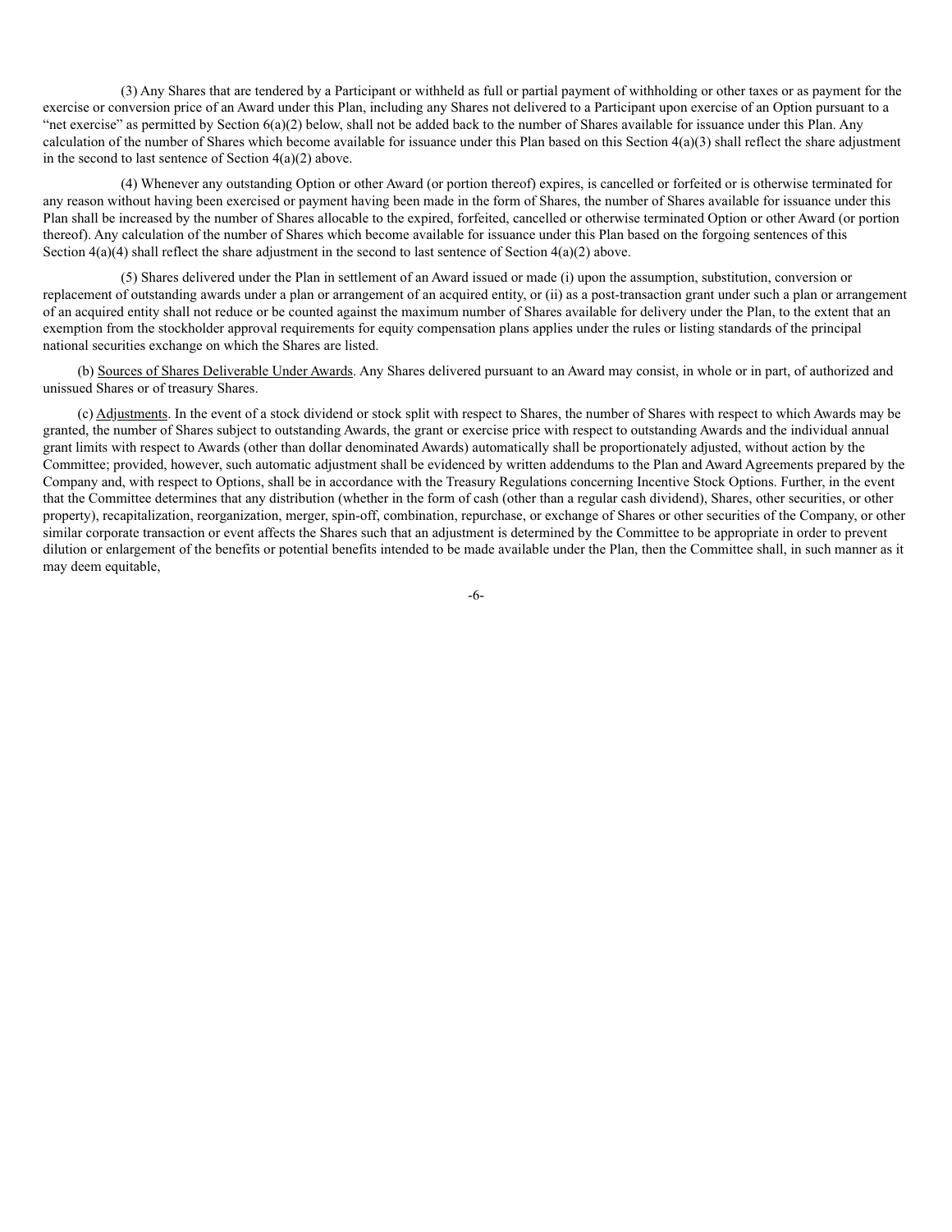(3) Any Shares that are tendered by a Participant or withheld as full or partial payment of withholding or other taxes or as payment for the exercise or conversion price of an Award under this Plan, including any Shares not delivered to a Participant upon exercise of an Option pursuant to a "net exercise" as permitted by Section 6(a)(2) below, shall not be added back to the number of Shares available for issuance under this Plan. Any calculation of the number of Shares which become available for issuance under this Plan based on this Section 4(a)(3) shall reflect the share adjustment in the second to last sentence of Section 4(a)(2) above.

(4) Whenever any outstanding Option or other Award (or portion thereof) expires, is cancelled or forfeited or is otherwise terminated for any reason without having been exercised or payment having been made in the form of Shares, the number of Shares available for issuance under this Plan shall be increased by the number of Shares allocable to the expired, forfeited, cancelled or otherwise terminated Option or other Award (or portion thereof). Any calculation of the number of Shares which become available for issuance under this Plan based on the forgoing sentences of this Section 4(a)(4) shall reflect the share adjustment in the second to last sentence of Section 4(a)(2) above.

(5) Shares delivered under the Plan in settlement of an Award issued or made (i) upon the assumption, substitution, conversion or replacement of outstanding awards under a plan or arrangement of an acquired entity, or (ii) as a post-transaction grant under such a plan or arrangement of an acquired entity shall not reduce or be counted against the maximum number of Shares available for delivery under the Plan, to the extent that an exemption from the stockholder approval requirements for equity compensation plans applies under the rules or listing standards of the principal national securities exchange on which the Shares are listed.

(b) Sources of Shares Deliverable Under Awards. Any Shares delivered pursuant to an Award may consist, in whole or in part, of authorized and unissued Shares or of treasury Shares.

(c) Adjustments. In the event of a stock dividend or stock split with respect to Shares, the number of Shares with respect to which Awards may be granted, the number of Shares subject to outstanding Awards, the grant or exercise price with respect to outstanding Awards and the individual annual grant limits with respect to Awards (other than dollar denominated Awards) automatically shall be proportionately adjusted, without action by the Committee; provided, however, such automatic adjustment shall be evidenced by written addendums to the Plan and Award Agreements prepared by the Company and, with respect to Options, shall be in accordance with the Treasury Regulations concerning Incentive Stock Options. Further, in the event that the Committee determines that any distribution (whether in the form of cash (other than a regular cash dividend), Shares, other securities, or other property), recapitalization, reorganization, merger, spin-off, combination, repurchase, or exchange of Shares or other securities of the Company, or other similar corporate transaction or event affects the Shares such that an adjustment is determined by the Committee to be appropriate in order to prevent dilution or enlargement of the benefits or potential benefits intended to be made available under the Plan, then the Committee shall, in such manner as it may deem equitable,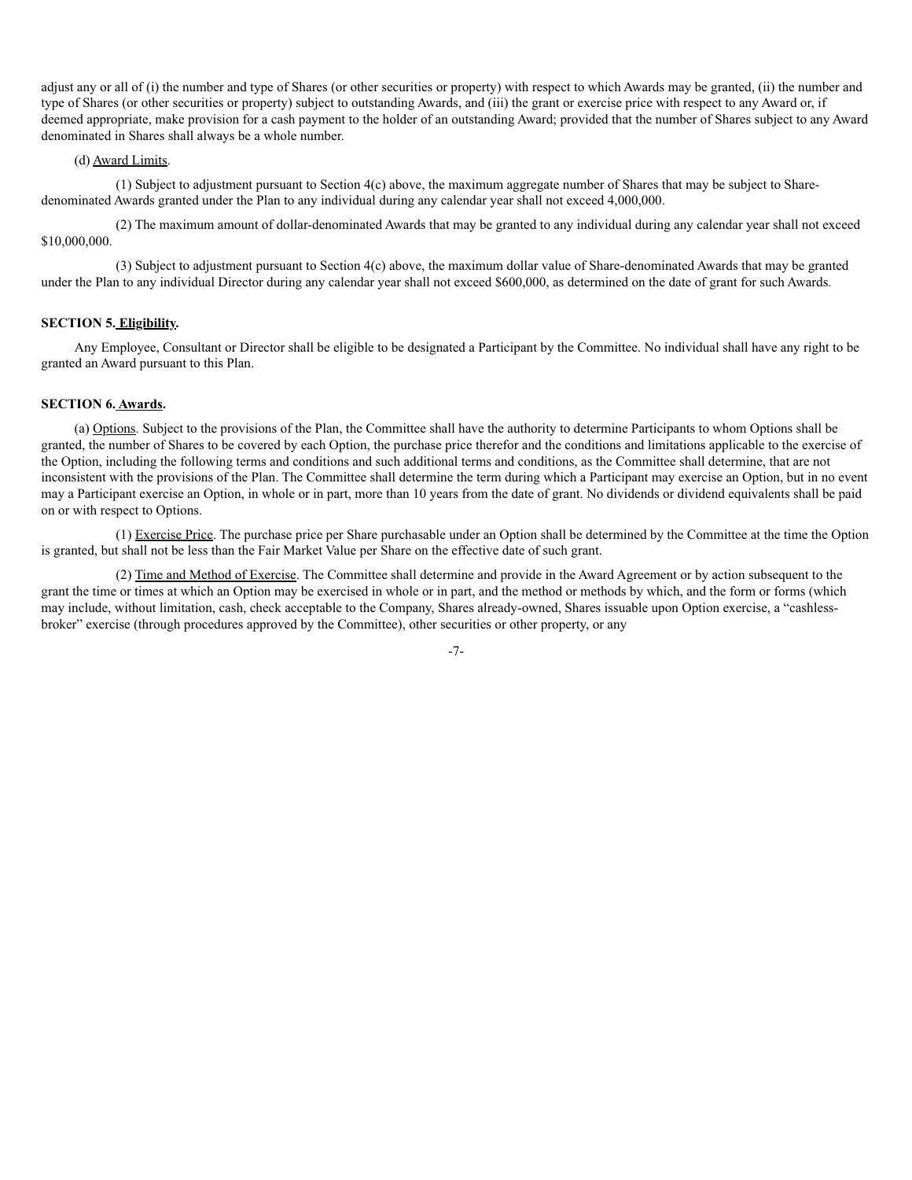adjust any or all of (i) the number and type of Shares (or other securities or property) with respect to which Awards may be granted, (ii) the number and type of Shares (or other securities or property) subject to outstanding Awards, and (iii) the grant or exercise price with respect to any Award or, if deemed appropriate, make provision for a cash payment to the holder of an outstanding Award; provided that the number of Shares subject to any Award denominated in Shares shall always be a whole number.

(d) Award Limits.

(1) Subject to adjustment pursuant to Section 4(c) above, the maximum aggregate number of Shares that may be subject to Share-denominated Awards granted under the Plan to any individual during any calendar year shall not exceed 4,000,000.

(2) The maximum amount of dollar-denominated Awards that may be granted to any individual during any calendar year shall not exceed $10,000,000.

(3) Subject to adjustment pursuant to Section 4(c) above, the maximum dollar value of Share-denominated Awards that may be granted under the Plan to any individual Director during any calendar year shall not exceed $600,000, as determined on the date of grant for such Awards.

**SECTION 5. Eligibility.**

Any Employee, Consultant or Director shall be eligible to be designated a Participant by the Committee. No individual shall have any right to be granted an Award pursuant to this Plan.

**SECTION 6. Awards.**

(a) Options. Subject to the provisions of the Plan, the Committee shall have the authority to determine Participants to whom Options shall be granted, the number of Shares to be covered by each Option, the purchase price therefor and the conditions and limitations applicable to the exercise of the Option, including the following terms and conditions and such additional terms and conditions, as the Committee shall determine, that are not inconsistent with the provisions of the Plan. The Committee shall determine the term during which a Participant may exercise an Option, but in no event may a Participant exercise an Option, in whole or in part, more than 10 years from the date of grant. No dividends or dividend equivalents shall be paid on or with respect to Options.

(1) Exercise Price. The purchase price per Share purchasable under an Option shall be determined by the Committee at the time the Option is granted, but shall not be less than the Fair Market Value per Share on the effective date of such grant.

(2) Time and Method of Exercise. The Committee shall determine and provide in the Award Agreement or by action subsequent to the grant the time or times at which an Option may be exercised in whole or in part, and the method or methods by which, and the form or forms (which may include, without limitation, cash, check acceptable to the Company, Shares already-owned, Shares issuable upon Option exercise, a "cashless-broker" exercise (through procedures approved by the Committee), other securities or other property, or any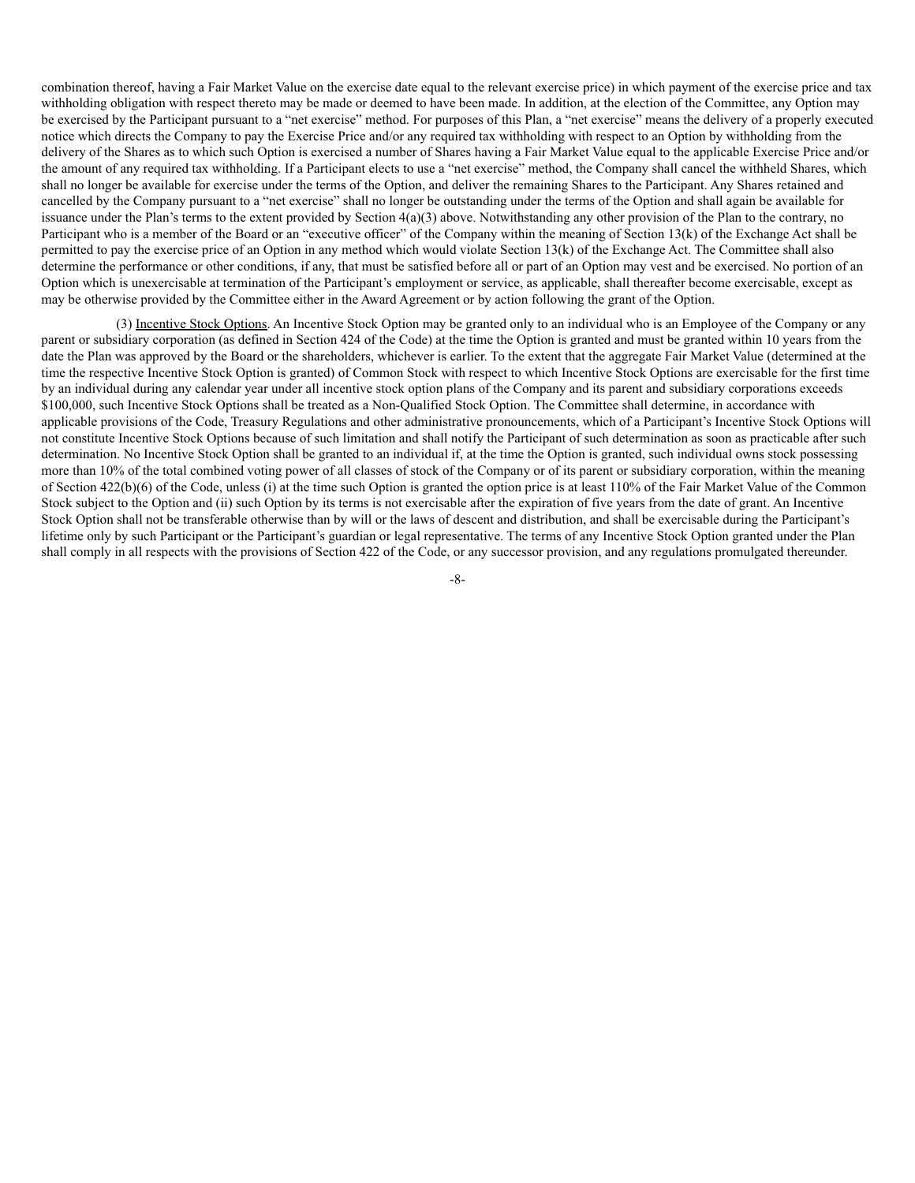combination thereof, having a Fair Market Value on the exercise date equal to the relevant exercise price) in which payment of the exercise price and tax withholding obligation with respect thereto may be made or deemed to have been made. In addition, at the election of the Committee, any Option may be exercised by the Participant pursuant to a "net exercise" method. For purposes of this Plan, a "net exercise" means the delivery of a properly executed notice which directs the Company to pay the Exercise Price and/or any required tax withholding with respect to an Option by withholding from the delivery of the Shares as to which such Option is exercised a number of Shares having a Fair Market Value equal to the applicable Exercise Price and/or the amount of any required tax withholding. If a Participant elects to use a "net exercise" method, the Company shall cancel the withheld Shares, which shall no longer be available for exercise under the terms of the Option, and deliver the remaining Shares to the Participant. Any Shares retained and cancelled by the Company pursuant to a "net exercise" shall no longer be outstanding under the terms of the Option and shall again be available for issuance under the Plan's terms to the extent provided by Section 4(a)(3) above. Notwithstanding any other provision of the Plan to the contrary, no Participant who is a member of the Board or an "executive officer" of the Company within the meaning of Section 13(k) of the Exchange Act shall be permitted to pay the exercise price of an Option in any method which would violate Section 13(k) of the Exchange Act. The Committee shall also determine the performance or other conditions, if any, that must be satisfied before all or part of an Option may vest and be exercised. No portion of an Option which is unexercisable at termination of the Participant's employment or service, as applicable, shall thereafter become exercisable, except as may be otherwise provided by the Committee either in the Award Agreement or by action following the grant of the Option.

(3) Incentive Stock Options. An Incentive Stock Option may be granted only to an individual who is an Employee of the Company or any parent or subsidiary corporation (as defined in Section 424 of the Code) at the time the Option is granted and must be granted within 10 years from the date the Plan was approved by the Board or the shareholders, whichever is earlier. To the extent that the aggregate Fair Market Value (determined at the time the respective Incentive Stock Option is granted) of Common Stock with respect to which Incentive Stock Options are exercisable for the first time by an individual during any calendar year under all incentive stock option plans of the Company and its parent and subsidiary corporations exceeds \$100,000, such Incentive Stock Options shall be treated as a Non-Qualified Stock Option. The Committee shall determine, in accordance with applicable provisions of the Code, Treasury Regulations and other administrative pronouncements, which of a Participant's Incentive Stock Options will not constitute Incentive Stock Options because of such limitation and shall notify the Participant of such determination as soon as practicable after such determination. No Incentive Stock Option shall be granted to an individual if, at the time the Option is granted, such individual owns stock possessing more than 10% of the total combined voting power of all classes of stock of the Company or of its parent or subsidiary corporation, within the meaning of Section 422(b)(6) of the Code, unless (i) at the time such Option is granted the option price is at least 110% of the Fair Market Value of the Common Stock subject to the Option and (ii) such Option by its terms is not exercisable after the expiration of five years from the date of grant. An Incentive Stock Option shall not be transferable otherwise than by will or the laws of descent and distribution, and shall be exercisable during the Participant's lifetime only by such Participant or the Participant's guardian or legal representative. The terms of any Incentive Stock Option granted under the Plan shall comply in all respects with the provisions of Section 422 of the Code, or any successor provision, and any regulations promulgated thereunder.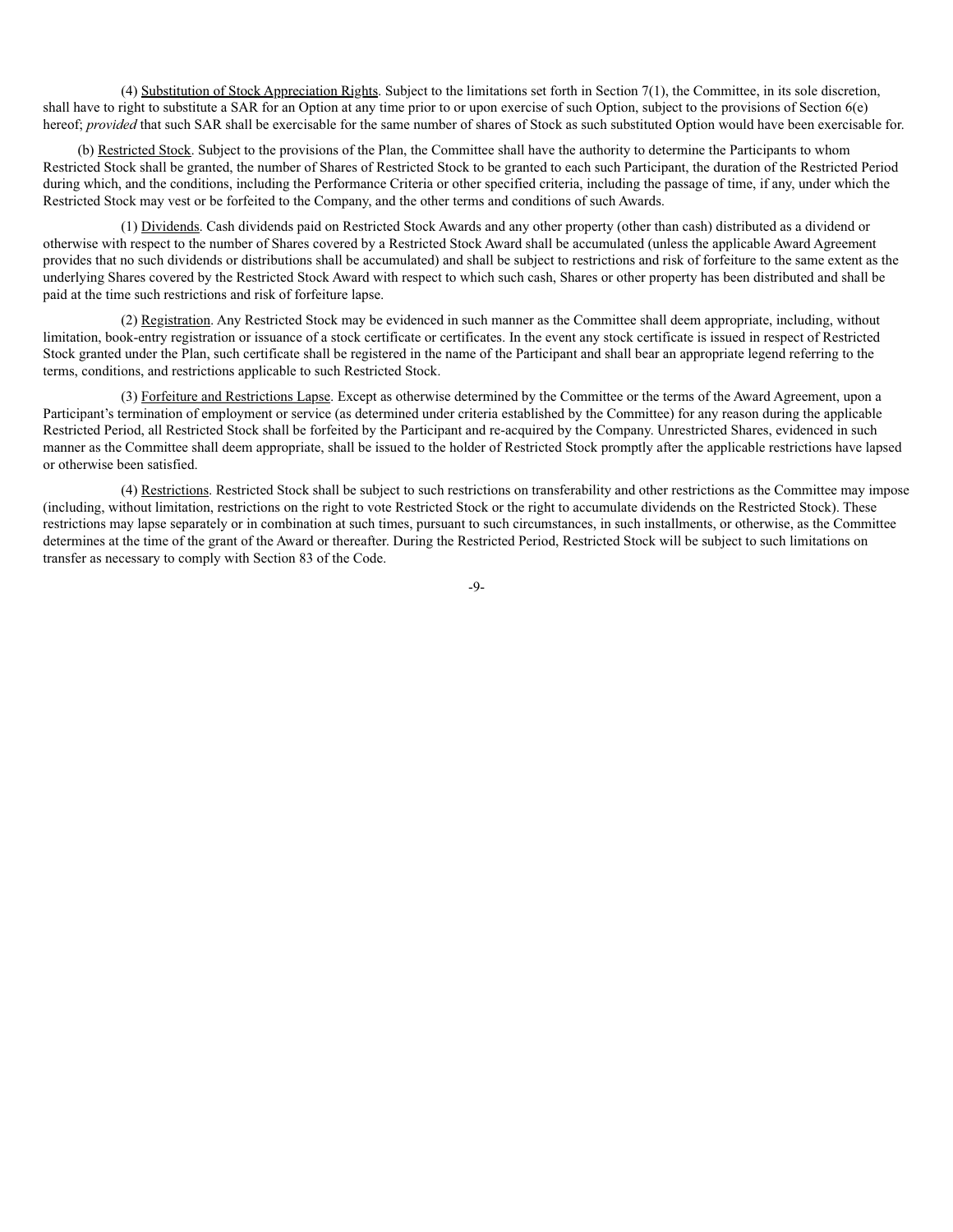(4) Substitution of Stock Appreciation Rights. Subject to the limitations set forth in Section 7(1), the Committee, in its sole discretion, shall have to right to substitute a SAR for an Option at any time prior to or upon exercise of such Option, subject to the provisions of Section 6(e) hereof; *provided* that such SAR shall be exercisable for the same number of shares of Stock as such substituted Option would have been exercisable for.

(b) Restricted Stock. Subject to the provisions of the Plan, the Committee shall have the authority to determine the Participants to whom Restricted Stock shall be granted, the number of Shares of Restricted Stock to be granted to each such Participant, the duration of the Restricted Period during which, and the conditions, including the Performance Criteria or other specified criteria, including the passage of time, if any, under which the Restricted Stock may vest or be forfeited to the Company, and the other terms and conditions of such Awards.

(1) Dividends. Cash dividends paid on Restricted Stock Awards and any other property (other than cash) distributed as a dividend or otherwise with respect to the number of Shares covered by a Restricted Stock Award shall be accumulated (unless the applicable Award Agreement provides that no such dividends or distributions shall be accumulated) and shall be subject to restrictions and risk of forfeiture to the same extent as the underlying Shares covered by the Restricted Stock Award with respect to which such cash, Shares or other property has been distributed and shall be paid at the time such restrictions and risk of forfeiture lapse.

(2) Registration. Any Restricted Stock may be evidenced in such manner as the Committee shall deem appropriate, including, without limitation, book-entry registration or issuance of a stock certificate or certificates. In the event any stock certificate is issued in respect of Restricted Stock granted under the Plan, such certificate shall be registered in the name of the Participant and shall bear an appropriate legend referring to the terms, conditions, and restrictions applicable to such Restricted Stock.

(3) Forfeiture and Restrictions Lapse. Except as otherwise determined by the Committee or the terms of the Award Agreement, upon a Participant's termination of employment or service (as determined under criteria established by the Committee) for any reason during the applicable Restricted Period, all Restricted Stock shall be forfeited by the Participant and re-acquired by the Company. Unrestricted Shares, evidenced in such manner as the Committee shall deem appropriate, shall be issued to the holder of Restricted Stock promptly after the applicable restrictions have lapsed or otherwise been satisfied.

(4) Restrictions. Restricted Stock shall be subject to such restrictions on transferability and other restrictions as the Committee may impose (including, without limitation, restrictions on the right to vote Restricted Stock or the right to accumulate dividends on the Restricted Stock). These restrictions may lapse separately or in combination at such times, pursuant to such circumstances, in such installments, or otherwise, as the Committee determines at the time of the grant of the Award or thereafter. During the Restricted Period, Restricted Stock will be subject to such limitations on transfer as necessary to comply with Section 83 of the Code.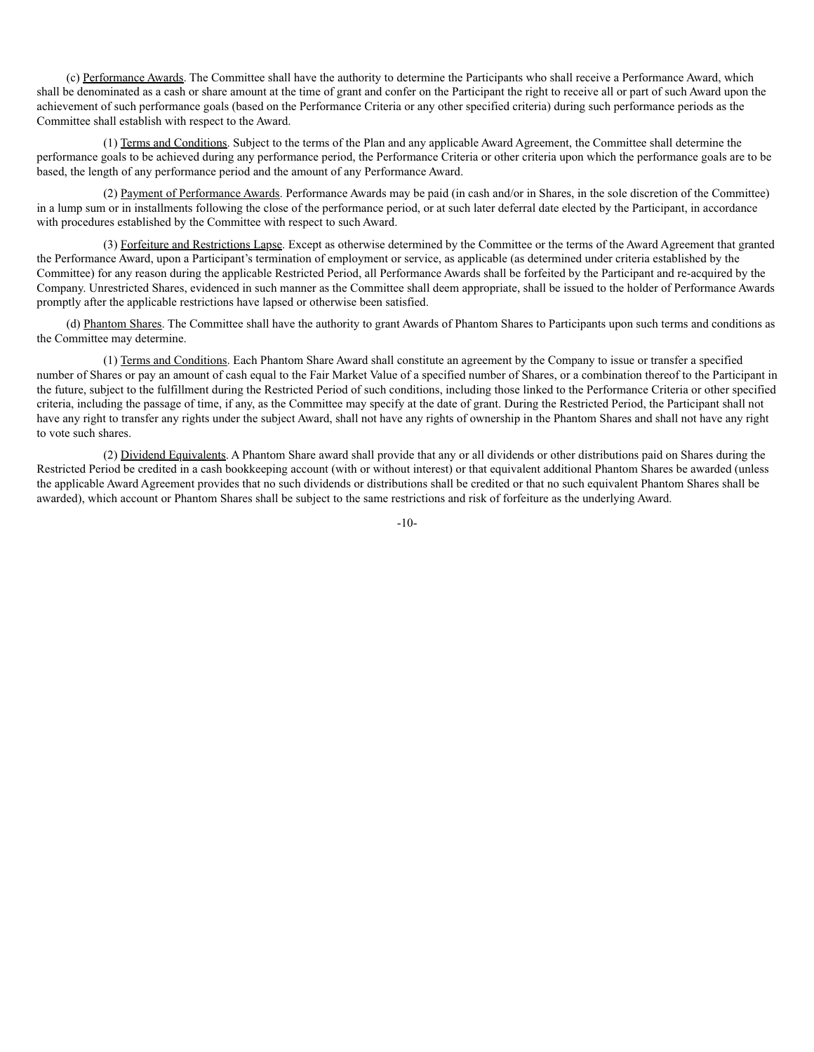(c) Performance Awards. The Committee shall have the authority to determine the Participants who shall receive a Performance Award, which shall be denominated as a cash or share amount at the time of grant and confer on the Participant the right to receive all or part of such Award upon the achievement of such performance goals (based on the Performance Criteria or any other specified criteria) during such performance periods as the Committee shall establish with respect to the Award.

(1) Terms and Conditions. Subject to the terms of the Plan and any applicable Award Agreement, the Committee shall determine the performance goals to be achieved during any performance period, the Performance Criteria or other criteria upon which the performance goals are to be based, the length of any performance period and the amount of any Performance Award.

(2) Payment of Performance Awards. Performance Awards may be paid (in cash and/or in Shares, in the sole discretion of the Committee) in a lump sum or in installments following the close of the performance period, or at such later deferral date elected by the Participant, in accordance with procedures established by the Committee with respect to such Award.

(3) Forfeiture and Restrictions Lapse. Except as otherwise determined by the Committee or the terms of the Award Agreement that granted the Performance Award, upon a Participant's termination of employment or service, as applicable (as determined under criteria established by the Committee) for any reason during the applicable Restricted Period, all Performance Awards shall be forfeited by the Participant and re-acquired by the Company. Unrestricted Shares, evidenced in such manner as the Committee shall deem appropriate, shall be issued to the holder of Performance Awards promptly after the applicable restrictions have lapsed or otherwise been satisfied.

(d) Phantom Shares. The Committee shall have the authority to grant Awards of Phantom Shares to Participants upon such terms and conditions as the Committee may determine.

(1) Terms and Conditions. Each Phantom Share Award shall constitute an agreement by the Company to issue or transfer a specified number of Shares or pay an amount of cash equal to the Fair Market Value of a specified number of Shares, or a combination thereof to the Participant in the future, subject to the fulfillment during the Restricted Period of such conditions, including those linked to the Performance Criteria or other specified criteria, including the passage of time, if any, as the Committee may specify at the date of grant. During the Restricted Period, the Participant shall not have any right to transfer any rights under the subject Award, shall not have any rights of ownership in the Phantom Shares and shall not have any right to vote such shares.

(2) Dividend Equivalents. A Phantom Share award shall provide that any or all dividends or other distributions paid on Shares during the Restricted Period be credited in a cash bookkeeping account (with or without interest) or that equivalent additional Phantom Shares be awarded (unless the applicable Award Agreement provides that no such dividends or distributions shall be credited or that no such equivalent Phantom Shares shall be awarded), which account or Phantom Shares shall be subject to the same restrictions and risk of forfeiture as the underlying Award.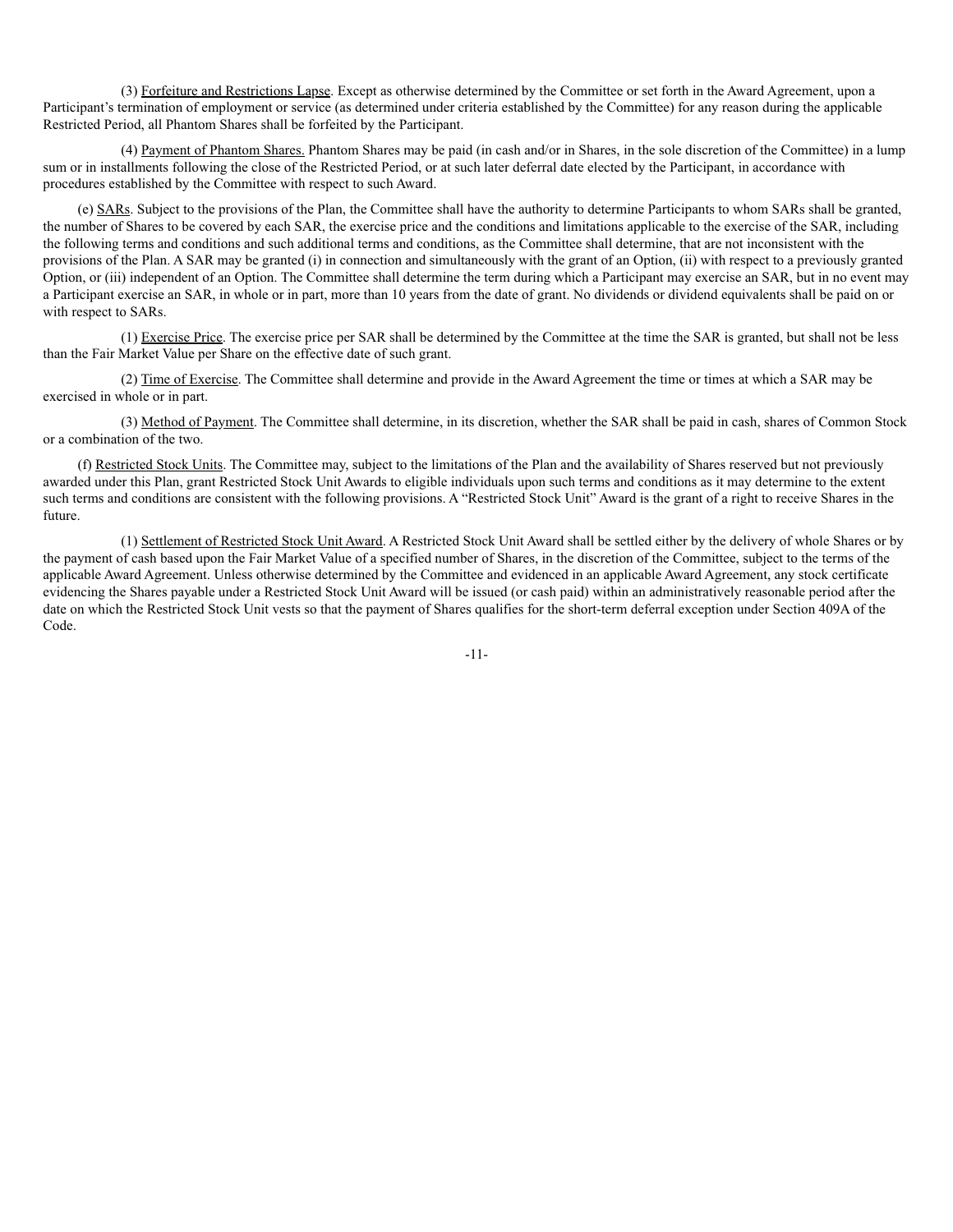(3) Forfeiture and Restrictions Lapse. Except as otherwise determined by the Committee or set forth in the Award Agreement, upon a Participant's termination of employment or service (as determined under criteria established by the Committee) for any reason during the applicable Restricted Period, all Phantom Shares shall be forfeited by the Participant.

(4) Payment of Phantom Shares. Phantom Shares may be paid (in cash and/or in Shares, in the sole discretion of the Committee) in a lump sum or in installments following the close of the Restricted Period, or at such later deferral date elected by the Participant, in accordance with procedures established by the Committee with respect to such Award.

(e) SARs. Subject to the provisions of the Plan, the Committee shall have the authority to determine Participants to whom SARs shall be granted, the number of Shares to be covered by each SAR, the exercise price and the conditions and limitations applicable to the exercise of the SAR, including the following terms and conditions and such additional terms and conditions, as the Committee shall determine, that are not inconsistent with the provisions of the Plan. A SAR may be granted (i) in connection and simultaneously with the grant of an Option, (ii) with respect to a previously granted Option, or (iii) independent of an Option. The Committee shall determine the term during which a Participant may exercise an SAR, but in no event may a Participant exercise an SAR, in whole or in part, more than 10 years from the date of grant. No dividends or dividend equivalents shall be paid on or with respect to SARs.

(1) Exercise Price. The exercise price per SAR shall be determined by the Committee at the time the SAR is granted, but shall not be less than the Fair Market Value per Share on the effective date of such grant.

(2) Time of Exercise. The Committee shall determine and provide in the Award Agreement the time or times at which a SAR may be exercised in whole or in part.

(3) Method of Payment. The Committee shall determine, in its discretion, whether the SAR shall be paid in cash, shares of Common Stock or a combination of the two.

(f) Restricted Stock Units. The Committee may, subject to the limitations of the Plan and the availability of Shares reserved but not previously awarded under this Plan, grant Restricted Stock Unit Awards to eligible individuals upon such terms and conditions as it may determine to the extent such terms and conditions are consistent with the following provisions. A "Restricted Stock Unit" Award is the grant of a right to receive Shares in the future.

(1) Settlement of Restricted Stock Unit Award. A Restricted Stock Unit Award shall be settled either by the delivery of whole Shares or by the payment of cash based upon the Fair Market Value of a specified number of Shares, in the discretion of the Committee, subject to the terms of the applicable Award Agreement. Unless otherwise determined by the Committee and evidenced in an applicable Award Agreement, any stock certificate evidencing the Shares payable under a Restricted Stock Unit Award will be issued (or cash paid) within an administratively reasonable period after the date on which the Restricted Stock Unit vests so that the payment of Shares qualifies for the short-term deferral exception under Section 409A of the Code.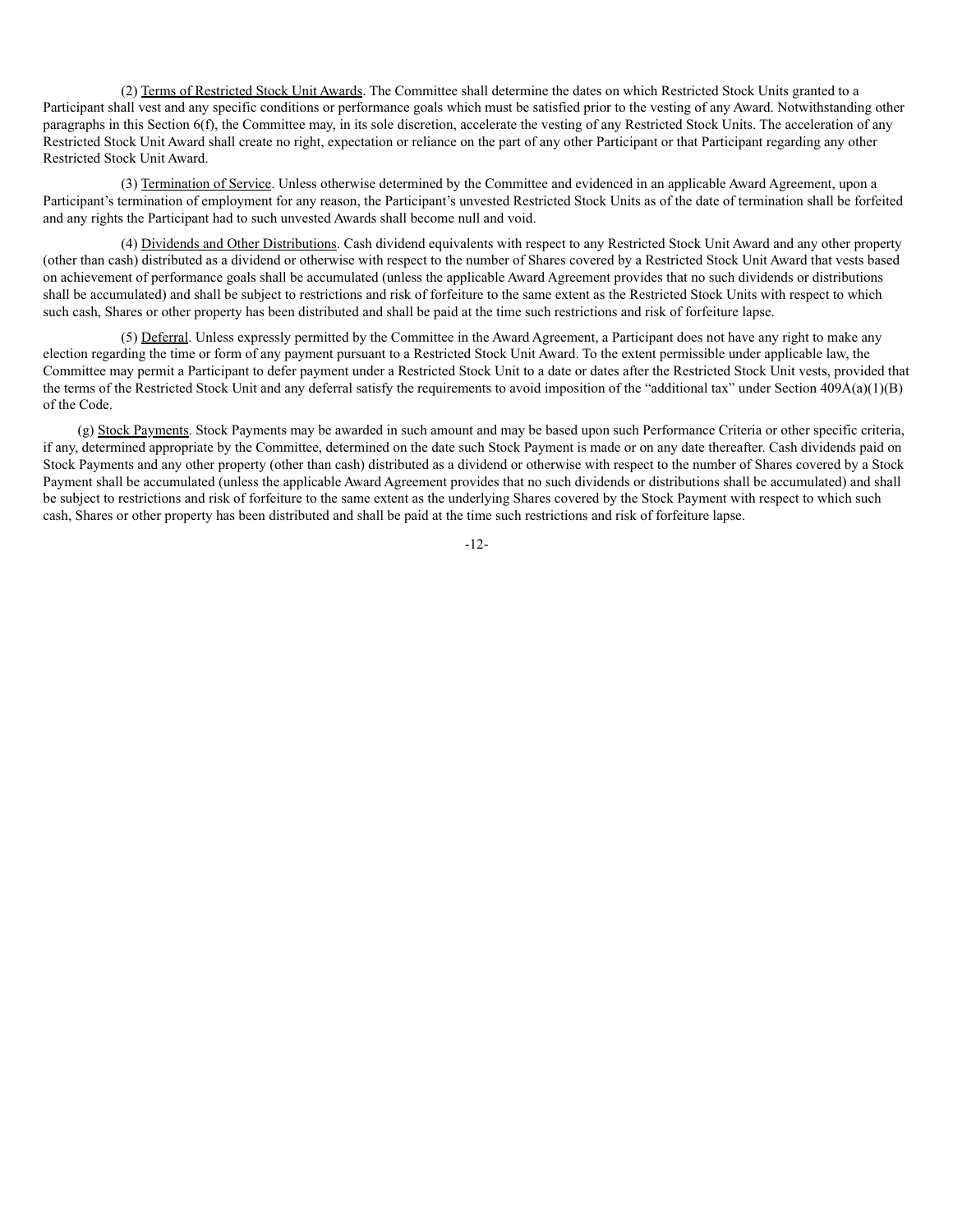(2) Terms of Restricted Stock Unit Awards. The Committee shall determine the dates on which Restricted Stock Units granted to a Participant shall vest and any specific conditions or performance goals which must be satisfied prior to the vesting of any Award. Notwithstanding other paragraphs in this Section 6(f), the Committee may, in its sole discretion, accelerate the vesting of any Restricted Stock Units. The acceleration of any Restricted Stock Unit Award shall create no right, expectation or reliance on the part of any other Participant or that Participant regarding any other Restricted Stock Unit Award.

(3) Termination of Service. Unless otherwise determined by the Committee and evidenced in an applicable Award Agreement, upon a Participant's termination of employment for any reason, the Participant's unvested Restricted Stock Units as of the date of termination shall be forfeited and any rights the Participant had to such unvested Awards shall become null and void.

(4) Dividends and Other Distributions. Cash dividend equivalents with respect to any Restricted Stock Unit Award and any other property (other than cash) distributed as a dividend or otherwise with respect to the number of Shares covered by a Restricted Stock Unit Award that vests based on achievement of performance goals shall be accumulated (unless the applicable Award Agreement provides that no such dividends or distributions shall be accumulated) and shall be subject to restrictions and risk of forfeiture to the same extent as the Restricted Stock Units with respect to which such cash, Shares or other property has been distributed and shall be paid at the time such restrictions and risk of forfeiture lapse.

(5) Deferral. Unless expressly permitted by the Committee in the Award Agreement, a Participant does not have any right to make any election regarding the time or form of any payment pursuant to a Restricted Stock Unit Award. To the extent permissible under applicable law, the Committee may permit a Participant to defer payment under a Restricted Stock Unit to a date or dates after the Restricted Stock Unit vests, provided that the terms of the Restricted Stock Unit and any deferral satisfy the requirements to avoid imposition of the "additional tax" under Section 409A(a)(1)(B) of the Code.

(g) Stock Payments. Stock Payments may be awarded in such amount and may be based upon such Performance Criteria or other specific criteria, if any, determined appropriate by the Committee, determined on the date such Stock Payment is made or on any date thereafter. Cash dividends paid on Stock Payments and any other property (other than cash) distributed as a dividend or otherwise with respect to the number of Shares covered by a Stock Payment shall be accumulated (unless the applicable Award Agreement provides that no such dividends or distributions shall be accumulated) and shall be subject to restrictions and risk of forfeiture to the same extent as the underlying Shares covered by the Stock Payment with respect to which such cash, Shares or other property has been distributed and shall be paid at the time such restrictions and risk of forfeiture lapse.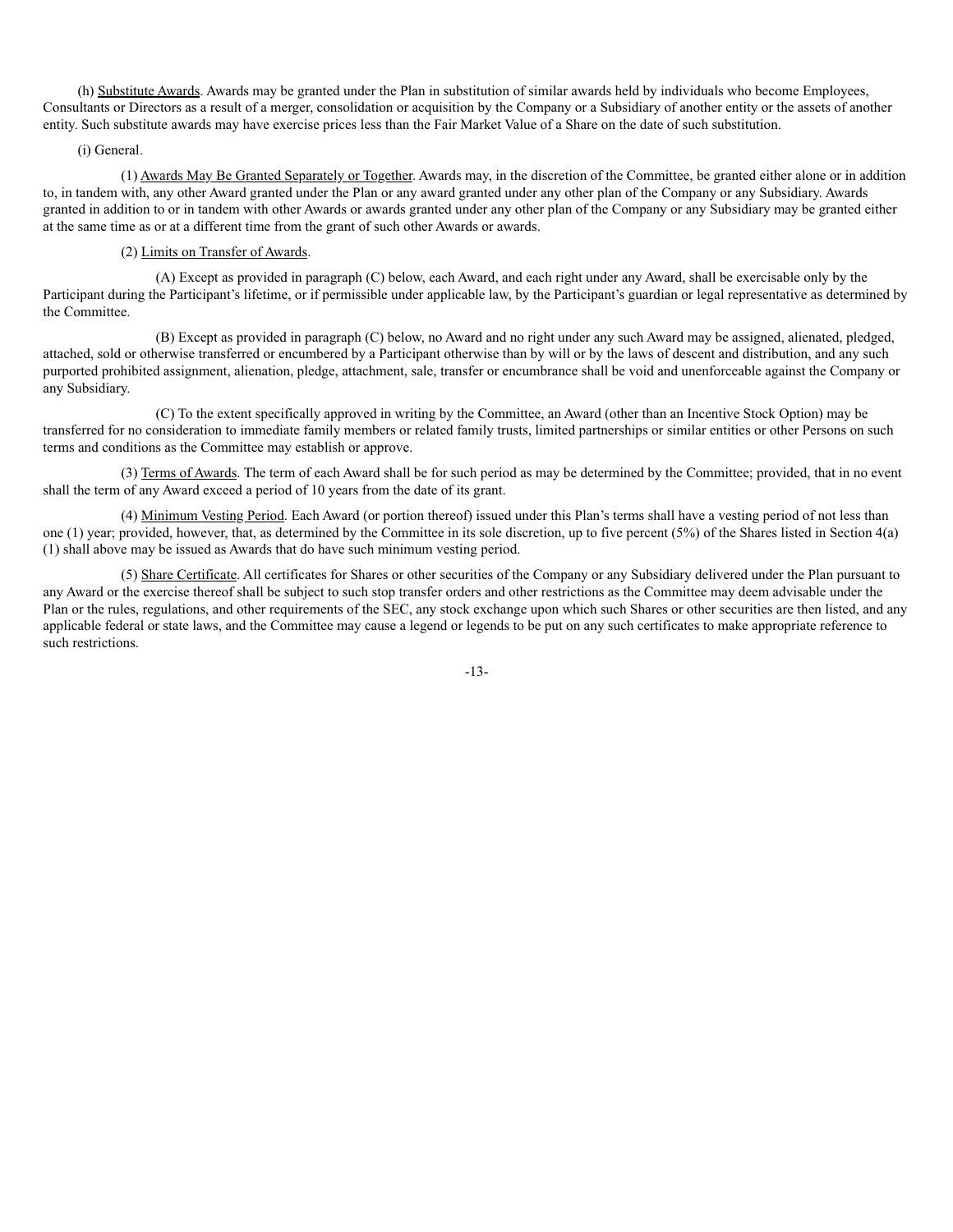(h) Substitute Awards. Awards may be granted under the Plan in substitution of similar awards held by individuals who become Employees, Consultants or Directors as a result of a merger, consolidation or acquisition by the Company or a Subsidiary of another entity or the assets of another entity. Such substitute awards may have exercise prices less than the Fair Market Value of a Share on the date of such substitution.

(i) General.

(1) Awards May Be Granted Separately or Together. Awards may, in the discretion of the Committee, be granted either alone or in addition to, in tandem with, any other Award granted under the Plan or any award granted under any other plan of the Company or any Subsidiary. Awards granted in addition to or in tandem with other Awards or awards granted under any other plan of the Company or any Subsidiary may be granted either at the same time as or at a different time from the grant of such other Awards or awards.

(2) Limits on Transfer of Awards.

(A) Except as provided in paragraph (C) below, each Award, and each right under any Award, shall be exercisable only by the Participant during the Participant's lifetime, or if permissible under applicable law, by the Participant's guardian or legal representative as determined by the Committee.

(B) Except as provided in paragraph (C) below, no Award and no right under any such Award may be assigned, alienated, pledged, attached, sold or otherwise transferred or encumbered by a Participant otherwise than by will or by the laws of descent and distribution, and any such purported prohibited assignment, alienation, pledge, attachment, sale, transfer or encumbrance shall be void and unenforceable against the Company or any Subsidiary.

(C) To the extent specifically approved in writing by the Committee, an Award (other than an Incentive Stock Option) may be transferred for no consideration to immediate family members or related family trusts, limited partnerships or similar entities or other Persons on such terms and conditions as the Committee may establish or approve.

(3) Terms of Awards. The term of each Award shall be for such period as may be determined by the Committee; provided, that in no event shall the term of any Award exceed a period of 10 years from the date of its grant.

(4) Minimum Vesting Period. Each Award (or portion thereof) issued under this Plan's terms shall have a vesting period of not less than one (1) year; provided, however, that, as determined by the Committee in its sole discretion, up to five percent (5%) of the Shares listed in Section 4(a)(1) shall above may be issued as Awards that do have such minimum vesting period.

(5) Share Certificate. All certificates for Shares or other securities of the Company or any Subsidiary delivered under the Plan pursuant to any Award or the exercise thereof shall be subject to such stop transfer orders and other restrictions as the Committee may deem advisable under the Plan or the rules, regulations, and other requirements of the SEC, any stock exchange upon which such Shares or other securities are then listed, and any applicable federal or state laws, and the Committee may cause a legend or legends to be put on any such certificates to make appropriate reference to such restrictions.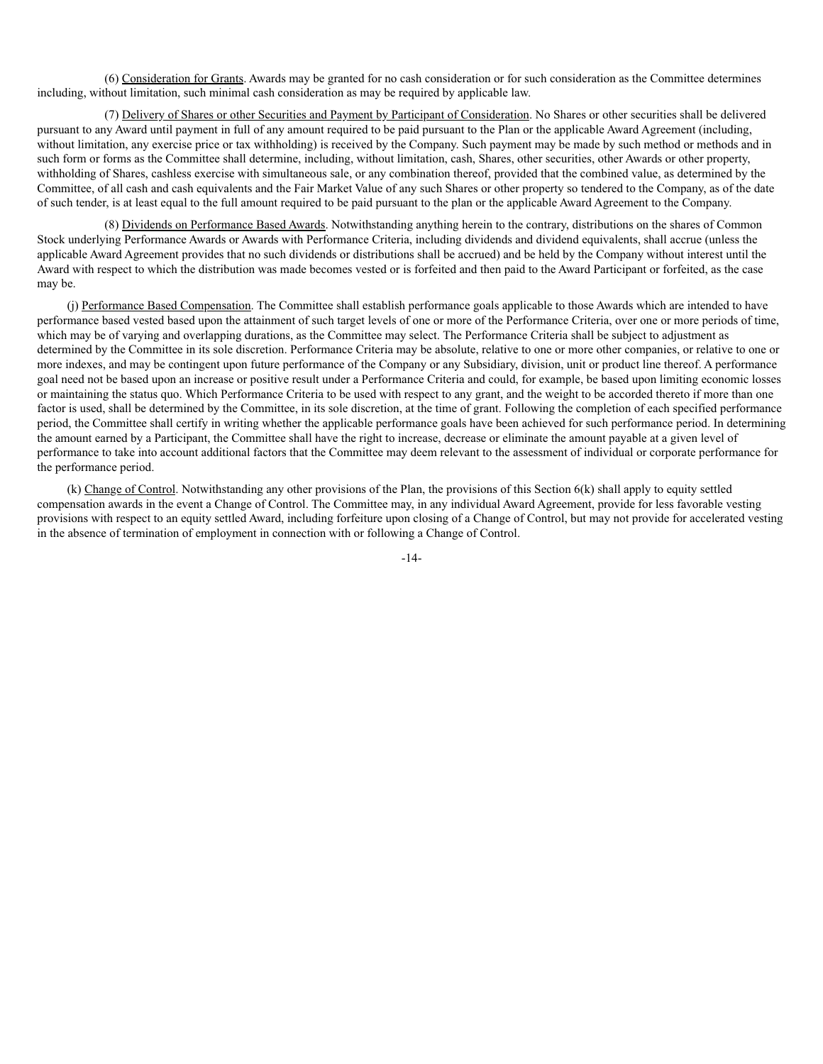(6) Consideration for Grants. Awards may be granted for no cash consideration or for such consideration as the Committee determines including, without limitation, such minimal cash consideration as may be required by applicable law.

(7) Delivery of Shares or other Securities and Payment by Participant of Consideration. No Shares or other securities shall be delivered pursuant to any Award until payment in full of any amount required to be paid pursuant to the Plan or the applicable Award Agreement (including, without limitation, any exercise price or tax withholding) is received by the Company. Such payment may be made by such method or methods and in such form or forms as the Committee shall determine, including, without limitation, cash, Shares, other securities, other Awards or other property, withholding of Shares, cashless exercise with simultaneous sale, or any combination thereof, provided that the combined value, as determined by the Committee, of all cash and cash equivalents and the Fair Market Value of any such Shares or other property so tendered to the Company, as of the date of such tender, is at least equal to the full amount required to be paid pursuant to the plan or the applicable Award Agreement to the Company.

(8) Dividends on Performance Based Awards. Notwithstanding anything herein to the contrary, distributions on the shares of Common Stock underlying Performance Awards or Awards with Performance Criteria, including dividends and dividend equivalents, shall accrue (unless the applicable Award Agreement provides that no such dividends or distributions shall be accrued) and be held by the Company without interest until the Award with respect to which the distribution was made becomes vested or is forfeited and then paid to the Award Participant or forfeited, as the case may be.

(j) Performance Based Compensation. The Committee shall establish performance goals applicable to those Awards which are intended to have performance based vested based upon the attainment of such target levels of one or more of the Performance Criteria, over one or more periods of time, which may be of varying and overlapping durations, as the Committee may select. The Performance Criteria shall be subject to adjustment as determined by the Committee in its sole discretion. Performance Criteria may be absolute, relative to one or more other companies, or relative to one or more indexes, and may be contingent upon future performance of the Company or any Subsidiary, division, unit or product line thereof. A performance goal need not be based upon an increase or positive result under a Performance Criteria and could, for example, be based upon limiting economic losses or maintaining the status quo. Which Performance Criteria to be used with respect to any grant, and the weight to be accorded thereto if more than one factor is used, shall be determined by the Committee, in its sole discretion, at the time of grant. Following the completion of each specified performance period, the Committee shall certify in writing whether the applicable performance goals have been achieved for such performance period. In determining the amount earned by a Participant, the Committee shall have the right to increase, decrease or eliminate the amount payable at a given level of performance to take into account additional factors that the Committee may deem relevant to the assessment of individual or corporate performance for the performance period.

(k) Change of Control. Notwithstanding any other provisions of the Plan, the provisions of this Section 6(k) shall apply to equity settled compensation awards in the event a Change of Control. The Committee may, in any individual Award Agreement, provide for less favorable vesting provisions with respect to an equity settled Award, including forfeiture upon closing of a Change of Control, but may not provide for accelerated vesting in the absence of termination of employment in connection with or following a Change of Control.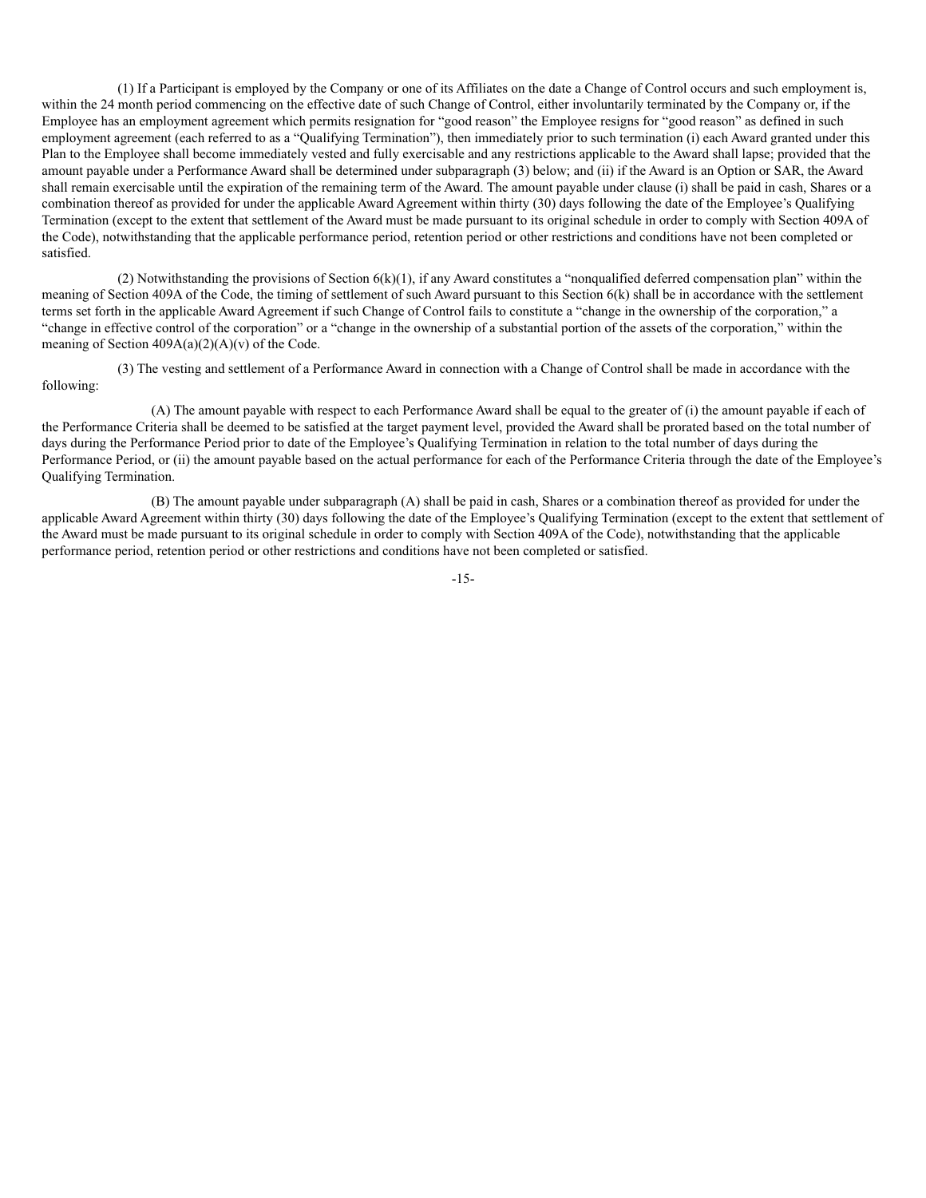(1) If a Participant is employed by the Company or one of its Affiliates on the date a Change of Control occurs and such employment is, within the 24 month period commencing on the effective date of such Change of Control, either involuntarily terminated by the Company or, if the Employee has an employment agreement which permits resignation for "good reason" the Employee resigns for "good reason" as defined in such employment agreement (each referred to as a "Qualifying Termination"), then immediately prior to such termination (i) each Award granted under this Plan to the Employee shall become immediately vested and fully exercisable and any restrictions applicable to the Award shall lapse; provided that the amount payable under a Performance Award shall be determined under subparagraph (3) below; and (ii) if the Award is an Option or SAR, the Award shall remain exercisable until the expiration of the remaining term of the Award. The amount payable under clause (i) shall be paid in cash, Shares or a combination thereof as provided for under the applicable Award Agreement within thirty (30) days following the date of the Employee's Qualifying Termination (except to the extent that settlement of the Award must be made pursuant to its original schedule in order to comply with Section 409A of the Code), notwithstanding that the applicable performance period, retention period or other restrictions and conditions have not been completed or satisfied.

(2) Notwithstanding the provisions of Section 6(k)(1), if any Award constitutes a "nonqualified deferred compensation plan" within the meaning of Section 409A of the Code, the timing of settlement of such Award pursuant to this Section 6(k) shall be in accordance with the settlement terms set forth in the applicable Award Agreement if such Change of Control fails to constitute a "change in the ownership of the corporation," a "change in effective control of the corporation" or a "change in the ownership of a substantial portion of the assets of the corporation," within the meaning of Section 409A(a)(2)(A)(v) of the Code.

(3) The vesting and settlement of a Performance Award in connection with a Change of Control shall be made in accordance with the following:

(A) The amount payable with respect to each Performance Award shall be equal to the greater of (i) the amount payable if each of the Performance Criteria shall be deemed to be satisfied at the target payment level, provided the Award shall be prorated based on the total number of days during the Performance Period prior to date of the Employee's Qualifying Termination in relation to the total number of days during the Performance Period, or (ii) the amount payable based on the actual performance for each of the Performance Criteria through the date of the Employee's Qualifying Termination.

(B) The amount payable under subparagraph (A) shall be paid in cash, Shares or a combination thereof as provided for under the applicable Award Agreement within thirty (30) days following the date of the Employee's Qualifying Termination (except to the extent that settlement of the Award must be made pursuant to its original schedule in order to comply with Section 409A of the Code), notwithstanding that the applicable performance period, retention period or other restrictions and conditions have not been completed or satisfied.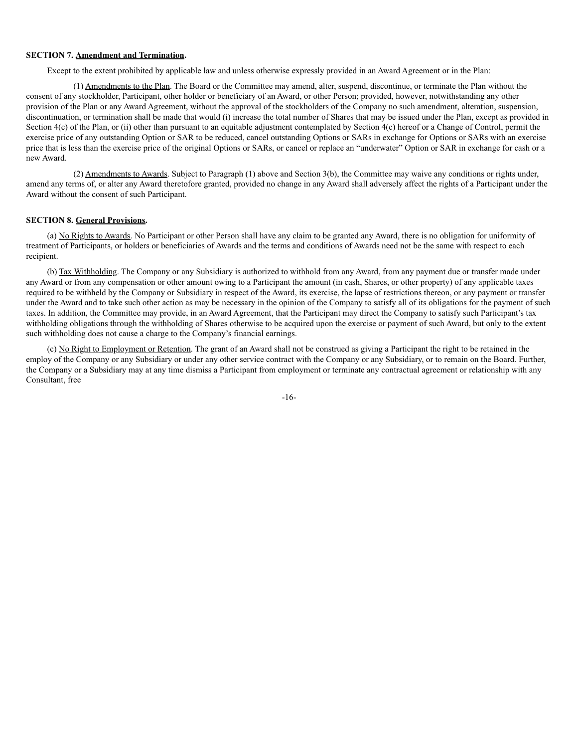**SECTION 7. Amendment and Termination.**

Except to the extent prohibited by applicable law and unless otherwise expressly provided in an Award Agreement or in the Plan:

(1) Amendments to the Plan. The Board or the Committee may amend, alter, suspend, discontinue, or terminate the Plan without the consent of any stockholder, Participant, other holder or beneficiary of an Award, or other Person; provided, however, notwithstanding any other provision of the Plan or any Award Agreement, without the approval of the stockholders of the Company no such amendment, alteration, suspension, discontinuation, or termination shall be made that would (i) increase the total number of Shares that may be issued under the Plan, except as provided in Section 4(c) of the Plan, or (ii) other than pursuant to an equitable adjustment contemplated by Section 4(c) hereof or a Change of Control, permit the exercise price of any outstanding Option or SAR to be reduced, cancel outstanding Options or SARs in exchange for Options or SARs with an exercise price that is less than the exercise price of the original Options or SARs, or cancel or replace an "underwater" Option or SAR in exchange for cash or a new Award.

(2) Amendments to Awards. Subject to Paragraph (1) above and Section 3(b), the Committee may waive any conditions or rights under, amend any terms of, or alter any Award theretofore granted, provided no change in any Award shall adversely affect the rights of a Participant under the Award without the consent of such Participant.

**SECTION 8. General Provisions.**

(a) No Rights to Awards. No Participant or other Person shall have any claim to be granted any Award, there is no obligation for uniformity of treatment of Participants, or holders or beneficiaries of Awards and the terms and conditions of Awards need not be the same with respect to each recipient.

(b) Tax Withholding. The Company or any Subsidiary is authorized to withhold from any Award, from any payment due or transfer made under any Award or from any compensation or other amount owing to a Participant the amount (in cash, Shares, or other property) of any applicable taxes required to be withheld by the Company or Subsidiary in respect of the Award, its exercise, the lapse of restrictions thereon, or any payment or transfer under the Award and to take such other action as may be necessary in the opinion of the Company to satisfy all of its obligations for the payment of such taxes. In addition, the Committee may provide, in an Award Agreement, that the Participant may direct the Company to satisfy such Participant's tax withholding obligations through the withholding of Shares otherwise to be acquired upon the exercise or payment of such Award, but only to the extent such withholding does not cause a charge to the Company's financial earnings.

(c) No Right to Employment or Retention. The grant of an Award shall not be construed as giving a Participant the right to be retained in the employ of the Company or any Subsidiary or under any other service contract with the Company or any Subsidiary, or to remain on the Board. Further, the Company or a Subsidiary may at any time dismiss a Participant from employment or terminate any contractual agreement or relationship with any Consultant, free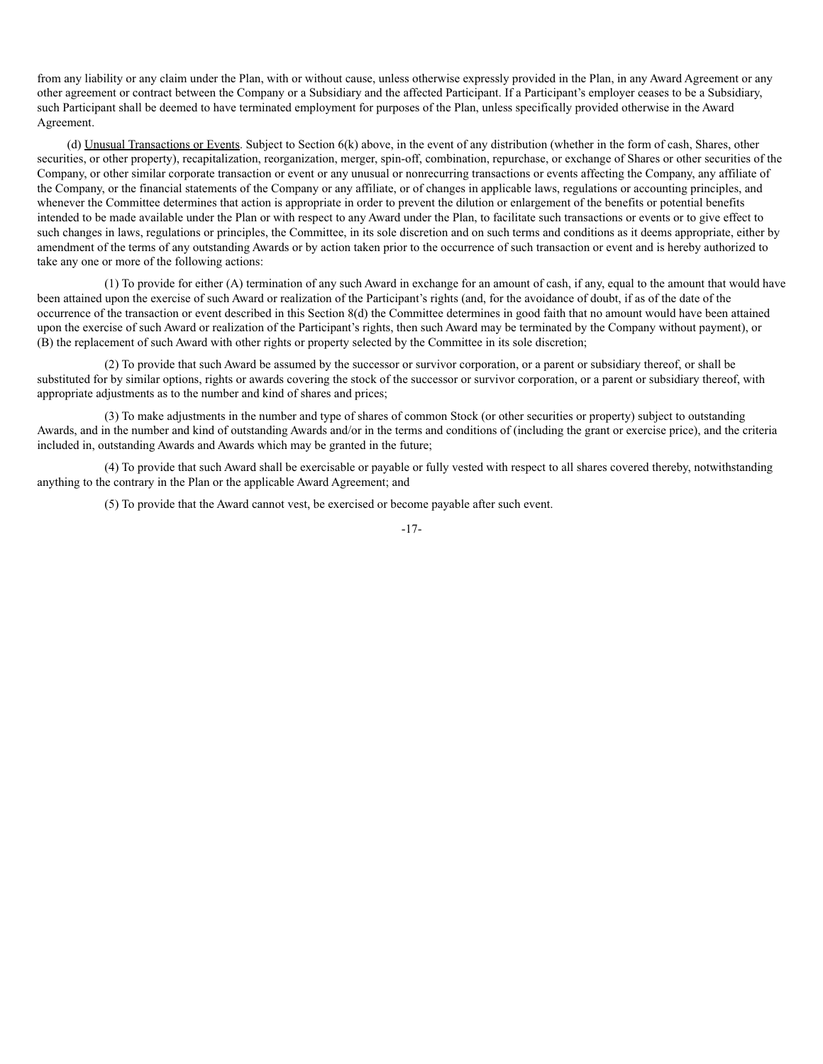from any liability or any claim under the Plan, with or without cause, unless otherwise expressly provided in the Plan, in any Award Agreement or any other agreement or contract between the Company or a Subsidiary and the affected Participant. If a Participant's employer ceases to be a Subsidiary, such Participant shall be deemed to have terminated employment for purposes of the Plan, unless specifically provided otherwise in the Award Agreement.

(d) Unusual Transactions or Events. Subject to Section 6(k) above, in the event of any distribution (whether in the form of cash, Shares, other securities, or other property), recapitalization, reorganization, merger, spin-off, combination, repurchase, or exchange of Shares or other securities of the Company, or other similar corporate transaction or event or any unusual or nonrecurring transactions or events affecting the Company, any affiliate of the Company, or the financial statements of the Company or any affiliate, or of changes in applicable laws, regulations or accounting principles, and whenever the Committee determines that action is appropriate in order to prevent the dilution or enlargement of the benefits or potential benefits intended to be made available under the Plan or with respect to any Award under the Plan, to facilitate such transactions or events or to give effect to such changes in laws, regulations or principles, the Committee, in its sole discretion and on such terms and conditions as it deems appropriate, either by amendment of the terms of any outstanding Awards or by action taken prior to the occurrence of such transaction or event and is hereby authorized to take any one or more of the following actions:

(1) To provide for either (A) termination of any such Award in exchange for an amount of cash, if any, equal to the amount that would have been attained upon the exercise of such Award or realization of the Participant's rights (and, for the avoidance of doubt, if as of the date of the occurrence of the transaction or event described in this Section 8(d) the Committee determines in good faith that no amount would have been attained upon the exercise of such Award or realization of the Participant's rights, then such Award may be terminated by the Company without payment), or (B) the replacement of such Award with other rights or property selected by the Committee in its sole discretion;

(2) To provide that such Award be assumed by the successor or survivor corporation, or a parent or subsidiary thereof, or shall be substituted for by similar options, rights or awards covering the stock of the successor or survivor corporation, or a parent or subsidiary thereof, with appropriate adjustments as to the number and kind of shares and prices;

(3) To make adjustments in the number and type of shares of common Stock (or other securities or property) subject to outstanding Awards, and in the number and kind of outstanding Awards and/or in the terms and conditions of (including the grant or exercise price), and the criteria included in, outstanding Awards and Awards which may be granted in the future;

(4) To provide that such Award shall be exercisable or payable or fully vested with respect to all shares covered thereby, notwithstanding anything to the contrary in the Plan or the applicable Award Agreement; and

(5) To provide that the Award cannot vest, be exercised or become payable after such event.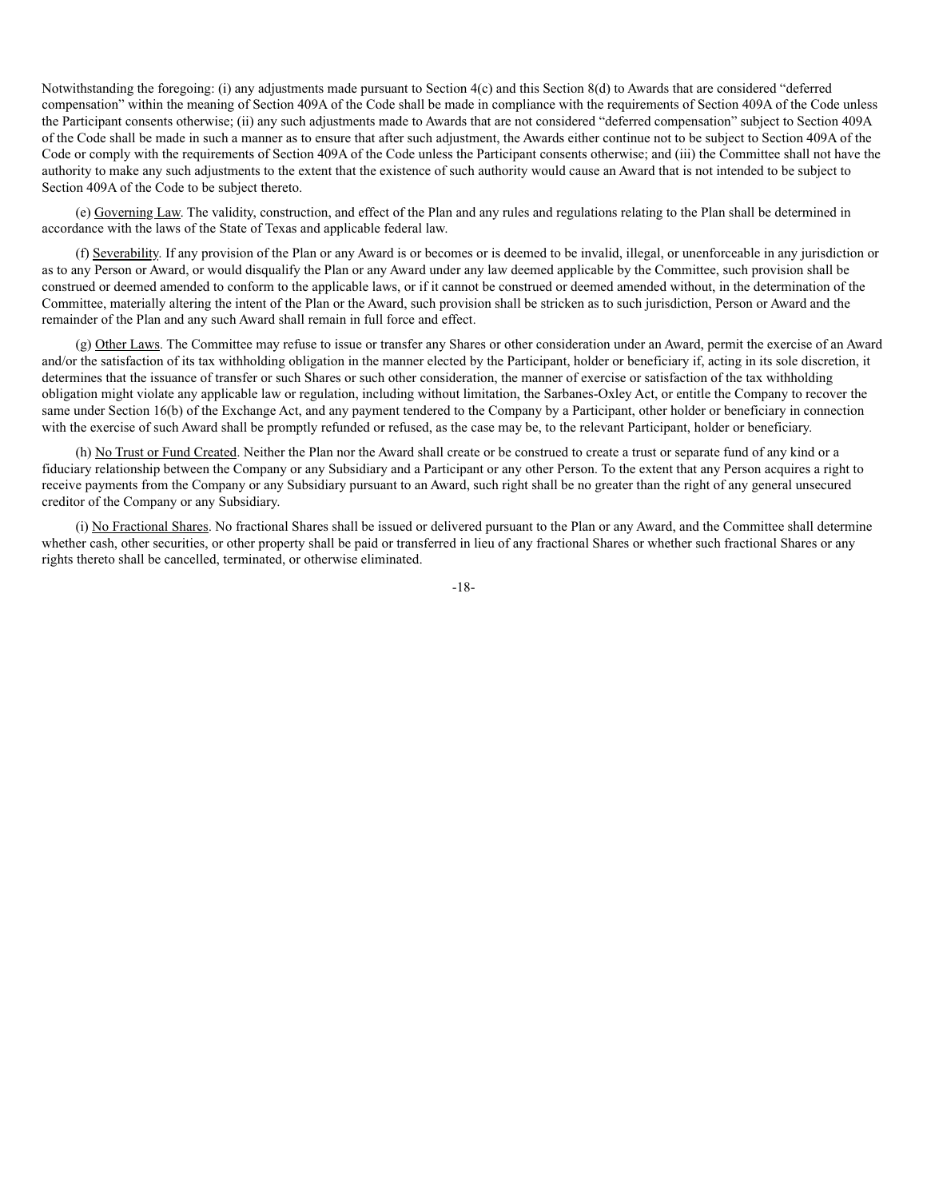Notwithstanding the foregoing: (i) any adjustments made pursuant to Section 4(c) and this Section 8(d) to Awards that are considered "deferred compensation" within the meaning of Section 409A of the Code shall be made in compliance with the requirements of Section 409A of the Code unless the Participant consents otherwise; (ii) any such adjustments made to Awards that are not considered "deferred compensation" subject to Section 409A of the Code shall be made in such a manner as to ensure that after such adjustment, the Awards either continue not to be subject to Section 409A of the Code or comply with the requirements of Section 409A of the Code unless the Participant consents otherwise; and (iii) the Committee shall not have the authority to make any such adjustments to the extent that the existence of such authority would cause an Award that is not intended to be subject to Section 409A of the Code to be subject thereto.

(e) Governing Law. The validity, construction, and effect of the Plan and any rules and regulations relating to the Plan shall be determined in accordance with the laws of the State of Texas and applicable federal law.

(f) Severability. If any provision of the Plan or any Award is or becomes or is deemed to be invalid, illegal, or unenforceable in any jurisdiction or as to any Person or Award, or would disqualify the Plan or any Award under any law deemed applicable by the Committee, such provision shall be construed or deemed amended to conform to the applicable laws, or if it cannot be construed or deemed amended without, in the determination of the Committee, materially altering the intent of the Plan or the Award, such provision shall be stricken as to such jurisdiction, Person or Award and the remainder of the Plan and any such Award shall remain in full force and effect.

(g) Other Laws. The Committee may refuse to issue or transfer any Shares or other consideration under an Award, permit the exercise of an Award and/or the satisfaction of its tax withholding obligation in the manner elected by the Participant, holder or beneficiary if, acting in its sole discretion, it determines that the issuance of transfer or such Shares or such other consideration, the manner of exercise or satisfaction of the tax withholding obligation might violate any applicable law or regulation, including without limitation, the Sarbanes-Oxley Act, or entitle the Company to recover the same under Section 16(b) of the Exchange Act, and any payment tendered to the Company by a Participant, other holder or beneficiary in connection with the exercise of such Award shall be promptly refunded or refused, as the case may be, to the relevant Participant, holder or beneficiary.

(h) No Trust or Fund Created. Neither the Plan nor the Award shall create or be construed to create a trust or separate fund of any kind or a fiduciary relationship between the Company or any Subsidiary and a Participant or any other Person. To the extent that any Person acquires a right to receive payments from the Company or any Subsidiary pursuant to an Award, such right shall be no greater than the right of any general unsecured creditor of the Company or any Subsidiary.

(i) No Fractional Shares. No fractional Shares shall be issued or delivered pursuant to the Plan or any Award, and the Committee shall determine whether cash, other securities, or other property shall be paid or transferred in lieu of any fractional Shares or whether such fractional Shares or any rights thereto shall be cancelled, terminated, or otherwise eliminated.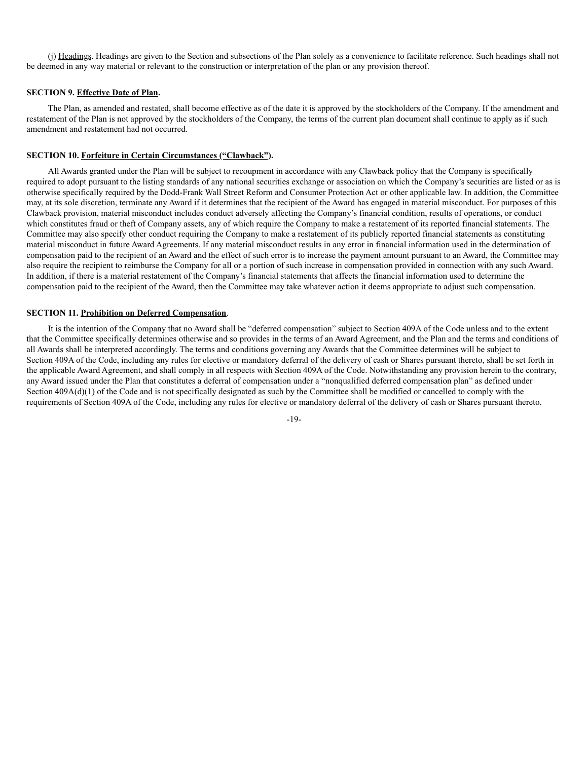(j) Headings. Headings are given to the Section and subsections of the Plan solely as a convenience to facilitate reference. Such headings shall not be deemed in any way material or relevant to the construction or interpretation of the plan or any provision thereof.

**SECTION 9. Effective Date of Plan.**

The Plan, as amended and restated, shall become effective as of the date it is approved by the stockholders of the Company. If the amendment and restatement of the Plan is not approved by the stockholders of the Company, the terms of the current plan document shall continue to apply as if such amendment and restatement had not occurred.

**SECTION 10. Forfeiture in Certain Circumstances (“Clawback”).**

All Awards granted under the Plan will be subject to recoupment in accordance with any Clawback policy that the Company is specifically required to adopt pursuant to the listing standards of any national securities exchange or association on which the Company’s securities are listed or as is otherwise specifically required by the Dodd-Frank Wall Street Reform and Consumer Protection Act or other applicable law. In addition, the Committee may, at its sole discretion, terminate any Award if it determines that the recipient of the Award has engaged in material misconduct. For purposes of this Clawback provision, material misconduct includes conduct adversely affecting the Company’s financial condition, results of operations, or conduct which constitutes fraud or theft of Company assets, any of which require the Company to make a restatement of its reported financial statements. The Committee may also specify other conduct requiring the Company to make a restatement of its publicly reported financial statements as constituting material misconduct in future Award Agreements. If any material misconduct results in any error in financial information used in the determination of compensation paid to the recipient of an Award and the effect of such error is to increase the payment amount pursuant to an Award, the Committee may also require the recipient to reimburse the Company for all or a portion of such increase in compensation provided in connection with any such Award. In addition, if there is a material restatement of the Company’s financial statements that affects the financial information used to determine the compensation paid to the recipient of the Award, then the Committee may take whatever action it deems appropriate to adjust such compensation.

**SECTION 11. Prohibition on Deferred Compensation.**

It is the intention of the Company that no Award shall be “deferred compensation” subject to Section 409A of the Code unless and to the extent that the Committee specifically determines otherwise and so provides in the terms of an Award Agreement, and the Plan and the terms and conditions of all Awards shall be interpreted accordingly. The terms and conditions governing any Awards that the Committee determines will be subject to Section 409A of the Code, including any rules for elective or mandatory deferral of the delivery of cash or Shares pursuant thereto, shall be set forth in the applicable Award Agreement, and shall comply in all respects with Section 409A of the Code. Notwithstanding any provision herein to the contrary, any Award issued under the Plan that constitutes a deferral of compensation under a “nonqualified deferred compensation plan” as defined under Section 409A(d)(1) of the Code and is not specifically designated as such by the Committee shall be modified or cancelled to comply with the requirements of Section 409A of the Code, including any rules for elective or mandatory deferral of the delivery of cash or Shares pursuant thereto.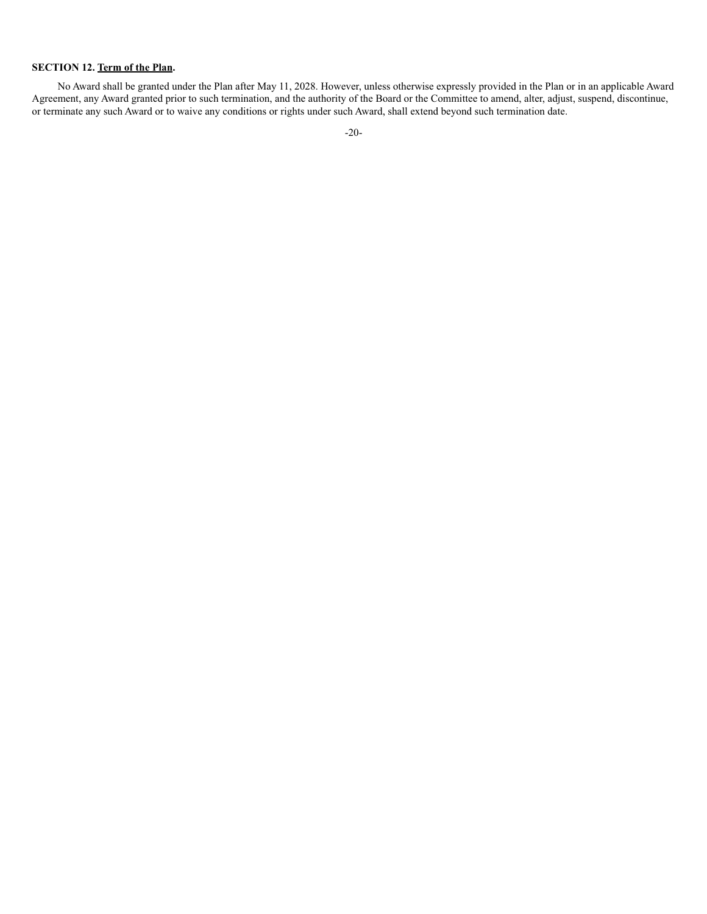**SECTION 12. Term of the Plan.**

No Award shall be granted under the Plan after May 11, 2028. However, unless otherwise expressly provided in the Plan or in an applicable Award Agreement, any Award granted prior to such termination, and the authority of the Board or the Committee to amend, alter, adjust, suspend, discontinue, or terminate any such Award or to waive any conditions or rights under such Award, shall extend beyond such termination date.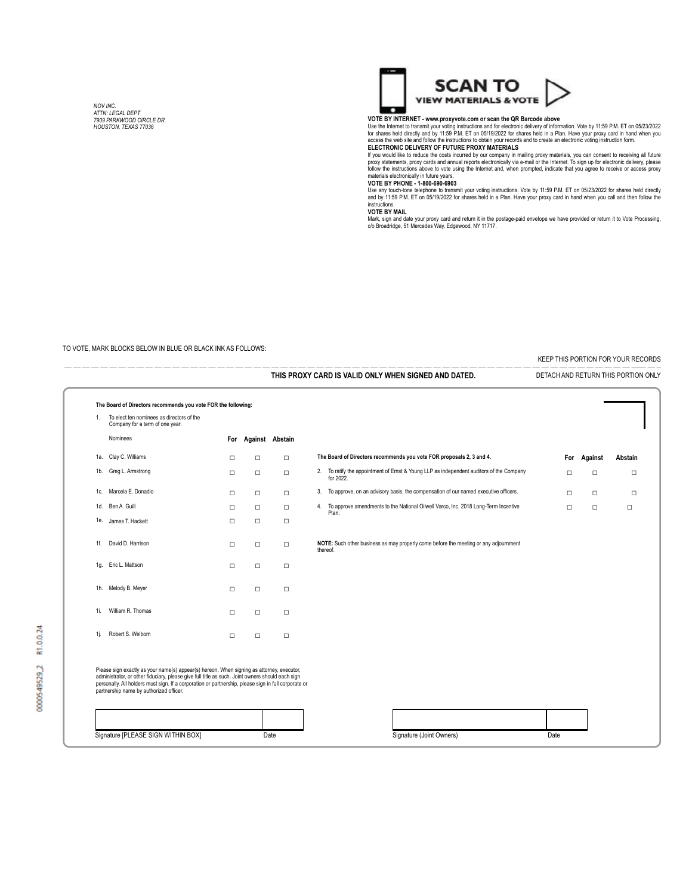*NOV INC.*
*ATTN: LEGAL DEPT*
*7909 PARKWOOD CIRCLE DR.*
*HOUSTON, TEXAS 77036*

**SCAN TO VIEW MATERIALS & VOTE**

**VOTE BY INTERNET - www.proxyvote.com or scan the QR Barcode above**
Use the Internet to transmit your voting instructions and for electronic delivery of information. Vote by 11:59 P.M. ET on 05/23/2022 for shares held directly and by 11:59 P.M. ET on 05/19/2022 for shares held in a Plan. Have your proxy card in hand when you access the web site and follow the instructions to obtain your records and to create an electronic voting instruction form.

**ELECTRONIC DELIVERY OF FUTURE PROXY MATERIALS**
If you would like to reduce the costs incurred by our company in mailing proxy materials, you can consent to receiving all future proxy statements, proxy cards and annual reports electronically via e-mail or the Internet. To sign up for electronic delivery, please follow the instructions above to vote using the Internet and, when prompted, indicate that you agree to receive or access proxy materials electronically in future years.

**VOTE BY PHONE - 1-800-690-6903**
Use any touch-tone telephone to transmit your voting instructions. Vote by 11:59 P.M. ET on 05/23/2022 for shares held directly and by 11:59 P.M. ET on 05/19/2022 for shares held in a Plan. Have your proxy card in hand when you call and then follow the instructions.

**VOTE BY MAIL**
Mark, sign and date your proxy card and return it in the postage-paid envelope we have provided or return it to Vote Processing, c/o Broadridge, 51 Mercedes Way, Edgewood, NY 11717.

TO VOTE, MARK BLOCKS BELOW IN BLUE OR BLACK INK AS FOLLOWS:

KEEP THIS PORTION FOR YOUR RECORDS

**THIS PROXY CARD IS VALID ONLY WHEN SIGNED AND DATED.**

DETACH AND RETURN THIS PORTION ONLY

**The Board of Directors recommends you vote FOR the following:**

1. To elect ten nominees as directors of the Company for a term of one year.

| Nominees | For | Against | Abstain |
|---|---|---|---|
| 1a. Clay C. Williams | ☐ | ☐ | ☐ |
| 1b. Greg L. Armstrong | ☐ | ☐ | ☐ |
| 1c. Marcela E. Donadio | ☐ | ☐ | ☐ |
| 1d. Ben A. Guill | ☐ | ☐ | ☐ |
| 1e. James T. Hackett | ☐ | ☐ | ☐ |
| 1f. David D. Harrison | ☐ | ☐ | ☐ |
| 1g. Eric L. Mattson | ☐ | ☐ | ☐ |
| 1h. Melody B. Meyer | ☐ | ☐ | ☐ |
| 1i. William R. Thomas | ☐ | ☐ | ☐ |
| 1j. Robert S. Welborn | ☐ | ☐ | ☐ |

| The Board of Directors recommends you vote FOR proposals 2, 3 and 4. | For | Against | Abstain |
|---|---|---|---|
| 2. To ratify the appointment of Ernst & Young LLP as independent auditors of the Company for 2022. | ☐ | ☐ | ☐ |
| 3. To approve, on an advisory basis, the compensation of our named executive officers. | ☐ | ☐ | ☐ |
| 4. To approve amendments to the National Oilwell Varco, Inc. 2018 Long-Term Incentive Plan. | ☐ | ☐ | ☐ |

**NOTE:** Such other business as may properly come before the meeting or any adjournment thereof.

Please sign exactly as your name(s) appear(s) hereon. When signing as attorney, executor, administrator, or other fiduciary, please give full title as such. Joint owners should each sign personally. All holders must sign. If a corporation or partnership, please sign in full corporate or partnership name by authorized officer.

Signature [PLEASE SIGN WITHIN BOX] Date

Signature (Joint Owners) Date

0000549529_2 R1.0.0.24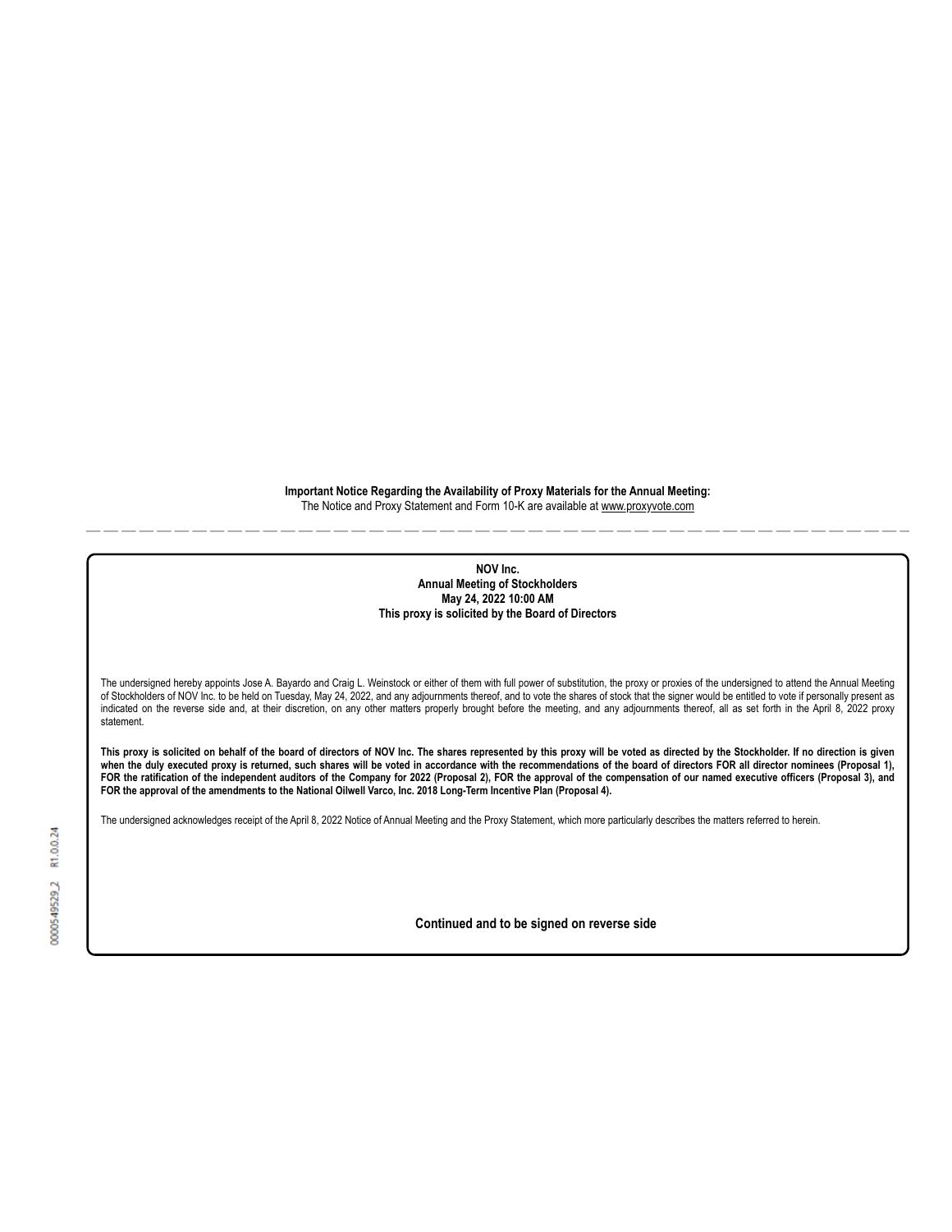**Important Notice Regarding the Availability of Proxy Materials for the Annual Meeting:**
The Notice and Proxy Statement and Form 10-K are available at www.proxyvote.com

**NOV Inc.**
**Annual Meeting of Stockholders**
**May 24, 2022 10:00 AM**
**This proxy is solicited by the Board of Directors**

The undersigned hereby appoints Jose A. Bayardo and Craig L. Weinstock or either of them with full power of substitution, the proxy or proxies of the undersigned to attend the Annual Meeting of Stockholders of NOV Inc. to be held on Tuesday, May 24, 2022, and any adjournments thereof, and to vote the shares of stock that the signer would be entitled to vote if personally present as indicated on the reverse side and, at their discretion, on any other matters properly brought before the meeting, and any adjournments thereof, all as set forth in the April 8, 2022 proxy statement.

**This proxy is solicited on behalf of the board of directors of NOV Inc. The shares represented by this proxy will be voted as directed by the Stockholder. If no direction is given when the duly executed proxy is returned, such shares will be voted in accordance with the recommendations of the board of directors FOR all director nominees (Proposal 1), FOR the ratification of the independent auditors of the Company for 2022 (Proposal 2), FOR the approval of the compensation of our named executive officers (Proposal 3), and FOR the approval of the amendments to the National Oilwell Varco, Inc. 2018 Long-Term Incentive Plan (Proposal 4).**

The undersigned acknowledges receipt of the April 8, 2022 Notice of Annual Meeting and the Proxy Statement, which more particularly describes the matters referred to herein.

**Continued and to be signed on reverse side**

0000549529_2 R1.0.0.24